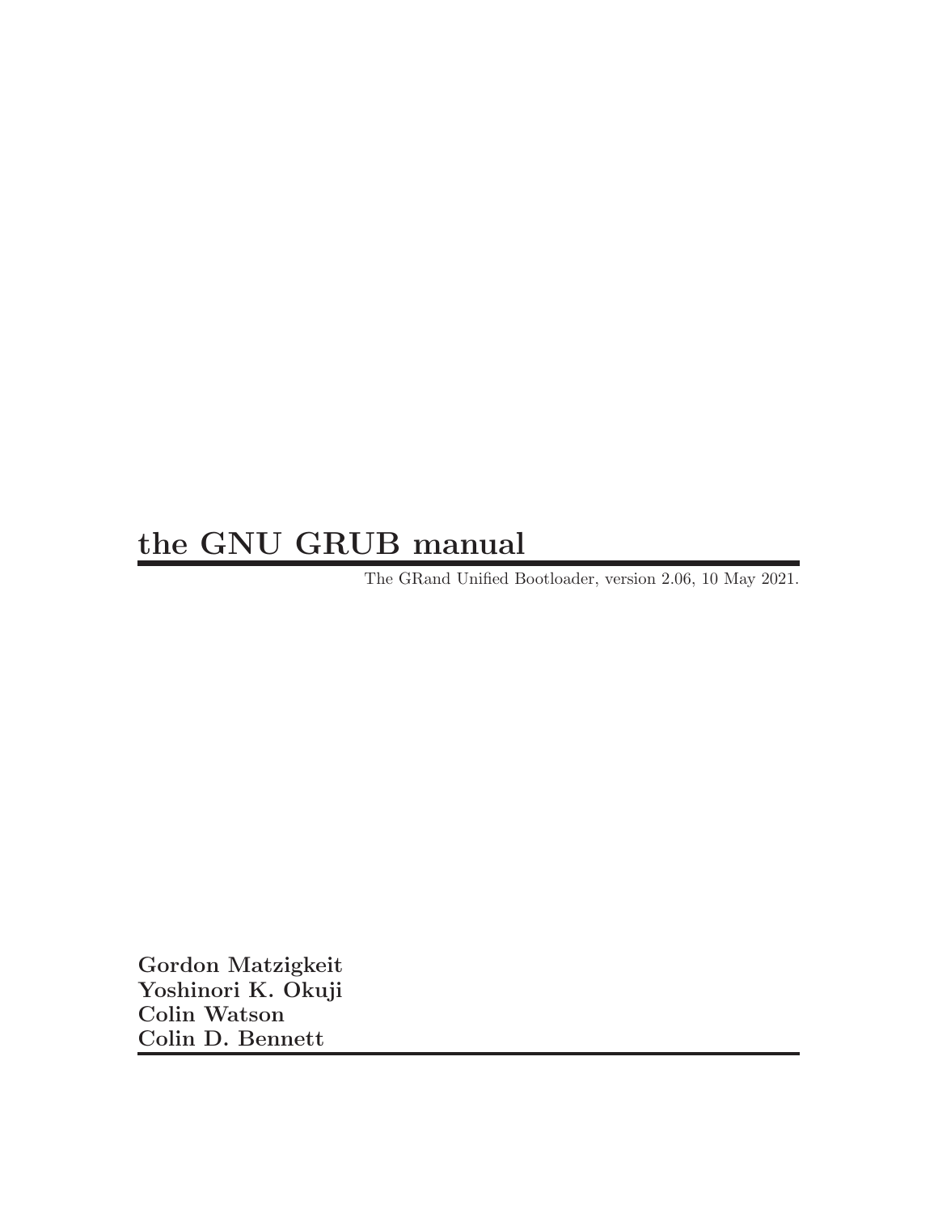# the GNU GRUB manual

The GRand Unified Bootloader, version 2.06, 10 May 2021.

**Gordon Matzigkeit**
**Yoshinori K. Okuji**
**Colin Watson**
**Colin D. Bennett**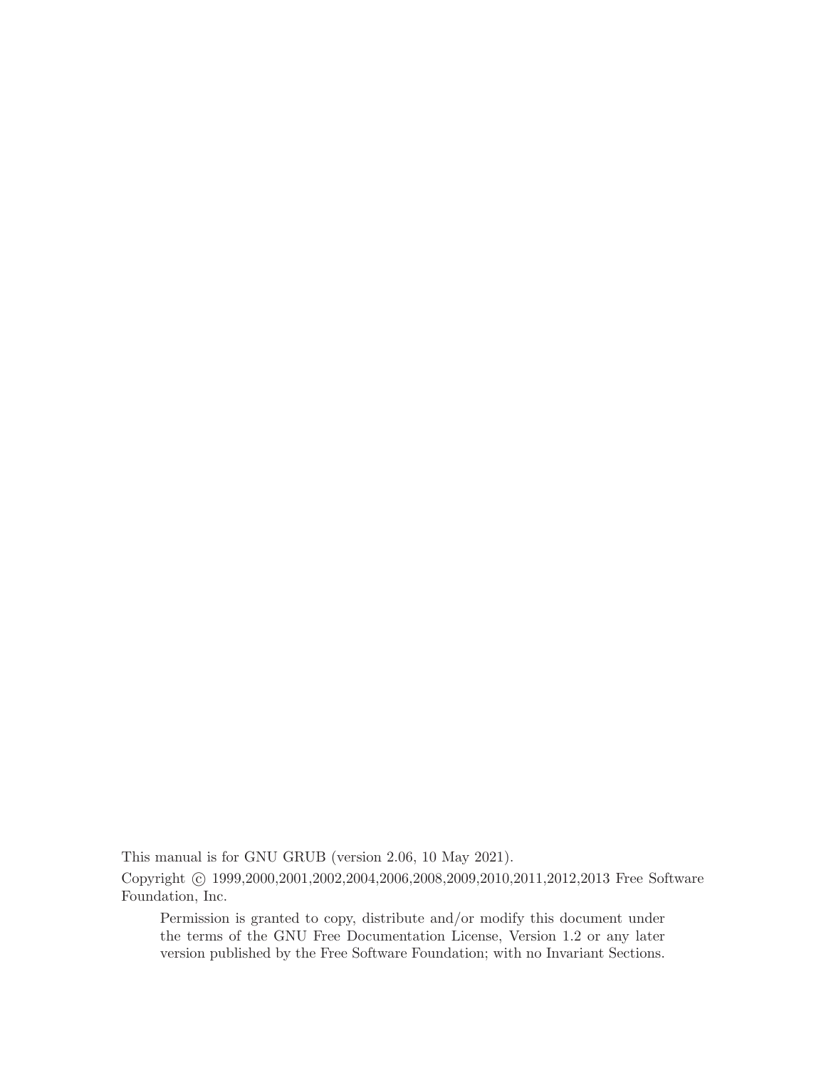This manual is for GNU GRUB (version 2.06, 10 May 2021).

Copyright © 1999,2000,2001,2002,2004,2006,2008,2009,2010,2011,2012,2013 Free Software Foundation, Inc.

> Permission is granted to copy, distribute and/or modify this document under the terms of the GNU Free Documentation License, Version 1.2 or any later version published by the Free Software Foundation; with no Invariant Sections.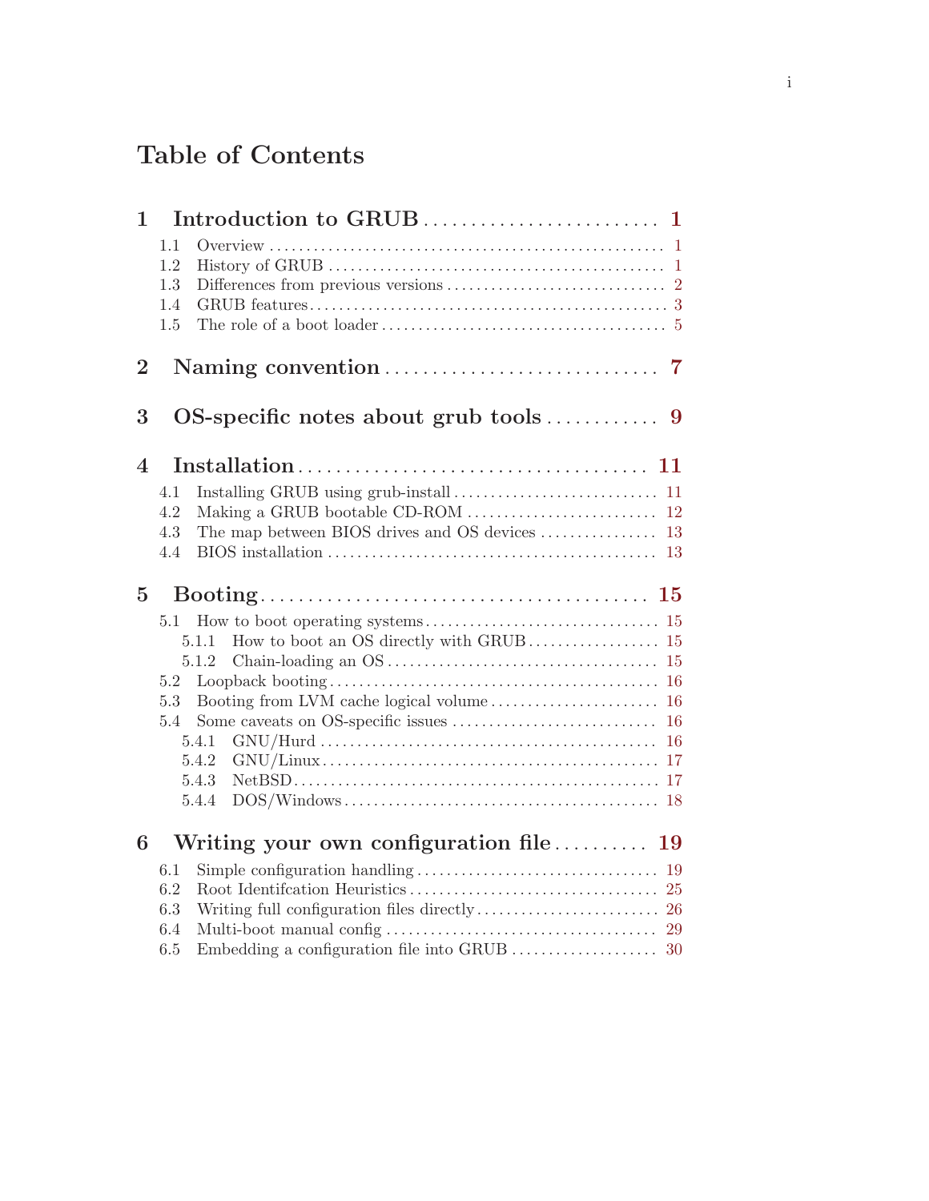# Table of Contents

**1 Introduction to GRUB** .......................... **1**

- 1.1 Overview ..................................................... 1
- 1.2 History of GRUB ............................................ 1
- 1.3 Differences from previous versions .......................... 2
- 1.4 GRUB features ............................................... 3
- 1.5 The role of a boot loader ................................... 5

**2 Naming convention** .............................. **7**

**3 OS-specific notes about grub tools** ............ **9**

**4 Installation** ...................................... **11**

- 4.1 Installing GRUB using grub-install ......................... 11
- 4.2 Making a GRUB bootable CD-ROM ............................... 12
- 4.3 The map between BIOS drives and OS devices ................ 13
- 4.4 BIOS installation ............................................ 13

**5 Booting** ........................................... **15**

- 5.1 How to boot operating systems ............................... 15
  - 5.1.1 How to boot an OS directly with GRUB ................. 15
  - 5.1.2 Chain-loading an OS .................................... 15
- 5.2 Loopback booting ............................................ 16
- 5.3 Booting from LVM cache logical volume ...................... 16
- 5.4 Some caveats on OS-specific issues ......................... 16
  - 5.4.1 GNU/Hurd ................................................ 16
  - 5.4.2 GNU/Linux ............................................... 17
  - 5.4.3 NetBSD .................................................. 17
  - 5.4.4 DOS/Windows ............................................. 18

**6 Writing your own configuration file** .......... **19**

- 6.1 Simple configuration handling ............................... 19
- 6.2 Root Identifcation Heuristics ............................... 25
- 6.3 Writing full configuration files directly .................. 26
- 6.4 Multi-boot manual config .................................... 29
- 6.5 Embedding a configuration file into GRUB .................. 30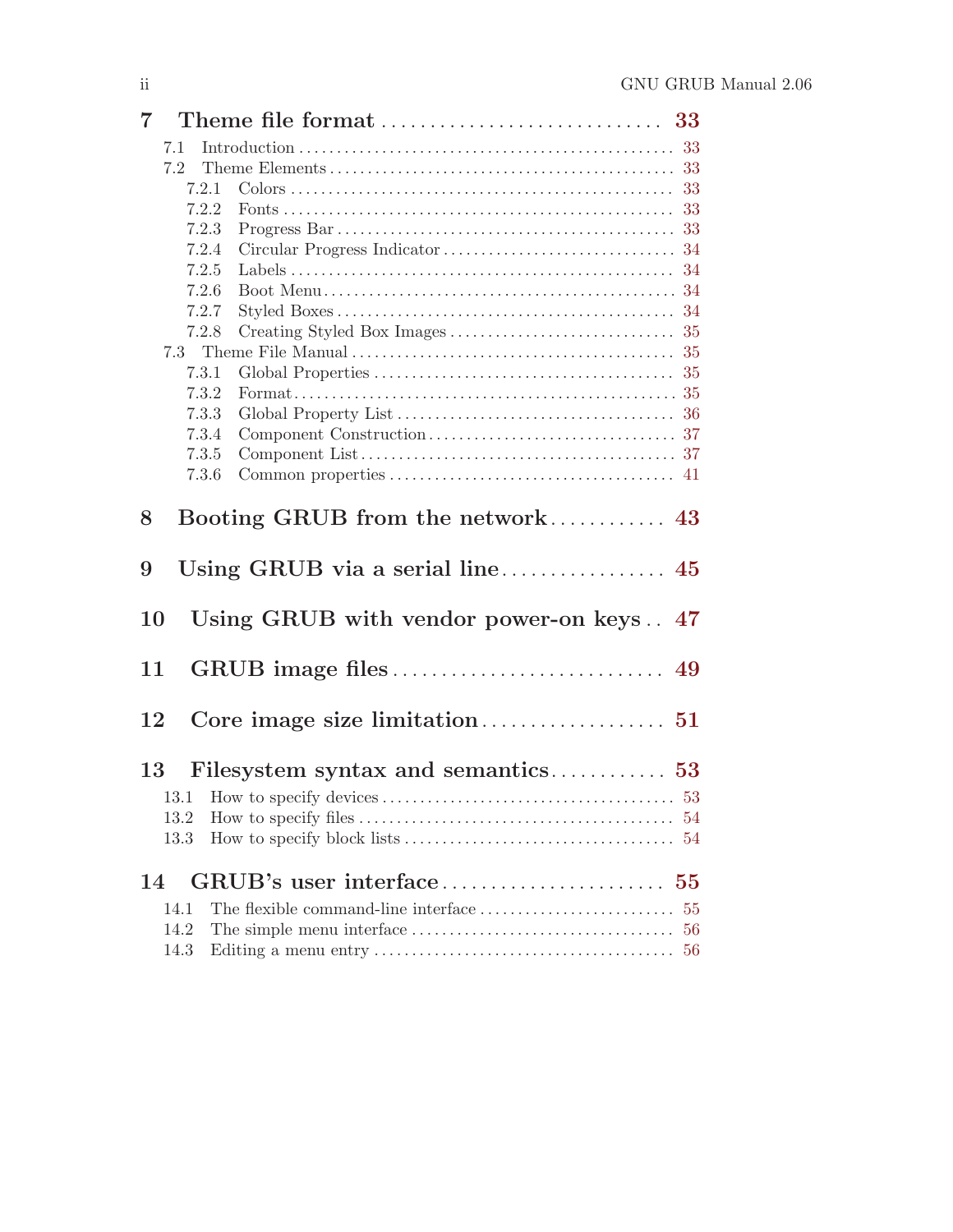**7 Theme file format** .............................. **33**

- 7.1 Introduction .............................. 33
- 7.2 Theme Elements .............................. 33
  - 7.2.1 Colors .............................. 33
  - 7.2.2 Fonts .............................. 33
  - 7.2.3 Progress Bar .............................. 33
  - 7.2.4 Circular Progress Indicator .............................. 34
  - 7.2.5 Labels .............................. 34
  - 7.2.6 Boot Menu .............................. 34
  - 7.2.7 Styled Boxes .............................. 34
  - 7.2.8 Creating Styled Box Images .............................. 35
- 7.3 Theme File Manual .............................. 35
  - 7.3.1 Global Properties .............................. 35
  - 7.3.2 Format .............................. 35
  - 7.3.3 Global Property List .............................. 36
  - 7.3.4 Component Construction .............................. 37
  - 7.3.5 Component List .............................. 37
  - 7.3.6 Common properties .............................. 41

**8 Booting GRUB from the network** .............................. **43**

**9 Using GRUB via a serial line** .............................. **45**

**10 Using GRUB with vendor power-on keys** .............................. **47**

**11 GRUB image files** .............................. **49**

**12 Core image size limitation** .............................. **51**

**13 Filesystem syntax and semantics** .............................. **53**

- 13.1 How to specify devices .............................. 53
- 13.2 How to specify files .............................. 54
- 13.3 How to specify block lists .............................. 54

**14 GRUB's user interface** .............................. **55**

- 14.1 The flexible command-line interface .............................. 55
- 14.2 The simple menu interface .............................. 56
- 14.3 Editing a menu entry .............................. 56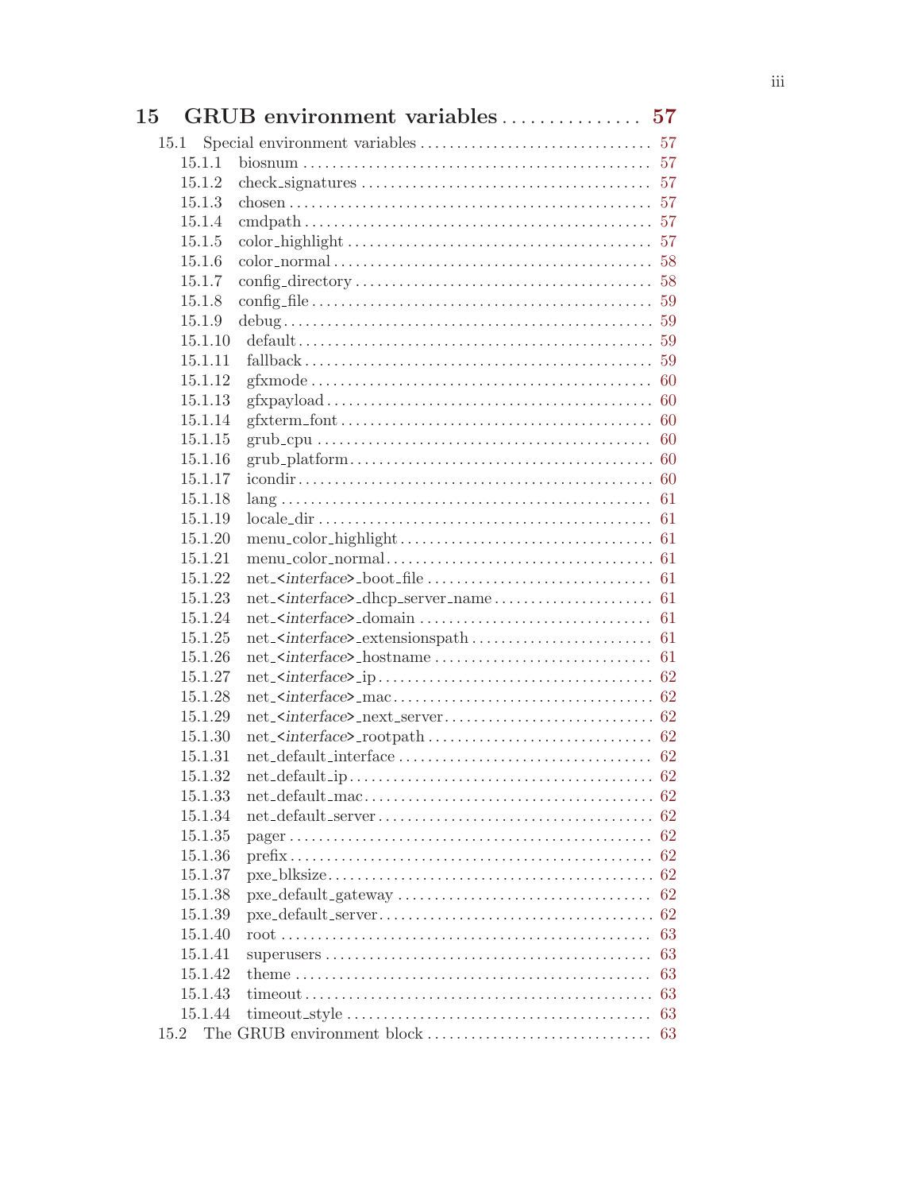**15 GRUB environment variables . . . . . . . . . . . . . . . . 57**

- 15.1 Special environment variables . . . . . . . . . . . . . . . . . . . . . . . . . . . . . . . 57
  - 15.1.1 biosnum . . . . . . . . . . . . . . . . . . . . . . . . . . . . . . . . . . . . . . . . . . . . . . . . 57
  - 15.1.2 check_signatures . . . . . . . . . . . . . . . . . . . . . . . . . . . . . . . . . . . . . . . . 57
  - 15.1.3 chosen . . . . . . . . . . . . . . . . . . . . . . . . . . . . . . . . . . . . . . . . . . . . . . . . . . 57
  - 15.1.4 cmdpath . . . . . . . . . . . . . . . . . . . . . . . . . . . . . . . . . . . . . . . . . . . . . . . . 57
  - 15.1.5 color_highlight . . . . . . . . . . . . . . . . . . . . . . . . . . . . . . . . . . . . . . . . . 57
  - 15.1.6 color_normal . . . . . . . . . . . . . . . . . . . . . . . . . . . . . . . . . . . . . . . . . . . 58
  - 15.1.7 config_directory . . . . . . . . . . . . . . . . . . . . . . . . . . . . . . . . . . . . . . . . 58
  - 15.1.8 config_file . . . . . . . . . . . . . . . . . . . . . . . . . . . . . . . . . . . . . . . . . . . . . . 59
  - 15.1.9 debug . . . . . . . . . . . . . . . . . . . . . . . . . . . . . . . . . . . . . . . . . . . . . . . . . . 59
  - 15.1.10 default . . . . . . . . . . . . . . . . . . . . . . . . . . . . . . . . . . . . . . . . . . . . . . . . 59
  - 15.1.11 fallback . . . . . . . . . . . . . . . . . . . . . . . . . . . . . . . . . . . . . . . . . . . . . . . 59
  - 15.1.12 gfxmode . . . . . . . . . . . . . . . . . . . . . . . . . . . . . . . . . . . . . . . . . . . . . . . 60
  - 15.1.13 gfxpayload . . . . . . . . . . . . . . . . . . . . . . . . . . . . . . . . . . . . . . . . . . . . 60
  - 15.1.14 gfxterm_font . . . . . . . . . . . . . . . . . . . . . . . . . . . . . . . . . . . . . . . . . . 60
  - 15.1.15 grub_cpu . . . . . . . . . . . . . . . . . . . . . . . . . . . . . . . . . . . . . . . . . . . . . . 60
  - 15.1.16 grub_platform . . . . . . . . . . . . . . . . . . . . . . . . . . . . . . . . . . . . . . . . . 60
  - 15.1.17 icondir . . . . . . . . . . . . . . . . . . . . . . . . . . . . . . . . . . . . . . . . . . . . . . . . 60
  - 15.1.18 lang . . . . . . . . . . . . . . . . . . . . . . . . . . . . . . . . . . . . . . . . . . . . . . . . . . . 61
  - 15.1.19 locale_dir . . . . . . . . . . . . . . . . . . . . . . . . . . . . . . . . . . . . . . . . . . . . . 61
  - 15.1.20 menu_color_highlight . . . . . . . . . . . . . . . . . . . . . . . . . . . . . . . . . . 61
  - 15.1.21 menu_color_normal . . . . . . . . . . . . . . . . . . . . . . . . . . . . . . . . . . . . 61
  - 15.1.22 net_<*interface*>_boot_file . . . . . . . . . . . . . . . . . . . . . . . . . . . . . . 61
  - 15.1.23 net_<*interface*>_dhcp_server_name . . . . . . . . . . . . . . . . . . . . . . 61
  - 15.1.24 net_<*interface*>_domain . . . . . . . . . . . . . . . . . . . . . . . . . . . . . . . . 61
  - 15.1.25 net_<*interface*>_extensionspath . . . . . . . . . . . . . . . . . . . . . . . . . 61
  - 15.1.26 net_<*interface*>_hostname . . . . . . . . . . . . . . . . . . . . . . . . . . . . . . 61
  - 15.1.27 net_<*interface*>_ip . . . . . . . . . . . . . . . . . . . . . . . . . . . . . . . . . . . . . 62
  - 15.1.28 net_<*interface*>_mac . . . . . . . . . . . . . . . . . . . . . . . . . . . . . . . . . . . 62
  - 15.1.29 net_<*interface*>_next_server . . . . . . . . . . . . . . . . . . . . . . . . . . . . 62
  - 15.1.30 net_<*interface*>_rootpath . . . . . . . . . . . . . . . . . . . . . . . . . . . . . . . 62
  - 15.1.31 net_default_interface . . . . . . . . . . . . . . . . . . . . . . . . . . . . . . . . . . 62
  - 15.1.32 net_default_ip . . . . . . . . . . . . . . . . . . . . . . . . . . . . . . . . . . . . . . . . . 62
  - 15.1.33 net_default_mac . . . . . . . . . . . . . . . . . . . . . . . . . . . . . . . . . . . . . . . 62
  - 15.1.34 net_default_server . . . . . . . . . . . . . . . . . . . . . . . . . . . . . . . . . . . . . 62
  - 15.1.35 pager . . . . . . . . . . . . . . . . . . . . . . . . . . . . . . . . . . . . . . . . . . . . . . . . . . 62
  - 15.1.36 prefix . . . . . . . . . . . . . . . . . . . . . . . . . . . . . . . . . . . . . . . . . . . . . . . . . 62
  - 15.1.37 pxe_blksize . . . . . . . . . . . . . . . . . . . . . . . . . . . . . . . . . . . . . . . . . . . 62
  - 15.1.38 pxe_default_gateway . . . . . . . . . . . . . . . . . . . . . . . . . . . . . . . . . . . 62
  - 15.1.39 pxe_default_server . . . . . . . . . . . . . . . . . . . . . . . . . . . . . . . . . . . . . 62
  - 15.1.40 root . . . . . . . . . . . . . . . . . . . . . . . . . . . . . . . . . . . . . . . . . . . . . . . . . . . 63
  - 15.1.41 superusers . . . . . . . . . . . . . . . . . . . . . . . . . . . . . . . . . . . . . . . . . . . . 63
  - 15.1.42 theme . . . . . . . . . . . . . . . . . . . . . . . . . . . . . . . . . . . . . . . . . . . . . . . . . 63
  - 15.1.43 timeout . . . . . . . . . . . . . . . . . . . . . . . . . . . . . . . . . . . . . . . . . . . . . . . 63
  - 15.1.44 timeout_style . . . . . . . . . . . . . . . . . . . . . . . . . . . . . . . . . . . . . . . . . . 63
- 15.2 The GRUB environment block . . . . . . . . . . . . . . . . . . . . . . . . . . . . . . 63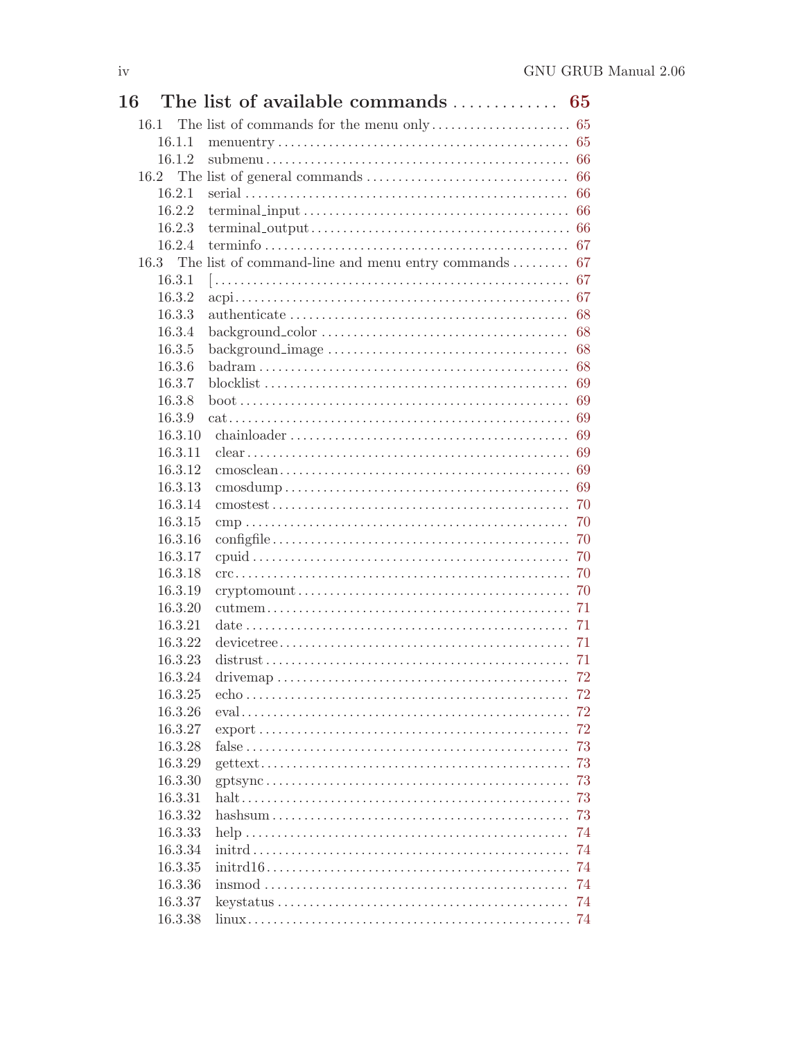**16 The list of available commands ............. 65**

- 16.1 The list of commands for the menu only ...................... 65
  - 16.1.1 menuentry ............................................ 65
  - 16.1.2 submenu .............................................. 66
- 16.2 The list of general commands ............................... 66
  - 16.2.1 serial ............................................... 66
  - 16.2.2 terminal_input ....................................... 66
  - 16.2.3 terminal_output ...................................... 66
  - 16.2.4 terminfo ............................................. 67
- 16.3 The list of command-line and menu entry commands ......... 67
  - 16.3.1 [ .................................................... 67
  - 16.3.2 acpi ................................................. 67
  - 16.3.3 authenticate ......................................... 68
  - 16.3.4 background_color ..................................... 68
  - 16.3.5 background_image ..................................... 68
  - 16.3.6 badram ............................................... 68
  - 16.3.7 blocklist ............................................ 69
  - 16.3.8 boot ................................................. 69
  - 16.3.9 cat .................................................. 69
  - 16.3.10 chainloader ......................................... 69
  - 16.3.11 clear ............................................... 69
  - 16.3.12 cmosclean ........................................... 69
  - 16.3.13 cmosdump ............................................ 69
  - 16.3.14 cmostest ............................................ 70
  - 16.3.15 cmp ................................................. 70
  - 16.3.16 configfile .......................................... 70
  - 16.3.17 cpuid ............................................... 70
  - 16.3.18 crc ................................................. 70
  - 16.3.19 cryptomount ......................................... 70
  - 16.3.20 cutmem .............................................. 71
  - 16.3.21 date ................................................ 71
  - 16.3.22 devicetree .......................................... 71
  - 16.3.23 distrust ............................................ 71
  - 16.3.24 drivemap ............................................ 72
  - 16.3.25 echo ................................................ 72
  - 16.3.26 eval ................................................ 72
  - 16.3.27 export .............................................. 72
  - 16.3.28 false ............................................... 73
  - 16.3.29 gettext ............................................. 73
  - 16.3.30 gptsync ............................................. 73
  - 16.3.31 halt ................................................ 73
  - 16.3.32 hashsum ............................................. 73
  - 16.3.33 help ................................................ 74
  - 16.3.34 initrd .............................................. 74
  - 16.3.35 initrd16 ............................................ 74
  - 16.3.36 insmod .............................................. 74
  - 16.3.37 keystatus ........................................... 74
  - 16.3.38 linux ............................................... 74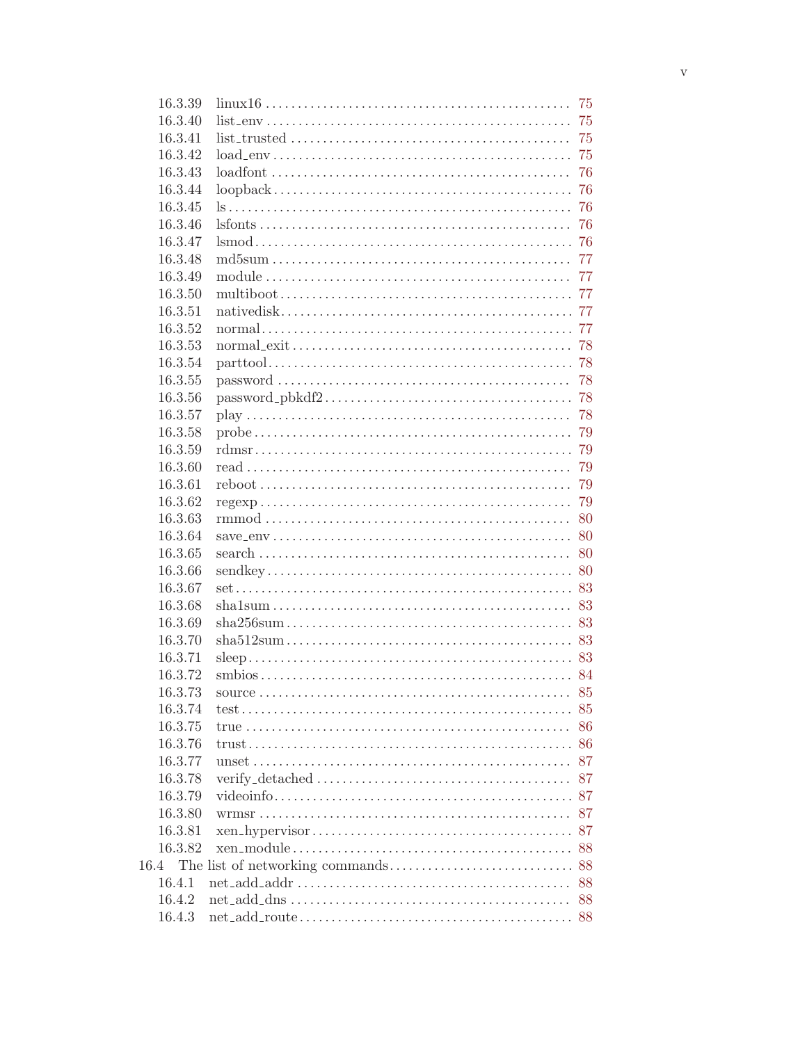16.3.39 linux16 . . . . . . . . . . . . . . . . . . . . . . . . . . . . . . . . . . . . . . . . . . . . . . 75
16.3.40 list_env . . . . . . . . . . . . . . . . . . . . . . . . . . . . . . . . . . . . . . . . . . . . . . 75
16.3.41 list_trusted . . . . . . . . . . . . . . . . . . . . . . . . . . . . . . . . . . . . . . . . . . . 75
16.3.42 load_env . . . . . . . . . . . . . . . . . . . . . . . . . . . . . . . . . . . . . . . . . . . . . . 75
16.3.43 loadfont . . . . . . . . . . . . . . . . . . . . . . . . . . . . . . . . . . . . . . . . . . . . . . 76
16.3.44 loopback . . . . . . . . . . . . . . . . . . . . . . . . . . . . . . . . . . . . . . . . . . . . . . 76
16.3.45 ls . . . . . . . . . . . . . . . . . . . . . . . . . . . . . . . . . . . . . . . . . . . . . . . . . . . 76
16.3.46 lsfonts . . . . . . . . . . . . . . . . . . . . . . . . . . . . . . . . . . . . . . . . . . . . . . . 76
16.3.47 lsmod . . . . . . . . . . . . . . . . . . . . . . . . . . . . . . . . . . . . . . . . . . . . . . . . 76
16.3.48 md5sum . . . . . . . . . . . . . . . . . . . . . . . . . . . . . . . . . . . . . . . . . . . . . . 77
16.3.49 module . . . . . . . . . . . . . . . . . . . . . . . . . . . . . . . . . . . . . . . . . . . . . . . 77
16.3.50 multiboot . . . . . . . . . . . . . . . . . . . . . . . . . . . . . . . . . . . . . . . . . . . . . 77
16.3.51 nativedisk . . . . . . . . . . . . . . . . . . . . . . . . . . . . . . . . . . . . . . . . . . . . . 77
16.3.52 normal . . . . . . . . . . . . . . . . . . . . . . . . . . . . . . . . . . . . . . . . . . . . . . . 77
16.3.53 normal_exit . . . . . . . . . . . . . . . . . . . . . . . . . . . . . . . . . . . . . . . . . . . 78
16.3.54 parttool . . . . . . . . . . . . . . . . . . . . . . . . . . . . . . . . . . . . . . . . . . . . . . 78
16.3.55 password . . . . . . . . . . . . . . . . . . . . . . . . . . . . . . . . . . . . . . . . . . . . . 78
16.3.56 password_pbkdf2 . . . . . . . . . . . . . . . . . . . . . . . . . . . . . . . . . . . . . . 78
16.3.57 play . . . . . . . . . . . . . . . . . . . . . . . . . . . . . . . . . . . . . . . . . . . . . . . . . 78
16.3.58 probe . . . . . . . . . . . . . . . . . . . . . . . . . . . . . . . . . . . . . . . . . . . . . . . . 79
16.3.59 rdmsr . . . . . . . . . . . . . . . . . . . . . . . . . . . . . . . . . . . . . . . . . . . . . . . . 79
16.3.60 read . . . . . . . . . . . . . . . . . . . . . . . . . . . . . . . . . . . . . . . . . . . . . . . . . 79
16.3.61 reboot . . . . . . . . . . . . . . . . . . . . . . . . . . . . . . . . . . . . . . . . . . . . . . . 79
16.3.62 regexp . . . . . . . . . . . . . . . . . . . . . . . . . . . . . . . . . . . . . . . . . . . . . . . 79
16.3.63 rmmod . . . . . . . . . . . . . . . . . . . . . . . . . . . . . . . . . . . . . . . . . . . . . . . 80
16.3.64 save_env . . . . . . . . . . . . . . . . . . . . . . . . . . . . . . . . . . . . . . . . . . . . . . 80
16.3.65 search . . . . . . . . . . . . . . . . . . . . . . . . . . . . . . . . . . . . . . . . . . . . . . . . 80
16.3.66 sendkey . . . . . . . . . . . . . . . . . . . . . . . . . . . . . . . . . . . . . . . . . . . . . . . 80
16.3.67 set . . . . . . . . . . . . . . . . . . . . . . . . . . . . . . . . . . . . . . . . . . . . . . . . . . 83
16.3.68 sha1sum . . . . . . . . . . . . . . . . . . . . . . . . . . . . . . . . . . . . . . . . . . . . . . 83
16.3.69 sha256sum . . . . . . . . . . . . . . . . . . . . . . . . . . . . . . . . . . . . . . . . . . . . 83
16.3.70 sha512sum . . . . . . . . . . . . . . . . . . . . . . . . . . . . . . . . . . . . . . . . . . . . 83
16.3.71 sleep . . . . . . . . . . . . . . . . . . . . . . . . . . . . . . . . . . . . . . . . . . . . . . . . . 83
16.3.72 smbios . . . . . . . . . . . . . . . . . . . . . . . . . . . . . . . . . . . . . . . . . . . . . . . 84
16.3.73 source . . . . . . . . . . . . . . . . . . . . . . . . . . . . . . . . . . . . . . . . . . . . . . . 85
16.3.74 test . . . . . . . . . . . . . . . . . . . . . . . . . . . . . . . . . . . . . . . . . . . . . . . . . 85
16.3.75 true . . . . . . . . . . . . . . . . . . . . . . . . . . . . . . . . . . . . . . . . . . . . . . . . . 86
16.3.76 trust . . . . . . . . . . . . . . . . . . . . . . . . . . . . . . . . . . . . . . . . . . . . . . . . . 86
16.3.77 unset . . . . . . . . . . . . . . . . . . . . . . . . . . . . . . . . . . . . . . . . . . . . . . . . 87
16.3.78 verify_detached . . . . . . . . . . . . . . . . . . . . . . . . . . . . . . . . . . . . . . . . 87
16.3.79 videoinfo . . . . . . . . . . . . . . . . . . . . . . . . . . . . . . . . . . . . . . . . . . . . . . 87
16.3.80 wrmsr . . . . . . . . . . . . . . . . . . . . . . . . . . . . . . . . . . . . . . . . . . . . . . . . 87
16.3.81 xen_hypervisor . . . . . . . . . . . . . . . . . . . . . . . . . . . . . . . . . . . . . . . . . 87
16.3.82 xen_module . . . . . . . . . . . . . . . . . . . . . . . . . . . . . . . . . . . . . . . . . . . . 88
16.4 The list of networking commands . . . . . . . . . . . . . . . . . . . . . . . . . . . . 88
16.4.1 net_add_addr . . . . . . . . . . . . . . . . . . . . . . . . . . . . . . . . . . . . . . . . . . . 88
16.4.2 net_add_dns . . . . . . . . . . . . . . . . . . . . . . . . . . . . . . . . . . . . . . . . . . . . 88
16.4.3 net_add_route . . . . . . . . . . . . . . . . . . . . . . . . . . . . . . . . . . . . . . . . . . 88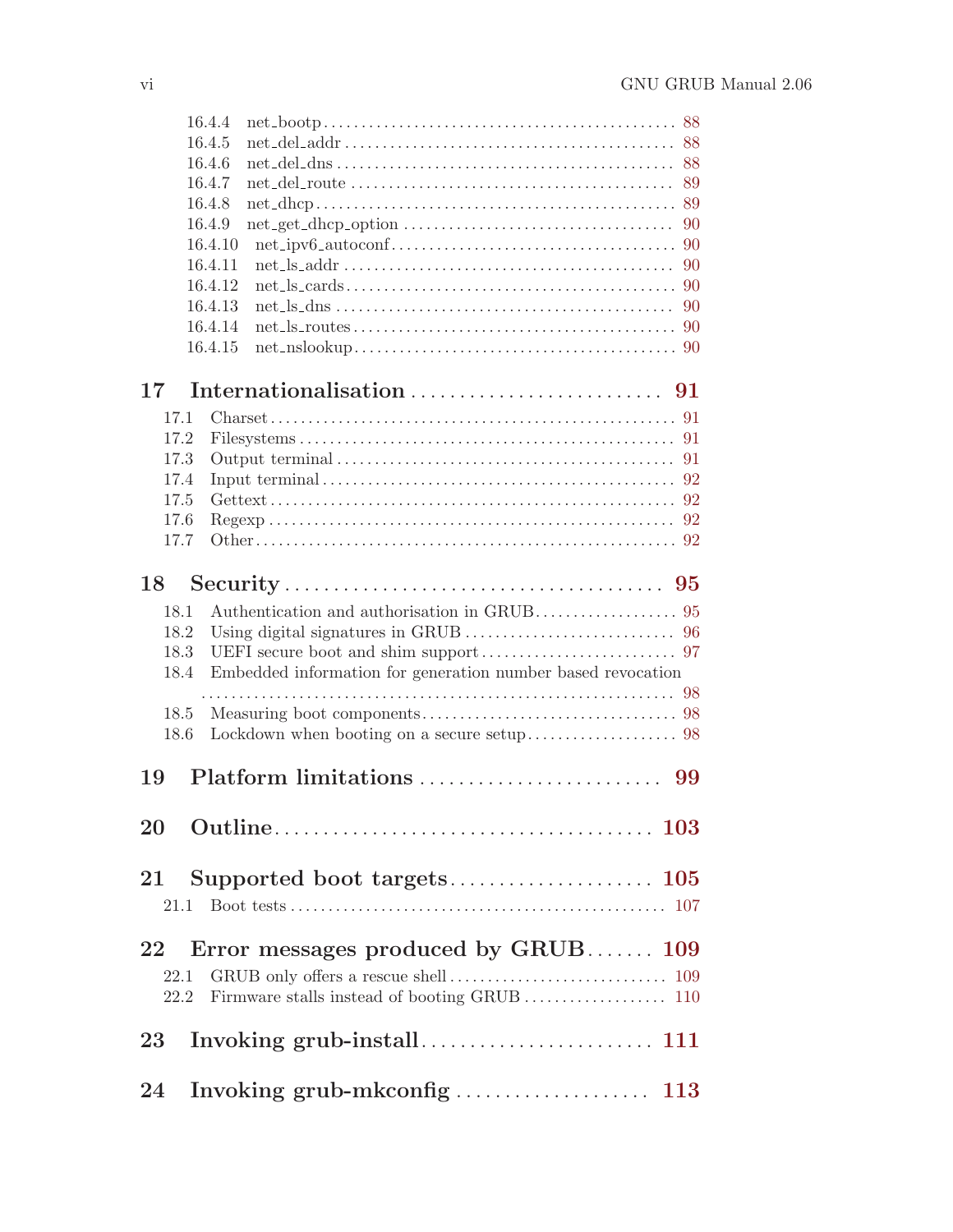16.4.4 net_bootp .............................................. 88
16.4.5 net_del_addr ........................................... 88
16.4.6 net_del_dns ............................................ 88
16.4.7 net_del_route .......................................... 89
16.4.8 net_dhcp ............................................... 89
16.4.9 net_get_dhcp_option .................................... 90
16.4.10 net_ipv6_autoconf ..................................... 90
16.4.11 net_ls_addr ........................................... 90
16.4.12 net_ls_cards .......................................... 90
16.4.13 net_ls_dns ............................................ 90
16.4.14 net_ls_routes ......................................... 90
16.4.15 net_nslookup .......................................... 90

**17 Internationalisation .......................... 91**

17.1 Charset ...................................................... 91
17.2 Filesystems .................................................. 91
17.3 Output terminal .............................................. 91
17.4 Input terminal ............................................... 92
17.5 Gettext ...................................................... 92
17.6 Regexp ....................................................... 92
17.7 Other ........................................................ 92

**18 Security ...................................... 95**

18.1 Authentication and authorisation in GRUB ..................... 95
18.2 Using digital signatures in GRUB ............................. 96
18.3 UEFI secure boot and shim support ............................ 97
18.4 Embedded information for generation number based revocation ................................................................. 98
18.5 Measuring boot components ..................................... 98
18.6 Lockdown when booting on a secure setup ...................... 98

**19 Platform limitations .......................... 99**

**20 Outline ...................................... 103**

**21 Supported boot targets ....................... 105**

21.1 Boot tests .................................................. 107

**22 Error messages produced by GRUB ....... 109**

22.1 GRUB only offers a rescue shell ............................. 109
22.2 Firmware stalls instead of booting GRUB ..................... 110

**23 Invoking grub-install ........................ 111**

**24 Invoking grub-mkconfig ..................... 113**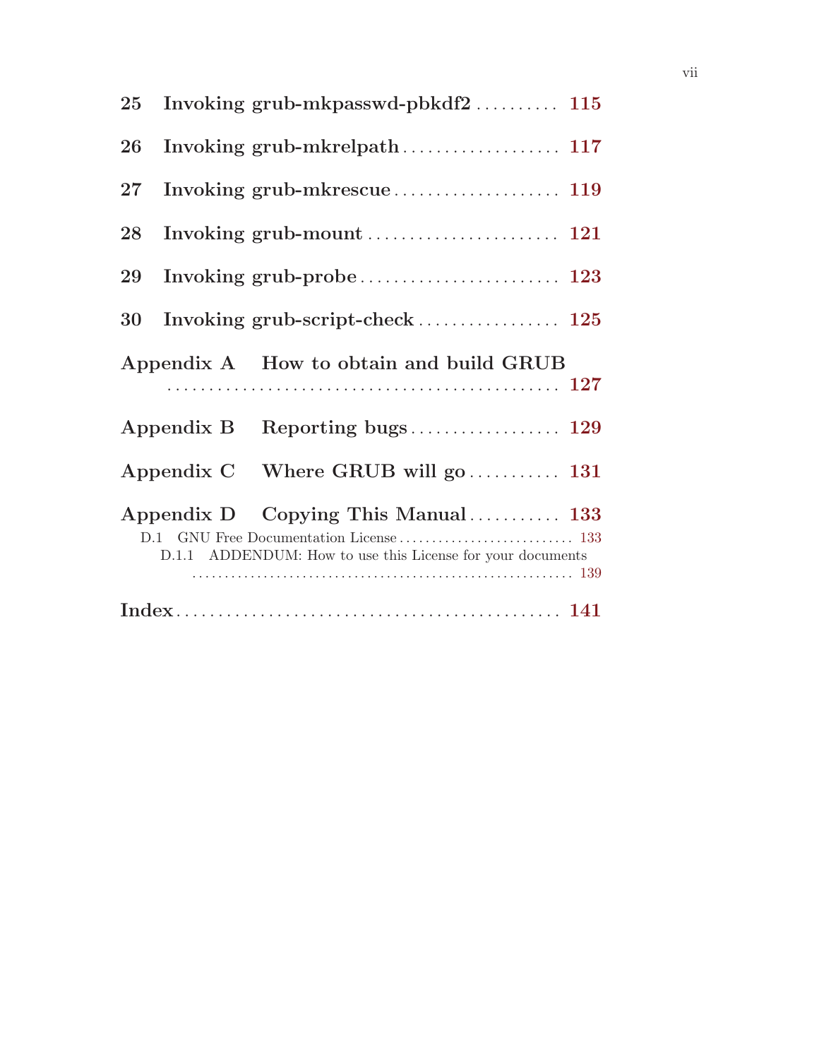**25 Invoking grub-mkpasswd-pbkdf2** .......... **115**

**26 Invoking grub-mkrelpath** .................. **117**

**27 Invoking grub-mkrescue** .................... **119**

**28 Invoking grub-mount** ....................... **121**

**29 Invoking grub-probe** ........................ **123**

**30 Invoking grub-script-check** ................ **125**

**Appendix A How to obtain and build GRUB** ........................................... **127**

**Appendix B Reporting bugs** .................. **129**

**Appendix C Where GRUB will go** ........... **131**

**Appendix D Copying This Manual** ........... **133**

- D.1 GNU Free Documentation License .......................... 133
  - D.1.1 ADDENDUM: How to use this License for your documents ......................................................... 139

**Index** .............................................. **141**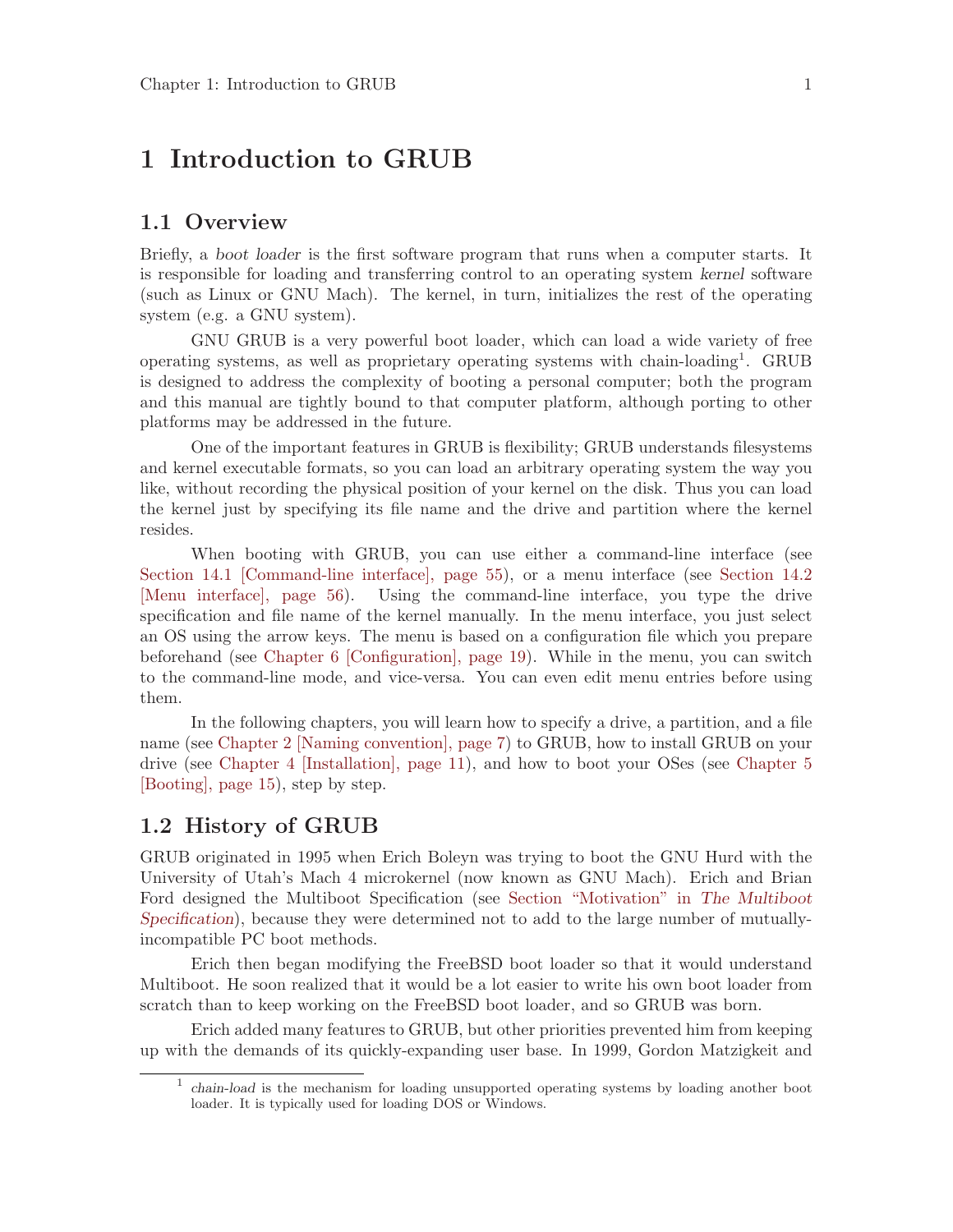# 1 Introduction to GRUB

## 1.1 Overview

Briefly, a *boot loader* is the first software program that runs when a computer starts. It is responsible for loading and transferring control to an operating system *kernel* software (such as Linux or GNU Mach). The kernel, in turn, initializes the rest of the operating system (e.g. a GNU system).

GNU GRUB is a very powerful boot loader, which can load a wide variety of free operating systems, as well as proprietary operating systems with chain-loading[1]. GRUB is designed to address the complexity of booting a personal computer; both the program and this manual are tightly bound to that computer platform, although porting to other platforms may be addressed in the future.

One of the important features in GRUB is flexibility; GRUB understands filesystems and kernel executable formats, so you can load an arbitrary operating system the way you like, without recording the physical position of your kernel on the disk. Thus you can load the kernel just by specifying its file name and the drive and partition where the kernel resides.

When booting with GRUB, you can use either a command-line interface (see Section 14.1 [Command-line interface], page 55), or a menu interface (see Section 14.2 [Menu interface], page 56). Using the command-line interface, you type the drive specification and file name of the kernel manually. In the menu interface, you just select an OS using the arrow keys. The menu is based on a configuration file which you prepare beforehand (see Chapter 6 [Configuration], page 19). While in the menu, you can switch to the command-line mode, and vice-versa. You can even edit menu entries before using them.

In the following chapters, you will learn how to specify a drive, a partition, and a file name (see Chapter 2 [Naming convention], page 7) to GRUB, how to install GRUB on your drive (see Chapter 4 [Installation], page 11), and how to boot your OSes (see Chapter 5 [Booting], page 15), step by step.

## 1.2 History of GRUB

GRUB originated in 1995 when Erich Boleyn was trying to boot the GNU Hurd with the University of Utah's Mach 4 microkernel (now known as GNU Mach). Erich and Brian Ford designed the Multiboot Specification (see Section "Motivation" in *The Multiboot Specification*), because they were determined not to add to the large number of mutually-incompatible PC boot methods.

Erich then began modifying the FreeBSD boot loader so that it would understand Multiboot. He soon realized that it would be a lot easier to write his own boot loader from scratch than to keep working on the FreeBSD boot loader, and so GRUB was born.

Erich added many features to GRUB, but other priorities prevented him from keeping up with the demands of its quickly-expanding user base. In 1999, Gordon Matzigkeit and

---

[1] *chain-load* is the mechanism for loading unsupported operating systems by loading another boot loader. It is typically used for loading DOS or Windows.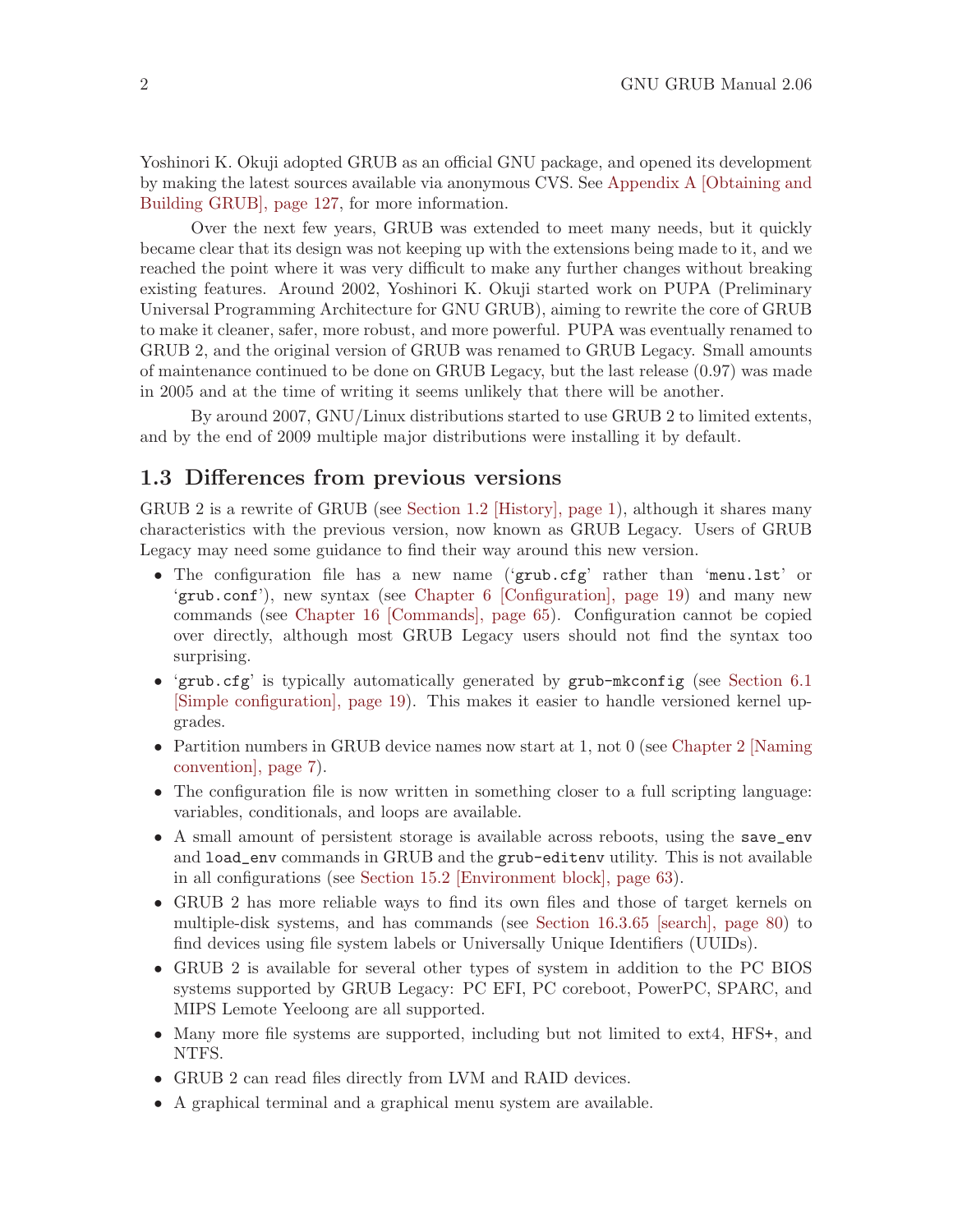Yoshinori K. Okuji adopted GRUB as an official GNU package, and opened its development by making the latest sources available via anonymous CVS. See Appendix A [Obtaining and Building GRUB], page 127, for more information.

Over the next few years, GRUB was extended to meet many needs, but it quickly became clear that its design was not keeping up with the extensions being made to it, and we reached the point where it was very difficult to make any further changes without breaking existing features. Around 2002, Yoshinori K. Okuji started work on PUPA (Preliminary Universal Programming Architecture for GNU GRUB), aiming to rewrite the core of GRUB to make it cleaner, safer, more robust, and more powerful. PUPA was eventually renamed to GRUB 2, and the original version of GRUB was renamed to GRUB Legacy. Small amounts of maintenance continued to be done on GRUB Legacy, but the last release (0.97) was made in 2005 and at the time of writing it seems unlikely that there will be another.

By around 2007, GNU/Linux distributions started to use GRUB 2 to limited extents, and by the end of 2009 multiple major distributions were installing it by default.

## 1.3 Differences from previous versions

GRUB 2 is a rewrite of GRUB (see Section 1.2 [History], page 1), although it shares many characteristics with the previous version, now known as GRUB Legacy. Users of GRUB Legacy may need some guidance to find their way around this new version.

- The configuration file has a new name ('`grub.cfg`' rather than '`menu.lst`' or '`grub.conf`'), new syntax (see Chapter 6 [Configuration], page 19) and many new commands (see Chapter 16 [Commands], page 65). Configuration cannot be copied over directly, although most GRUB Legacy users should not find the syntax too surprising.
- '`grub.cfg`' is typically automatically generated by `grub-mkconfig` (see Section 6.1 [Simple configuration], page 19). This makes it easier to handle versioned kernel upgrades.
- Partition numbers in GRUB device names now start at 1, not 0 (see Chapter 2 [Naming convention], page 7).
- The configuration file is now written in something closer to a full scripting language: variables, conditionals, and loops are available.
- A small amount of persistent storage is available across reboots, using the `save_env` and `load_env` commands in GRUB and the `grub-editenv` utility. This is not available in all configurations (see Section 15.2 [Environment block], page 63).
- GRUB 2 has more reliable ways to find its own files and those of target kernels on multiple-disk systems, and has commands (see Section 16.3.65 [search], page 80) to find devices using file system labels or Universally Unique Identifiers (UUIDs).
- GRUB 2 is available for several other types of system in addition to the PC BIOS systems supported by GRUB Legacy: PC EFI, PC coreboot, PowerPC, SPARC, and MIPS Lemote Yeeloong are all supported.
- Many more file systems are supported, including but not limited to ext4, HFS+, and NTFS.
- GRUB 2 can read files directly from LVM and RAID devices.
- A graphical terminal and a graphical menu system are available.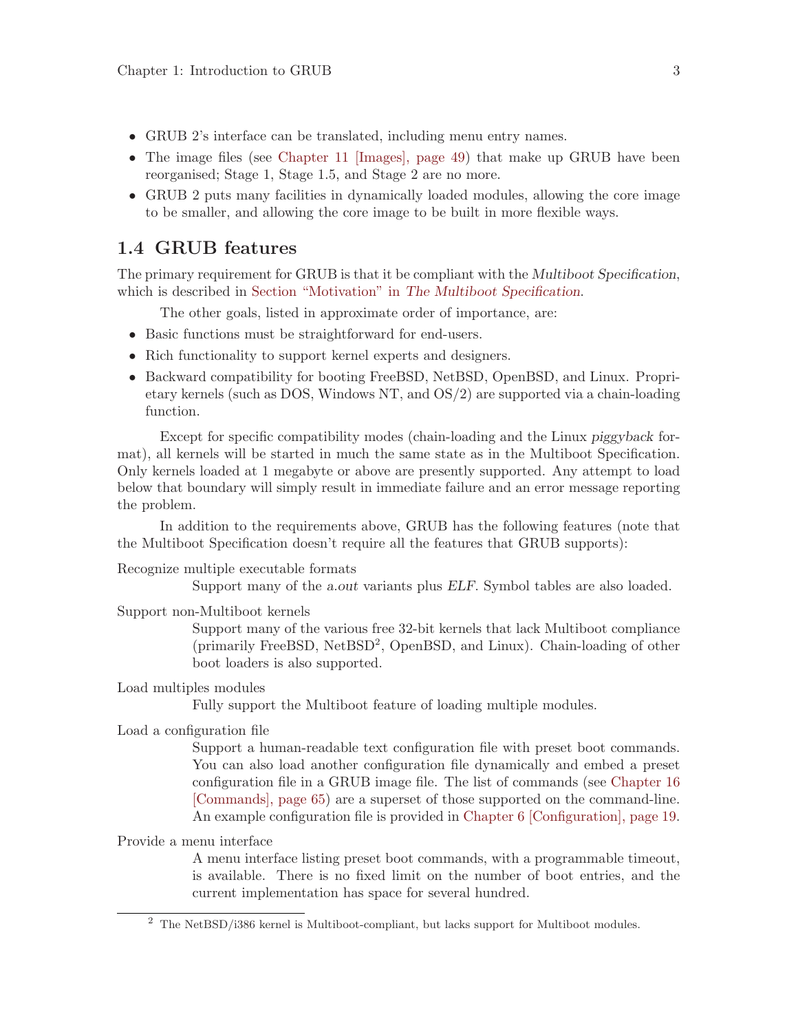- GRUB 2's interface can be translated, including menu entry names.
- The image files (see Chapter 11 [Images], page 49) that make up GRUB have been reorganised; Stage 1, Stage 1.5, and Stage 2 are no more.
- GRUB 2 puts many facilities in dynamically loaded modules, allowing the core image to be smaller, and allowing the core image to be built in more flexible ways.

## 1.4 GRUB features

The primary requirement for GRUB is that it be compliant with the *Multiboot Specification*, which is described in Section "Motivation" in *The Multiboot Specification*.

The other goals, listed in approximate order of importance, are:

- Basic functions must be straightforward for end-users.
- Rich functionality to support kernel experts and designers.
- Backward compatibility for booting FreeBSD, NetBSD, OpenBSD, and Linux. Proprietary kernels (such as DOS, Windows NT, and OS/2) are supported via a chain-loading function.

Except for specific compatibility modes (chain-loading and the Linux *piggyback* format), all kernels will be started in much the same state as in the Multiboot Specification. Only kernels loaded at 1 megabyte or above are presently supported. Any attempt to load below that boundary will simply result in immediate failure and an error message reporting the problem.

In addition to the requirements above, GRUB has the following features (note that the Multiboot Specification doesn't require all the features that GRUB supports):

Recognize multiple executable formats
: Support many of the *a.out* variants plus *ELF*. Symbol tables are also loaded.

Support non-Multiboot kernels
: Support many of the various free 32-bit kernels that lack Multiboot compliance (primarily FreeBSD, NetBSD[2], OpenBSD, and Linux). Chain-loading of other boot loaders is also supported.

Load multiples modules
: Fully support the Multiboot feature of loading multiple modules.

Load a configuration file
: Support a human-readable text configuration file with preset boot commands. You can also load another configuration file dynamically and embed a preset configuration file in a GRUB image file. The list of commands (see Chapter 16 [Commands], page 65) are a superset of those supported on the command-line. An example configuration file is provided in Chapter 6 [Configuration], page 19.

Provide a menu interface
: A menu interface listing preset boot commands, with a programmable timeout, is available. There is no fixed limit on the number of boot entries, and the current implementation has space for several hundred.

---

[2] The NetBSD/i386 kernel is Multiboot-compliant, but lacks support for Multiboot modules.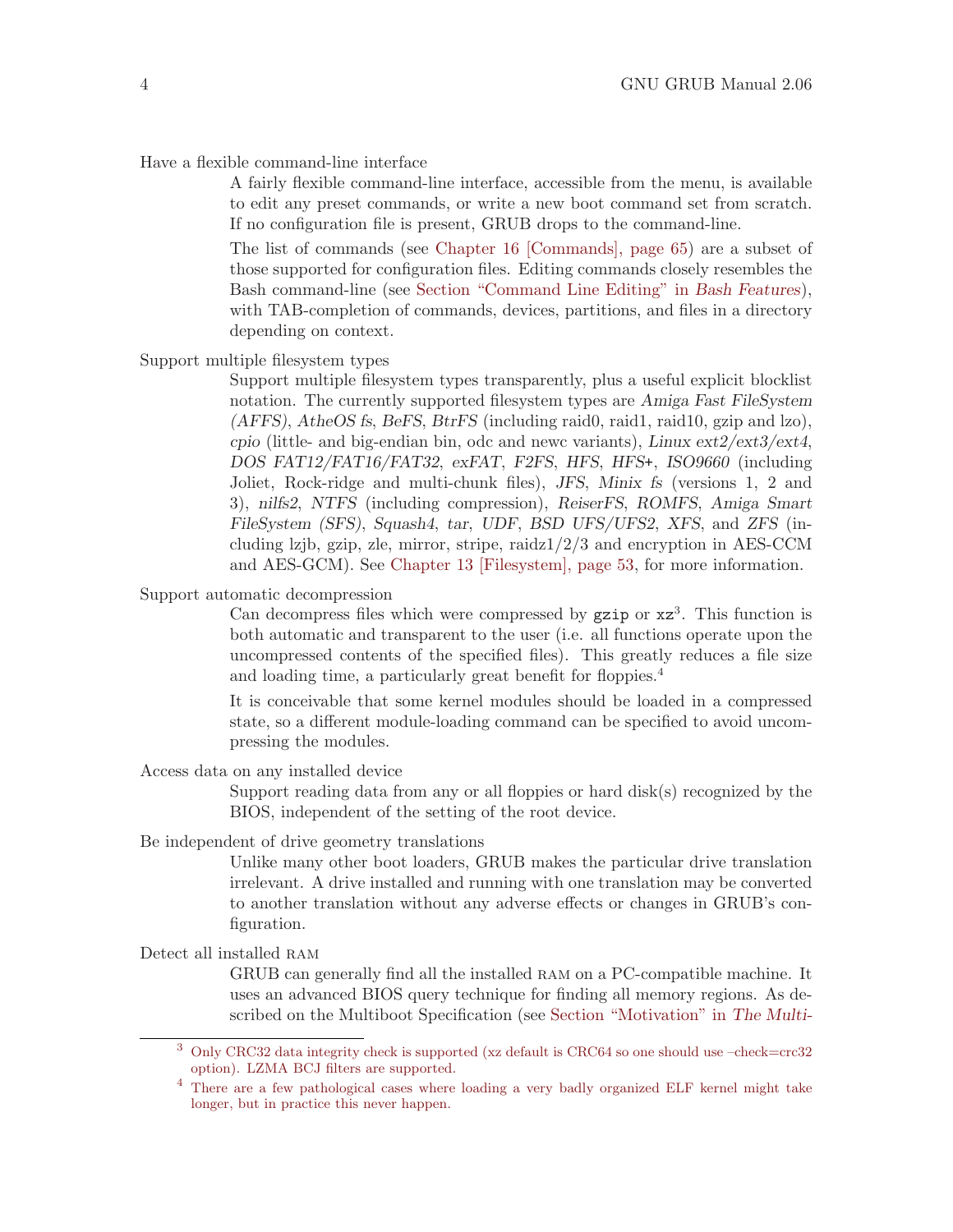Have a flexible command-line interface

A fairly flexible command-line interface, accessible from the menu, is available to edit any preset commands, or write a new boot command set from scratch. If no configuration file is present, GRUB drops to the command-line.

The list of commands (see Chapter 16 [Commands], page 65) are a subset of those supported for configuration files. Editing commands closely resembles the Bash command-line (see Section "Command Line Editing" in *Bash Features*), with TAB-completion of commands, devices, partitions, and files in a directory depending on context.

Support multiple filesystem types

Support multiple filesystem types transparently, plus a useful explicit blocklist notation. The currently supported filesystem types are *Amiga Fast FileSystem (AFFS)*, *AtheOS fs*, *BeFS*, *BtrFS* (including raid0, raid1, raid10, gzip and lzo), *cpio* (little- and big-endian bin, odc and newc variants), *Linux ext2/ext3/ext4*, *DOS FAT12/FAT16/FAT32*, *exFAT*, *F2FS*, *HFS*, *HFS+*, *ISO9660* (including Joliet, Rock-ridge and multi-chunk files), *JFS*, *Minix fs* (versions 1, 2 and 3), *nilfs2*, *NTFS* (including compression), *ReiserFS*, *ROMFS*, *Amiga Smart FileSystem (SFS)*, *Squash4*, *tar*, *UDF*, *BSD UFS/UFS2*, *XFS*, and *ZFS* (including lzjb, gzip, zle, mirror, stripe, raidz1/2/3 and encryption in AES-CCM and AES-GCM). See Chapter 13 [Filesystem], page 53, for more information.

Support automatic decompression

Can decompress files which were compressed by `gzip` or `xz`[3]. This function is both automatic and transparent to the user (i.e. all functions operate upon the uncompressed contents of the specified files). This greatly reduces a file size and loading time, a particularly great benefit for floppies.[4]

It is conceivable that some kernel modules should be loaded in a compressed state, so a different module-loading command can be specified to avoid uncompressing the modules.

Access data on any installed device

Support reading data from any or all floppies or hard disk(s) recognized by the BIOS, independent of the setting of the root device.

Be independent of drive geometry translations

Unlike many other boot loaders, GRUB makes the particular drive translation irrelevant. A drive installed and running with one translation may be converted to another translation without any adverse effects or changes in GRUB's configuration.

Detect all installed RAM

GRUB can generally find all the installed RAM on a PC-compatible machine. It uses an advanced BIOS query technique for finding all memory regions. As described on the Multiboot Specification (see Section "Motivation" in *The Multi-*

---

[3] Only CRC32 data integrity check is supported (xz default is CRC64 so one should use –check=crc32 option). LZMA BCJ filters are supported.

[4] There are a few pathological cases where loading a very badly organized ELF kernel might take longer, but in practice this never happen.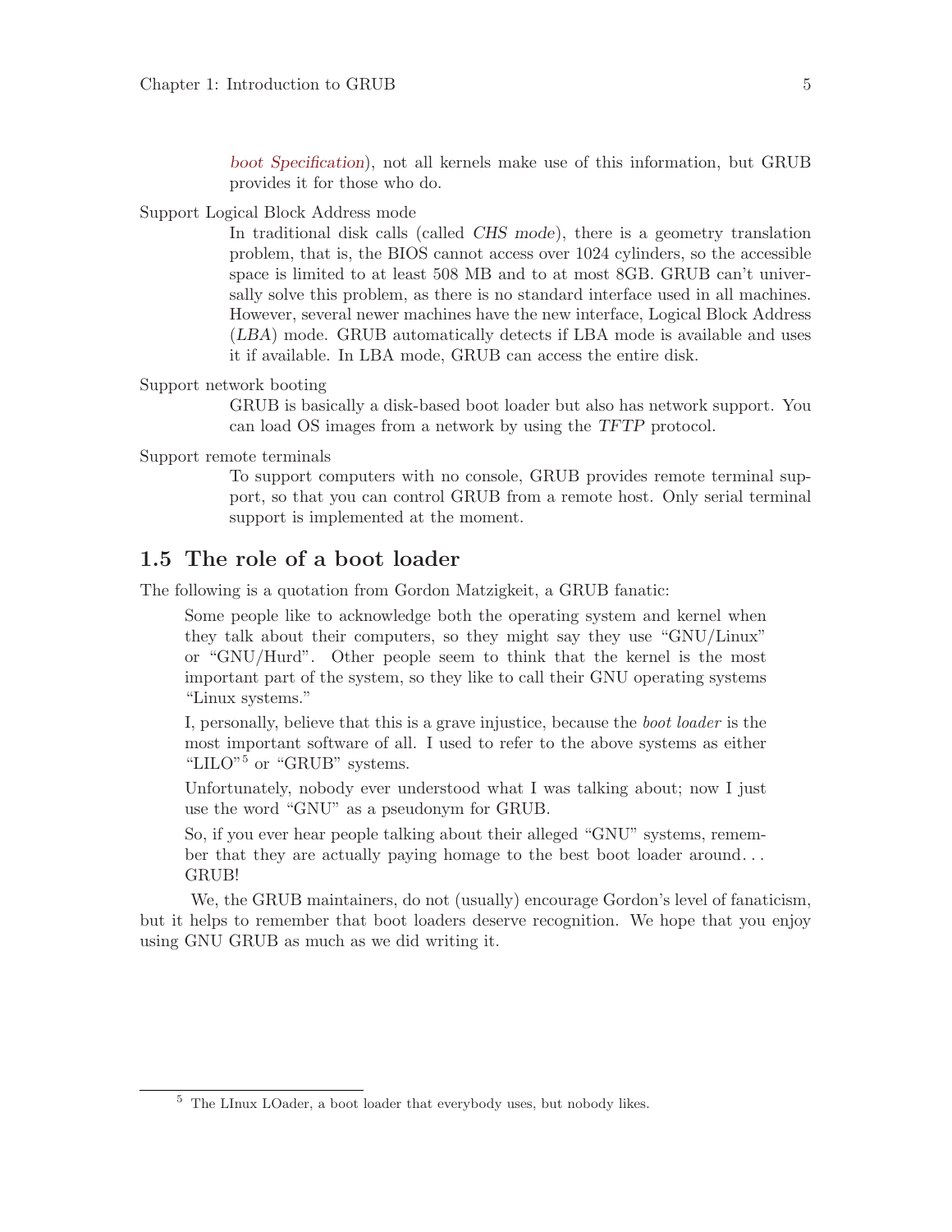*boot Specification*), not all kernels make use of this information, but GRUB provides it for those who do.

Support Logical Block Address mode

In traditional disk calls (called *CHS mode*), there is a geometry translation problem, that is, the BIOS cannot access over 1024 cylinders, so the accessible space is limited to at least 508 MB and to at most 8GB. GRUB can't universally solve this problem, as there is no standard interface used in all machines. However, several newer machines have the new interface, Logical Block Address (*LBA*) mode. GRUB automatically detects if LBA mode is available and uses it if available. In LBA mode, GRUB can access the entire disk.

Support network booting

GRUB is basically a disk-based boot loader but also has network support. You can load OS images from a network by using the *TFTP* protocol.

Support remote terminals

To support computers with no console, GRUB provides remote terminal support, so that you can control GRUB from a remote host. Only serial terminal support is implemented at the moment.

## 1.5 The role of a boot loader

The following is a quotation from Gordon Matzigkeit, a GRUB fanatic:

> Some people like to acknowledge both the operating system and kernel when they talk about their computers, so they might say they use "GNU/Linux" or "GNU/Hurd". Other people seem to think that the kernel is the most important part of the system, so they like to call their GNU operating systems "Linux systems."
>
> I, personally, believe that this is a grave injustice, because the *boot loader* is the most important software of all. I used to refer to the above systems as either "LILO"[5] or "GRUB" systems.
>
> Unfortunately, nobody ever understood what I was talking about; now I just use the word "GNU" as a pseudonym for GRUB.
>
> So, if you ever hear people talking about their alleged "GNU" systems, remember that they are actually paying homage to the best boot loader around... GRUB!

We, the GRUB maintainers, do not (usually) encourage Gordon's level of fanaticism, but it helps to remember that boot loaders deserve recognition. We hope that you enjoy using GNU GRUB as much as we did writing it.

---

[5] The LInux LOader, a boot loader that everybody uses, but nobody likes.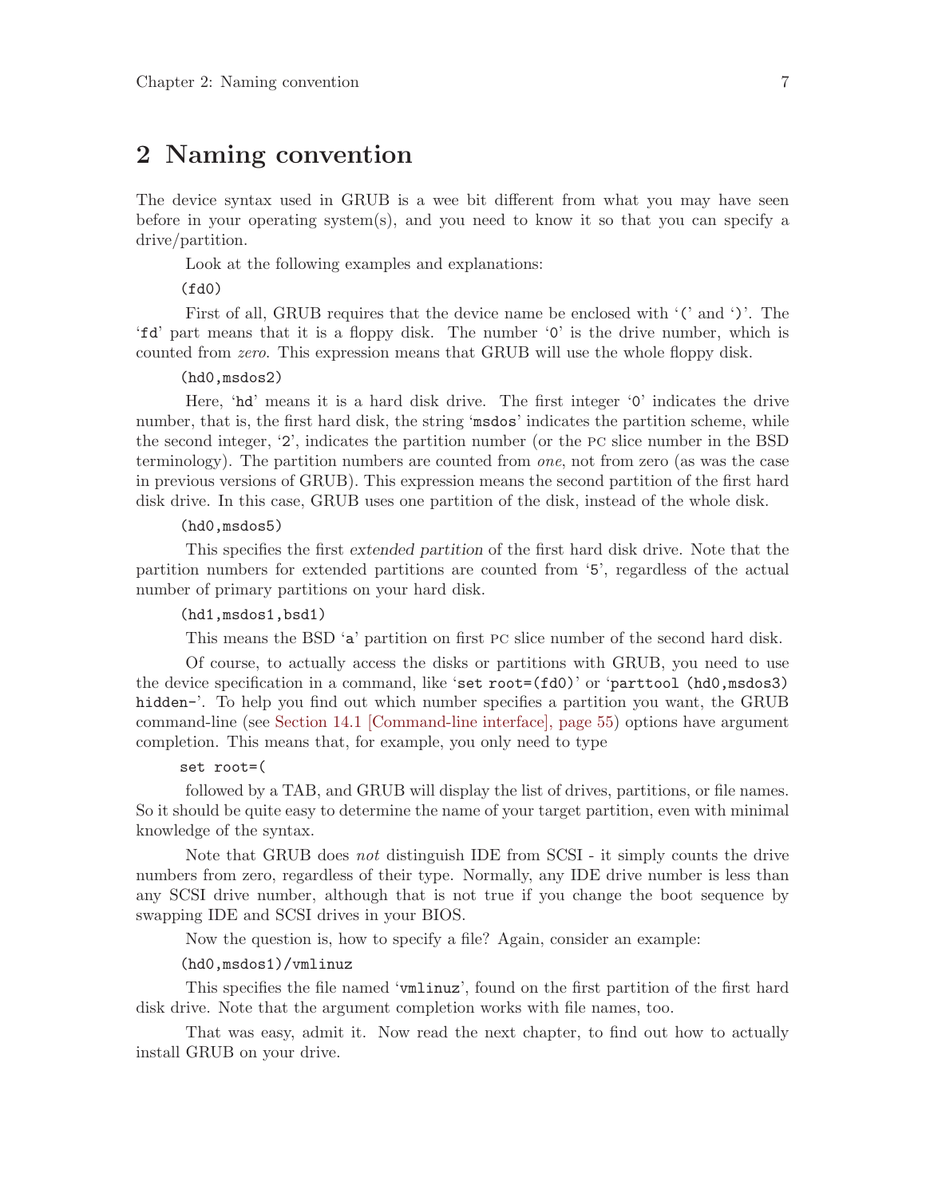# 2 Naming convention

The device syntax used in GRUB is a wee bit different from what you may have seen before in your operating system(s), and you need to know it so that you can specify a drive/partition.

Look at the following examples and explanations:

```
(fd0)
```

First of all, GRUB requires that the device name be enclosed with '(' and ')'. The 'fd' part means that it is a floppy disk. The number '0' is the drive number, which is counted from *zero*. This expression means that GRUB will use the whole floppy disk.

```
(hd0,msdos2)
```

Here, 'hd' means it is a hard disk drive. The first integer '0' indicates the drive number, that is, the first hard disk, the string 'msdos' indicates the partition scheme, while the second integer, '2', indicates the partition number (or the PC slice number in the BSD terminology). The partition numbers are counted from *one*, not from zero (as was the case in previous versions of GRUB). This expression means the second partition of the first hard disk drive. In this case, GRUB uses one partition of the disk, instead of the whole disk.

```
(hd0,msdos5)
```

This specifies the first *extended partition* of the first hard disk drive. Note that the partition numbers for extended partitions are counted from '5', regardless of the actual number of primary partitions on your hard disk.

```
(hd1,msdos1,bsd1)
```

This means the BSD 'a' partition on first PC slice number of the second hard disk.

Of course, to actually access the disks or partitions with GRUB, you need to use the device specification in a command, like 'set root=(fd0)' or 'parttool (hd0,msdos3) hidden-'. To help you find out which number specifies a partition you want, the GRUB command-line (see Section 14.1 [Command-line interface], page 55) options have argument completion. This means that, for example, you only need to type

```
set root=(
```

followed by a TAB, and GRUB will display the list of drives, partitions, or file names. So it should be quite easy to determine the name of your target partition, even with minimal knowledge of the syntax.

Note that GRUB does *not* distinguish IDE from SCSI - it simply counts the drive numbers from zero, regardless of their type. Normally, any IDE drive number is less than any SCSI drive number, although that is not true if you change the boot sequence by swapping IDE and SCSI drives in your BIOS.

Now the question is, how to specify a file? Again, consider an example:

```
(hd0,msdos1)/vmlinuz
```

This specifies the file named 'vmlinuz', found on the first partition of the first hard disk drive. Note that the argument completion works with file names, too.

That was easy, admit it. Now read the next chapter, to find out how to actually install GRUB on your drive.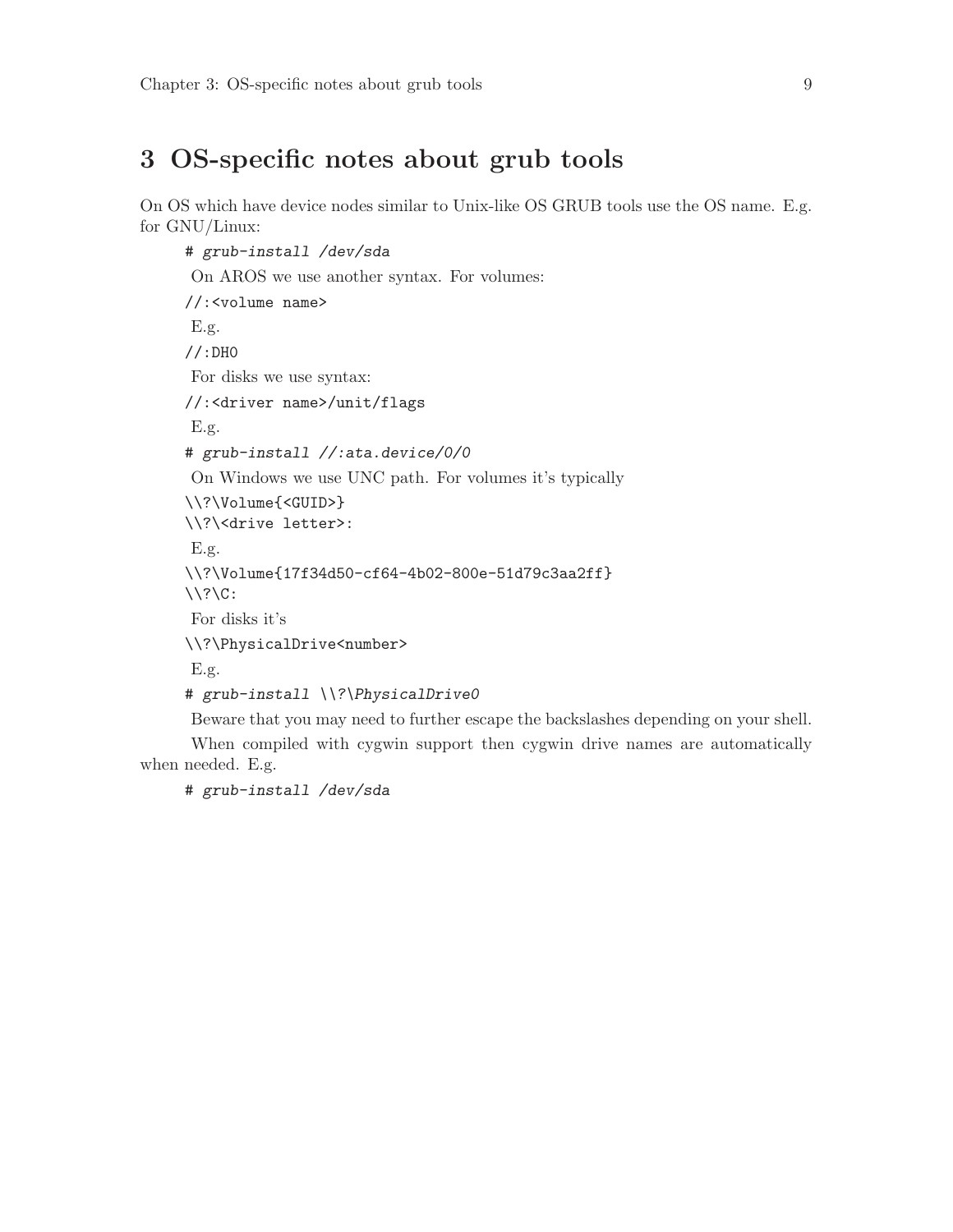# 3 OS-specific notes about grub tools

On OS which have device nodes similar to Unix-like OS GRUB tools use the OS name. E.g. for GNU/Linux:

```
# grub-install /dev/sda
```

On AROS we use another syntax. For volumes:

```
//:<volume name>
```

E.g.

```
//:DH0
```

For disks we use syntax:

```
//:<driver name>/unit/flags
```

E.g.

```
# grub-install //:ata.device/0/0
```

On Windows we use UNC path. For volumes it's typically

```
\\?\Volume{<GUID>}
\\?\<drive letter>:
```

E.g.

```
\\?\Volume{17f34d50-cf64-4b02-800e-51d79c3aa2ff}
\\?\C:
```

For disks it's

```
\\?\PhysicalDrive<number>
```

E.g.

```
# grub-install \\?\PhysicalDrive0
```

Beware that you may need to further escape the backslashes depending on your shell.

When compiled with cygwin support then cygwin drive names are automatically when needed. E.g.

```
# grub-install /dev/sda
```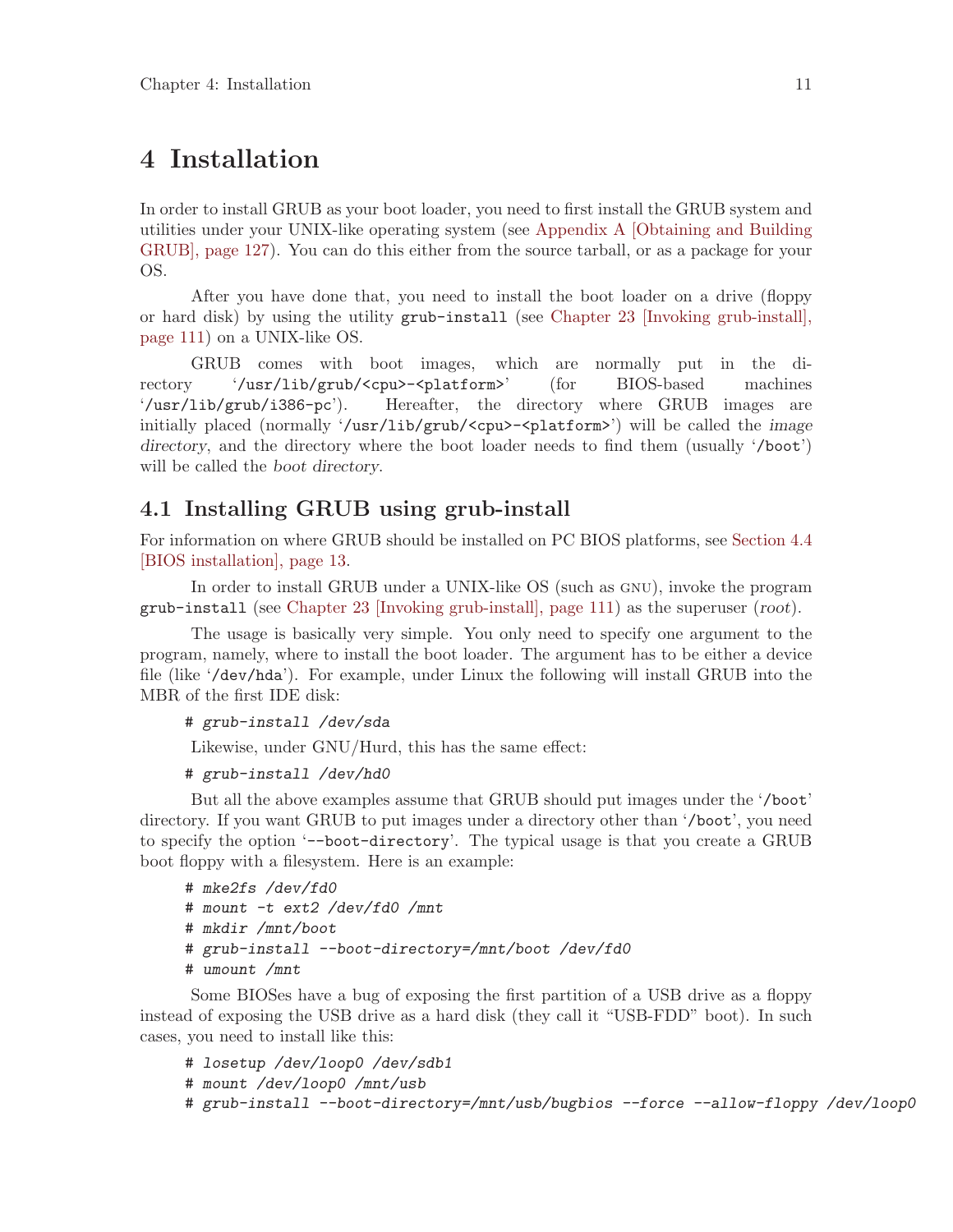# 4 Installation

In order to install GRUB as your boot loader, you need to first install the GRUB system and utilities under your UNIX-like operating system (see Appendix A [Obtaining and Building GRUB], page 127). You can do this either from the source tarball, or as a package for your OS.

After you have done that, you need to install the boot loader on a drive (floppy or hard disk) by using the utility `grub-install` (see Chapter 23 [Invoking grub-install], page 111) on a UNIX-like OS.

GRUB comes with boot images, which are normally put in the directory '`/usr/lib/grub/<cpu>-<platform>`' (for BIOS-based machines '`/usr/lib/grub/i386-pc`'). Hereafter, the directory where GRUB images are initially placed (normally '`/usr/lib/grub/<cpu>-<platform>`') will be called the *image directory*, and the directory where the boot loader needs to find them (usually '`/boot`') will be called the *boot directory*.

## 4.1 Installing GRUB using grub-install

For information on where GRUB should be installed on PC BIOS platforms, see Section 4.4 [BIOS installation], page 13.

In order to install GRUB under a UNIX-like OS (such as GNU), invoke the program `grub-install` (see Chapter 23 [Invoking grub-install], page 111) as the superuser (*root*).

The usage is basically very simple. You only need to specify one argument to the program, namely, where to install the boot loader. The argument has to be either a device file (like '`/dev/hda`'). For example, under Linux the following will install GRUB into the MBR of the first IDE disk:

```
# grub-install /dev/sda
```

Likewise, under GNU/Hurd, this has the same effect:

```
# grub-install /dev/hd0
```

But all the above examples assume that GRUB should put images under the '`/boot`' directory. If you want GRUB to put images under a directory other than '`/boot`', you need to specify the option '`--boot-directory`'. The typical usage is that you create a GRUB boot floppy with a filesystem. Here is an example:

```
# mke2fs /dev/fd0
# mount -t ext2 /dev/fd0 /mnt
# mkdir /mnt/boot
# grub-install --boot-directory=/mnt/boot /dev/fd0
# umount /mnt
```

Some BIOSes have a bug of exposing the first partition of a USB drive as a floppy instead of exposing the USB drive as a hard disk (they call it "USB-FDD" boot). In such cases, you need to install like this:

```
# losetup /dev/loop0 /dev/sdb1
# mount /dev/loop0 /mnt/usb
# grub-install --boot-directory=/mnt/usb/bugbios --force --allow-floppy /dev/loop0
```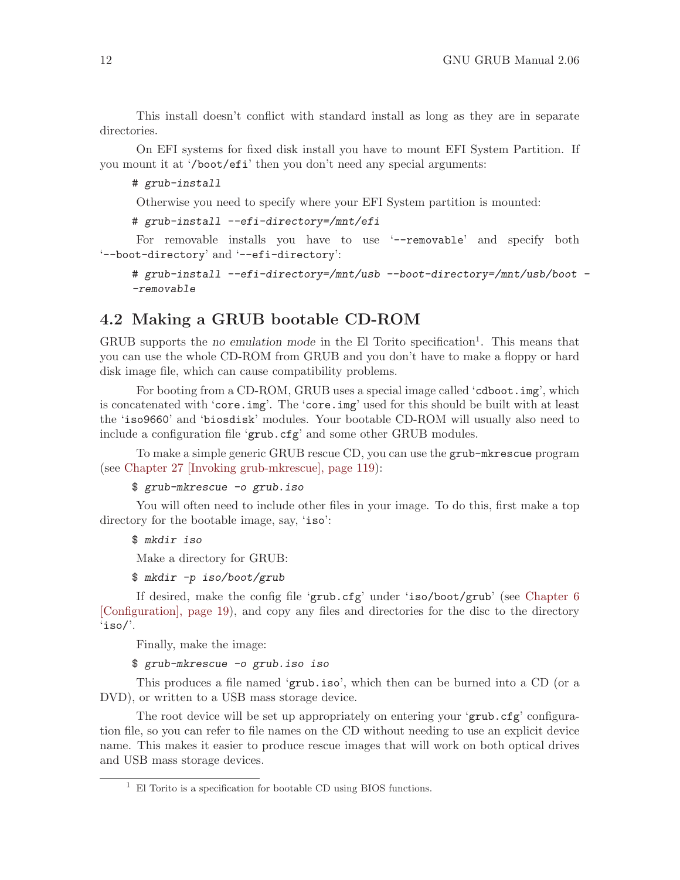This install doesn't conflict with standard install as long as they are in separate directories.

On EFI systems for fixed disk install you have to mount EFI System Partition. If you mount it at '`/boot/efi`' then you don't need any special arguments:

```
# grub-install
```

Otherwise you need to specify where your EFI System partition is mounted:

```
# grub-install --efi-directory=/mnt/efi
```

For removable installs you have to use '`--removable`' and specify both '`--boot-directory`' and '`--efi-directory`':

```
# grub-install --efi-directory=/mnt/usb --boot-directory=/mnt/usb/boot --removable
```

## 4.2 Making a GRUB bootable CD-ROM

GRUB supports the *no emulation mode* in the El Torito specification[1]. This means that you can use the whole CD-ROM from GRUB and you don't have to make a floppy or hard disk image file, which can cause compatibility problems.

For booting from a CD-ROM, GRUB uses a special image called '`cdboot.img`', which is concatenated with '`core.img`'. The '`core.img`' used for this should be built with at least the '`iso9660`' and '`biosdisk`' modules. Your bootable CD-ROM will usually also need to include a configuration file '`grub.cfg`' and some other GRUB modules.

To make a simple generic GRUB rescue CD, you can use the `grub-mkrescue` program (see Chapter 27 [Invoking grub-mkrescue], page 119):

```
$ grub-mkrescue -o grub.iso
```

You will often need to include other files in your image. To do this, first make a top directory for the bootable image, say, '`iso`':

```
$ mkdir iso
```

Make a directory for GRUB:

```
$ mkdir -p iso/boot/grub
```

If desired, make the config file '`grub.cfg`' under '`iso/boot/grub`' (see Chapter 6 [Configuration], page 19), and copy any files and directories for the disc to the directory '`iso/`'.

Finally, make the image:

```
$ grub-mkrescue -o grub.iso iso
```

This produces a file named '`grub.iso`', which then can be burned into a CD (or a DVD), or written to a USB mass storage device.

The root device will be set up appropriately on entering your '`grub.cfg`' configuration file, so you can refer to file names on the CD without needing to use an explicit device name. This makes it easier to produce rescue images that will work on both optical drives and USB mass storage devices.

[1] El Torito is a specification for bootable CD using BIOS functions.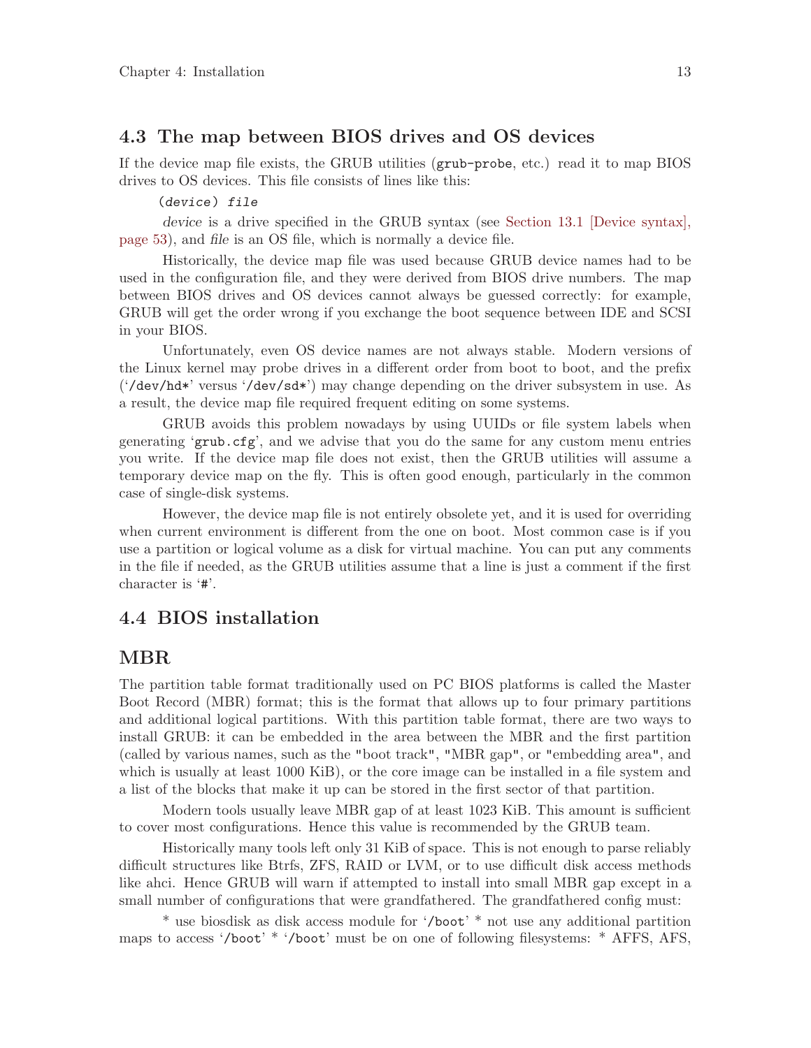## 4.3 The map between BIOS drives and OS devices

If the device map file exists, the GRUB utilities (`grub-probe`, etc.) read it to map BIOS drives to OS devices. This file consists of lines like this:

```
(device) file
```

*device* is a drive specified in the GRUB syntax (see Section 13.1 [Device syntax], page 53), and *file* is an OS file, which is normally a device file.

Historically, the device map file was used because GRUB device names had to be used in the configuration file, and they were derived from BIOS drive numbers. The map between BIOS drives and OS devices cannot always be guessed correctly: for example, GRUB will get the order wrong if you exchange the boot sequence between IDE and SCSI in your BIOS.

Unfortunately, even OS device names are not always stable. Modern versions of the Linux kernel may probe drives in a different order from boot to boot, and the prefix ('`/dev/hd*`' versus '`/dev/sd*`') may change depending on the driver subsystem in use. As a result, the device map file required frequent editing on some systems.

GRUB avoids this problem nowadays by using UUIDs or file system labels when generating '`grub.cfg`', and we advise that you do the same for any custom menu entries you write. If the device map file does not exist, then the GRUB utilities will assume a temporary device map on the fly. This is often good enough, particularly in the common case of single-disk systems.

However, the device map file is not entirely obsolete yet, and it is used for overriding when current environment is different from the one on boot. Most common case is if you use a partition or logical volume as a disk for virtual machine. You can put any comments in the file if needed, as the GRUB utilities assume that a line is just a comment if the first character is '`#`'.

## 4.4 BIOS installation

## MBR

The partition table format traditionally used on PC BIOS platforms is called the Master Boot Record (MBR) format; this is the format that allows up to four primary partitions and additional logical partitions. With this partition table format, there are two ways to install GRUB: it can be embedded in the area between the MBR and the first partition (called by various names, such as the "boot track", "MBR gap", or "embedding area", and which is usually at least 1000 KiB), or the core image can be installed in a file system and a list of the blocks that make it up can be stored in the first sector of that partition.

Modern tools usually leave MBR gap of at least 1023 KiB. This amount is sufficient to cover most configurations. Hence this value is recommended by the GRUB team.

Historically many tools left only 31 KiB of space. This is not enough to parse reliably difficult structures like Btrfs, ZFS, RAID or LVM, or to use difficult disk access methods like ahci. Hence GRUB will warn if attempted to install into small MBR gap except in a small number of configurations that were grandfathered. The grandfathered config must:

* use biosdisk as disk access module for '`/boot`' * not use any additional partition maps to access '`/boot`' * '`/boot`' must be on one of following filesystems: * AFFS, AFS,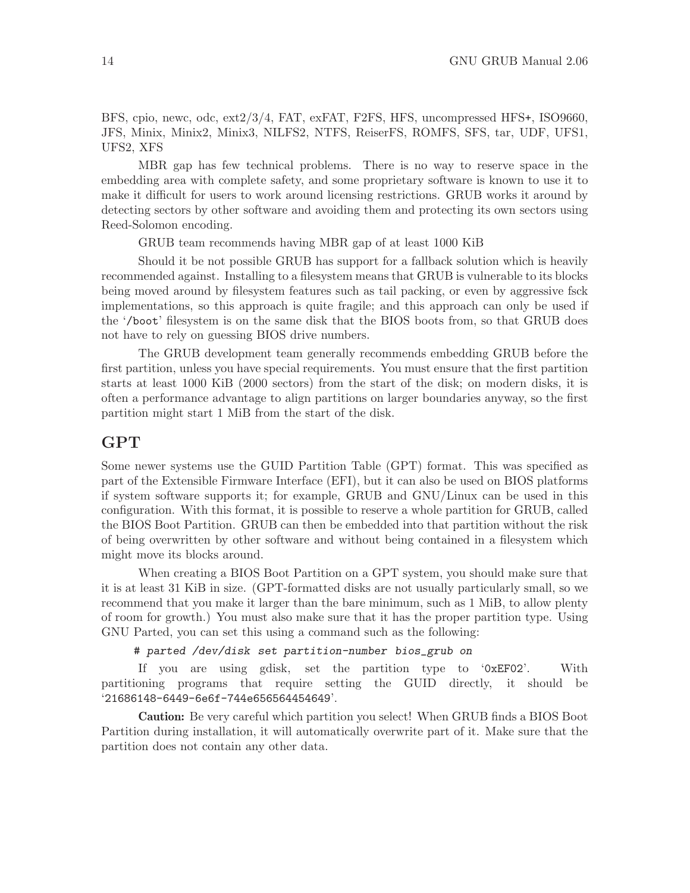BFS, cpio, newc, odc, ext2/3/4, FAT, exFAT, F2FS, HFS, uncompressed HFS+, ISO9660, JFS, Minix, Minix2, Minix3, NILFS2, NTFS, ReiserFS, ROMFS, SFS, tar, UDF, UFS1, UFS2, XFS

MBR gap has few technical problems. There is no way to reserve space in the embedding area with complete safety, and some proprietary software is known to use it to make it difficult for users to work around licensing restrictions. GRUB works it around by detecting sectors by other software and avoiding them and protecting its own sectors using Reed-Solomon encoding.

GRUB team recommends having MBR gap of at least 1000 KiB

Should it be not possible GRUB has support for a fallback solution which is heavily recommended against. Installing to a filesystem means that GRUB is vulnerable to its blocks being moved around by filesystem features such as tail packing, or even by aggressive fsck implementations, so this approach is quite fragile; and this approach can only be used if the '`/boot`' filesystem is on the same disk that the BIOS boots from, so that GRUB does not have to rely on guessing BIOS drive numbers.

The GRUB development team generally recommends embedding GRUB before the first partition, unless you have special requirements. You must ensure that the first partition starts at least 1000 KiB (2000 sectors) from the start of the disk; on modern disks, it is often a performance advantage to align partitions on larger boundaries anyway, so the first partition might start 1 MiB from the start of the disk.

## GPT

Some newer systems use the GUID Partition Table (GPT) format. This was specified as part of the Extensible Firmware Interface (EFI), but it can also be used on BIOS platforms if system software supports it; for example, GRUB and GNU/Linux can be used in this configuration. With this format, it is possible to reserve a whole partition for GRUB, called the BIOS Boot Partition. GRUB can then be embedded into that partition without the risk of being overwritten by other software and without being contained in a filesystem which might move its blocks around.

When creating a BIOS Boot Partition on a GPT system, you should make sure that it is at least 31 KiB in size. (GPT-formatted disks are not usually particularly small, so we recommend that you make it larger than the bare minimum, such as 1 MiB, to allow plenty of room for growth.) You must also make sure that it has the proper partition type. Using GNU Parted, you can set this using a command such as the following:

```
# parted /dev/disk set partition-number bios_grub on
```

If you are using gdisk, set the partition type to '`0xEF02`'. With partitioning programs that require setting the GUID directly, it should be '`21686148-6449-6e6f-744e656564454649`'.

**Caution:** Be very careful which partition you select! When GRUB finds a BIOS Boot Partition during installation, it will automatically overwrite part of it. Make sure that the partition does not contain any other data.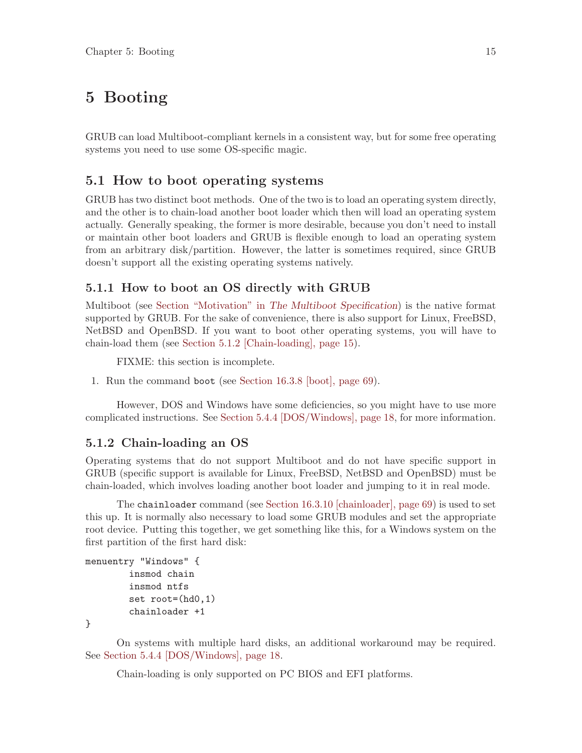# 5 Booting

GRUB can load Multiboot-compliant kernels in a consistent way, but for some free operating systems you need to use some OS-specific magic.

## 5.1 How to boot operating systems

GRUB has two distinct boot methods. One of the two is to load an operating system directly, and the other is to chain-load another boot loader which then will load an operating system actually. Generally speaking, the former is more desirable, because you don't need to install or maintain other boot loaders and GRUB is flexible enough to load an operating system from an arbitrary disk/partition. However, the latter is sometimes required, since GRUB doesn't support all the existing operating systems natively.

### 5.1.1 How to boot an OS directly with GRUB

Multiboot (see Section "Motivation" in *The Multiboot Specification*) is the native format supported by GRUB. For the sake of convenience, there is also support for Linux, FreeBSD, NetBSD and OpenBSD. If you want to boot other operating systems, you will have to chain-load them (see Section 5.1.2 [Chain-loading], page 15).

FIXME: this section is incomplete.

1. Run the command `boot` (see Section 16.3.8 [boot], page 69).

However, DOS and Windows have some deficiencies, so you might have to use more complicated instructions. See Section 5.4.4 [DOS/Windows], page 18, for more information.

### 5.1.2 Chain-loading an OS

Operating systems that do not support Multiboot and do not have specific support in GRUB (specific support is available for Linux, FreeBSD, NetBSD and OpenBSD) must be chain-loaded, which involves loading another boot loader and jumping to it in real mode.

The `chainloader` command (see Section 16.3.10 [chainloader], page 69) is used to set this up. It is normally also necessary to load some GRUB modules and set the appropriate root device. Putting this together, we get something like this, for a Windows system on the first partition of the first hard disk:

```
menuentry "Windows" {
        insmod chain
        insmod ntfs
        set root=(hd0,1)
        chainloader +1
}
```

On systems with multiple hard disks, an additional workaround may be required. See Section 5.4.4 [DOS/Windows], page 18.

Chain-loading is only supported on PC BIOS and EFI platforms.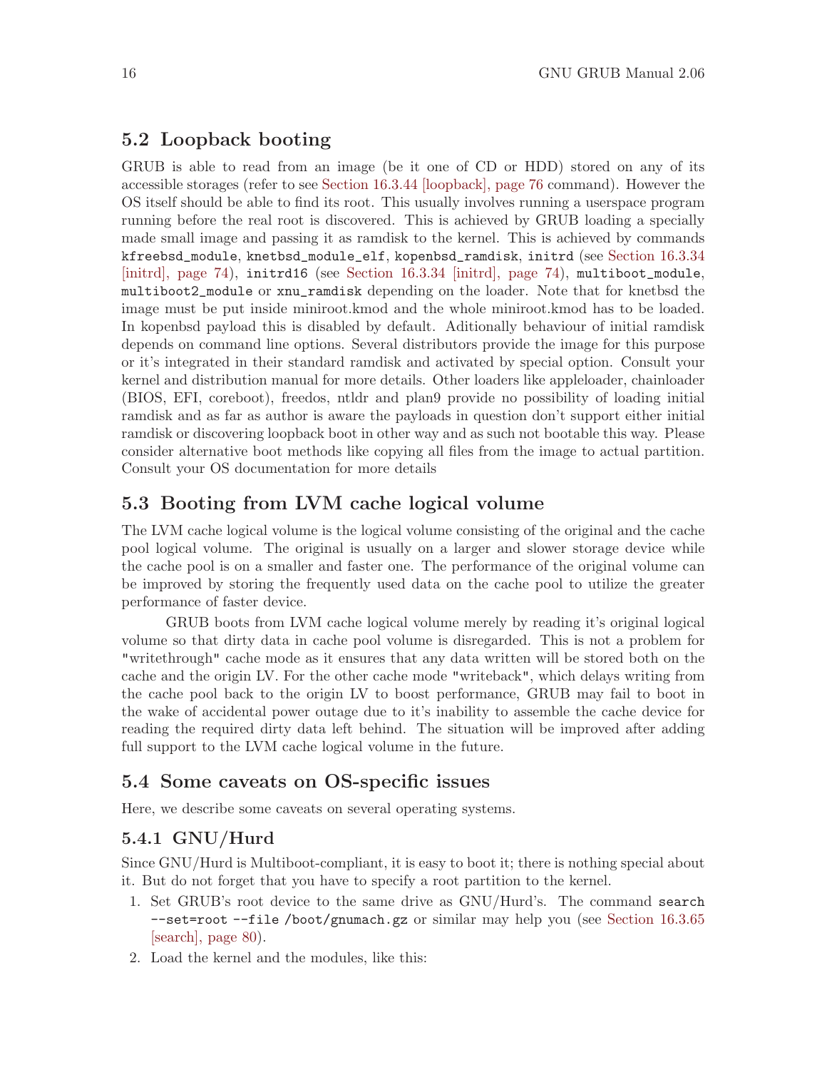## 5.2 Loopback booting

GRUB is able to read from an image (be it one of CD or HDD) stored on any of its accessible storages (refer to see Section 16.3.44 [loopback], page 76 command). However the OS itself should be able to find its root. This usually involves running a userspace program running before the real root is discovered. This is achieved by GRUB loading a specially made small image and passing it as ramdisk to the kernel. This is achieved by commands `kfreebsd_module`, `knetbsd_module_elf`, `kopenbsd_ramdisk`, `initrd` (see Section 16.3.34 [initrd], page 74), `initrd16` (see Section 16.3.34 [initrd], page 74), `multiboot_module`, `multiboot2_module` or `xnu_ramdisk` depending on the loader. Note that for knetbsd the image must be put inside miniroot.kmod and the whole miniroot.kmod has to be loaded. In kopenbsd payload this is disabled by default. Aditionally behaviour of initial ramdisk depends on command line options. Several distributors provide the image for this purpose or it's integrated in their standard ramdisk and activated by special option. Consult your kernel and distribution manual for more details. Other loaders like appleloader, chainloader (BIOS, EFI, coreboot), freedos, ntldr and plan9 provide no possibility of loading initial ramdisk and as far as author is aware the payloads in question don't support either initial ramdisk or discovering loopback boot in other way and as such not bootable this way. Please consider alternative boot methods like copying all files from the image to actual partition. Consult your OS documentation for more details

## 5.3 Booting from LVM cache logical volume

The LVM cache logical volume is the logical volume consisting of the original and the cache pool logical volume. The original is usually on a larger and slower storage device while the cache pool is on a smaller and faster one. The performance of the original volume can be improved by storing the frequently used data on the cache pool to utilize the greater performance of faster device.

GRUB boots from LVM cache logical volume merely by reading it's original logical volume so that dirty data in cache pool volume is disregarded. This is not a problem for "writethrough" cache mode as it ensures that any data written will be stored both on the cache and the origin LV. For the other cache mode "writeback", which delays writing from the cache pool back to the origin LV to boost performance, GRUB may fail to boot in the wake of accidental power outage due to it's inability to assemble the cache device for reading the required dirty data left behind. The situation will be improved after adding full support to the LVM cache logical volume in the future.

## 5.4 Some caveats on OS-specific issues

Here, we describe some caveats on several operating systems.

### 5.4.1 GNU/Hurd

Since GNU/Hurd is Multiboot-compliant, it is easy to boot it; there is nothing special about it. But do not forget that you have to specify a root partition to the kernel.

1. Set GRUB's root device to the same drive as GNU/Hurd's. The command `search --set=root --file /boot/gnumach.gz` or similar may help you (see Section 16.3.65 [search], page 80).
2. Load the kernel and the modules, like this: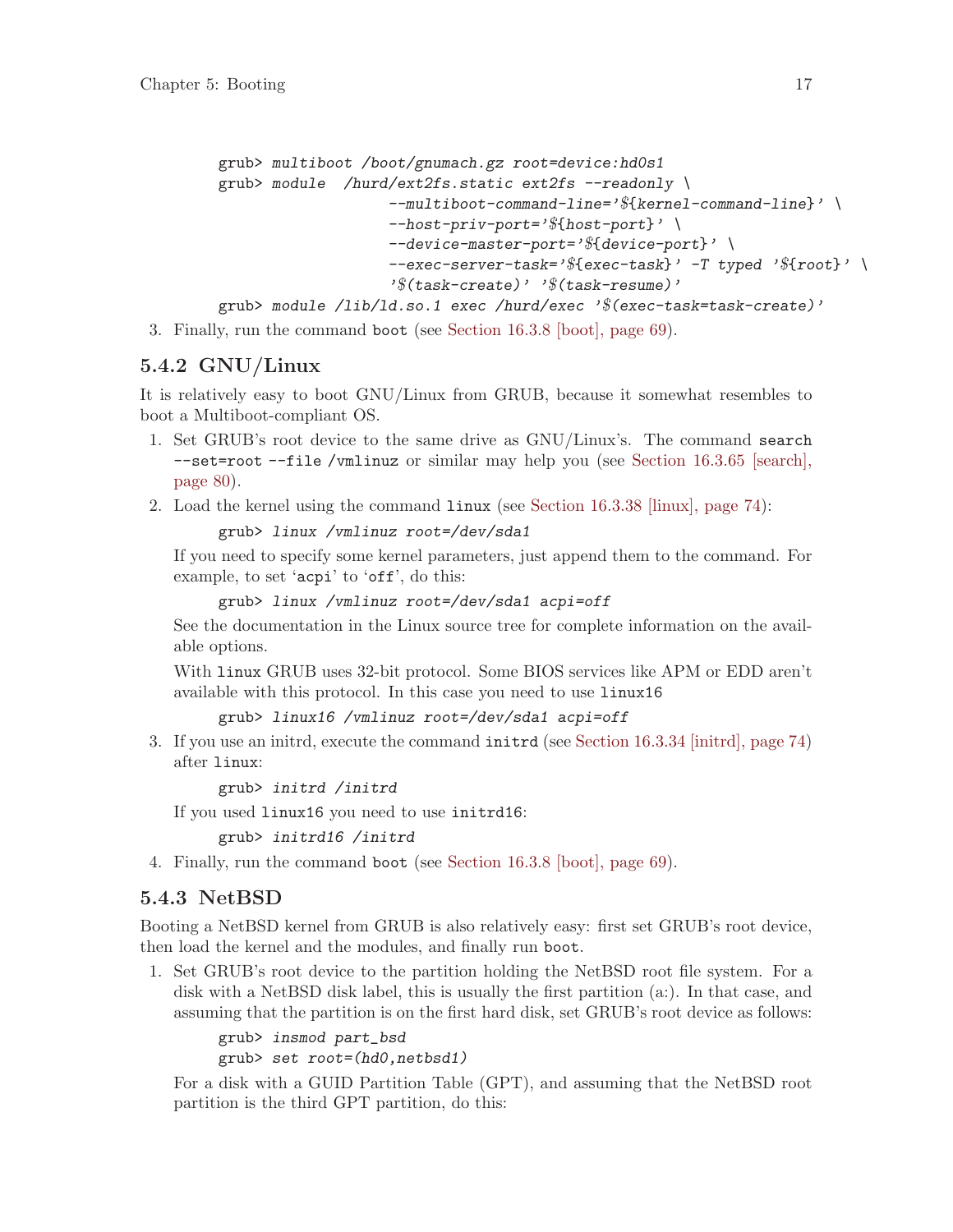```
grub> multiboot /boot/gnumach.gz root=device:hd0s1
grub> module  /hurd/ext2fs.static ext2fs --readonly \
                   --multiboot-command-line='${kernel-command-line}' \
                   --host-priv-port='${host-port}' \
                   --device-master-port='${device-port}' \
                   --exec-server-task='${exec-task}' -T typed '${root}' \
                   '$(task-create)' '$(task-resume)'
grub> module /lib/ld.so.1 exec /hurd/exec '$(exec-task=task-create)'
```

3. Finally, run the command `boot` (see Section 16.3.8 [boot], page 69).

### 5.4.2 GNU/Linux

It is relatively easy to boot GNU/Linux from GRUB, because it somewhat resembles to boot a Multiboot-compliant OS.

1. Set GRUB's root device to the same drive as GNU/Linux's. The command `search --set=root --file /vmlinuz` or similar may help you (see Section 16.3.65 [search], page 80).
2. Load the kernel using the command `linux` (see Section 16.3.38 [linux], page 74):

   ```
   grub> linux /vmlinuz root=/dev/sda1
   ```

   If you need to specify some kernel parameters, just append them to the command. For example, to set '`acpi`' to '`off`', do this:

   ```
   grub> linux /vmlinuz root=/dev/sda1 acpi=off
   ```

   See the documentation in the Linux source tree for complete information on the available options.

   With `linux` GRUB uses 32-bit protocol. Some BIOS services like APM or EDD aren't available with this protocol. In this case you need to use `linux16`

   ```
   grub> linux16 /vmlinuz root=/dev/sda1 acpi=off
   ```

3. If you use an initrd, execute the command `initrd` (see Section 16.3.34 [initrd], page 74) after `linux`:

   ```
   grub> initrd /initrd
   ```

   If you used `linux16` you need to use `initrd16`:

   ```
   grub> initrd16 /initrd
   ```

4. Finally, run the command `boot` (see Section 16.3.8 [boot], page 69).

### 5.4.3 NetBSD

Booting a NetBSD kernel from GRUB is also relatively easy: first set GRUB's root device, then load the kernel and the modules, and finally run `boot`.

1. Set GRUB's root device to the partition holding the NetBSD root file system. For a disk with a NetBSD disk label, this is usually the first partition (a:). In that case, and assuming that the partition is on the first hard disk, set GRUB's root device as follows:

   ```
   grub> insmod part_bsd
   grub> set root=(hd0,netbsd1)
   ```

   For a disk with a GUID Partition Table (GPT), and assuming that the NetBSD root partition is the third GPT partition, do this: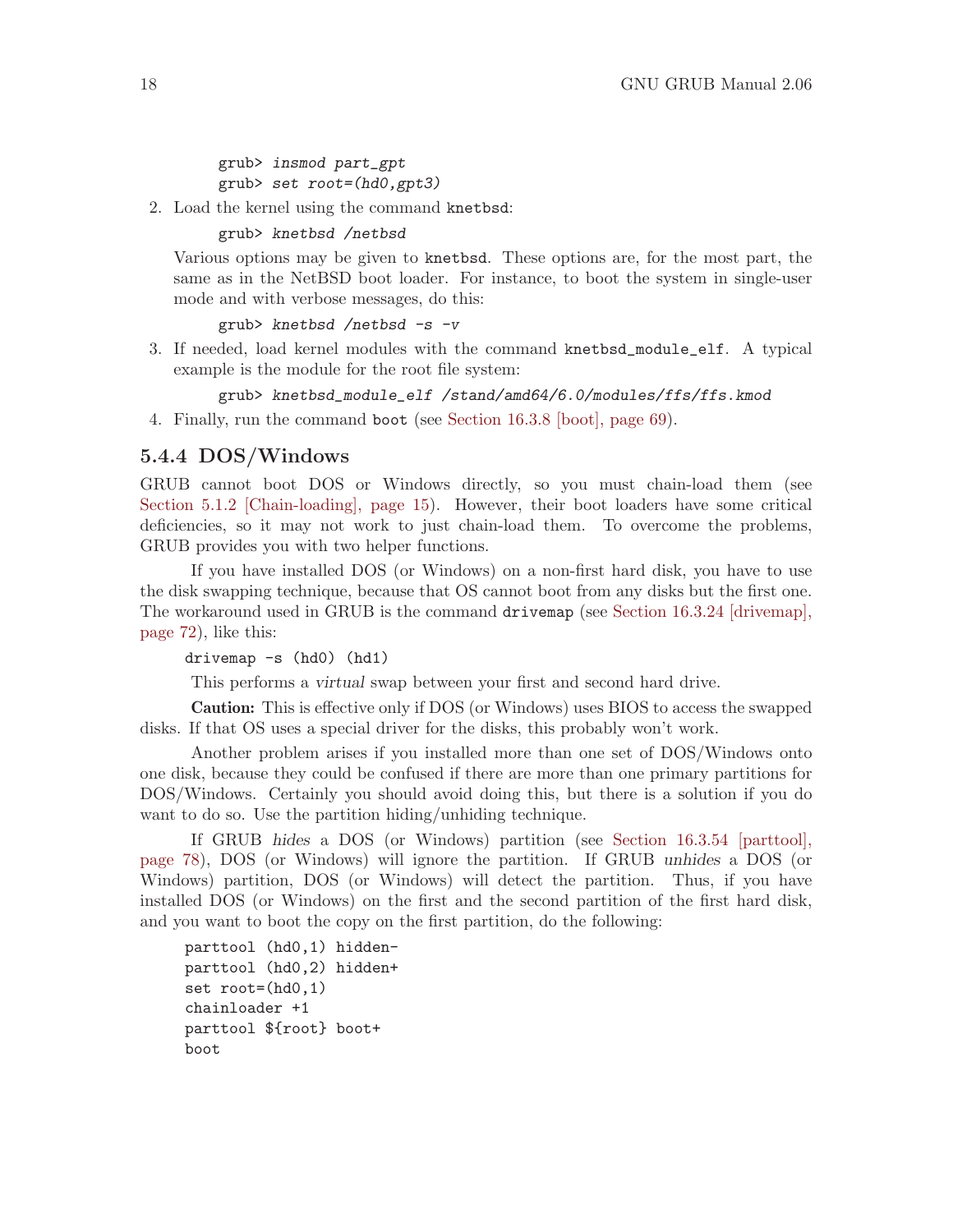```
grub> insmod part_gpt
grub> set root=(hd0,gpt3)
```

2. Load the kernel using the command `knetbsd`:

   ```
   grub> knetbsd /netbsd
   ```

   Various options may be given to `knetbsd`. These options are, for the most part, the same as in the NetBSD boot loader. For instance, to boot the system in single-user mode and with verbose messages, do this:

   ```
   grub> knetbsd /netbsd -s -v
   ```

3. If needed, load kernel modules with the command `knetbsd_module_elf`. A typical example is the module for the root file system:

   ```
   grub> knetbsd_module_elf /stand/amd64/6.0/modules/ffs/ffs.kmod
   ```

4. Finally, run the command `boot` (see Section 16.3.8 [boot], page 69).

### 5.4.4 DOS/Windows

GRUB cannot boot DOS or Windows directly, so you must chain-load them (see Section 5.1.2 [Chain-loading], page 15). However, their boot loaders have some critical deficiencies, so it may not work to just chain-load them. To overcome the problems, GRUB provides you with two helper functions.

If you have installed DOS (or Windows) on a non-first hard disk, you have to use the disk swapping technique, because that OS cannot boot from any disks but the first one. The workaround used in GRUB is the command `drivemap` (see Section 16.3.24 [drivemap], page 72), like this:

```
drivemap -s (hd0) (hd1)
```

This performs a *virtual* swap between your first and second hard drive.

**Caution:** This is effective only if DOS (or Windows) uses BIOS to access the swapped disks. If that OS uses a special driver for the disks, this probably won't work.

Another problem arises if you installed more than one set of DOS/Windows onto one disk, because they could be confused if there are more than one primary partitions for DOS/Windows. Certainly you should avoid doing this, but there is a solution if you do want to do so. Use the partition hiding/unhiding technique.

If GRUB *hides* a DOS (or Windows) partition (see Section 16.3.54 [parttool], page 78), DOS (or Windows) will ignore the partition. If GRUB *unhides* a DOS (or Windows) partition, DOS (or Windows) will detect the partition. Thus, if you have installed DOS (or Windows) on the first and the second partition of the first hard disk, and you want to boot the copy on the first partition, do the following:

```
parttool (hd0,1) hidden-
parttool (hd0,2) hidden+
set root=(hd0,1)
chainloader +1
parttool ${root} boot+
boot
```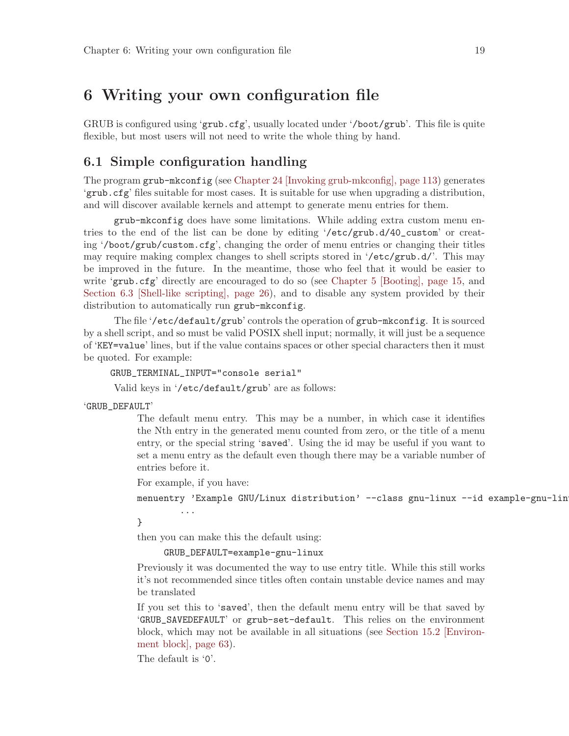# 6 Writing your own configuration file

GRUB is configured using 'grub.cfg', usually located under '/boot/grub'. This file is quite flexible, but most users will not need to write the whole thing by hand.

## 6.1 Simple configuration handling

The program grub-mkconfig (see Chapter 24 [Invoking grub-mkconfig], page 113) generates 'grub.cfg' files suitable for most cases. It is suitable for use when upgrading a distribution, and will discover available kernels and attempt to generate menu entries for them.

grub-mkconfig does have some limitations. While adding extra custom menu entries to the end of the list can be done by editing '/etc/grub.d/40_custom' or creating '/boot/grub/custom.cfg', changing the order of menu entries or changing their titles may require making complex changes to shell scripts stored in '/etc/grub.d/'. This may be improved in the future. In the meantime, those who feel that it would be easier to write 'grub.cfg' directly are encouraged to do so (see Chapter 5 [Booting], page 15, and Section 6.3 [Shell-like scripting], page 26), and to disable any system provided by their distribution to automatically run grub-mkconfig.

The file '/etc/default/grub' controls the operation of grub-mkconfig. It is sourced by a shell script, and so must be valid POSIX shell input; normally, it will just be a sequence of 'KEY=value' lines, but if the value contains spaces or other special characters then it must be quoted. For example:

```
GRUB_TERMINAL_INPUT="console serial"
```

Valid keys in '/etc/default/grub' are as follows:

'GRUB_DEFAULT'

The default menu entry. This may be a number, in which case it identifies the Nth entry in the generated menu counted from zero, or the title of a menu entry, or the special string 'saved'. Using the id may be useful if you want to set a menu entry as the default even though there may be a variable number of entries before it.

For example, if you have:

```
menuentry 'Example GNU/Linux distribution' --class gnu-linux --id example-gnu-lin
        ...
}
```

then you can make this the default using:

```
GRUB_DEFAULT=example-gnu-linux
```

Previously it was documented the way to use entry title. While this still works it's not recommended since titles often contain unstable device names and may be translated

If you set this to 'saved', then the default menu entry will be that saved by 'GRUB_SAVEDEFAULT' or grub-set-default. This relies on the environment block, which may not be available in all situations (see Section 15.2 [Environment block], page 63).

The default is '0'.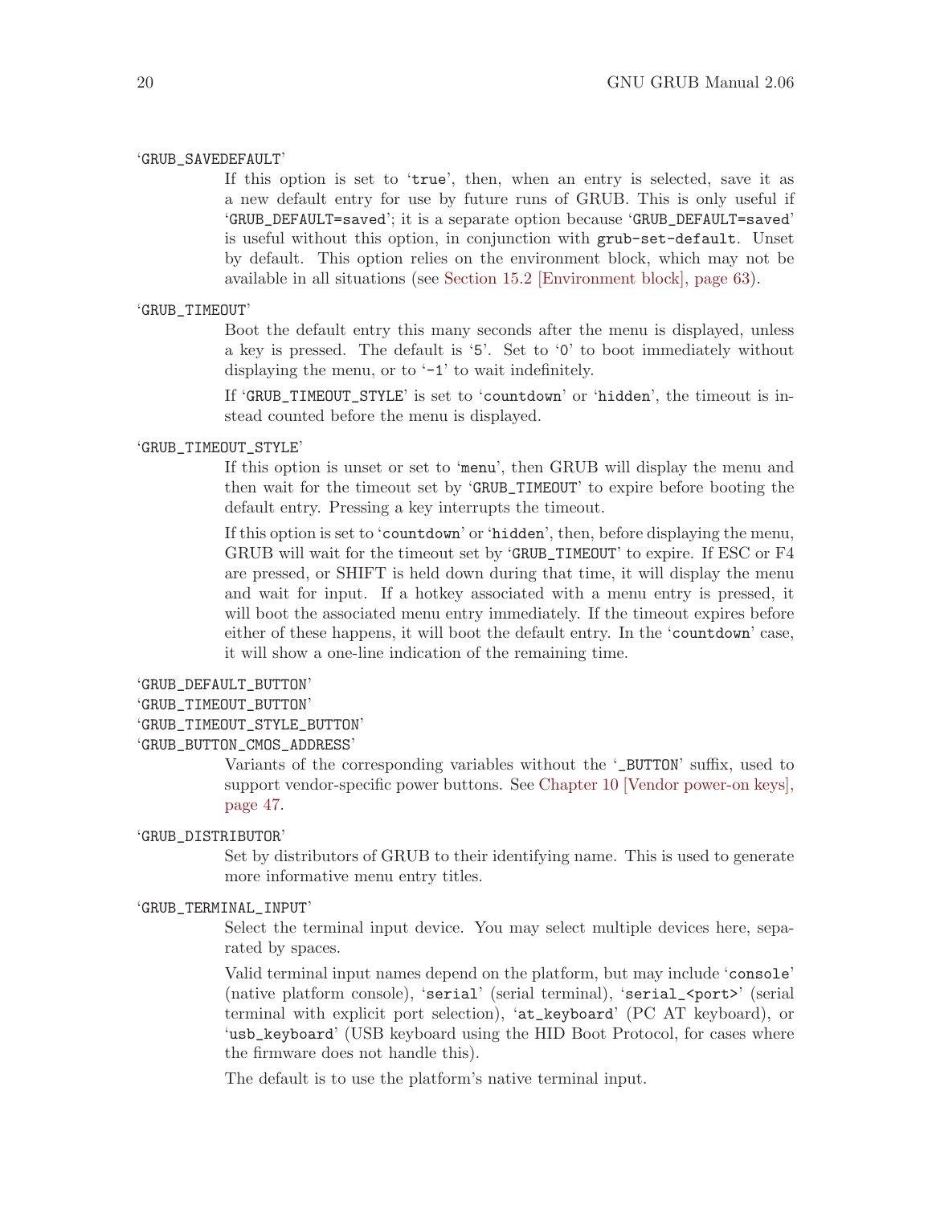'GRUB_SAVEDEFAULT'

If this option is set to 'true', then, when an entry is selected, save it as a new default entry for use by future runs of GRUB. This is only useful if 'GRUB_DEFAULT=saved'; it is a separate option because 'GRUB_DEFAULT=saved' is useful without this option, in conjunction with `grub-set-default`. Unset by default. This option relies on the environment block, which may not be available in all situations (see Section 15.2 [Environment block], page 63).

'GRUB_TIMEOUT'

Boot the default entry this many seconds after the menu is displayed, unless a key is pressed. The default is '5'. Set to '0' to boot immediately without displaying the menu, or to '-1' to wait indefinitely.

If 'GRUB_TIMEOUT_STYLE' is set to 'countdown' or 'hidden', the timeout is instead counted before the menu is displayed.

'GRUB_TIMEOUT_STYLE'

If this option is unset or set to 'menu', then GRUB will display the menu and then wait for the timeout set by 'GRUB_TIMEOUT' to expire before booting the default entry. Pressing a key interrupts the timeout.

If this option is set to 'countdown' or 'hidden', then, before displaying the menu, GRUB will wait for the timeout set by 'GRUB_TIMEOUT' to expire. If ESC or F4 are pressed, or SHIFT is held down during that time, it will display the menu and wait for input. If a hotkey associated with a menu entry is pressed, it will boot the associated menu entry immediately. If the timeout expires before either of these happens, it will boot the default entry. In the 'countdown' case, it will show a one-line indication of the remaining time.

'GRUB_DEFAULT_BUTTON'
'GRUB_TIMEOUT_BUTTON'
'GRUB_TIMEOUT_STYLE_BUTTON'
'GRUB_BUTTON_CMOS_ADDRESS'

Variants of the corresponding variables without the '_BUTTON' suffix, used to support vendor-specific power buttons. See Chapter 10 [Vendor power-on keys], page 47.

'GRUB_DISTRIBUTOR'

Set by distributors of GRUB to their identifying name. This is used to generate more informative menu entry titles.

'GRUB_TERMINAL_INPUT'

Select the terminal input device. You may select multiple devices here, separated by spaces.

Valid terminal input names depend on the platform, but may include 'console' (native platform console), 'serial' (serial terminal), 'serial_<port>' (serial terminal with explicit port selection), 'at_keyboard' (PC AT keyboard), or 'usb_keyboard' (USB keyboard using the HID Boot Protocol, for cases where the firmware does not handle this).

The default is to use the platform's native terminal input.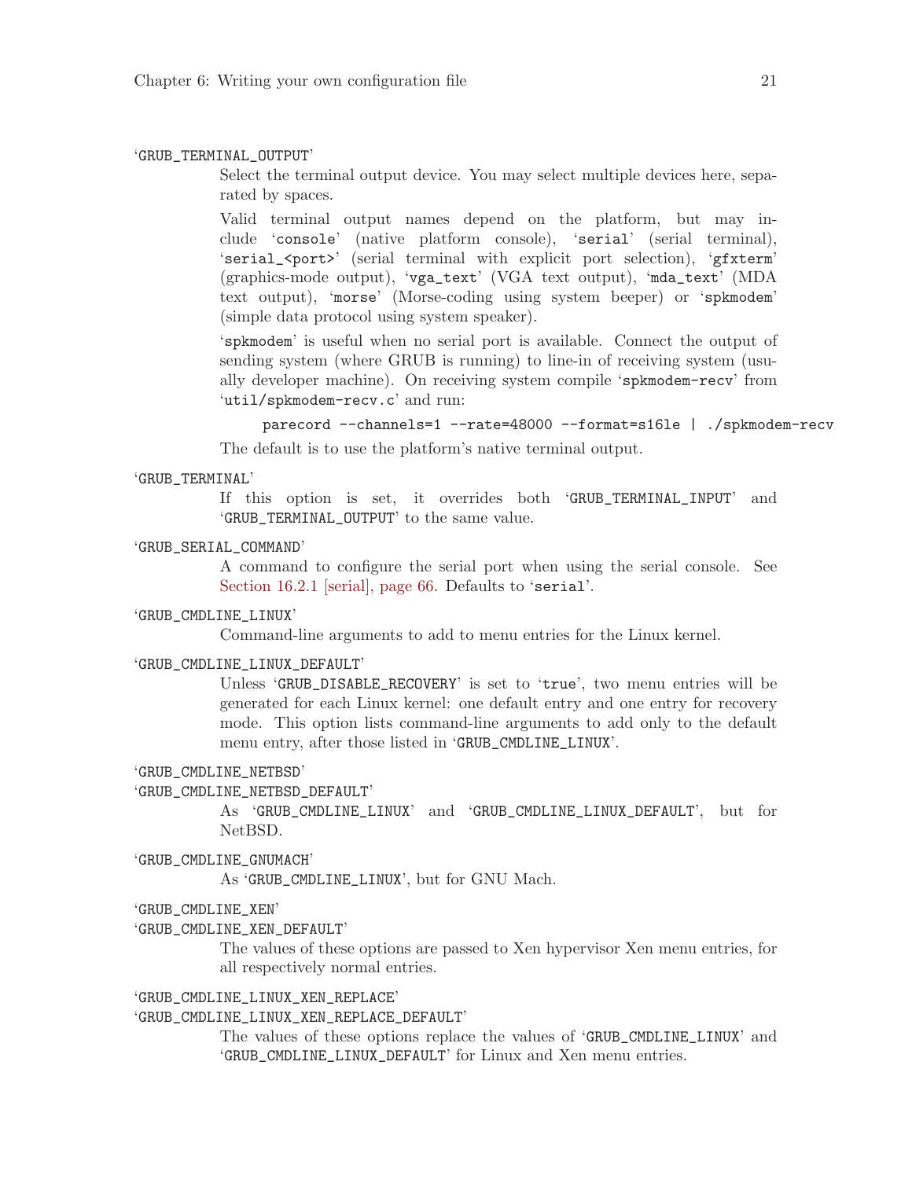'GRUB_TERMINAL_OUTPUT'

Select the terminal output device. You may select multiple devices here, separated by spaces.

Valid terminal output names depend on the platform, but may include 'console' (native platform console), 'serial' (serial terminal), 'serial_<port>' (serial terminal with explicit port selection), 'gfxterm' (graphics-mode output), 'vga_text' (VGA text output), 'mda_text' (MDA text output), 'morse' (Morse-coding using system beeper) or 'spkmodem' (simple data protocol using system speaker).

'spkmodem' is useful when no serial port is available. Connect the output of sending system (where GRUB is running) to line-in of receiving system (usually developer machine). On receiving system compile 'spkmodem-recv' from 'util/spkmodem-recv.c' and run:

```
parecord --channels=1 --rate=48000 --format=s16le | ./spkmodem-recv
```

The default is to use the platform's native terminal output.

'GRUB_TERMINAL'

If this option is set, it overrides both 'GRUB_TERMINAL_INPUT' and 'GRUB_TERMINAL_OUTPUT' to the same value.

'GRUB_SERIAL_COMMAND'

A command to configure the serial port when using the serial console. See Section 16.2.1 [serial], page 66. Defaults to 'serial'.

'GRUB_CMDLINE_LINUX'

Command-line arguments to add to menu entries for the Linux kernel.

'GRUB_CMDLINE_LINUX_DEFAULT'

Unless 'GRUB_DISABLE_RECOVERY' is set to 'true', two menu entries will be generated for each Linux kernel: one default entry and one entry for recovery mode. This option lists command-line arguments to add only to the default menu entry, after those listed in 'GRUB_CMDLINE_LINUX'.

'GRUB_CMDLINE_NETBSD'
'GRUB_CMDLINE_NETBSD_DEFAULT'

As 'GRUB_CMDLINE_LINUX' and 'GRUB_CMDLINE_LINUX_DEFAULT', but for NetBSD.

'GRUB_CMDLINE_GNUMACH'

As 'GRUB_CMDLINE_LINUX', but for GNU Mach.

'GRUB_CMDLINE_XEN'
'GRUB_CMDLINE_XEN_DEFAULT'

The values of these options are passed to Xen hypervisor Xen menu entries, for all respectively normal entries.

'GRUB_CMDLINE_LINUX_XEN_REPLACE'
'GRUB_CMDLINE_LINUX_XEN_REPLACE_DEFAULT'

The values of these options replace the values of 'GRUB_CMDLINE_LINUX' and 'GRUB_CMDLINE_LINUX_DEFAULT' for Linux and Xen menu entries.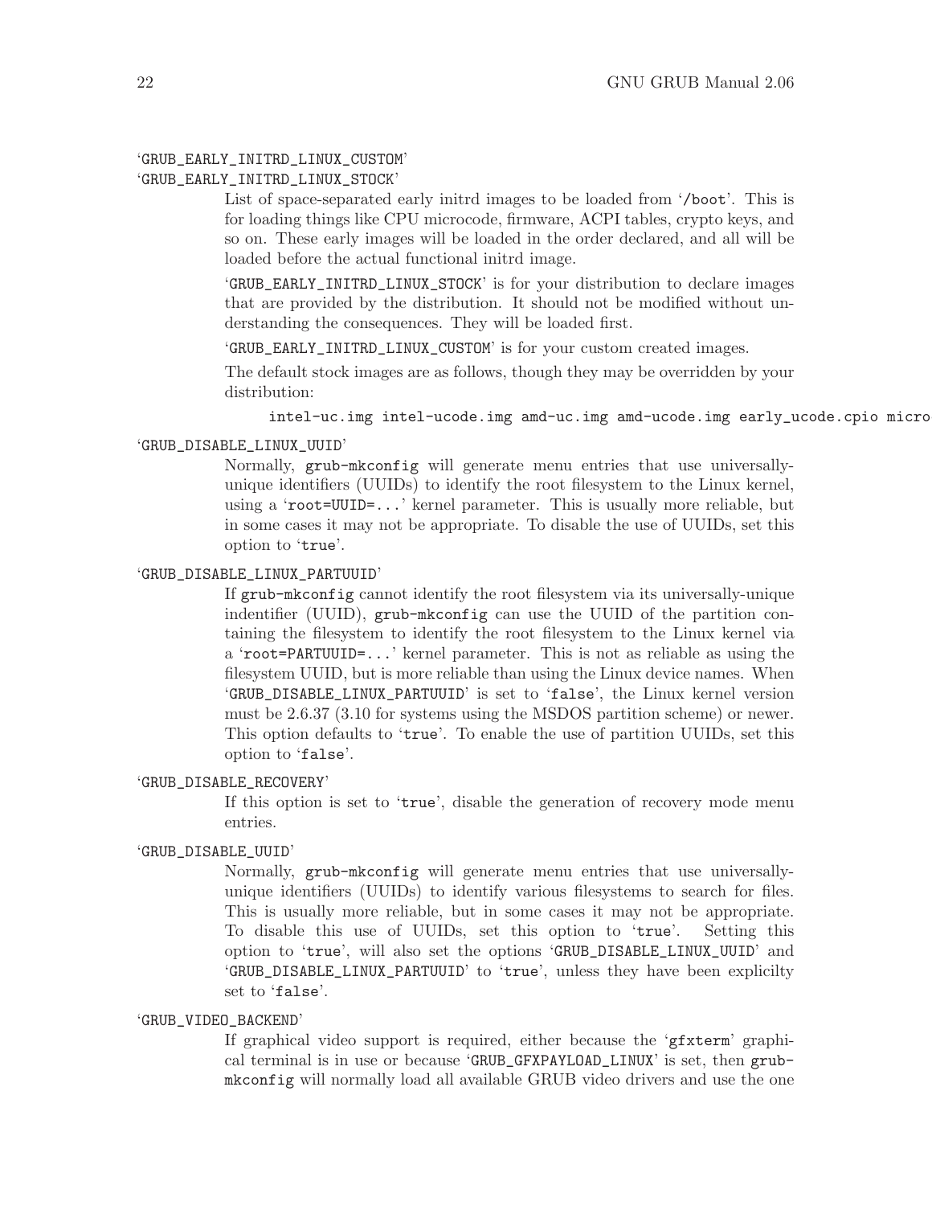'GRUB_EARLY_INITRD_LINUX_CUSTOM'
'GRUB_EARLY_INITRD_LINUX_STOCK'

List of space-separated early initrd images to be loaded from '/boot'. This is for loading things like CPU microcode, firmware, ACPI tables, crypto keys, and so on. These early images will be loaded in the order declared, and all will be loaded before the actual functional initrd image.

'GRUB_EARLY_INITRD_LINUX_STOCK' is for your distribution to declare images that are provided by the distribution. It should not be modified without understanding the consequences. They will be loaded first.

'GRUB_EARLY_INITRD_LINUX_CUSTOM' is for your custom created images.

The default stock images are as follows, though they may be overridden by your distribution:

```
intel-uc.img intel-ucode.img amd-uc.img amd-ucode.img early_ucode.cpio micro
```

'GRUB_DISABLE_LINUX_UUID'

Normally, `grub-mkconfig` will generate menu entries that use universally-unique identifiers (UUIDs) to identify the root filesystem to the Linux kernel, using a 'root=UUID=...' kernel parameter. This is usually more reliable, but in some cases it may not be appropriate. To disable the use of UUIDs, set this option to 'true'.

'GRUB_DISABLE_LINUX_PARTUUID'

If `grub-mkconfig` cannot identify the root filesystem via its universally-unique indentifier (UUID), `grub-mkconfig` can use the UUID of the partition containing the filesystem to identify the root filesystem to the Linux kernel via a 'root=PARTUUID=...' kernel parameter. This is not as reliable as using the filesystem UUID, but is more reliable than using the Linux device names. When 'GRUB_DISABLE_LINUX_PARTUUID' is set to 'false', the Linux kernel version must be 2.6.37 (3.10 for systems using the MSDOS partition scheme) or newer. This option defaults to 'true'. To enable the use of partition UUIDs, set this option to 'false'.

'GRUB_DISABLE_RECOVERY'

If this option is set to 'true', disable the generation of recovery mode menu entries.

'GRUB_DISABLE_UUID'

Normally, `grub-mkconfig` will generate menu entries that use universally-unique identifiers (UUIDs) to identify various filesystems to search for files. This is usually more reliable, but in some cases it may not be appropriate. To disable this use of UUIDs, set this option to 'true'. Setting this option to 'true', will also set the options 'GRUB_DISABLE_LINUX_UUID' and 'GRUB_DISABLE_LINUX_PARTUUID' to 'true', unless they have been explicilty set to 'false'.

'GRUB_VIDEO_BACKEND'

If graphical video support is required, either because the 'gfxterm' graphical terminal is in use or because 'GRUB_GFXPAYLOAD_LINUX' is set, then `grub-mkconfig` will normally load all available GRUB video drivers and use the one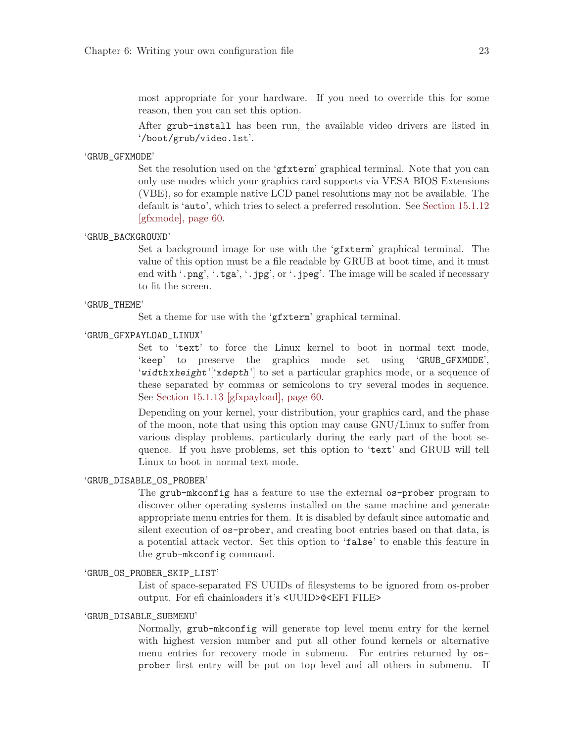most appropriate for your hardware. If you need to override this for some reason, then you can set this option.

After `grub-install` has been run, the available video drivers are listed in '`/boot/grub/video.lst`'.

'`GRUB_GFXMODE`'

Set the resolution used on the '`gfxterm`' graphical terminal. Note that you can only use modes which your graphics card supports via VESA BIOS Extensions (VBE), so for example native LCD panel resolutions may not be available. The default is '`auto`', which tries to select a preferred resolution. See Section 15.1.12 [gfxmode], page 60.

'`GRUB_BACKGROUND`'

Set a background image for use with the '`gfxterm`' graphical terminal. The value of this option must be a file readable by GRUB at boot time, and it must end with '`.png`', '`.tga`', '`.jpg`', or '`.jpeg`'. The image will be scaled if necessary to fit the screen.

'`GRUB_THEME`'

Set a theme for use with the '`gfxterm`' graphical terminal.

'`GRUB_GFXPAYLOAD_LINUX`'

Set to '`text`' to force the Linux kernel to boot in normal text mode, '`keep`' to preserve the graphics mode set using '`GRUB_GFXMODE`', '*`width`*`x`*`height`*'['`x`*`depth`*'] to set a particular graphics mode, or a sequence of these separated by commas or semicolons to try several modes in sequence. See Section 15.1.13 [gfxpayload], page 60.

Depending on your kernel, your distribution, your graphics card, and the phase of the moon, note that using this option may cause GNU/Linux to suffer from various display problems, particularly during the early part of the boot sequence. If you have problems, set this option to '`text`' and GRUB will tell Linux to boot in normal text mode.

'`GRUB_DISABLE_OS_PROBER`'

The `grub-mkconfig` has a feature to use the external `os-prober` program to discover other operating systems installed on the same machine and generate appropriate menu entries for them. It is disabled by default since automatic and silent execution of `os-prober`, and creating boot entries based on that data, is a potential attack vector. Set this option to '`false`' to enable this feature in the `grub-mkconfig` command.

'`GRUB_OS_PROBER_SKIP_LIST`'

List of space-separated FS UUIDs of filesystems to be ignored from os-prober output. For efi chainloaders it's `<UUID>@<EFI FILE>`

'`GRUB_DISABLE_SUBMENU`'

Normally, `grub-mkconfig` will generate top level menu entry for the kernel with highest version number and put all other found kernels or alternative menu entries for recovery mode in submenu. For entries returned by `os-prober` first entry will be put on top level and all others in submenu. If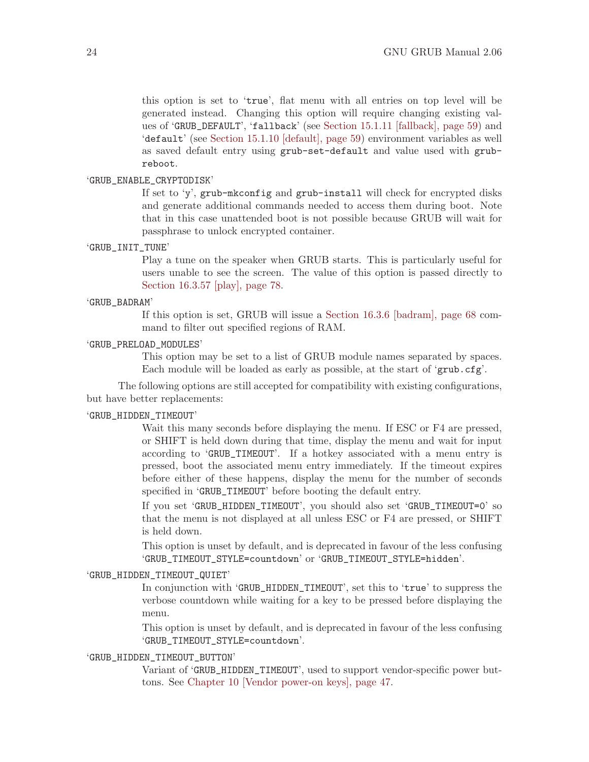this option is set to '`true`', flat menu with all entries on top level will be generated instead. Changing this option will require changing existing values of '`GRUB_DEFAULT`', '`fallback`' (see Section 15.1.11 [fallback], page 59) and '`default`' (see Section 15.1.10 [default], page 59) environment variables as well as saved default entry using `grub-set-default` and value used with `grub-reboot`.

'`GRUB_ENABLE_CRYPTODISK`'

If set to '`y`', `grub-mkconfig` and `grub-install` will check for encrypted disks and generate additional commands needed to access them during boot. Note that in this case unattended boot is not possible because GRUB will wait for passphrase to unlock encrypted container.

'`GRUB_INIT_TUNE`'

Play a tune on the speaker when GRUB starts. This is particularly useful for users unable to see the screen. The value of this option is passed directly to Section 16.3.57 [play], page 78.

'`GRUB_BADRAM`'

If this option is set, GRUB will issue a Section 16.3.6 [badram], page 68 command to filter out specified regions of RAM.

'`GRUB_PRELOAD_MODULES`'

This option may be set to a list of GRUB module names separated by spaces. Each module will be loaded as early as possible, at the start of '`grub.cfg`'.

The following options are still accepted for compatibility with existing configurations, but have better replacements:

'`GRUB_HIDDEN_TIMEOUT`'

Wait this many seconds before displaying the menu. If ESC or F4 are pressed, or SHIFT is held down during that time, display the menu and wait for input according to '`GRUB_TIMEOUT`'. If a hotkey associated with a menu entry is pressed, boot the associated menu entry immediately. If the timeout expires before either of these happens, display the menu for the number of seconds specified in '`GRUB_TIMEOUT`' before booting the default entry.

If you set '`GRUB_HIDDEN_TIMEOUT`', you should also set '`GRUB_TIMEOUT=0`' so that the menu is not displayed at all unless ESC or F4 are pressed, or SHIFT is held down.

This option is unset by default, and is deprecated in favour of the less confusing '`GRUB_TIMEOUT_STYLE=countdown`' or '`GRUB_TIMEOUT_STYLE=hidden`'.

'`GRUB_HIDDEN_TIMEOUT_QUIET`'

In conjunction with '`GRUB_HIDDEN_TIMEOUT`', set this to '`true`' to suppress the verbose countdown while waiting for a key to be pressed before displaying the menu.

This option is unset by default, and is deprecated in favour of the less confusing '`GRUB_TIMEOUT_STYLE=countdown`'.

'`GRUB_HIDDEN_TIMEOUT_BUTTON`'

Variant of '`GRUB_HIDDEN_TIMEOUT`', used to support vendor-specific power buttons. See Chapter 10 [Vendor power-on keys], page 47.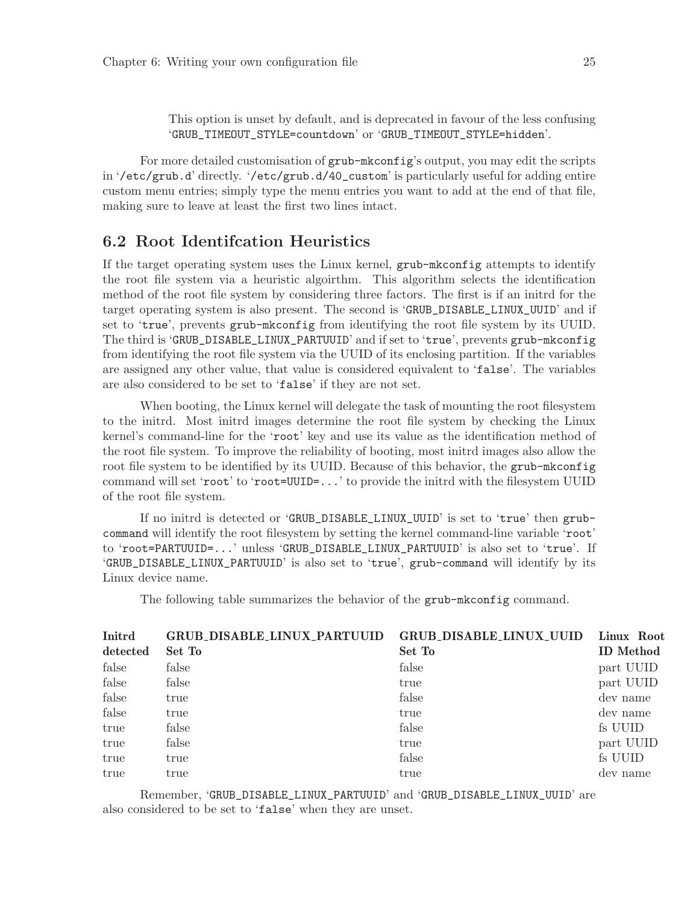This option is unset by default, and is deprecated in favour of the less confusing 'GRUB_TIMEOUT_STYLE=countdown' or 'GRUB_TIMEOUT_STYLE=hidden'.

For more detailed customisation of grub-mkconfig's output, you may edit the scripts in '/etc/grub.d' directly. '/etc/grub.d/40_custom' is particularly useful for adding entire custom menu entries; simply type the menu entries you want to add at the end of that file, making sure to leave at least the first two lines intact.

## 6.2 Root Identifcation Heuristics

If the target operating system uses the Linux kernel, grub-mkconfig attempts to identify the root file system via a heuristic algoirthm. This algorithm selects the identification method of the root file system by considering three factors. The first is if an initrd for the target operating system is also present. The second is 'GRUB_DISABLE_LINUX_UUID' and if set to 'true', prevents grub-mkconfig from identifying the root file system by its UUID. The third is 'GRUB_DISABLE_LINUX_PARTUUID' and if set to 'true', prevents grub-mkconfig from identifying the root file system via the UUID of its enclosing partition. If the variables are assigned any other value, that value is considered equivalent to 'false'. The variables are also considered to be set to 'false' if they are not set.

When booting, the Linux kernel will delegate the task of mounting the root filesystem to the initrd. Most initrd images determine the root file system by checking the Linux kernel's command-line for the 'root' key and use its value as the identification method of the root file system. To improve the reliability of booting, most initrd images also allow the root file system to be identified by its UUID. Because of this behavior, the grub-mkconfig command will set 'root' to 'root=UUID=...' to provide the initrd with the filesystem UUID of the root file system.

If no initrd is detected or 'GRUB_DISABLE_LINUX_UUID' is set to 'true' then grub-command will identify the root filesystem by setting the kernel command-line variable 'root' to 'root=PARTUUID=...' unless 'GRUB_DISABLE_LINUX_PARTUUID' is also set to 'true'. If 'GRUB_DISABLE_LINUX_PARTUUID' is also set to 'true', grub-command will identify by its Linux device name.

The following table summarizes the behavior of the grub-mkconfig command.

| Initrd detected | GRUB_DISABLE_LINUX_PARTUUID Set To | GRUB_DISABLE_LINUX_UUID Set To | Linux Root ID Method |
|---|---|---|---|
| false | false | false | part UUID |
| false | false | true | part UUID |
| false | true | false | dev name |
| false | true | true | dev name |
| true | false | false | fs UUID |
| true | false | true | part UUID |
| true | true | false | fs UUID |
| true | true | true | dev name |

Remember, 'GRUB_DISABLE_LINUX_PARTUUID' and 'GRUB_DISABLE_LINUX_UUID' are also considered to be set to 'false' when they are unset.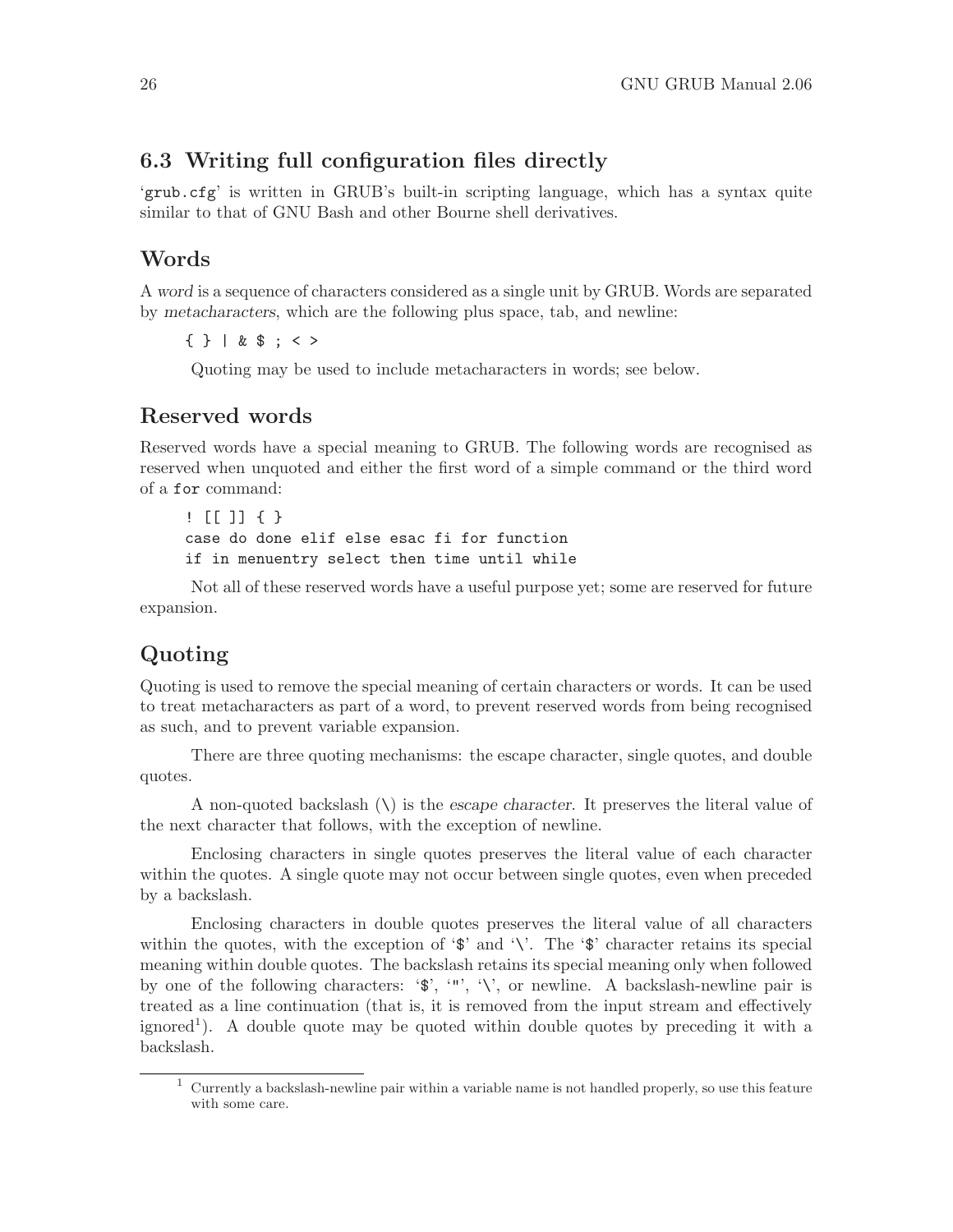## 6.3 Writing full configuration files directly

'`grub.cfg`' is written in GRUB's built-in scripting language, which has a syntax quite similar to that of GNU Bash and other Bourne shell derivatives.

### Words

A *word* is a sequence of characters considered as a single unit by GRUB. Words are separated by *metacharacters*, which are the following plus space, tab, and newline:

```
{ } | & $ ; < >
```

Quoting may be used to include metacharacters in words; see below.

### Reserved words

Reserved words have a special meaning to GRUB. The following words are recognised as reserved when unquoted and either the first word of a simple command or the third word of a `for` command:

```
! [[ ]] { }
case do done elif else esac fi for function
if in menuentry select then time until while
```

Not all of these reserved words have a useful purpose yet; some are reserved for future expansion.

### Quoting

Quoting is used to remove the special meaning of certain characters or words. It can be used to treat metacharacters as part of a word, to prevent reserved words from being recognised as such, and to prevent variable expansion.

There are three quoting mechanisms: the escape character, single quotes, and double quotes.

A non-quoted backslash (\) is the *escape character*. It preserves the literal value of the next character that follows, with the exception of newline.

Enclosing characters in single quotes preserves the literal value of each character within the quotes. A single quote may not occur between single quotes, even when preceded by a backslash.

Enclosing characters in double quotes preserves the literal value of all characters within the quotes, with the exception of '`$`' and '`\`'. The '`$`' character retains its special meaning within double quotes. The backslash retains its special meaning only when followed by one of the following characters: '`$`', '`"`', '`\`', or newline. A backslash-newline pair is treated as a line continuation (that is, it is removed from the input stream and effectively ignored[1]). A double quote may be quoted within double quotes by preceding it with a backslash.

[1] Currently a backslash-newline pair within a variable name is not handled properly, so use this feature with some care.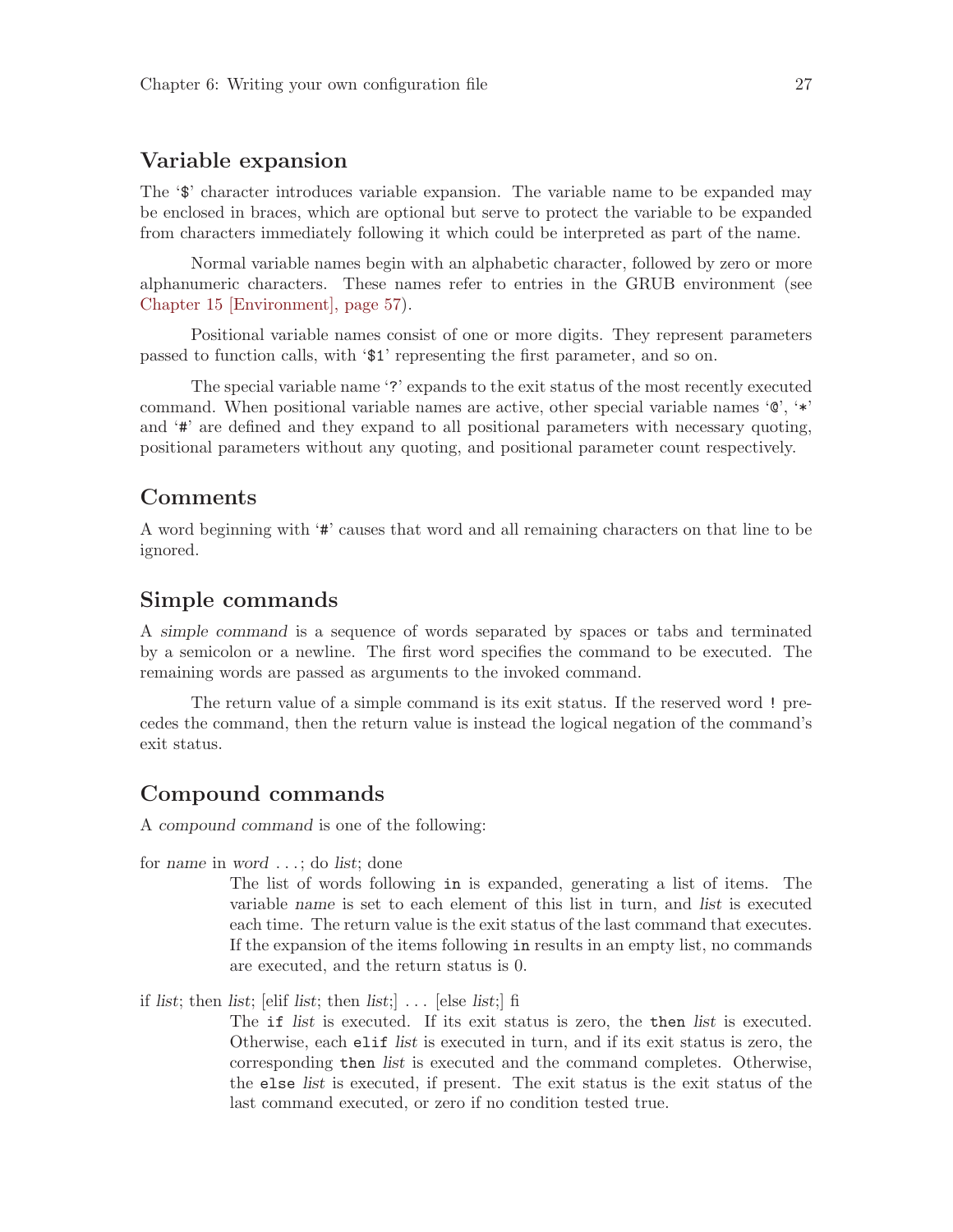### Variable expansion

The '`$`' character introduces variable expansion. The variable name to be expanded may be enclosed in braces, which are optional but serve to protect the variable to be expanded from characters immediately following it which could be interpreted as part of the name.

Normal variable names begin with an alphabetic character, followed by zero or more alphanumeric characters. These names refer to entries in the GRUB environment (see Chapter 15 [Environment], page 57).

Positional variable names consist of one or more digits. They represent parameters passed to function calls, with '`$1`' representing the first parameter, and so on.

The special variable name '`?`' expands to the exit status of the most recently executed command. When positional variable names are active, other special variable names '`@`', '`*`' and '`#`' are defined and they expand to all positional parameters with necessary quoting, positional parameters without any quoting, and positional parameter count respectively.

### Comments

A word beginning with '`#`' causes that word and all remaining characters on that line to be ignored.

### Simple commands

A *simple command* is a sequence of words separated by spaces or tabs and terminated by a semicolon or a newline. The first word specifies the command to be executed. The remaining words are passed as arguments to the invoked command.

The return value of a simple command is its exit status. If the reserved word `!` precedes the command, then the return value is instead the logical negation of the command's exit status.

### Compound commands

A *compound command* is one of the following:

for *name* in *word* ...; do *list*; done

> The list of words following `in` is expanded, generating a list of items. The variable *name* is set to each element of this list in turn, and *list* is executed each time. The return value is the exit status of the last command that executes. If the expansion of the items following `in` results in an empty list, no commands are executed, and the return status is 0.

if *list*; then *list*; [elif *list*; then *list*;] ... [else *list*;] fi

> The `if` *list* is executed. If its exit status is zero, the `then` *list* is executed. Otherwise, each `elif` *list* is executed in turn, and if its exit status is zero, the corresponding `then` *list* is executed and the command completes. Otherwise, the `else` *list* is executed, if present. The exit status is the exit status of the last command executed, or zero if no condition tested true.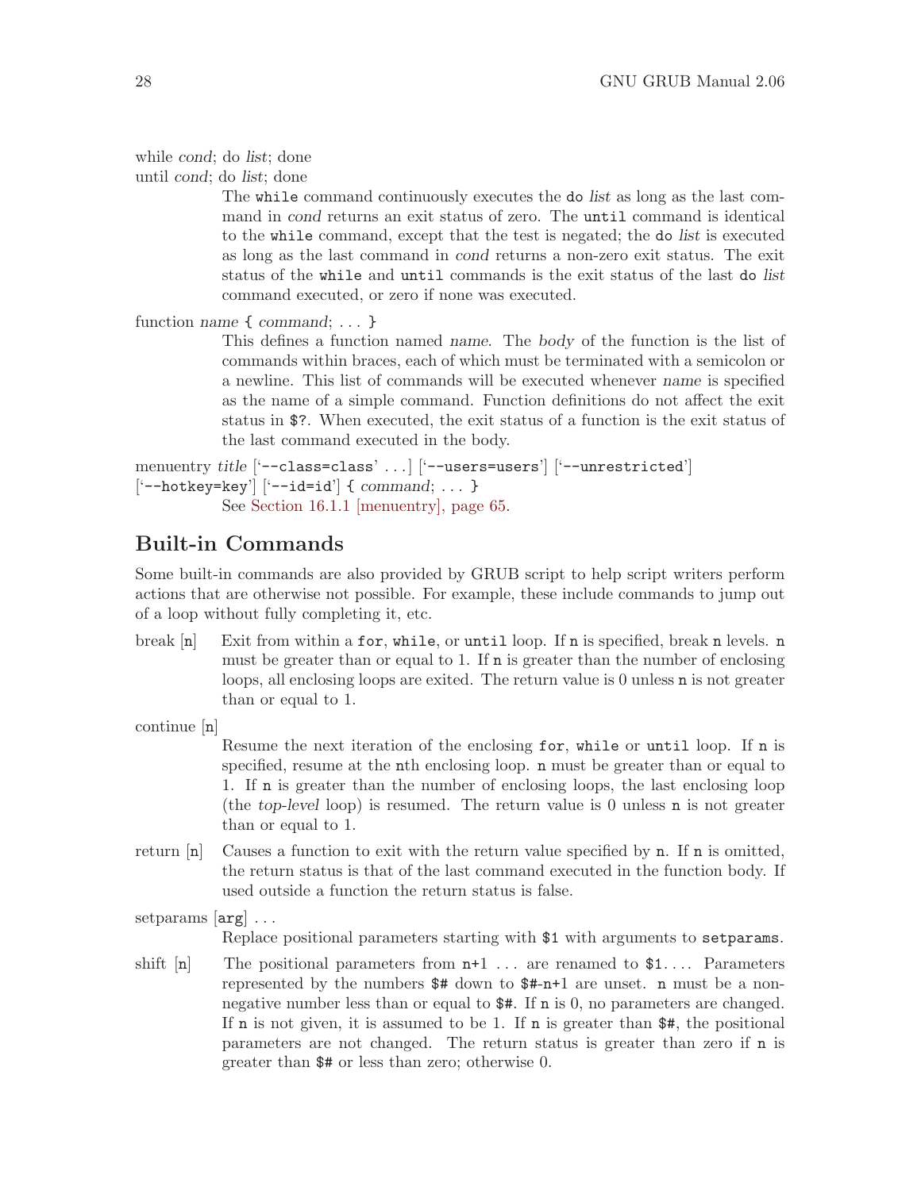while *cond*; do *list*; done

until *cond*; do *list*; done

The `while` command continuously executes the `do` *list* as long as the last command in *cond* returns an exit status of zero. The `until` command is identical to the `while` command, except that the test is negated; the `do` *list* is executed as long as the last command in *cond* returns a non-zero exit status. The exit status of the `while` and `until` commands is the exit status of the last `do` *list* command executed, or zero if none was executed.

function *name* `{` *command*; ... `}`

This defines a function named *name*. The *body* of the function is the list of commands within braces, each of which must be terminated with a semicolon or a newline. This list of commands will be executed whenever *name* is specified as the name of a simple command. Function definitions do not affect the exit status in `$?`. When executed, the exit status of a function is the exit status of the last command executed in the body.

menuentry *title* ['`--class=class`' ...] ['`--users=users`'] ['`--unrestricted`'] ['`--hotkey=key`'] ['`--id=id`'] `{` *command*; ... `}`

See Section 16.1.1 [menuentry], page 65.

## Built-in Commands

Some built-in commands are also provided by GRUB script to help script writers perform actions that are otherwise not possible. For example, these include commands to jump out of a loop without fully completing it, etc.

break [`n`]

Exit from within a `for`, `while`, or `until` loop. If `n` is specified, break `n` levels. `n` must be greater than or equal to 1. If `n` is greater than the number of enclosing loops, all enclosing loops are exited. The return value is 0 unless `n` is not greater than or equal to 1.

continue [`n`]

Resume the next iteration of the enclosing `for`, `while` or `until` loop. If `n` is specified, resume at the `n`th enclosing loop. `n` must be greater than or equal to 1. If `n` is greater than the number of enclosing loops, the last enclosing loop (the *top-level* loop) is resumed. The return value is 0 unless `n` is not greater than or equal to 1.

return [`n`]

Causes a function to exit with the return value specified by `n`. If `n` is omitted, the return status is that of the last command executed in the function body. If used outside a function the return status is false.

setparams [`arg`] ...

Replace positional parameters starting with `$1` with arguments to `setparams`.

shift [`n`]

The positional parameters from `n+1` ... are renamed to `$1`.... Parameters represented by the numbers `$#` down to `$#-n+1` are unset. `n` must be a non-negative number less than or equal to `$#`. If `n` is 0, no parameters are changed. If `n` is not given, it is assumed to be 1. If `n` is greater than `$#`, the positional parameters are not changed. The return status is greater than zero if `n` is greater than `$#` or less than zero; otherwise 0.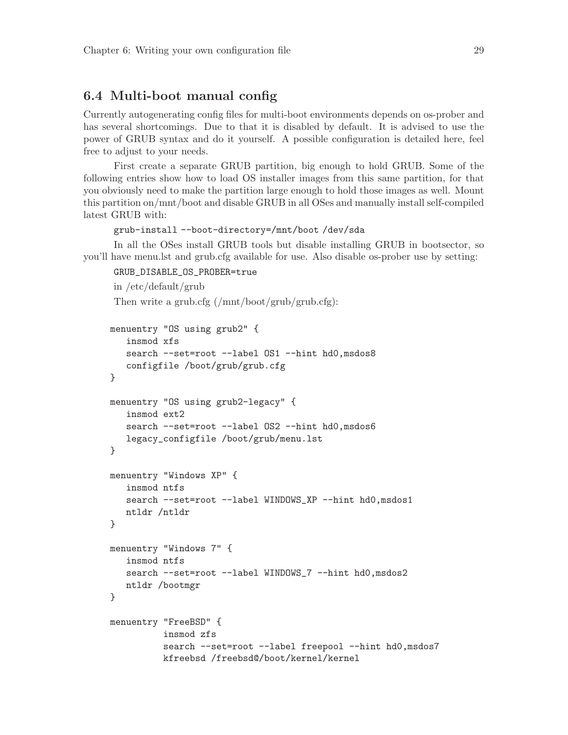## 6.4 Multi-boot manual config

Currently autogenerating config files for multi-boot environments depends on os-prober and has several shortcomings. Due to that it is disabled by default. It is advised to use the power of GRUB syntax and do it yourself. A possible configuration is detailed here, feel free to adjust to your needs.

First create a separate GRUB partition, big enough to hold GRUB. Some of the following entries show how to load OS installer images from this same partition, for that you obviously need to make the partition large enough to hold those images as well. Mount this partition on/mnt/boot and disable GRUB in all OSes and manually install self-compiled latest GRUB with:

```
grub-install --boot-directory=/mnt/boot /dev/sda
```

In all the OSes install GRUB tools but disable installing GRUB in bootsector, so you'll have menu.lst and grub.cfg available for use. Also disable os-prober use by setting:

```
GRUB_DISABLE_OS_PROBER=true
```

in /etc/default/grub

Then write a grub.cfg (/mnt/boot/grub/grub.cfg):

```
menuentry "OS using grub2" {
   insmod xfs
   search --set=root --label OS1 --hint hd0,msdos8
   configfile /boot/grub/grub.cfg
}

menuentry "OS using grub2-legacy" {
   insmod ext2
   search --set=root --label OS2 --hint hd0,msdos6
   legacy_configfile /boot/grub/menu.lst
}

menuentry "Windows XP" {
   insmod ntfs
   search --set=root --label WINDOWS_XP --hint hd0,msdos1
   ntldr /ntldr
}

menuentry "Windows 7" {
   insmod ntfs
   search --set=root --label WINDOWS_7 --hint hd0,msdos2
   ntldr /bootmgr
}

menuentry "FreeBSD" {
          insmod zfs
          search --set=root --label freepool --hint hd0,msdos7
          kfreebsd /freebsd@/boot/kernel/kernel
```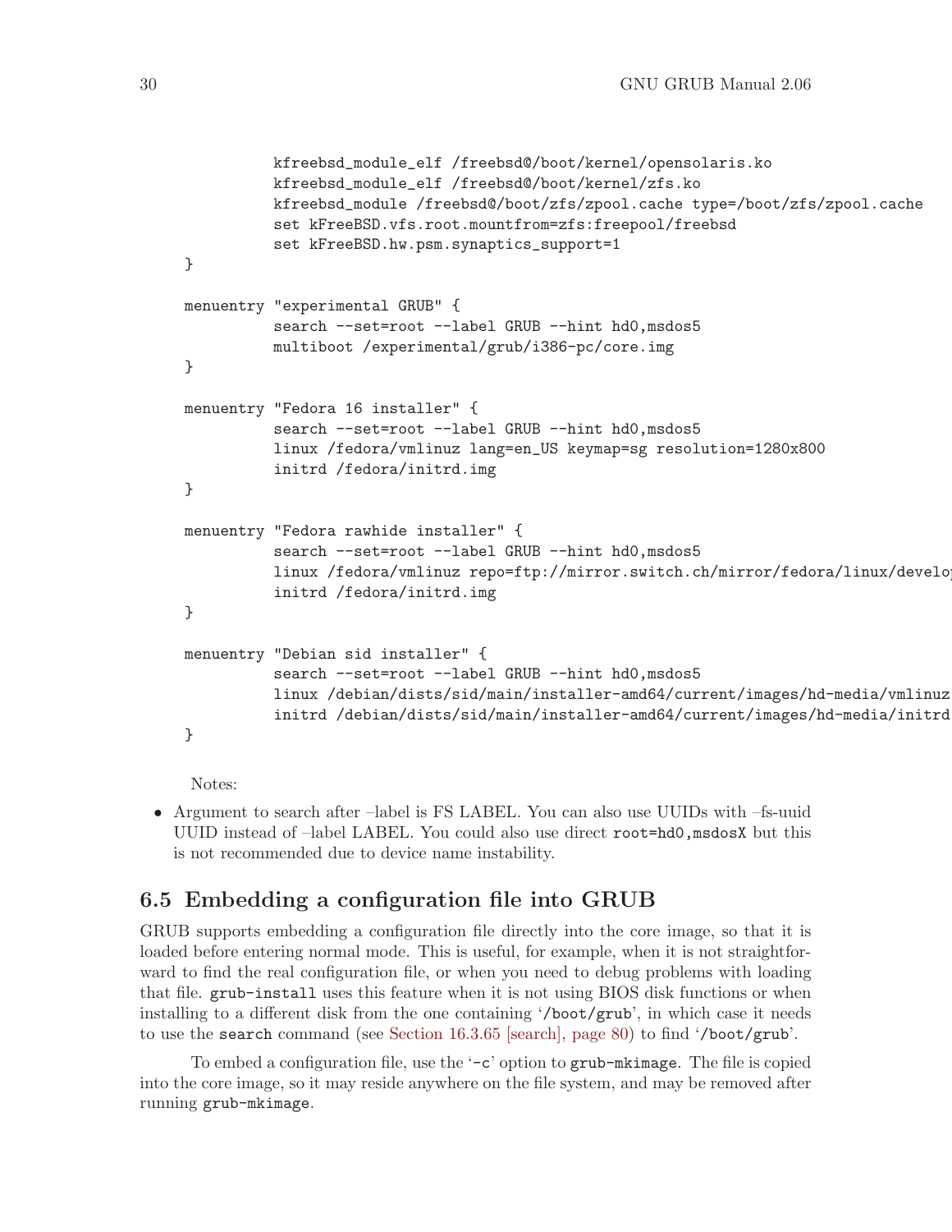```
          kfreebsd_module_elf /freebsd@/boot/kernel/opensolaris.ko
          kfreebsd_module_elf /freebsd@/boot/kernel/zfs.ko
          kfreebsd_module /freebsd@/boot/zfs/zpool.cache type=/boot/zfs/zpool.cache
          set kFreeBSD.vfs.root.mountfrom=zfs:freepool/freebsd
          set kFreeBSD.hw.psm.synaptics_support=1
}

menuentry "experimental GRUB" {
          search --set=root --label GRUB --hint hd0,msdos5
          multiboot /experimental/grub/i386-pc/core.img
}

menuentry "Fedora 16 installer" {
          search --set=root --label GRUB --hint hd0,msdos5
          linux /fedora/vmlinuz lang=en_US keymap=sg resolution=1280x800
          initrd /fedora/initrd.img
}

menuentry "Fedora rawhide installer" {
          search --set=root --label GRUB --hint hd0,msdos5
          linux /fedora/vmlinuz repo=ftp://mirror.switch.ch/mirror/fedora/linux/develo
          initrd /fedora/initrd.img
}

menuentry "Debian sid installer" {
          search --set=root --label GRUB --hint hd0,msdos5
          linux /debian/dists/sid/main/installer-amd64/current/images/hd-media/vmlinuz
          initrd /debian/dists/sid/main/installer-amd64/current/images/hd-media/initrd
}
```

Notes:

- Argument to search after –label is FS LABEL. You can also use UUIDs with –fs-uuid UUID instead of –label LABEL. You could also use direct `root=hd0,msdosX` but this is not recommended due to device name instability.

## 6.5 Embedding a configuration file into GRUB

GRUB supports embedding a configuration file directly into the core image, so that it is loaded before entering normal mode. This is useful, for example, when it is not straightforward to find the real configuration file, or when you need to debug problems with loading that file. `grub-install` uses this feature when it is not using BIOS disk functions or when installing to a different disk from the one containing '`/boot/grub`', in which case it needs to use the `search` command (see Section 16.3.65 [search], page 80) to find '`/boot/grub`'.

To embed a configuration file, use the '`-c`' option to `grub-mkimage`. The file is copied into the core image, so it may reside anywhere on the file system, and may be removed after running `grub-mkimage`.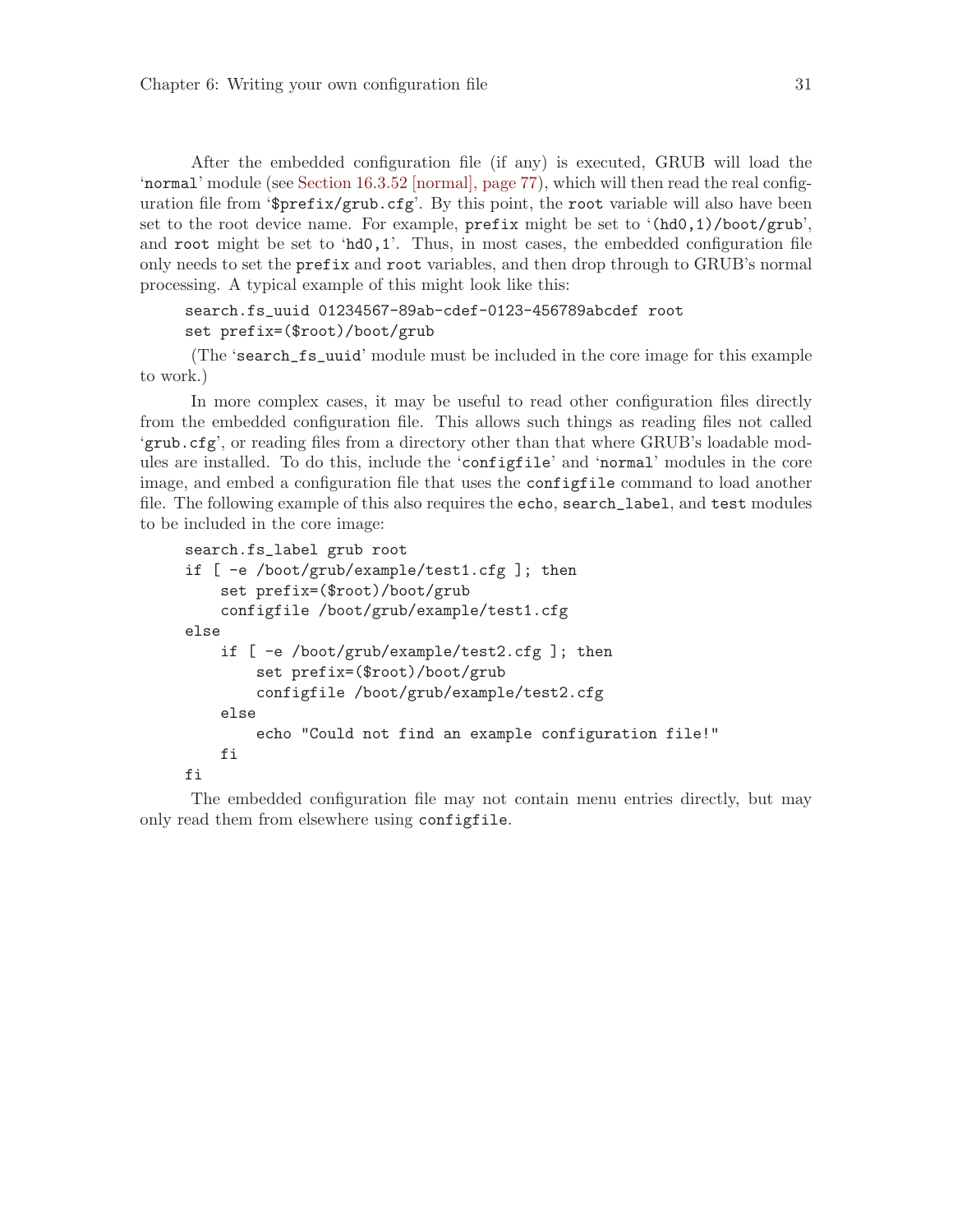After the embedded configuration file (if any) is executed, GRUB will load the 'normal' module (see Section 16.3.52 [normal], page 77), which will then read the real configuration file from '$prefix/grub.cfg'. By this point, the root variable will also have been set to the root device name. For example, prefix might be set to '(hd0,1)/boot/grub', and root might be set to 'hd0,1'. Thus, in most cases, the embedded configuration file only needs to set the prefix and root variables, and then drop through to GRUB's normal processing. A typical example of this might look like this:

```
search.fs_uuid 01234567-89ab-cdef-0123-456789abcdef root
set prefix=($root)/boot/grub
```

(The 'search_fs_uuid' module must be included in the core image for this example to work.)

In more complex cases, it may be useful to read other configuration files directly from the embedded configuration file. This allows such things as reading files not called 'grub.cfg', or reading files from a directory other than that where GRUB's loadable modules are installed. To do this, include the 'configfile' and 'normal' modules in the core image, and embed a configuration file that uses the configfile command to load another file. The following example of this also requires the echo, search_label, and test modules to be included in the core image:

```
search.fs_label grub root
if [ -e /boot/grub/example/test1.cfg ]; then
    set prefix=($root)/boot/grub
    configfile /boot/grub/example/test1.cfg
else
    if [ -e /boot/grub/example/test2.cfg ]; then
        set prefix=($root)/boot/grub
        configfile /boot/grub/example/test2.cfg
    else
        echo "Could not find an example configuration file!"
    fi
fi
```

The embedded configuration file may not contain menu entries directly, but may only read them from elsewhere using configfile.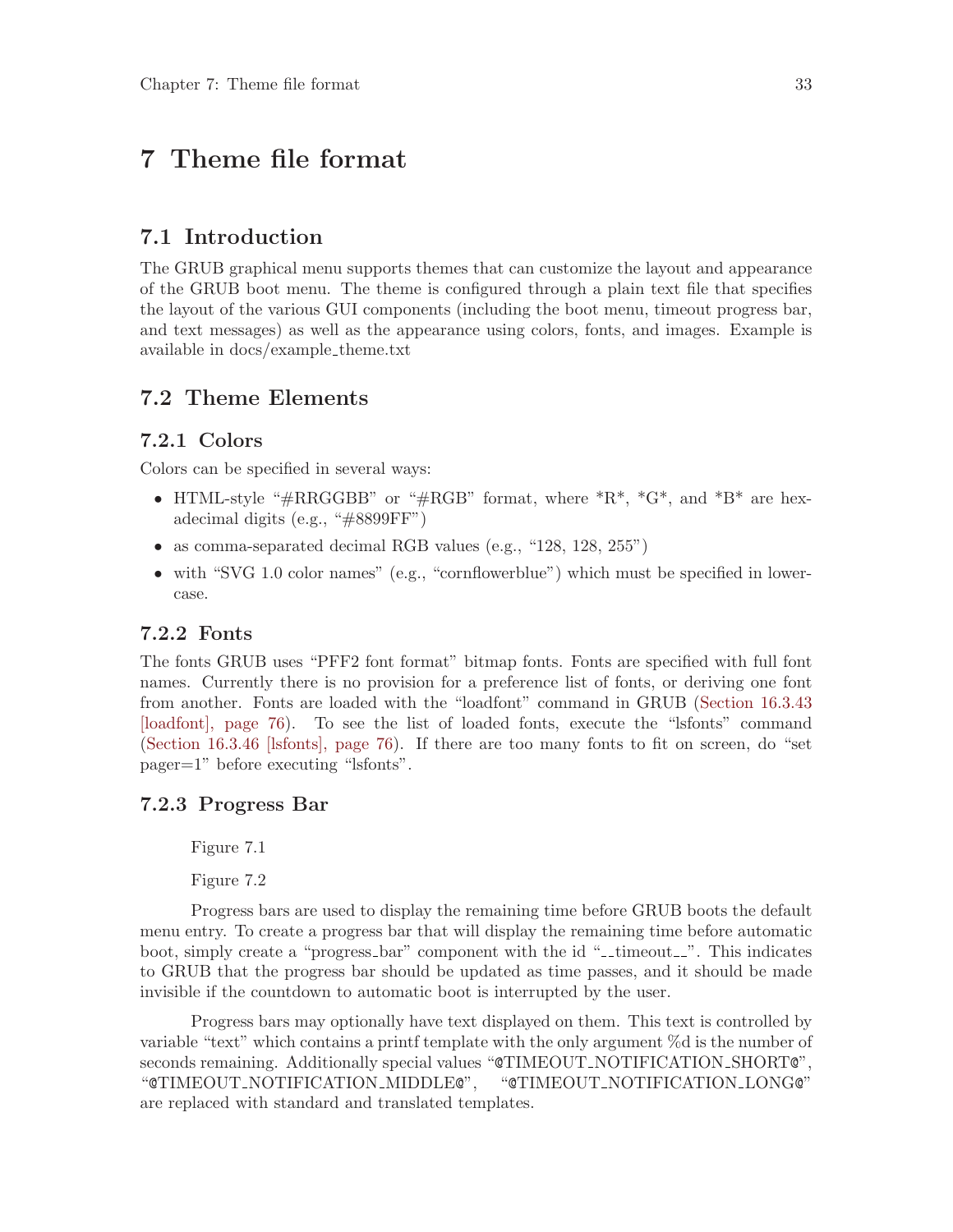# 7 Theme file format

## 7.1 Introduction

The GRUB graphical menu supports themes that can customize the layout and appearance of the GRUB boot menu. The theme is configured through a plain text file that specifies the layout of the various GUI components (including the boot menu, timeout progress bar, and text messages) as well as the appearance using colors, fonts, and images. Example is available in docs/example_theme.txt

## 7.2 Theme Elements

### 7.2.1 Colors

Colors can be specified in several ways:

- HTML-style "#RRGGBB" or "#RGB" format, where *R*, *G*, and *B* are hexadecimal digits (e.g., "#8899FF")
- as comma-separated decimal RGB values (e.g., "128, 128, 255")
- with "SVG 1.0 color names" (e.g., "cornflowerblue") which must be specified in lowercase.

### 7.2.2 Fonts

The fonts GRUB uses "PFF2 font format" bitmap fonts. Fonts are specified with full font names. Currently there is no provision for a preference list of fonts, or deriving one font from another. Fonts are loaded with the "loadfont" command in GRUB (Section 16.3.43 [loadfont], page 76). To see the list of loaded fonts, execute the "lsfonts" command (Section 16.3.46 [lsfonts], page 76). If there are too many fonts to fit on screen, do "set pager=1" before executing "lsfonts".

### 7.2.3 Progress Bar

Figure 7.1

Figure 7.2

Progress bars are used to display the remaining time before GRUB boots the default menu entry. To create a progress bar that will display the remaining time before automatic boot, simply create a "progress_bar" component with the id "__timeout__". This indicates to GRUB that the progress bar should be updated as time passes, and it should be made invisible if the countdown to automatic boot is interrupted by the user.

Progress bars may optionally have text displayed on them. This text is controlled by variable "text" which contains a printf template with the only argument %d is the number of seconds remaining. Additionally special values "@TIMEOUT_NOTIFICATION_SHORT@", "@TIMEOUT_NOTIFICATION_MIDDLE@", "@TIMEOUT_NOTIFICATION_LONG@" are replaced with standard and translated templates.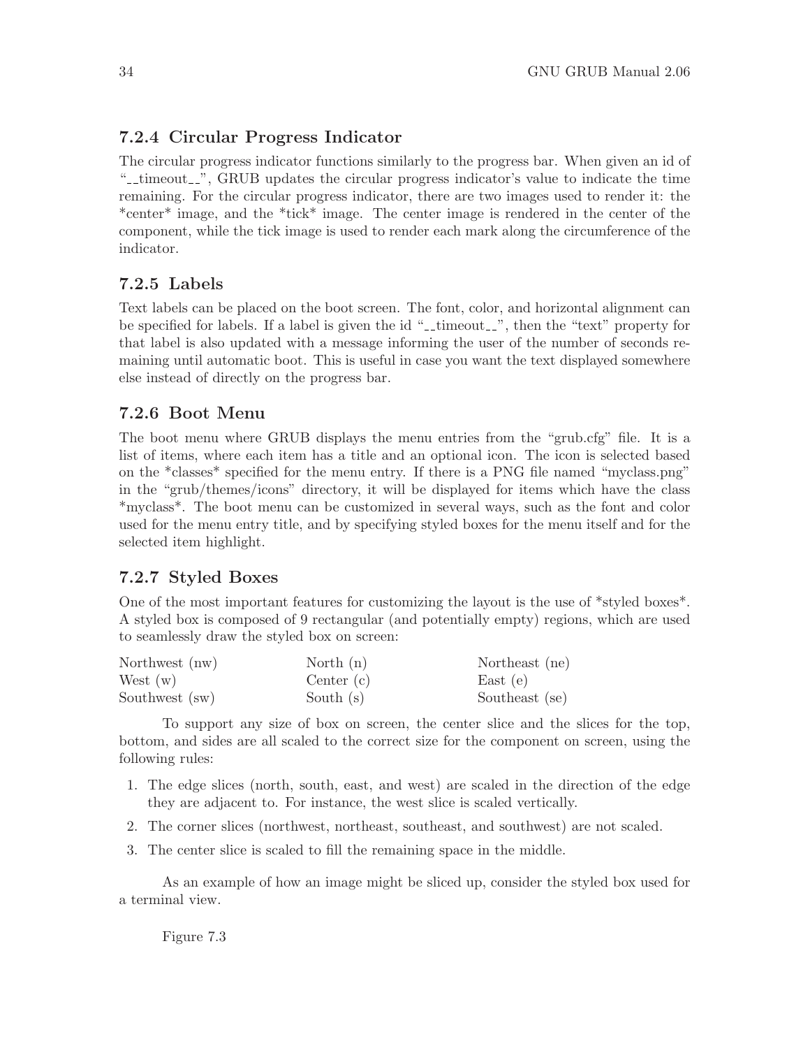### 7.2.4 Circular Progress Indicator

The circular progress indicator functions similarly to the progress bar. When given an id of "__timeout__", GRUB updates the circular progress indicator's value to indicate the time remaining. For the circular progress indicator, there are two images used to render it: the *center* image, and the *tick* image. The center image is rendered in the center of the component, while the tick image is used to render each mark along the circumference of the indicator.

### 7.2.5 Labels

Text labels can be placed on the boot screen. The font, color, and horizontal alignment can be specified for labels. If a label is given the id "__timeout__", then the "text" property for that label is also updated with a message informing the user of the number of seconds remaining until automatic boot. This is useful in case you want the text displayed somewhere else instead of directly on the progress bar.

### 7.2.6 Boot Menu

The boot menu where GRUB displays the menu entries from the "grub.cfg" file. It is a list of items, where each item has a title and an optional icon. The icon is selected based on the *classes* specified for the menu entry. If there is a PNG file named "myclass.png" in the "grub/themes/icons" directory, it will be displayed for items which have the class *myclass*. The boot menu can be customized in several ways, such as the font and color used for the menu entry title, and by specifying styled boxes for the menu itself and for the selected item highlight.

### 7.2.7 Styled Boxes

One of the most important features for customizing the layout is the use of *styled boxes*. A styled box is composed of 9 rectangular (and potentially empty) regions, which are used to seamlessly draw the styled box on screen:

| | | |
|---|---|---|
| Northwest (nw) | North (n) | Northeast (ne) |
| West (w) | Center (c) | East (e) |
| Southwest (sw) | South (s) | Southeast (se) |

To support any size of box on screen, the center slice and the slices for the top, bottom, and sides are all scaled to the correct size for the component on screen, using the following rules:

1. The edge slices (north, south, east, and west) are scaled in the direction of the edge they are adjacent to. For instance, the west slice is scaled vertically.
2. The corner slices (northwest, northeast, southeast, and southwest) are not scaled.
3. The center slice is scaled to fill the remaining space in the middle.

As an example of how an image might be sliced up, consider the styled box used for a terminal view.

Figure 7.3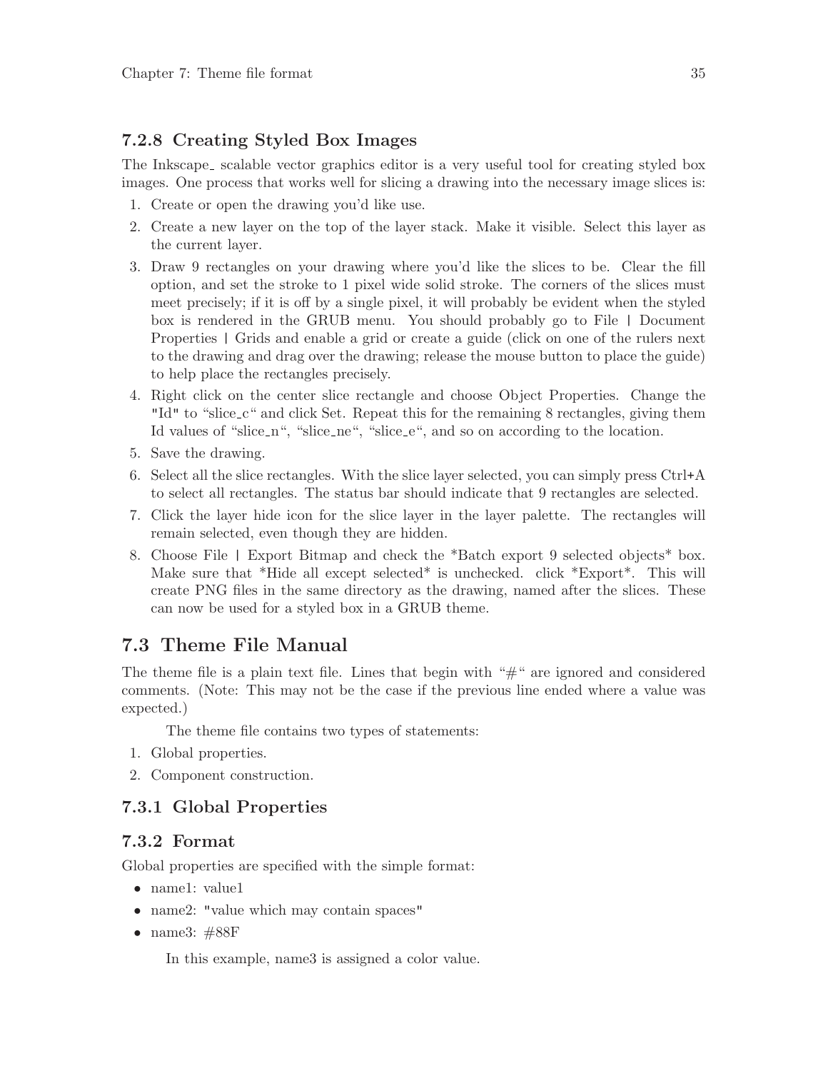### 7.2.8 Creating Styled Box Images

The Inkscape_ scalable vector graphics editor is a very useful tool for creating styled box images. One process that works well for slicing a drawing into the necessary image slices is:

1. Create or open the drawing you'd like use.
2. Create a new layer on the top of the layer stack. Make it visible. Select this layer as the current layer.
3. Draw 9 rectangles on your drawing where you'd like the slices to be. Clear the fill option, and set the stroke to 1 pixel wide solid stroke. The corners of the slices must meet precisely; if it is off by a single pixel, it will probably be evident when the styled box is rendered in the GRUB menu. You should probably go to File | Document Properties | Grids and enable a grid or create a guide (click on one of the rulers next to the drawing and drag over the drawing; release the mouse button to place the guide) to help place the rectangles precisely.
4. Right click on the center slice rectangle and choose Object Properties. Change the "Id" to "slice_c" and click Set. Repeat this for the remaining 8 rectangles, giving them Id values of "slice_n", "slice_ne", "slice_e", and so on according to the location.
5. Save the drawing.
6. Select all the slice rectangles. With the slice layer selected, you can simply press Ctrl+A to select all rectangles. The status bar should indicate that 9 rectangles are selected.
7. Click the layer hide icon for the slice layer in the layer palette. The rectangles will remain selected, even though they are hidden.
8. Choose File | Export Bitmap and check the *Batch export 9 selected objects* box. Make sure that *Hide all except selected* is unchecked. click *Export*. This will create PNG files in the same directory as the drawing, named after the slices. These can now be used for a styled box in a GRUB theme.

## 7.3 Theme File Manual

The theme file is a plain text file. Lines that begin with "#" are ignored and considered comments. (Note: This may not be the case if the previous line ended where a value was expected.)

The theme file contains two types of statements:

1. Global properties.
2. Component construction.

### 7.3.1 Global Properties

### 7.3.2 Format

Global properties are specified with the simple format:

- name1: value1
- name2: "value which may contain spaces"
- name3: #88F

In this example, name3 is assigned a color value.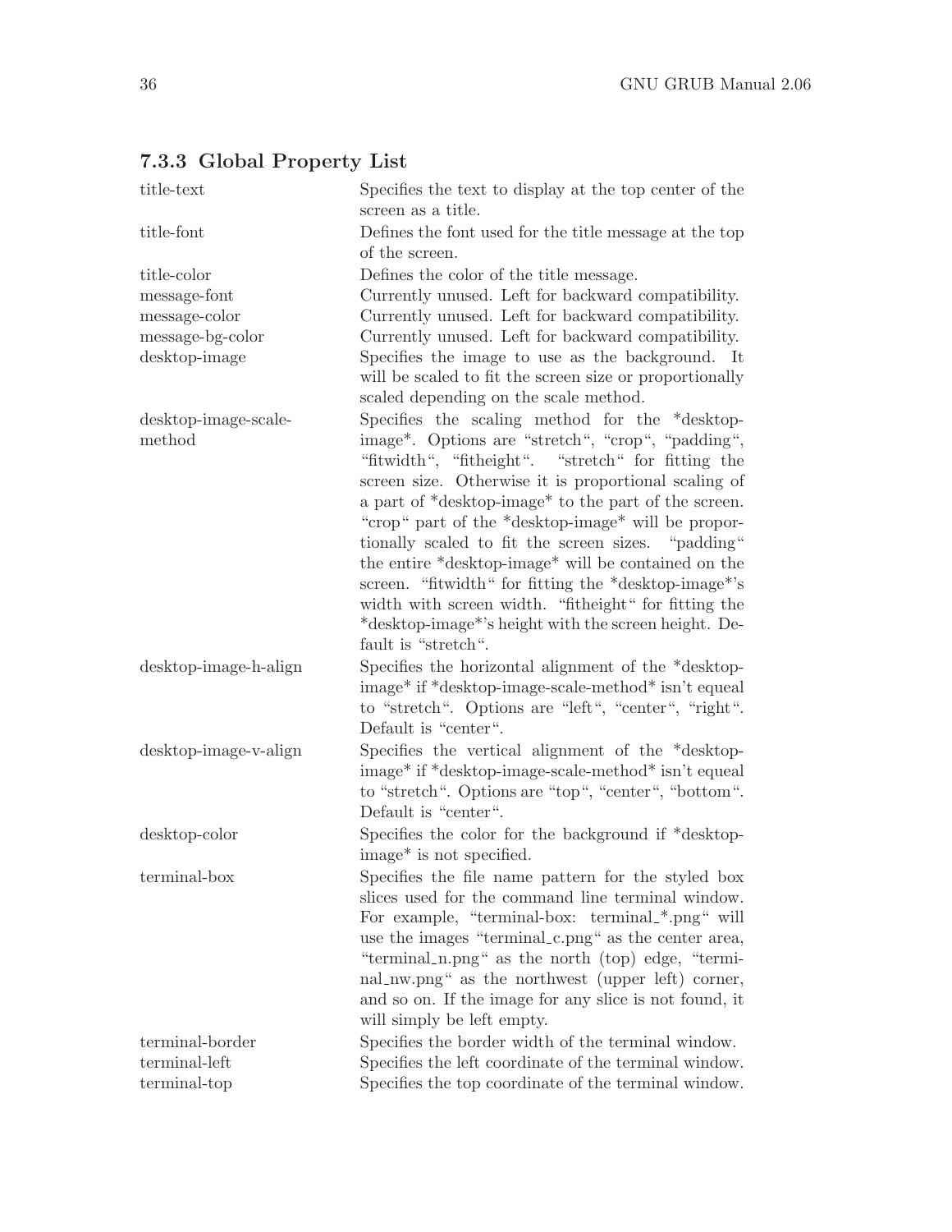### 7.3.3 Global Property List

| | |
|---|---|
| title-text | Specifies the text to display at the top center of the screen as a title. |
| title-font | Defines the font used for the title message at the top of the screen. |
| title-color | Defines the color of the title message. |
| message-font | Currently unused. Left for backward compatibility. |
| message-color | Currently unused. Left for backward compatibility. |
| message-bg-color | Currently unused. Left for backward compatibility. |
| desktop-image | Specifies the image to use as the background. It will be scaled to fit the screen size or proportionally scaled depending on the scale method. |
| desktop-image-scale-method | Specifies the scaling method for the *desktop-image*. Options are "stretch", "crop", "padding", "fitwidth", "fitheight". "stretch" for fitting the screen size. Otherwise it is proportional scaling of a part of *desktop-image* to the part of the screen. "crop" part of the *desktop-image* will be proportionally scaled to fit the screen sizes. "padding" the entire *desktop-image* will be contained on the screen. "fitwidth" for fitting the *desktop-image*'s width with screen width. "fitheight" for fitting the *desktop-image*'s height with the screen height. Default is "stretch". |
| desktop-image-h-align | Specifies the horizontal alignment of the *desktop-image* if *desktop-image-scale-method* isn't equeal to "stretch". Options are "left", "center", "right". Default is "center". |
| desktop-image-v-align | Specifies the vertical alignment of the *desktop-image* if *desktop-image-scale-method* isn't equeal to "stretch". Options are "top", "center", "bottom". Default is "center". |
| desktop-color | Specifies the color for the background if *desktop-image* is not specified. |
| terminal-box | Specifies the file name pattern for the styled box slices used for the command line terminal window. For example, "terminal-box: terminal_*.png" will use the images "terminal_c.png" as the center area, "terminal_n.png" as the north (top) edge, "terminal_nw.png" as the northwest (upper left) corner, and so on. If the image for any slice is not found, it will simply be left empty. |
| terminal-border | Specifies the border width of the terminal window. |
| terminal-left | Specifies the left coordinate of the terminal window. |
| terminal-top | Specifies the top coordinate of the terminal window. |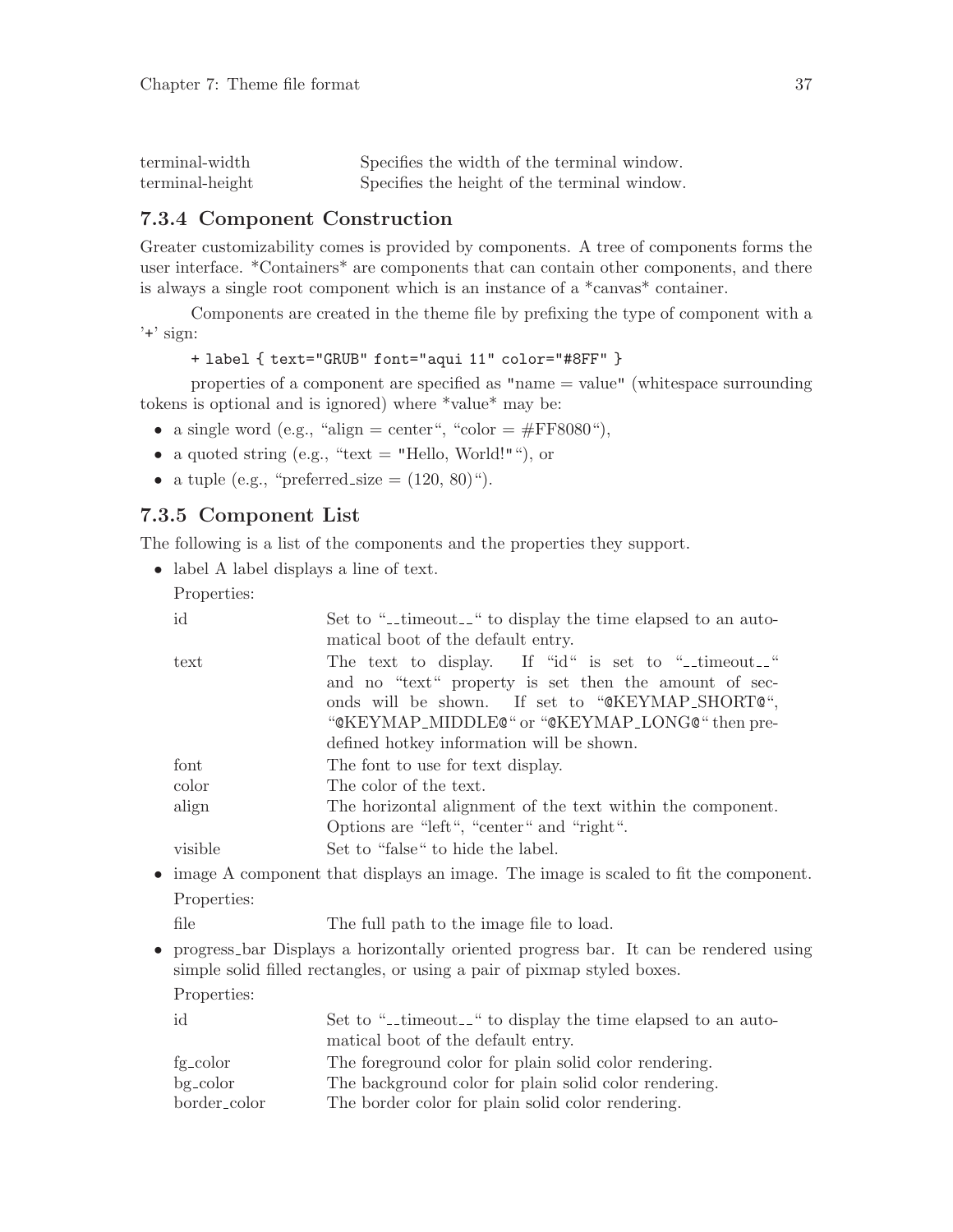| | |
|---|---|
| terminal-width | Specifies the width of the terminal window. |
| terminal-height | Specifies the height of the terminal window. |

### 7.3.4 Component Construction

Greater customizability comes is provided by components. A tree of components forms the user interface. *Containers* are components that can contain other components, and there is always a single root component which is an instance of a *canvas* container.

Components are created in the theme file by prefixing the type of component with a '+' sign:

```
+ label { text="GRUB" font="aqui 11" color="#8FF" }
```

properties of a component are specified as "name = value" (whitespace surrounding tokens is optional and is ignored) where *value* may be:

- a single word (e.g., "align = center", "color = #FF8080"),
- a quoted string (e.g., "text = "Hello, World!""), or
- a tuple (e.g., "preferred_size = (120, 80)").

### 7.3.5 Component List

The following is a list of the components and the properties they support.

- label A label displays a line of text.

  Properties:

  | | |
  |---|---|
  | id | Set to "__timeout__" to display the time elapsed to an automatical boot of the default entry. |
  | text | The text to display. If "id" is set to "__timeout__" and no "text" property is set then the amount of seconds will be shown. If set to "@KEYMAP_SHORT@", "@KEYMAP_MIDDLE@" or "@KEYMAP_LONG@" then predefined hotkey information will be shown. |
  | font | The font to use for text display. |
  | color | The color of the text. |
  | align | The horizontal alignment of the text within the component. Options are "left", "center" and "right". |
  | visible | Set to "false" to hide the label. |

- image A component that displays an image. The image is scaled to fit the component.

  Properties:

  | | |
  |---|---|
  | file | The full path to the image file to load. |

- progress_bar Displays a horizontally oriented progress bar. It can be rendered using simple solid filled rectangles, or using a pair of pixmap styled boxes.

  Properties:

  | | |
  |---|---|
  | id | Set to "__timeout__" to display the time elapsed to an automatical boot of the default entry. |
  | fg_color | The foreground color for plain solid color rendering. |
  | bg_color | The background color for plain solid color rendering. |
  | border_color | The border color for plain solid color rendering. |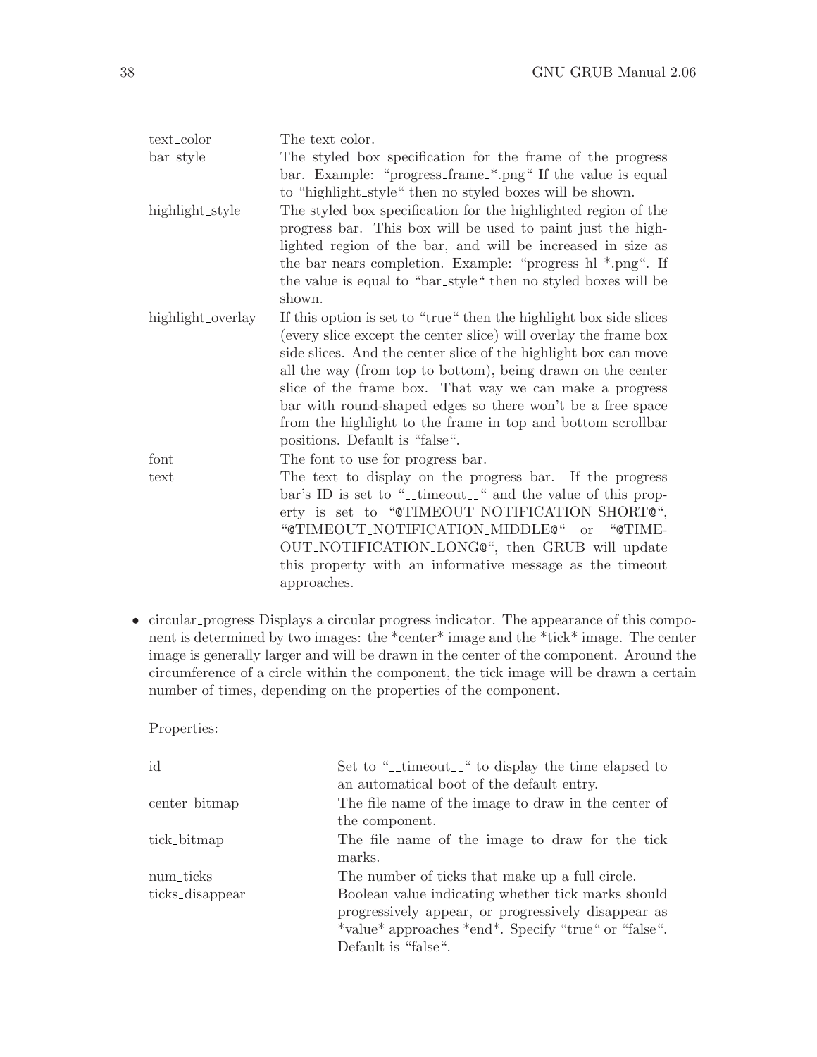| | |
|---|---|
| text_color | The text color. |
| bar_style | The styled box specification for the frame of the progress bar. Example: "progress_frame_*.png" If the value is equal to "highlight_style" then no styled boxes will be shown. |
| highlight_style | The styled box specification for the highlighted region of the progress bar. This box will be used to paint just the highlighted region of the bar, and will be increased in size as the bar nears completion. Example: "progress_hl_*.png". If the value is equal to "bar_style" then no styled boxes will be shown. |
| highlight_overlay | If this option is set to "true" then the highlight box side slices (every slice except the center slice) will overlay the frame box side slices. And the center slice of the highlight box can move all the way (from top to bottom), being drawn on the center slice of the frame box. That way we can make a progress bar with round-shaped edges so there won't be a free space from the highlight to the frame in top and bottom scrollbar positions. Default is "false". |
| font | The font to use for progress bar. |
| text | The text to display on the progress bar. If the progress bar's ID is set to "__timeout__" and the value of this property is set to "@TIMEOUT_NOTIFICATION_SHORT@", "@TIMEOUT_NOTIFICATION_MIDDLE@" or "@TIMEOUT_NOTIFICATION_LONG@", then GRUB will update this property with an informative message as the timeout approaches. |

- circular_progress Displays a circular progress indicator. The appearance of this component is determined by two images: the *center* image and the *tick* image. The center image is generally larger and will be drawn in the center of the component. Around the circumference of a circle within the component, the tick image will be drawn a certain number of times, depending on the properties of the component.

  Properties:

| | |
|---|---|
| id | Set to "__timeout__" to display the time elapsed to an automatical boot of the default entry. |
| center_bitmap | The file name of the image to draw in the center of the component. |
| tick_bitmap | The file name of the image to draw for the tick marks. |
| num_ticks | The number of ticks that make up a full circle. |
| ticks_disappear | Boolean value indicating whether tick marks should progressively appear, or progressively disappear as *value* approaches *end*. Specify "true" or "false". Default is "false". |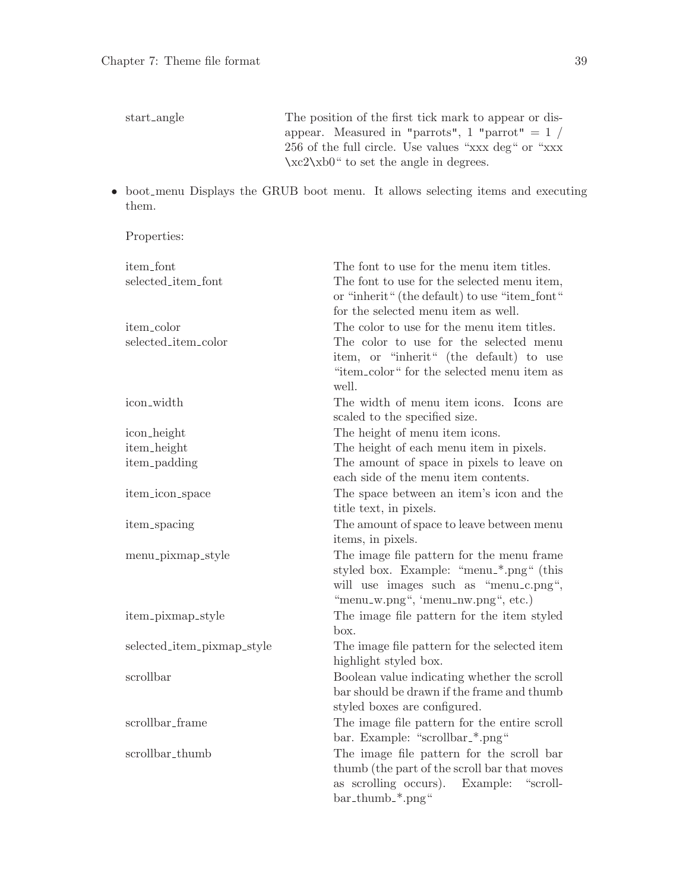| | |
|---|---|
| start_angle | The position of the first tick mark to appear or disappear. Measured in "parrots", 1 "parrot" = 1 / 256 of the full circle. Use values "xxx deg" or "xxx \xc2\xb0" to set the angle in degrees. |

- boot_menu Displays the GRUB boot menu. It allows selecting items and executing them.

  Properties:

| | |
|---|---|
| item_font | The font to use for the menu item titles. |
| selected_item_font | The font to use for the selected menu item, or "inherit" (the default) to use "item_font" for the selected menu item as well. |
| item_color | The color to use for the menu item titles. |
| selected_item_color | The color to use for the selected menu item, or "inherit" (the default) to use "item_color" for the selected menu item as well. |
| icon_width | The width of menu item icons. Icons are scaled to the specified size. |
| icon_height | The height of menu item icons. |
| item_height | The height of each menu item in pixels. |
| item_padding | The amount of space in pixels to leave on each side of the menu item contents. |
| item_icon_space | The space between an item's icon and the title text, in pixels. |
| item_spacing | The amount of space to leave between menu items, in pixels. |
| menu_pixmap_style | The image file pattern for the menu frame styled box. Example: "menu_*.png" (this will use images such as "menu_c.png", "menu_w.png", 'menu_nw.png", etc.) |
| item_pixmap_style | The image file pattern for the item styled box. |
| selected_item_pixmap_style | The image file pattern for the selected item highlight styled box. |
| scrollbar | Boolean value indicating whether the scroll bar should be drawn if the frame and thumb styled boxes are configured. |
| scrollbar_frame | The image file pattern for the entire scroll bar. Example: "scrollbar_*.png" |
| scrollbar_thumb | The image file pattern for the scroll bar thumb (the part of the scroll bar that moves as scrolling occurs). Example: "scrollbar_thumb_*.png" |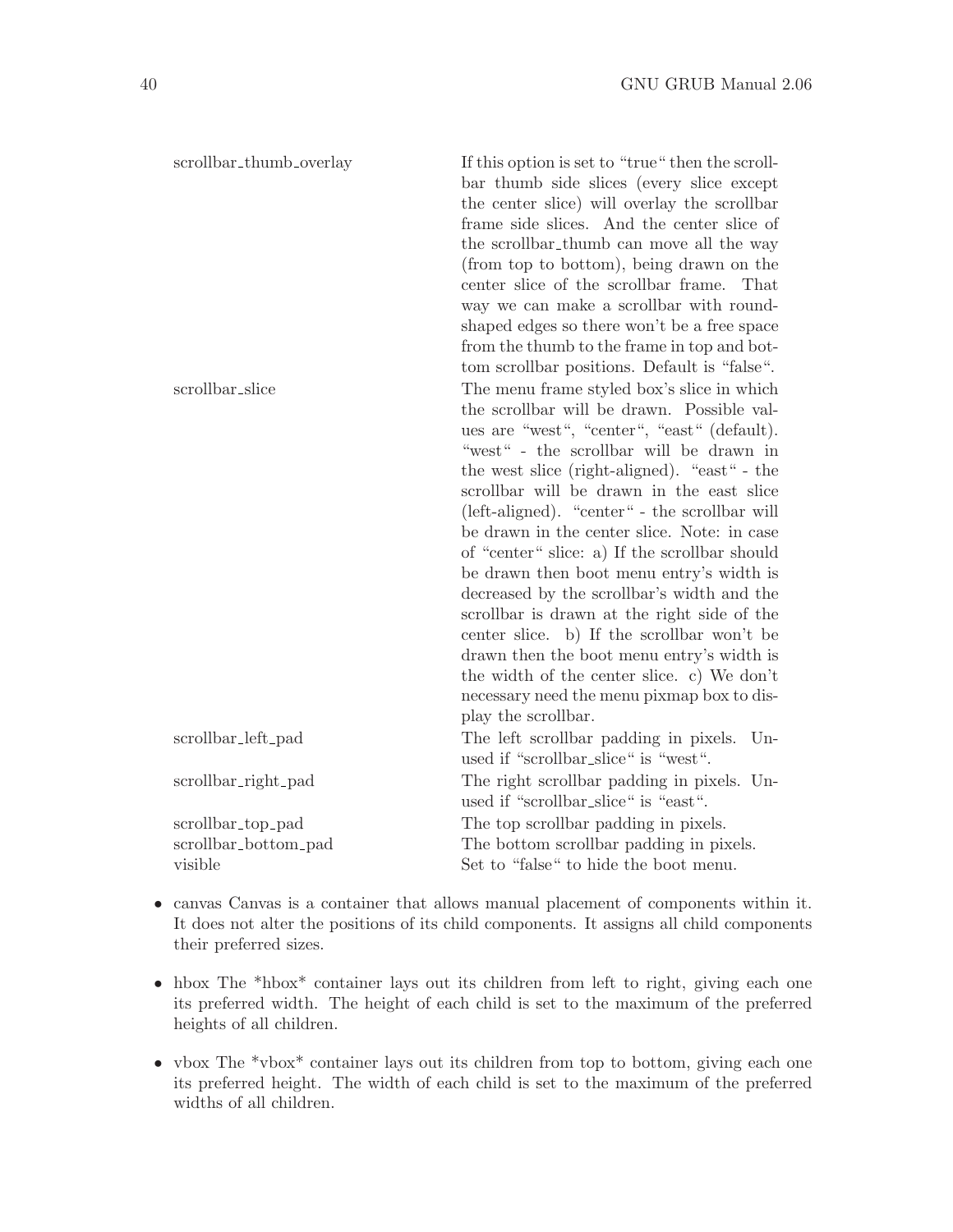| | |
|---|---|
| scrollbar_thumb_overlay | If this option is set to "true" then the scrollbar thumb side slices (every slice except the center slice) will overlay the scrollbar frame side slices. And the center slice of the scrollbar_thumb can move all the way (from top to bottom), being drawn on the center slice of the scrollbar frame. That way we can make a scrollbar with round-shaped edges so there won't be a free space from the thumb to the frame in top and bottom scrollbar positions. Default is "false". |
| scrollbar_slice | The menu frame styled box's slice in which the scrollbar will be drawn. Possible values are "west", "center", "east" (default). "west" - the scrollbar will be drawn in the west slice (right-aligned). "east" - the scrollbar will be drawn in the east slice (left-aligned). "center" - the scrollbar will be drawn in the center slice. Note: in case of "center" slice: a) If the scrollbar should be drawn then boot menu entry's width is decreased by the scrollbar's width and the scrollbar is drawn at the right side of the center slice. b) If the scrollbar won't be drawn then the boot menu entry's width is the width of the center slice. c) We don't necessary need the menu pixmap box to display the scrollbar. |
| scrollbar_left_pad | The left scrollbar padding in pixels. Unused if "scrollbar_slice" is "west". |
| scrollbar_right_pad | The right scrollbar padding in pixels. Unused if "scrollbar_slice" is "east". |
| scrollbar_top_pad | The top scrollbar padding in pixels. |
| scrollbar_bottom_pad | The bottom scrollbar padding in pixels. |
| visible | Set to "false" to hide the boot menu. |

- canvas Canvas is a container that allows manual placement of components within it. It does not alter the positions of its child components. It assigns all child components their preferred sizes.
- hbox The *hbox* container lays out its children from left to right, giving each one its preferred width. The height of each child is set to the maximum of the preferred heights of all children.
- vbox The *vbox* container lays out its children from top to bottom, giving each one its preferred height. The width of each child is set to the maximum of the preferred widths of all children.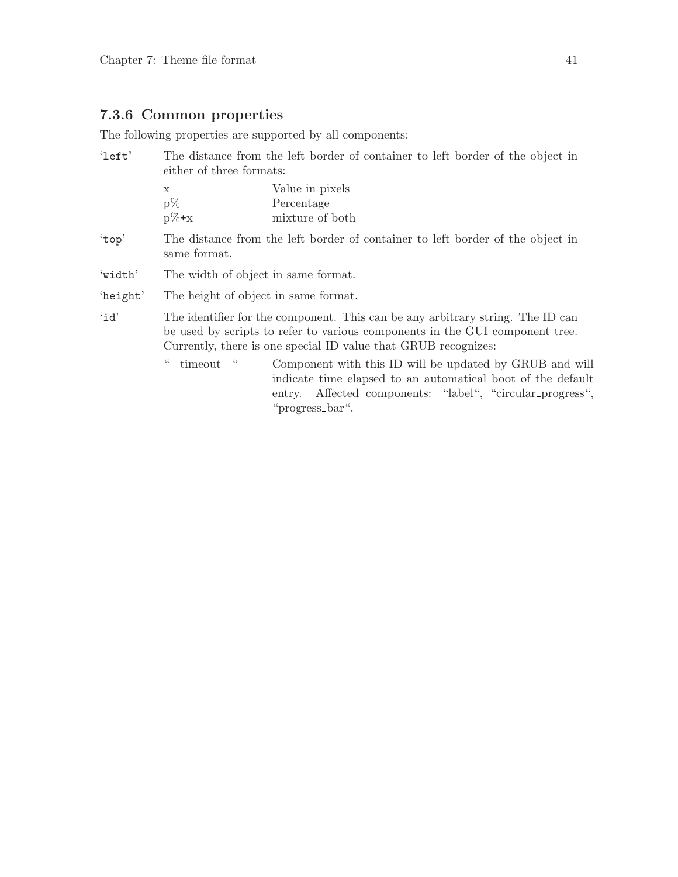### 7.3.6 Common properties

The following properties are supported by all components:

'left' The distance from the left border of container to left border of the object in either of three formats:

| | |
|---|---|
| x | Value in pixels |
| p% | Percentage |
| p%+x | mixture of both |

'top' The distance from the left border of container to left border of the object in same format.

'width' The width of object in same format.

'height' The height of object in same format.

'id' The identifier for the component. This can be any arbitrary string. The ID can be used by scripts to refer to various components in the GUI component tree. Currently, there is one special ID value that GRUB recognizes:

| | |
|---|---|
| "__timeout__" | Component with this ID will be updated by GRUB and will indicate time elapsed to an automatical boot of the default entry. Affected components: "label", "circular_progress", "progress_bar". |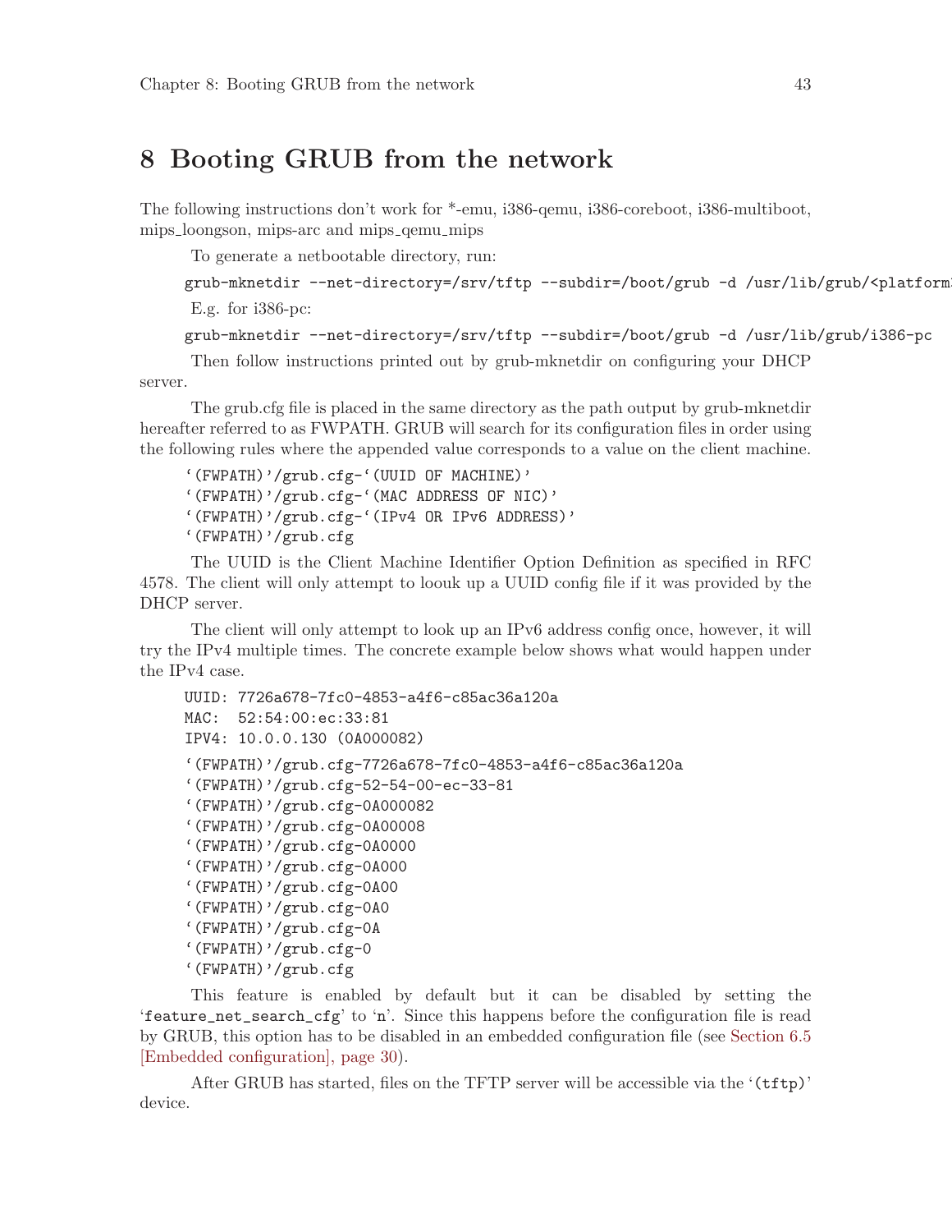# 8 Booting GRUB from the network

The following instructions don't work for *-emu, i386-qemu, i386-coreboot, i386-multiboot, mips_loongson, mips-arc and mips_qemu_mips

To generate a netbootable directory, run:

```
grub-mknetdir --net-directory=/srv/tftp --subdir=/boot/grub -d /usr/lib/grub/<platform>
```

E.g. for i386-pc:

```
grub-mknetdir --net-directory=/srv/tftp --subdir=/boot/grub -d /usr/lib/grub/i386-pc
```

Then follow instructions printed out by grub-mknetdir on configuring your DHCP server.

The grub.cfg file is placed in the same directory as the path output by grub-mknetdir hereafter referred to as FWPATH. GRUB will search for its configuration files in order using the following rules where the appended value corresponds to a value on the client machine.

```
'(FWPATH)'/grub.cfg-'(UUID OF MACHINE)'
'(FWPATH)'/grub.cfg-'(MAC ADDRESS OF NIC)'
'(FWPATH)'/grub.cfg-'(IPv4 OR IPv6 ADDRESS)'
'(FWPATH)'/grub.cfg
```

The UUID is the Client Machine Identifier Option Definition as specified in RFC 4578. The client will only attempt to loouk up a UUID config file if it was provided by the DHCP server.

The client will only attempt to look up an IPv6 address config once, however, it will try the IPv4 multiple times. The concrete example below shows what would happen under the IPv4 case.

```
UUID: 7726a678-7fc0-4853-a4f6-c85ac36a120a
MAC:  52:54:00:ec:33:81
IPV4: 10.0.0.130 (0A000082)
```

```
'(FWPATH)'/grub.cfg-7726a678-7fc0-4853-a4f6-c85ac36a120a
'(FWPATH)'/grub.cfg-52-54-00-ec-33-81
'(FWPATH)'/grub.cfg-0A000082
'(FWPATH)'/grub.cfg-0A00008
'(FWPATH)'/grub.cfg-0A0000
'(FWPATH)'/grub.cfg-0A000
'(FWPATH)'/grub.cfg-0A00
'(FWPATH)'/grub.cfg-0A0
'(FWPATH)'/grub.cfg-0A
'(FWPATH)'/grub.cfg-0
'(FWPATH)'/grub.cfg
```

This feature is enabled by default but it can be disabled by setting the '`feature_net_search_cfg`' to '`n`'. Since this happens before the configuration file is read by GRUB, this option has to be disabled in an embedded configuration file (see Section 6.5 [Embedded configuration], page 30).

After GRUB has started, files on the TFTP server will be accessible via the '`(tftp)`' device.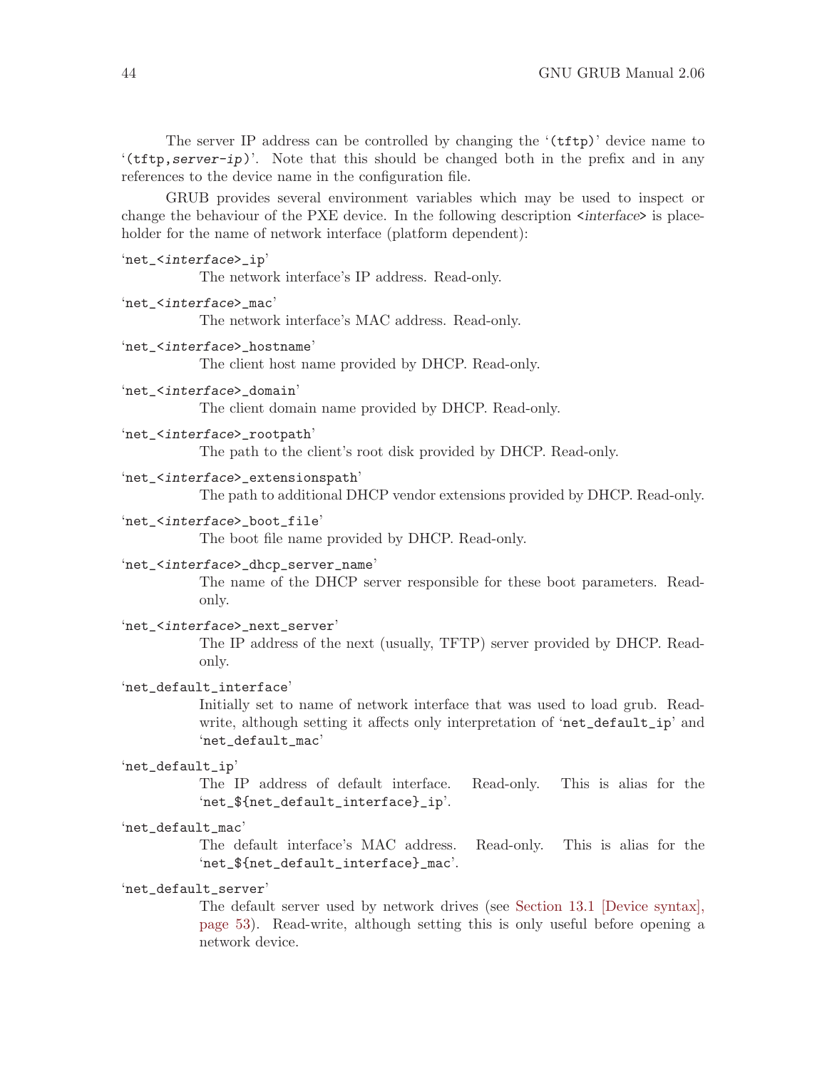The server IP address can be controlled by changing the '`(tftp)`' device name to '`(tftp,server-ip)`'. Note that this should be changed both in the prefix and in any references to the device name in the configuration file.

GRUB provides several environment variables which may be used to inspect or change the behaviour of the PXE device. In the following description *<interface>* is placeholder for the name of network interface (platform dependent):

'`net_<interface>_ip`'
: The network interface's IP address. Read-only.

'`net_<interface>_mac`'
: The network interface's MAC address. Read-only.

'`net_<interface>_hostname`'
: The client host name provided by DHCP. Read-only.

'`net_<interface>_domain`'
: The client domain name provided by DHCP. Read-only.

'`net_<interface>_rootpath`'
: The path to the client's root disk provided by DHCP. Read-only.

'`net_<interface>_extensionspath`'
: The path to additional DHCP vendor extensions provided by DHCP. Read-only.

'`net_<interface>_boot_file`'
: The boot file name provided by DHCP. Read-only.

'`net_<interface>_dhcp_server_name`'
: The name of the DHCP server responsible for these boot parameters. Read-only.

'`net_<interface>_next_server`'
: The IP address of the next (usually, TFTP) server provided by DHCP. Read-only.

'`net_default_interface`'
: Initially set to name of network interface that was used to load grub. Read-write, although setting it affects only interpretation of '`net_default_ip`' and '`net_default_mac`'

'`net_default_ip`'
: The IP address of default interface. Read-only. This is alias for the '`net_${net_default_interface}_ip`'.

'`net_default_mac`'
: The default interface's MAC address. Read-only. This is alias for the '`net_${net_default_interface}_mac`'.

'`net_default_server`'
: The default server used by network drives (see Section 13.1 [Device syntax], page 53). Read-write, although setting this is only useful before opening a network device.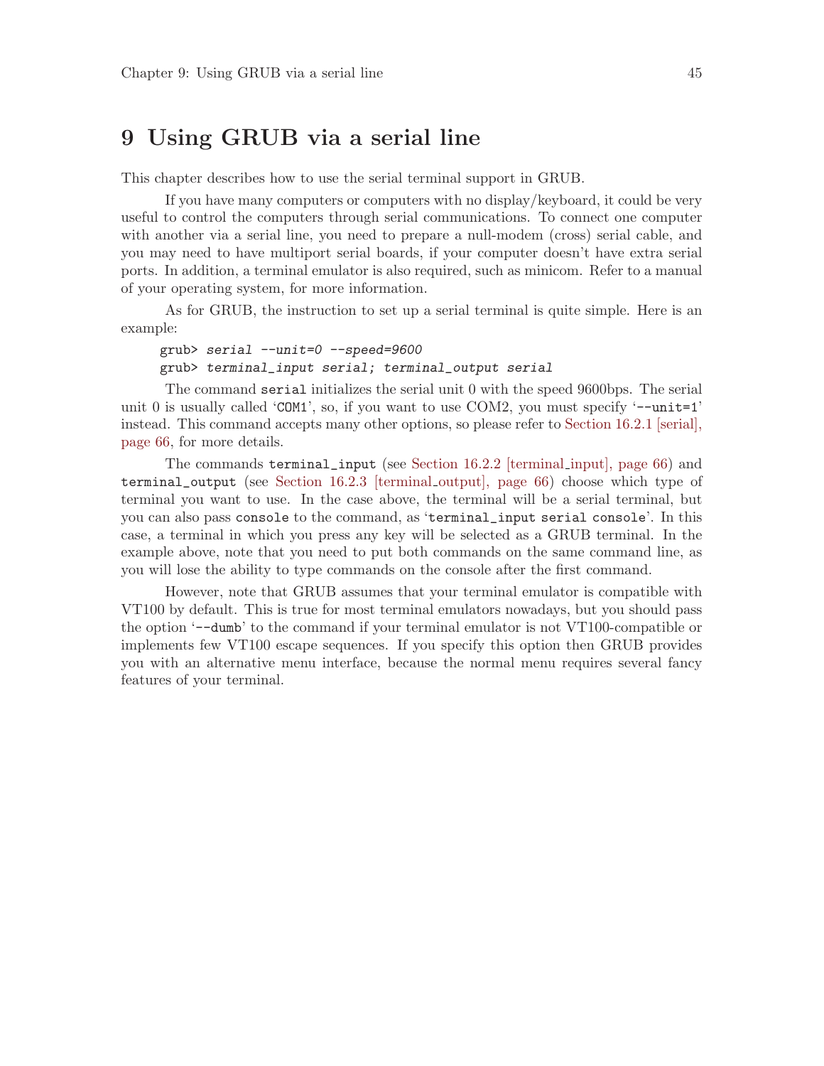# 9 Using GRUB via a serial line

This chapter describes how to use the serial terminal support in GRUB.

If you have many computers or computers with no display/keyboard, it could be very useful to control the computers through serial communications. To connect one computer with another via a serial line, you need to prepare a null-modem (cross) serial cable, and you may need to have multiport serial boards, if your computer doesn't have extra serial ports. In addition, a terminal emulator is also required, such as minicom. Refer to a manual of your operating system, for more information.

As for GRUB, the instruction to set up a serial terminal is quite simple. Here is an example:

```
grub> serial --unit=0 --speed=9600
grub> terminal_input serial; terminal_output serial
```

The command `serial` initializes the serial unit 0 with the speed 9600bps. The serial unit 0 is usually called '`COM1`', so, if you want to use COM2, you must specify '`--unit=1`' instead. This command accepts many other options, so please refer to Section 16.2.1 [serial], page 66, for more details.

The commands `terminal_input` (see Section 16.2.2 [terminal_input], page 66) and `terminal_output` (see Section 16.2.3 [terminal_output], page 66) choose which type of terminal you want to use. In the case above, the terminal will be a serial terminal, but you can also pass `console` to the command, as '`terminal_input serial console`'. In this case, a terminal in which you press any key will be selected as a GRUB terminal. In the example above, note that you need to put both commands on the same command line, as you will lose the ability to type commands on the console after the first command.

However, note that GRUB assumes that your terminal emulator is compatible with VT100 by default. This is true for most terminal emulators nowadays, but you should pass the option '`--dumb`' to the command if your terminal emulator is not VT100-compatible or implements few VT100 escape sequences. If you specify this option then GRUB provides you with an alternative menu interface, because the normal menu requires several fancy features of your terminal.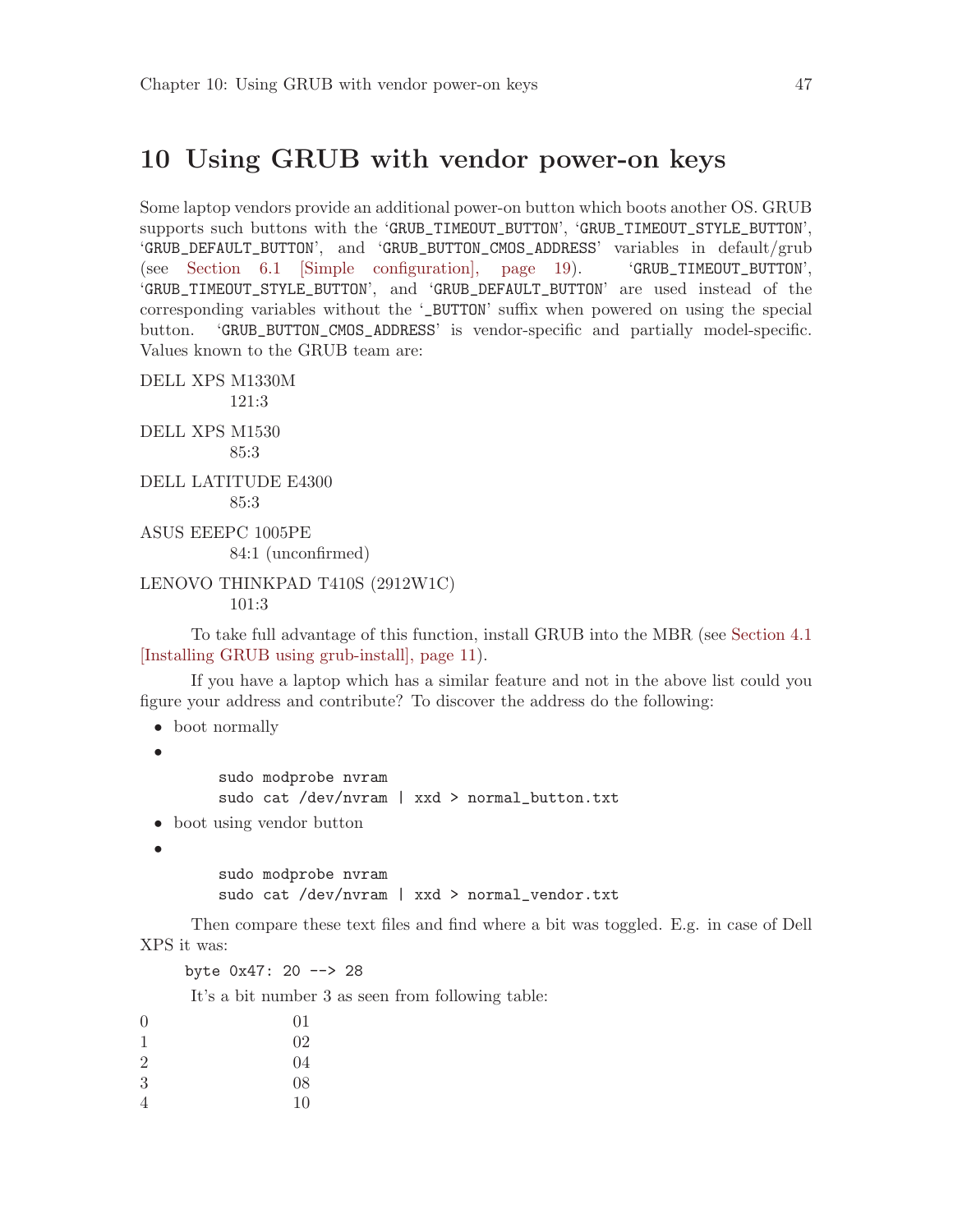# 10 Using GRUB with vendor power-on keys

Some laptop vendors provide an additional power-on button which boots another OS. GRUB supports such buttons with the 'GRUB_TIMEOUT_BUTTON', 'GRUB_TIMEOUT_STYLE_BUTTON', 'GRUB_DEFAULT_BUTTON', and 'GRUB_BUTTON_CMOS_ADDRESS' variables in default/grub (see Section 6.1 [Simple configuration], page 19). 'GRUB_TIMEOUT_BUTTON', 'GRUB_TIMEOUT_STYLE_BUTTON', and 'GRUB_DEFAULT_BUTTON' are used instead of the corresponding variables without the '_BUTTON' suffix when powered on using the special button. 'GRUB_BUTTON_CMOS_ADDRESS' is vendor-specific and partially model-specific. Values known to the GRUB team are:

DELL XPS M1330M
: 121:3

DELL XPS M1530
: 85:3

DELL LATITUDE E4300
: 85:3

ASUS EEEPC 1005PE
: 84:1 (unconfirmed)

LENOVO THINKPAD T410S (2912W1C)
: 101:3

To take full advantage of this function, install GRUB into the MBR (see Section 4.1 [Installing GRUB using grub-install], page 11).

If you have a laptop which has a similar feature and not in the above list could you figure your address and contribute? To discover the address do the following:

- boot normally
- ```
  sudo modprobe nvram
  sudo cat /dev/nvram | xxd > normal_button.txt
  ```
- boot using vendor button
- ```
  sudo modprobe nvram
  sudo cat /dev/nvram | xxd > normal_vendor.txt
  ```

Then compare these text files and find where a bit was toggled. E.g. in case of Dell XPS it was:

```
byte 0x47: 20 --> 28
```

It's a bit number 3 as seen from following table:

| | |
|---|---|
| 0 | 01 |
| 1 | 02 |
| 2 | 04 |
| 3 | 08 |
| 4 | 10 |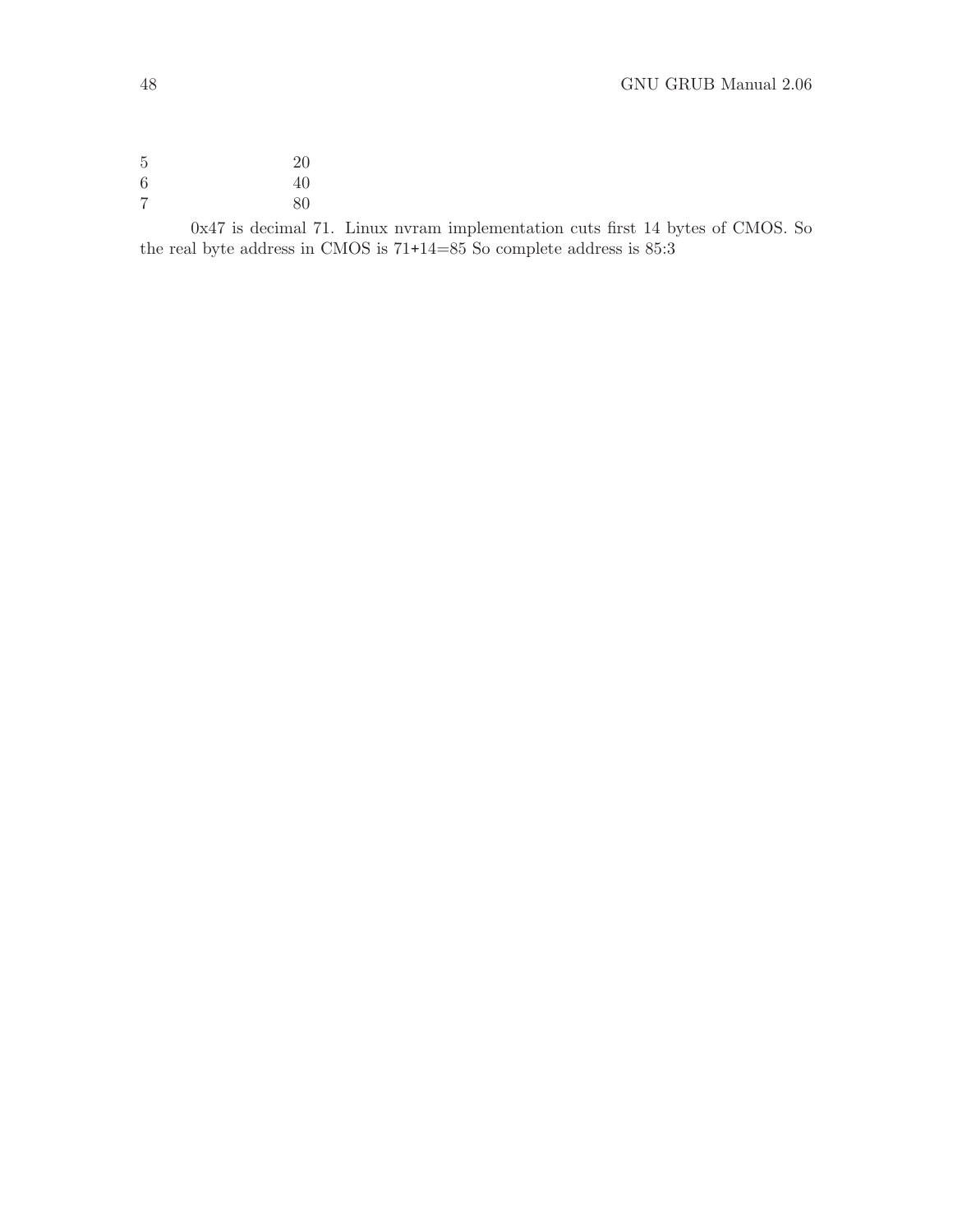| | |
|---|---|
| 5 | 20 |
| 6 | 40 |
| 7 | 80 |

0x47 is decimal 71. Linux nvram implementation cuts first 14 bytes of CMOS. So the real byte address in CMOS is 71+14=85 So complete address is 85:3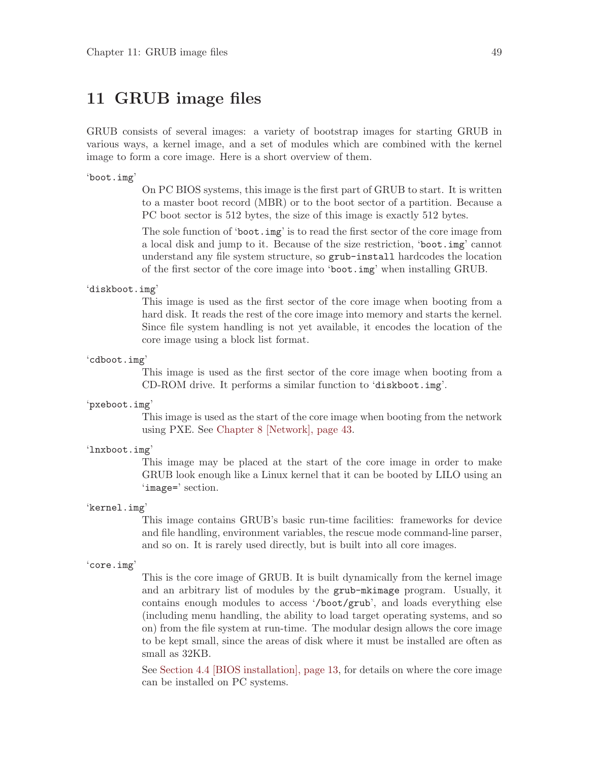# 11 GRUB image files

GRUB consists of several images: a variety of bootstrap images for starting GRUB in various ways, a kernel image, and a set of modules which are combined with the kernel image to form a core image. Here is a short overview of them.

'`boot.img`'

On PC BIOS systems, this image is the first part of GRUB to start. It is written to a master boot record (MBR) or to the boot sector of a partition. Because a PC boot sector is 512 bytes, the size of this image is exactly 512 bytes.

The sole function of '`boot.img`' is to read the first sector of the core image from a local disk and jump to it. Because of the size restriction, '`boot.img`' cannot understand any file system structure, so `grub-install` hardcodes the location of the first sector of the core image into '`boot.img`' when installing GRUB.

'`diskboot.img`'

This image is used as the first sector of the core image when booting from a hard disk. It reads the rest of the core image into memory and starts the kernel. Since file system handling is not yet available, it encodes the location of the core image using a block list format.

'`cdboot.img`'

This image is used as the first sector of the core image when booting from a CD-ROM drive. It performs a similar function to '`diskboot.img`'.

'`pxeboot.img`'

This image is used as the start of the core image when booting from the network using PXE. See Chapter 8 [Network], page 43.

'`lnxboot.img`'

This image may be placed at the start of the core image in order to make GRUB look enough like a Linux kernel that it can be booted by LILO using an '`image=`' section.

'`kernel.img`'

This image contains GRUB's basic run-time facilities: frameworks for device and file handling, environment variables, the rescue mode command-line parser, and so on. It is rarely used directly, but is built into all core images.

'`core.img`'

This is the core image of GRUB. It is built dynamically from the kernel image and an arbitrary list of modules by the `grub-mkimage` program. Usually, it contains enough modules to access '`/boot/grub`', and loads everything else (including menu handling, the ability to load target operating systems, and so on) from the file system at run-time. The modular design allows the core image to be kept small, since the areas of disk where it must be installed are often as small as 32KB.

See Section 4.4 [BIOS installation], page 13, for details on where the core image can be installed on PC systems.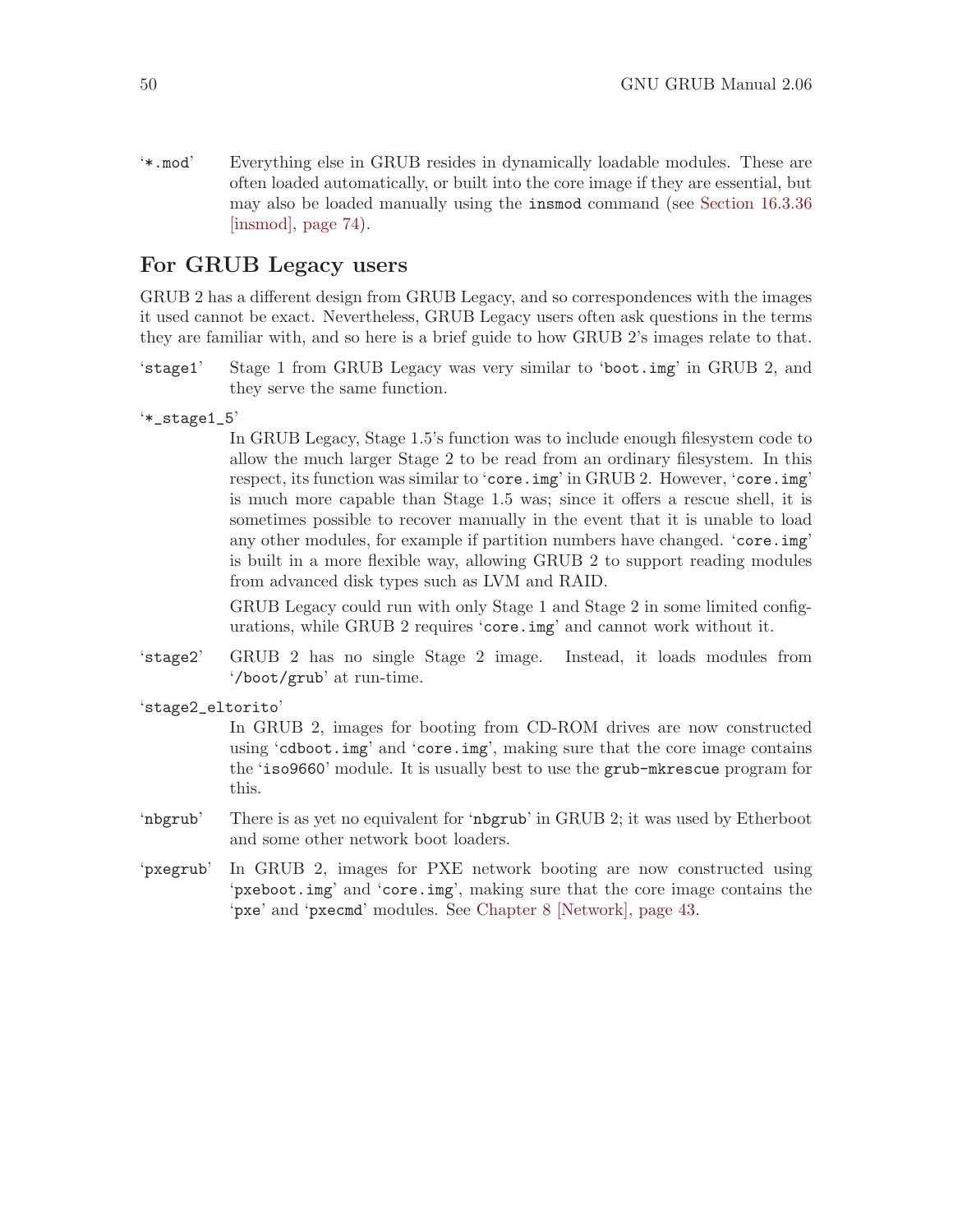'*.mod' Everything else in GRUB resides in dynamically loadable modules. These are often loaded automatically, or built into the core image if they are essential, but may also be loaded manually using the `insmod` command (see Section 16.3.36 [insmod], page 74).

## For GRUB Legacy users

GRUB 2 has a different design from GRUB Legacy, and so correspondences with the images it used cannot be exact. Nevertheless, GRUB Legacy users often ask questions in the terms they are familiar with, and so here is a brief guide to how GRUB 2's images relate to that.

'stage1' Stage 1 from GRUB Legacy was very similar to 'boot.img' in GRUB 2, and they serve the same function.

'*_stage1_5'

In GRUB Legacy, Stage 1.5's function was to include enough filesystem code to allow the much larger Stage 2 to be read from an ordinary filesystem. In this respect, its function was similar to 'core.img' in GRUB 2. However, 'core.img' is much more capable than Stage 1.5 was; since it offers a rescue shell, it is sometimes possible to recover manually in the event that it is unable to load any other modules, for example if partition numbers have changed. 'core.img' is built in a more flexible way, allowing GRUB 2 to support reading modules from advanced disk types such as LVM and RAID.

GRUB Legacy could run with only Stage 1 and Stage 2 in some limited configurations, while GRUB 2 requires 'core.img' and cannot work without it.

'stage2' GRUB 2 has no single Stage 2 image. Instead, it loads modules from '/boot/grub' at run-time.

'stage2_eltorito'

In GRUB 2, images for booting from CD-ROM drives are now constructed using 'cdboot.img' and 'core.img', making sure that the core image contains the 'iso9660' module. It is usually best to use the `grub-mkrescue` program for this.

'nbgrub' There is as yet no equivalent for 'nbgrub' in GRUB 2; it was used by Etherboot and some other network boot loaders.

'pxegrub' In GRUB 2, images for PXE network booting are now constructed using 'pxeboot.img' and 'core.img', making sure that the core image contains the 'pxe' and 'pxecmd' modules. See Chapter 8 [Network], page 43.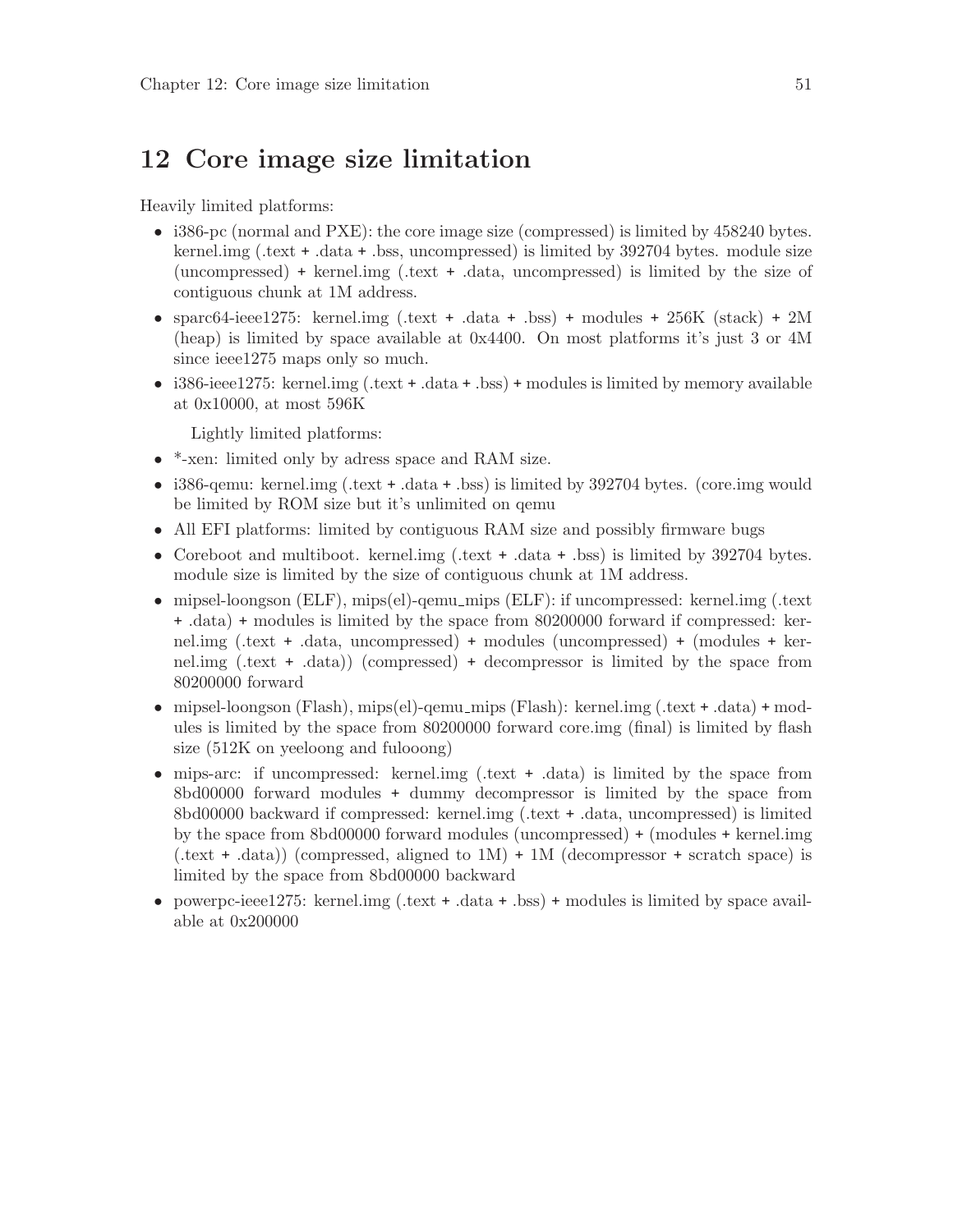# 12 Core image size limitation

Heavily limited platforms:

- i386-pc (normal and PXE): the core image size (compressed) is limited by 458240 bytes. kernel.img (.text + .data + .bss, uncompressed) is limited by 392704 bytes. module size (uncompressed) + kernel.img (.text + .data, uncompressed) is limited by the size of contiguous chunk at 1M address.
- sparc64-ieee1275: kernel.img (.text + .data + .bss) + modules + 256K (stack) + 2M (heap) is limited by space available at 0x4400. On most platforms it's just 3 or 4M since ieee1275 maps only so much.
- i386-ieee1275: kernel.img (.text + .data + .bss) + modules is limited by memory available at 0x10000, at most 596K

Lightly limited platforms:

- *-xen: limited only by adress space and RAM size.
- i386-qemu: kernel.img (.text + .data + .bss) is limited by 392704 bytes. (core.img would be limited by ROM size but it's unlimited on qemu
- All EFI platforms: limited by contiguous RAM size and possibly firmware bugs
- Coreboot and multiboot. kernel.img (.text + .data + .bss) is limited by 392704 bytes. module size is limited by the size of contiguous chunk at 1M address.
- mipsel-loongson (ELF), mips(el)-qemu_mips (ELF): if uncompressed: kernel.img (.text + .data) + modules is limited by the space from 80200000 forward if compressed: kernel.img (.text + .data, uncompressed) + modules (uncompressed) + (modules + kernel.img (.text + .data)) (compressed) + decompressor is limited by the space from 80200000 forward
- mipsel-loongson (Flash), mips(el)-qemu_mips (Flash): kernel.img (.text + .data) + modules is limited by the space from 80200000 forward core.img (final) is limited by flash size (512K on yeeloong and fulooong)
- mips-arc: if uncompressed: kernel.img (.text + .data) is limited by the space from 8bd00000 forward modules + dummy decompressor is limited by the space from 8bd00000 backward if compressed: kernel.img (.text + .data, uncompressed) is limited by the space from 8bd00000 forward modules (uncompressed) + (modules + kernel.img (.text + .data)) (compressed, aligned to 1M) + 1M (decompressor + scratch space) is limited by the space from 8bd00000 backward
- powerpc-ieee1275: kernel.img (.text + .data + .bss) + modules is limited by space available at 0x200000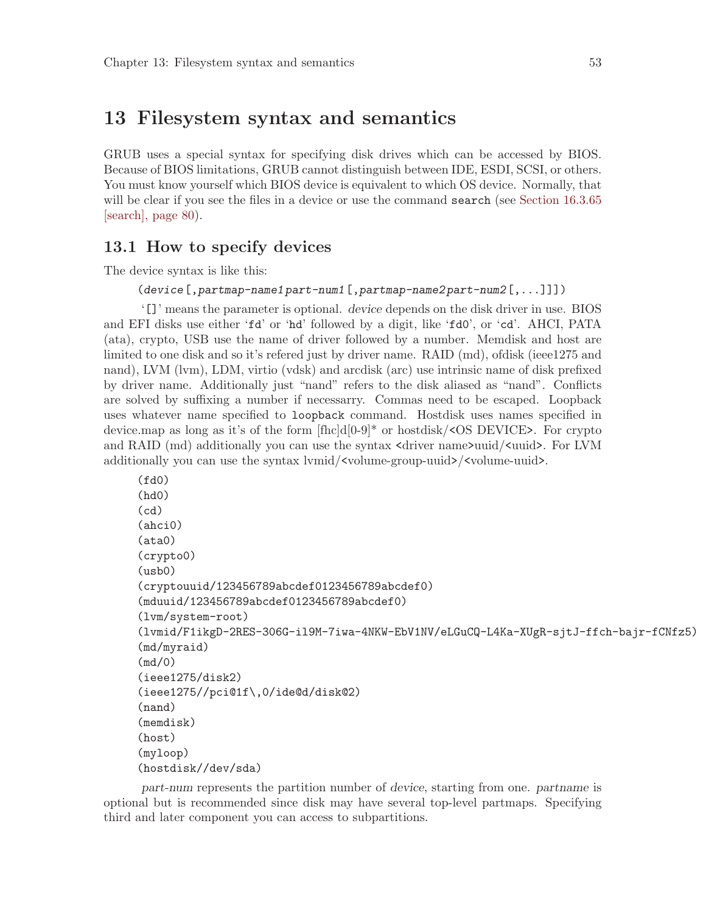# 13 Filesystem syntax and semantics

GRUB uses a special syntax for specifying disk drives which can be accessed by BIOS. Because of BIOS limitations, GRUB cannot distinguish between IDE, ESDI, SCSI, or others. You must know yourself which BIOS device is equivalent to which OS device. Normally, that will be clear if you see the files in a device or use the command `search` (see Section 16.3.65 [search], page 80).

## 13.1 How to specify devices

The device syntax is like this:

```
(device[,partmap-name1part-num1[,partmap-name2part-num2[,...]]])
```

'`[]`' means the parameter is optional. *device* depends on the disk driver in use. BIOS and EFI disks use either '`fd`' or '`hd`' followed by a digit, like '`fd0`', or '`cd`'. AHCI, PATA (ata), crypto, USB use the name of driver followed by a number. Memdisk and host are limited to one disk and so it's refered just by driver name. RAID (md), ofdisk (ieee1275 and nand), LVM (lvm), LDM, virtio (vdsk) and arcdisk (arc) use intrinsic name of disk prefixed by driver name. Additionally just "nand" refers to the disk aliased as "nand". Conflicts are solved by suffixing a number if necessarry. Commas need to be escaped. Loopback uses whatever name specified to `loopback` command. Hostdisk uses names specified in device.map as long as it's of the form [fhc]d[0-9]* or hostdisk/<OS DEVICE>. For crypto and RAID (md) additionally you can use the syntax <driver name>uuid/<uuid>. For LVM additionally you can use the syntax lvmid/<volume-group-uuid>/<volume-uuid>.

```
(fd0)
(hd0)
(cd)
(ahci0)
(ata0)
(crypto0)
(usb0)
(cryptouuid/123456789abcdef0123456789abcdef0)
(mduuid/123456789abcdef0123456789abcdef0)
(lvm/system-root)
(lvmid/F1ikgD-2RES-306G-il9M-7iwa-4NKW-EbV1NV/eLGuCQ-L4Ka-XUgR-sjtJ-ffch-bajr-fCNfz5)
(md/myraid)
(md/0)
(ieee1275/disk2)
(ieee1275//pci@1f\,0/ide@d/disk@2)
(nand)
(memdisk)
(host)
(myloop)
(hostdisk//dev/sda)
```

*part-num* represents the partition number of *device*, starting from one. *partname* is optional but is recommended since disk may have several top-level partmaps. Specifying third and later component you can access to subpartitions.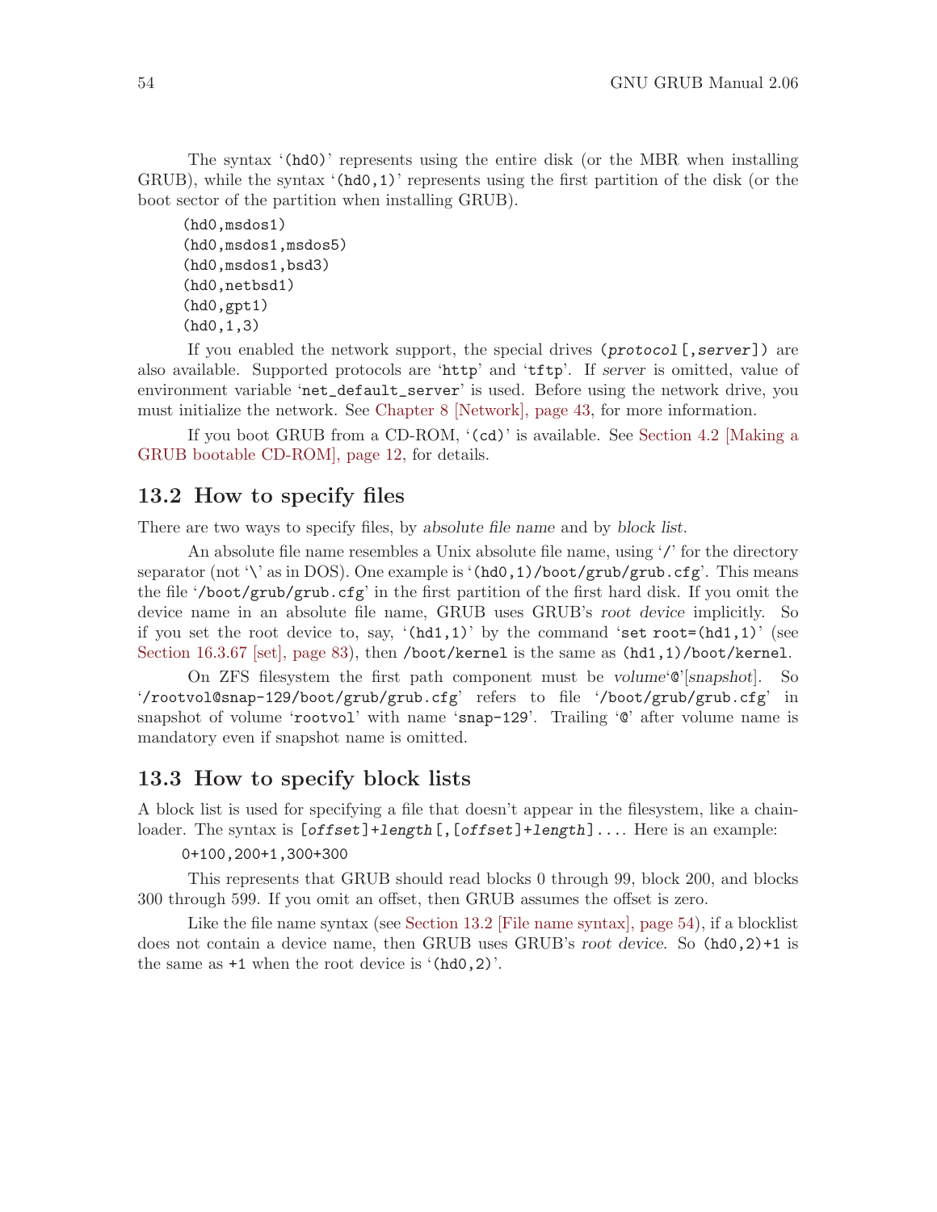The syntax '(hd0)' represents using the entire disk (or the MBR when installing GRUB), while the syntax '(hd0,1)' represents using the first partition of the disk (or the boot sector of the partition when installing GRUB).

```
(hd0,msdos1)
(hd0,msdos1,msdos5)
(hd0,msdos1,bsd3)
(hd0,netbsd1)
(hd0,gpt1)
(hd0,1,3)
```

If you enabled the network support, the special drives (*protocol*[,*server*]) are also available. Supported protocols are 'http' and 'tftp'. If *server* is omitted, value of environment variable 'net_default_server' is used. Before using the network drive, you must initialize the network. See Chapter 8 [Network], page 43, for more information.

If you boot GRUB from a CD-ROM, '(cd)' is available. See Section 4.2 [Making a GRUB bootable CD-ROM], page 12, for details.

## 13.2 How to specify files

There are two ways to specify files, by *absolute file name* and by *block list*.

An absolute file name resembles a Unix absolute file name, using '/' for the directory separator (not '\' as in DOS). One example is '(hd0,1)/boot/grub/grub.cfg'. This means the file '/boot/grub/grub.cfg' in the first partition of the first hard disk. If you omit the device name in an absolute file name, GRUB uses GRUB's *root device* implicitly. So if you set the root device to, say, '(hd1,1)' by the command 'set root=(hd1,1)' (see Section 16.3.67 [set], page 83), then /boot/kernel is the same as (hd1,1)/boot/kernel.

On ZFS filesystem the first path component must be *volume*'@'[*snapshot*]. So '/rootvol@snap-129/boot/grub/grub.cfg' refers to file '/boot/grub/grub.cfg' in snapshot of volume 'rootvol' with name 'snap-129'. Trailing '@' after volume name is mandatory even if snapshot name is omitted.

## 13.3 How to specify block lists

A block list is used for specifying a file that doesn't appear in the filesystem, like a chainloader. The syntax is [*offset*]+*length*[,[*offset*]+*length*].... Here is an example:

```
0+100,200+1,300+300
```

This represents that GRUB should read blocks 0 through 99, block 200, and blocks 300 through 599. If you omit an offset, then GRUB assumes the offset is zero.

Like the file name syntax (see Section 13.2 [File name syntax], page 54), if a blocklist does not contain a device name, then GRUB uses GRUB's *root device*. So (hd0,2)+1 is the same as +1 when the root device is '(hd0,2)'.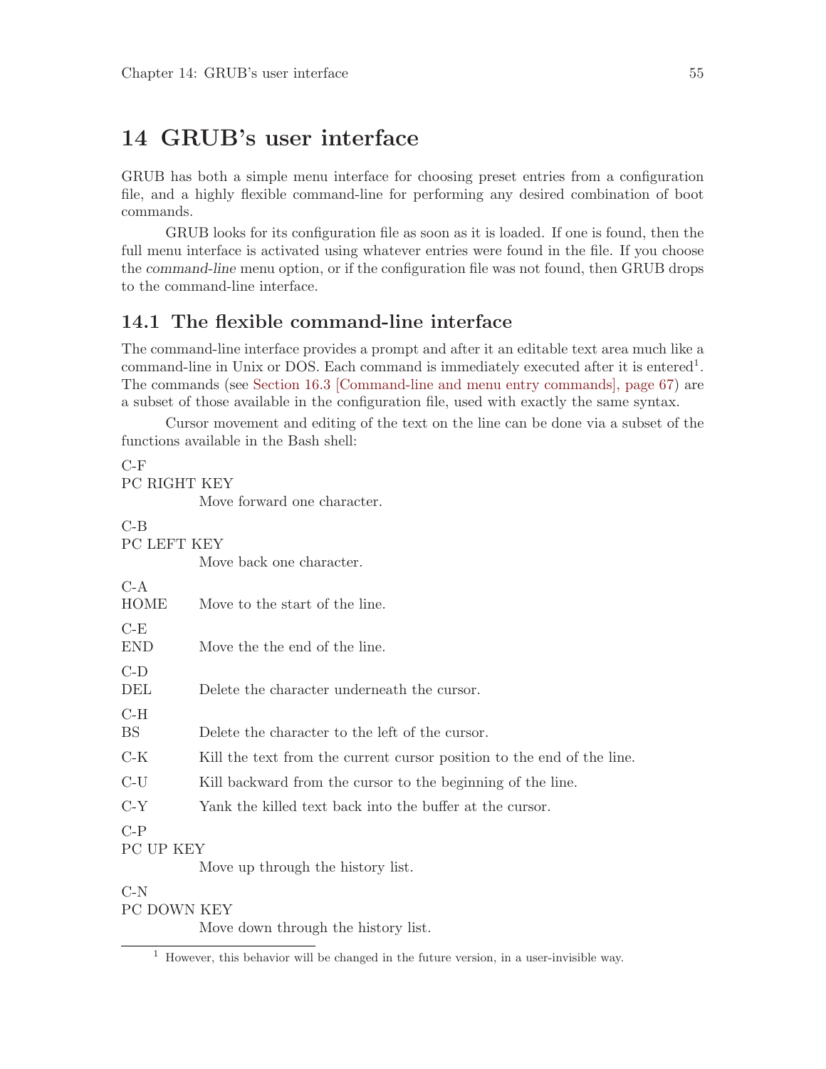# 14 GRUB's user interface

GRUB has both a simple menu interface for choosing preset entries from a configuration file, and a highly flexible command-line for performing any desired combination of boot commands.

GRUB looks for its configuration file as soon as it is loaded. If one is found, then the full menu interface is activated using whatever entries were found in the file. If you choose the *command-line* menu option, or if the configuration file was not found, then GRUB drops to the command-line interface.

## 14.1 The flexible command-line interface

The command-line interface provides a prompt and after it an editable text area much like a command-line in Unix or DOS. Each command is immediately executed after it is entered[1]. The commands (see Section 16.3 [Command-line and menu entry commands], page 67) are a subset of those available in the configuration file, used with exactly the same syntax.

Cursor movement and editing of the text on the line can be done via a subset of the functions available in the Bash shell:

C-F
PC RIGHT KEY
: Move forward one character.

C-B
PC LEFT KEY
: Move back one character.

C-A
HOME
: Move to the start of the line.

C-E
END
: Move the the end of the line.

C-D
DEL
: Delete the character underneath the cursor.

C-H
BS
: Delete the character to the left of the cursor.

C-K
: Kill the text from the current cursor position to the end of the line.

C-U
: Kill backward from the cursor to the beginning of the line.

C-Y
: Yank the killed text back into the buffer at the cursor.

C-P
PC UP KEY
: Move up through the history list.

C-N
PC DOWN KEY
: Move down through the history list.

[1] However, this behavior will be changed in the future version, in a user-invisible way.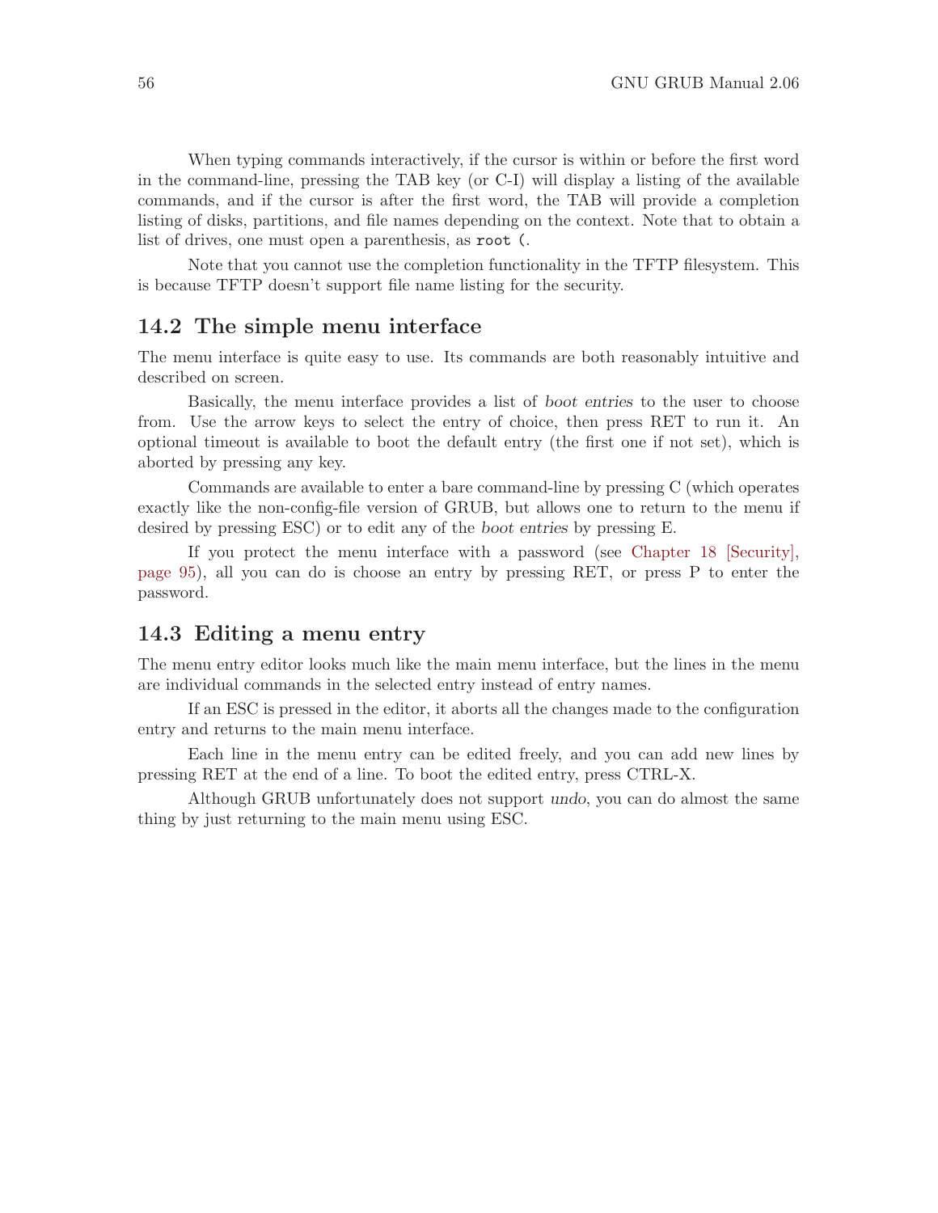When typing commands interactively, if the cursor is within or before the first word in the command-line, pressing the TAB key (or C-I) will display a listing of the available commands, and if the cursor is after the first word, the TAB will provide a completion listing of disks, partitions, and file names depending on the context. Note that to obtain a list of drives, one must open a parenthesis, as `root (`.

Note that you cannot use the completion functionality in the TFTP filesystem. This is because TFTP doesn't support file name listing for the security.

## 14.2 The simple menu interface

The menu interface is quite easy to use. Its commands are both reasonably intuitive and described on screen.

Basically, the menu interface provides a list of *boot entries* to the user to choose from. Use the arrow keys to select the entry of choice, then press RET to run it. An optional timeout is available to boot the default entry (the first one if not set), which is aborted by pressing any key.

Commands are available to enter a bare command-line by pressing C (which operates exactly like the non-config-file version of GRUB, but allows one to return to the menu if desired by pressing ESC) or to edit any of the *boot entries* by pressing E.

If you protect the menu interface with a password (see Chapter 18 [Security], page 95), all you can do is choose an entry by pressing RET, or press P to enter the password.

## 14.3 Editing a menu entry

The menu entry editor looks much like the main menu interface, but the lines in the menu are individual commands in the selected entry instead of entry names.

If an ESC is pressed in the editor, it aborts all the changes made to the configuration entry and returns to the main menu interface.

Each line in the menu entry can be edited freely, and you can add new lines by pressing RET at the end of a line. To boot the edited entry, press CTRL-X.

Although GRUB unfortunately does not support *undo*, you can do almost the same thing by just returning to the main menu using ESC.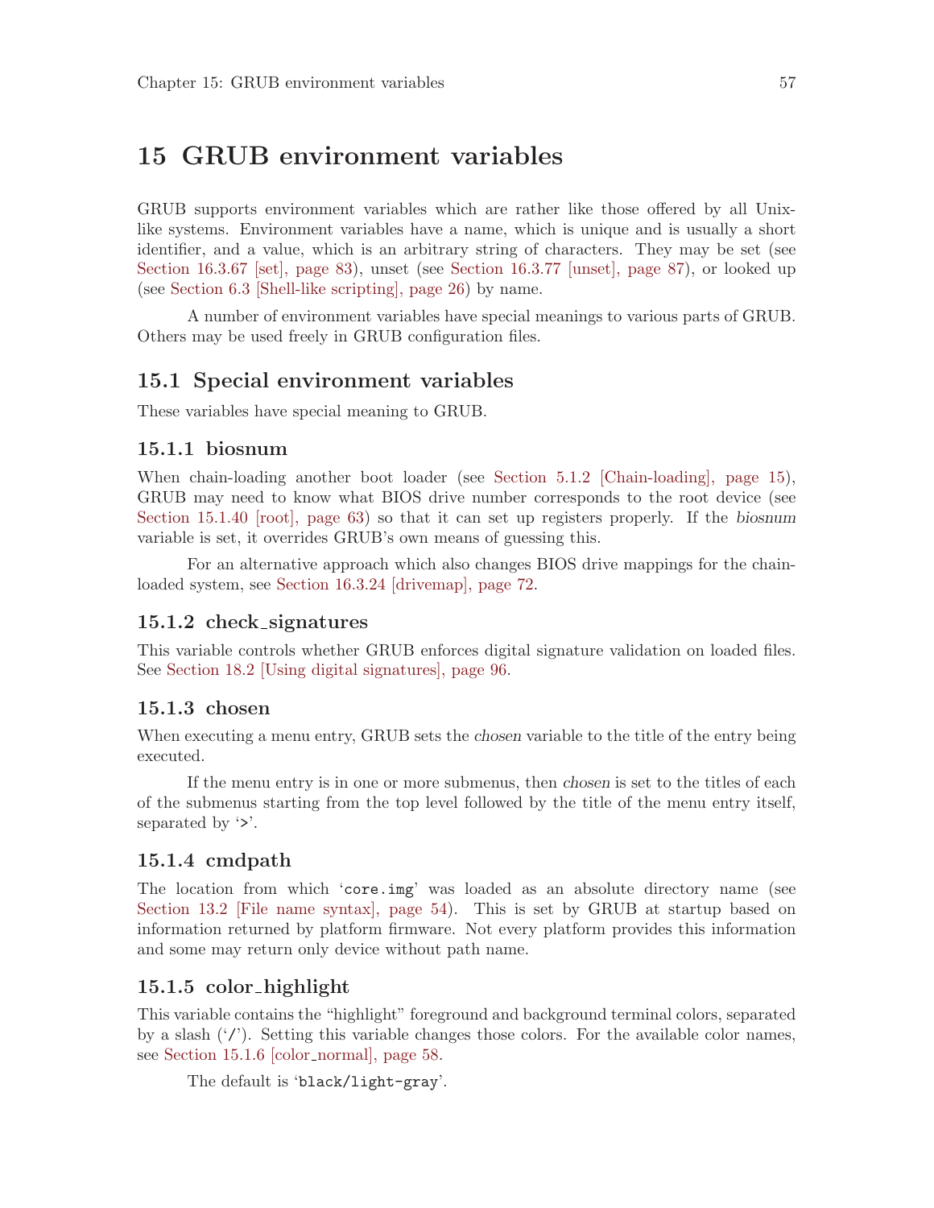# 15 GRUB environment variables

GRUB supports environment variables which are rather like those offered by all Unix-like systems. Environment variables have a name, which is unique and is usually a short identifier, and a value, which is an arbitrary string of characters. They may be set (see Section 16.3.67 [set], page 83), unset (see Section 16.3.77 [unset], page 87), or looked up (see Section 6.3 [Shell-like scripting], page 26) by name.

A number of environment variables have special meanings to various parts of GRUB. Others may be used freely in GRUB configuration files.

## 15.1 Special environment variables

These variables have special meaning to GRUB.

### 15.1.1 biosnum

When chain-loading another boot loader (see Section 5.1.2 [Chain-loading], page 15), GRUB may need to know what BIOS drive number corresponds to the root device (see Section 15.1.40 [root], page 63) so that it can set up registers properly. If the *biosnum* variable is set, it overrides GRUB's own means of guessing this.

For an alternative approach which also changes BIOS drive mappings for the chain-loaded system, see Section 16.3.24 [drivemap], page 72.

### 15.1.2 check_signatures

This variable controls whether GRUB enforces digital signature validation on loaded files. See Section 18.2 [Using digital signatures], page 96.

### 15.1.3 chosen

When executing a menu entry, GRUB sets the *chosen* variable to the title of the entry being executed.

If the menu entry is in one or more submenus, then *chosen* is set to the titles of each of the submenus starting from the top level followed by the title of the menu entry itself, separated by '`>`'.

### 15.1.4 cmdpath

The location from which '`core.img`' was loaded as an absolute directory name (see Section 13.2 [File name syntax], page 54). This is set by GRUB at startup based on information returned by platform firmware. Not every platform provides this information and some may return only device without path name.

### 15.1.5 color_highlight

This variable contains the "highlight" foreground and background terminal colors, separated by a slash ('`/`'). Setting this variable changes those colors. For the available color names, see Section 15.1.6 [color_normal], page 58.

The default is '`black/light-gray`'.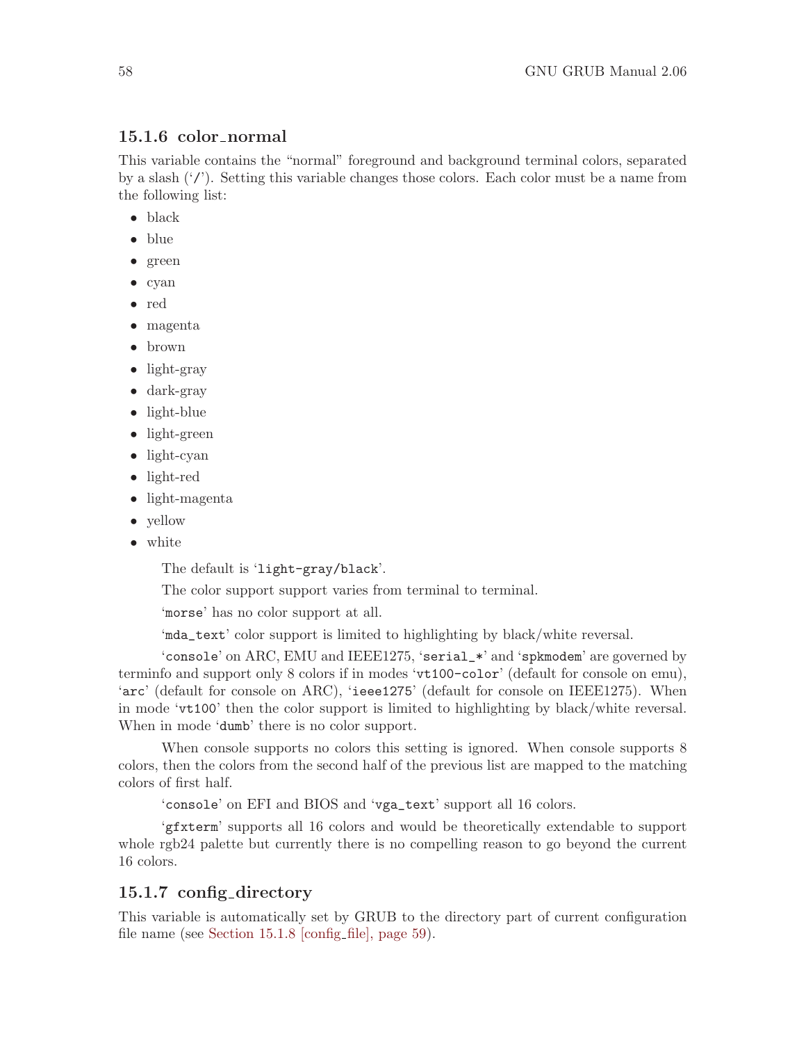### 15.1.6 color_normal

This variable contains the "normal" foreground and background terminal colors, separated by a slash ('/'). Setting this variable changes those colors. Each color must be a name from the following list:

- black
- blue
- green
- cyan
- red
- magenta
- brown
- light-gray
- dark-gray
- light-blue
- light-green
- light-cyan
- light-red
- light-magenta
- yellow
- white

The default is 'light-gray/black'.

The color support support varies from terminal to terminal.

'morse' has no color support at all.

'mda_text' color support is limited to highlighting by black/white reversal.

'console' on ARC, EMU and IEEE1275, 'serial_*' and 'spkmodem' are governed by terminfo and support only 8 colors if in modes 'vt100-color' (default for console on emu), 'arc' (default for console on ARC), 'ieee1275' (default for console on IEEE1275). When in mode 'vt100' then the color support is limited to highlighting by black/white reversal. When in mode 'dumb' there is no color support.

When console supports no colors this setting is ignored. When console supports 8 colors, then the colors from the second half of the previous list are mapped to the matching colors of first half.

'console' on EFI and BIOS and 'vga_text' support all 16 colors.

'gfxterm' supports all 16 colors and would be theoretically extendable to support whole rgb24 palette but currently there is no compelling reason to go beyond the current 16 colors.

### 15.1.7 config_directory

This variable is automatically set by GRUB to the directory part of current configuration file name (see Section 15.1.8 [config_file], page 59).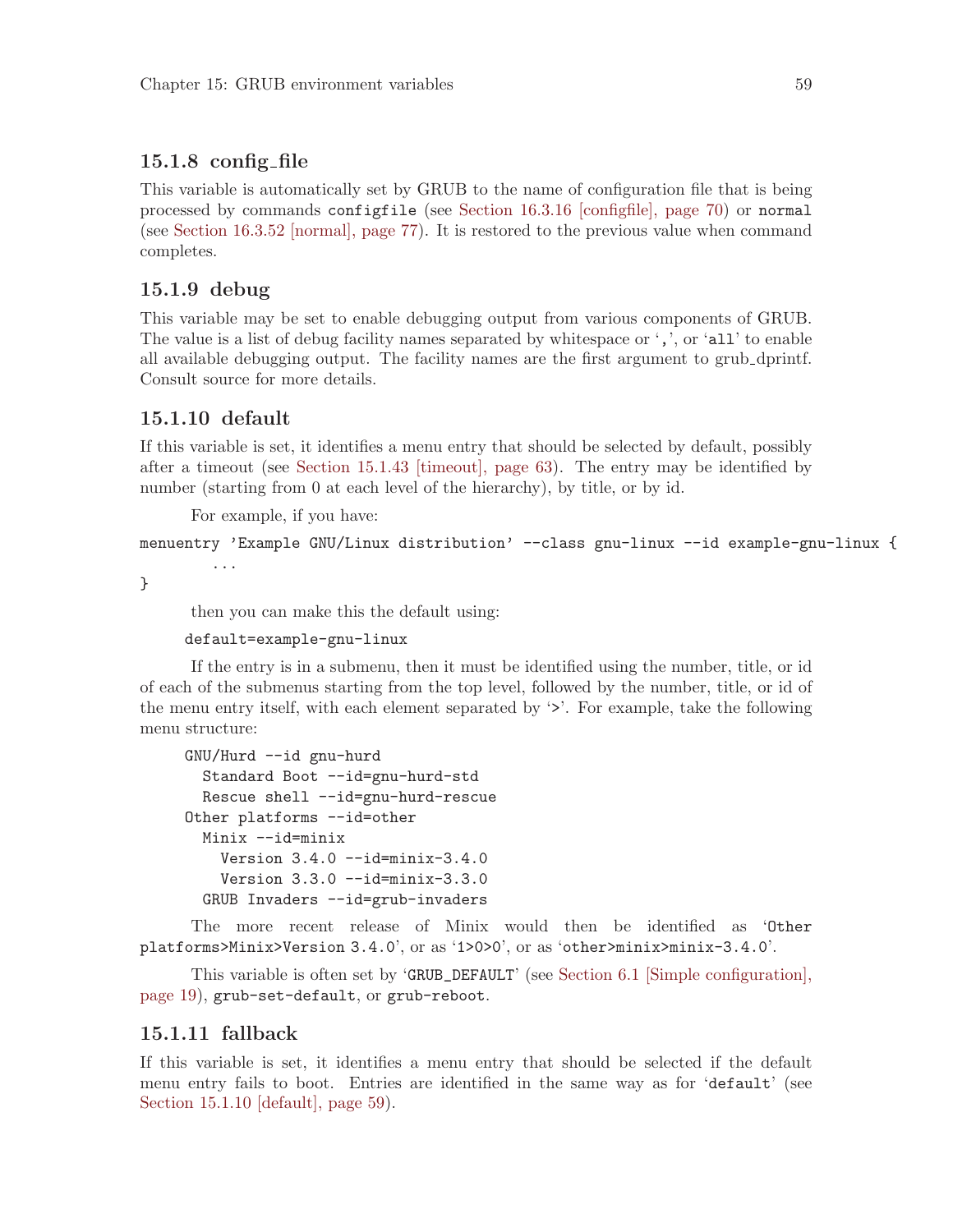### 15.1.8 config_file

This variable is automatically set by GRUB to the name of configuration file that is being processed by commands `configfile` (see Section 16.3.16 [configfile], page 70) or `normal` (see Section 16.3.52 [normal], page 77). It is restored to the previous value when command completes.

### 15.1.9 debug

This variable may be set to enable debugging output from various components of GRUB. The value is a list of debug facility names separated by whitespace or ‘`,`’, or ‘`all`’ to enable all available debugging output. The facility names are the first argument to grub_dprintf. Consult source for more details.

### 15.1.10 default

If this variable is set, it identifies a menu entry that should be selected by default, possibly after a timeout (see Section 15.1.43 [timeout], page 63). The entry may be identified by number (starting from 0 at each level of the hierarchy), by title, or by id.

For example, if you have:

```
menuentry 'Example GNU/Linux distribution' --class gnu-linux --id example-gnu-linux {
        ...
}
```

then you can make this the default using:

```
default=example-gnu-linux
```

If the entry is in a submenu, then it must be identified using the number, title, or id of each of the submenus starting from the top level, followed by the number, title, or id of the menu entry itself, with each element separated by ‘`>`’. For example, take the following menu structure:

```
GNU/Hurd --id gnu-hurd
  Standard Boot --id=gnu-hurd-std
  Rescue shell --id=gnu-hurd-rescue
Other platforms --id=other
  Minix --id=minix
    Version 3.4.0 --id=minix-3.4.0
    Version 3.3.0 --id=minix-3.3.0
  GRUB Invaders --id=grub-invaders
```

The more recent release of Minix would then be identified as ‘`Other platforms>Minix>Version 3.4.0`’, or as ‘`1>0>0`’, or as ‘`other>minix>minix-3.4.0`’.

This variable is often set by ‘`GRUB_DEFAULT`’ (see Section 6.1 [Simple configuration], page 19), `grub-set-default`, or `grub-reboot`.

### 15.1.11 fallback

If this variable is set, it identifies a menu entry that should be selected if the default menu entry fails to boot. Entries are identified in the same way as for ‘`default`’ (see Section 15.1.10 [default], page 59).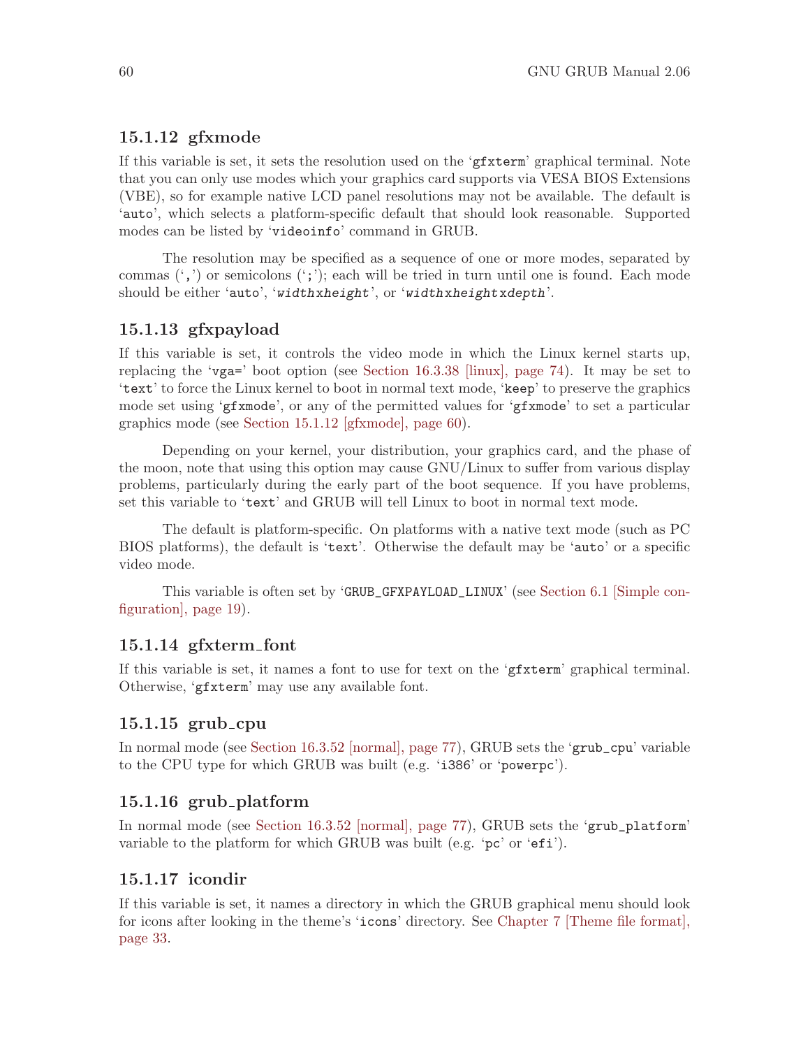### 15.1.12 gfxmode

If this variable is set, it sets the resolution used on the '`gfxterm`' graphical terminal. Note that you can only use modes which your graphics card supports via VESA BIOS Extensions (VBE), so for example native LCD panel resolutions may not be available. The default is '`auto`', which selects a platform-specific default that should look reasonable. Supported modes can be listed by '`videoinfo`' command in GRUB.

The resolution may be specified as a sequence of one or more modes, separated by commas ('`,`') or semicolons ('`;`'); each will be tried in turn until one is found. Each mode should be either '`auto`', '*`width`*`x`*`height`*', or '*`width`*`x`*`height`*`x`*`depth`*'.

### 15.1.13 gfxpayload

If this variable is set, it controls the video mode in which the Linux kernel starts up, replacing the '`vga=`' boot option (see Section 16.3.38 [linux], page 74). It may be set to '`text`' to force the Linux kernel to boot in normal text mode, '`keep`' to preserve the graphics mode set using '`gfxmode`', or any of the permitted values for '`gfxmode`' to set a particular graphics mode (see Section 15.1.12 [gfxmode], page 60).

Depending on your kernel, your distribution, your graphics card, and the phase of the moon, note that using this option may cause GNU/Linux to suffer from various display problems, particularly during the early part of the boot sequence. If you have problems, set this variable to '`text`' and GRUB will tell Linux to boot in normal text mode.

The default is platform-specific. On platforms with a native text mode (such as PC BIOS platforms), the default is '`text`'. Otherwise the default may be '`auto`' or a specific video mode.

This variable is often set by '`GRUB_GFXPAYLOAD_LINUX`' (see Section 6.1 [Simple configuration], page 19).

### 15.1.14 gfxterm_font

If this variable is set, it names a font to use for text on the '`gfxterm`' graphical terminal. Otherwise, '`gfxterm`' may use any available font.

### 15.1.15 grub_cpu

In normal mode (see Section 16.3.52 [normal], page 77), GRUB sets the '`grub_cpu`' variable to the CPU type for which GRUB was built (e.g. '`i386`' or '`powerpc`').

### 15.1.16 grub_platform

In normal mode (see Section 16.3.52 [normal], page 77), GRUB sets the '`grub_platform`' variable to the platform for which GRUB was built (e.g. '`pc`' or '`efi`').

### 15.1.17 icondir

If this variable is set, it names a directory in which the GRUB graphical menu should look for icons after looking in the theme's '`icons`' directory. See Chapter 7 [Theme file format], page 33.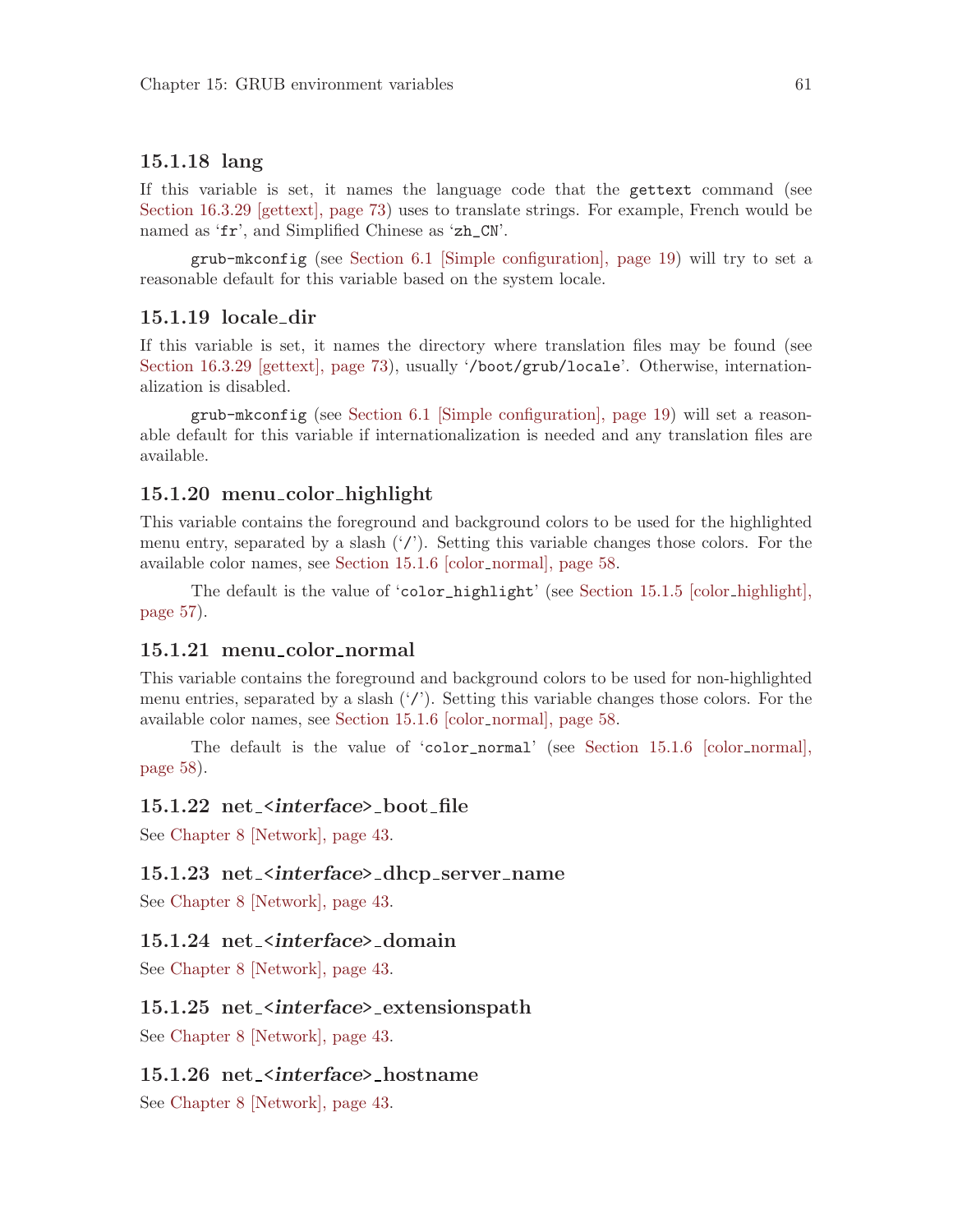### 15.1.18 lang

If this variable is set, it names the language code that the `gettext` command (see Section 16.3.29 [gettext], page 73) uses to translate strings. For example, French would be named as '`fr`', and Simplified Chinese as '`zh_CN`'.

`grub-mkconfig` (see Section 6.1 [Simple configuration], page 19) will try to set a reasonable default for this variable based on the system locale.

### 15.1.19 locale_dir

If this variable is set, it names the directory where translation files may be found (see Section 16.3.29 [gettext], page 73), usually '`/boot/grub/locale`'. Otherwise, internationalization is disabled.

`grub-mkconfig` (see Section 6.1 [Simple configuration], page 19) will set a reasonable default for this variable if internationalization is needed and any translation files are available.

### 15.1.20 menu_color_highlight

This variable contains the foreground and background colors to be used for the highlighted menu entry, separated by a slash ('`/`'). Setting this variable changes those colors. For the available color names, see Section 15.1.6 [color_normal], page 58.

The default is the value of '`color_highlight`' (see Section 15.1.5 [color_highlight], page 57).

### 15.1.21 menu_color_normal

This variable contains the foreground and background colors to be used for non-highlighted menu entries, separated by a slash ('`/`'). Setting this variable changes those colors. For the available color names, see Section 15.1.6 [color_normal], page 58.

The default is the value of '`color_normal`' (see Section 15.1.6 [color_normal], page 58).

### 15.1.22 net_<*interface*>_boot_file

See Chapter 8 [Network], page 43.

### 15.1.23 net_<*interface*>_dhcp_server_name

See Chapter 8 [Network], page 43.

### 15.1.24 net_<*interface*>_domain

See Chapter 8 [Network], page 43.

### 15.1.25 net_<*interface*>_extensionspath

See Chapter 8 [Network], page 43.

### 15.1.26 net_<*interface*>_hostname

See Chapter 8 [Network], page 43.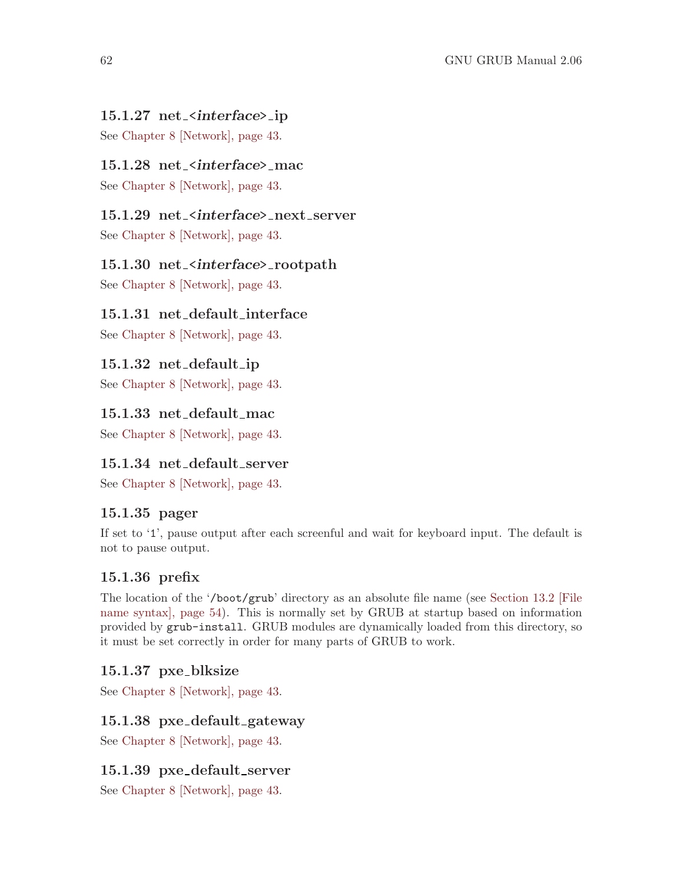### 15.1.27 net_<*interface*>_ip

See Chapter 8 [Network], page 43.

### 15.1.28 net_<*interface*>_mac

See Chapter 8 [Network], page 43.

### 15.1.29 net_<*interface*>_next_server

See Chapter 8 [Network], page 43.

### 15.1.30 net_<*interface*>_rootpath

See Chapter 8 [Network], page 43.

### 15.1.31 net_default_interface

See Chapter 8 [Network], page 43.

### 15.1.32 net_default_ip

See Chapter 8 [Network], page 43.

### 15.1.33 net_default_mac

See Chapter 8 [Network], page 43.

### 15.1.34 net_default_server

See Chapter 8 [Network], page 43.

### 15.1.35 pager

If set to '`1`', pause output after each screenful and wait for keyboard input. The default is not to pause output.

### 15.1.36 prefix

The location of the '`/boot/grub`' directory as an absolute file name (see Section 13.2 [File name syntax], page 54). This is normally set by GRUB at startup based on information provided by `grub-install`. GRUB modules are dynamically loaded from this directory, so it must be set correctly in order for many parts of GRUB to work.

### 15.1.37 pxe_blksize

See Chapter 8 [Network], page 43.

### 15.1.38 pxe_default_gateway

See Chapter 8 [Network], page 43.

### 15.1.39 pxe_default_server

See Chapter 8 [Network], page 43.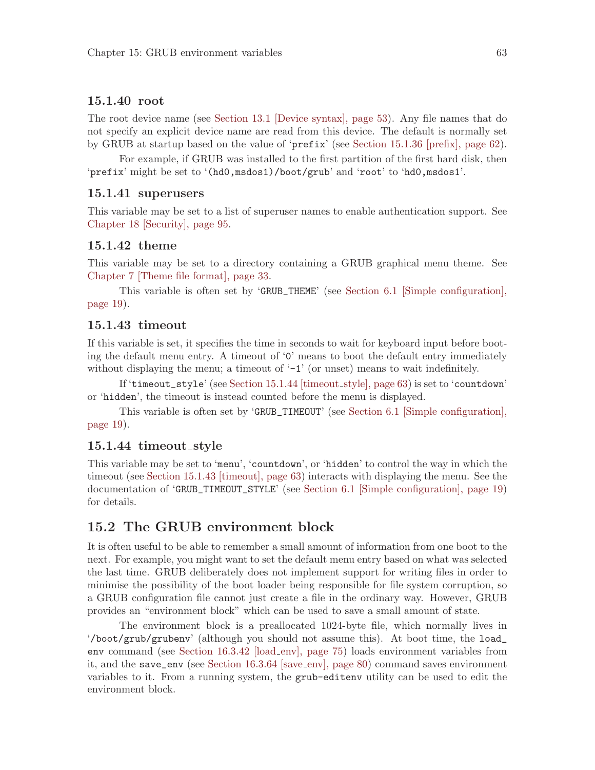### 15.1.40 root

The root device name (see Section 13.1 [Device syntax], page 53). Any file names that do not specify an explicit device name are read from this device. The default is normally set by GRUB at startup based on the value of '`prefix`' (see Section 15.1.36 [prefix], page 62).

For example, if GRUB was installed to the first partition of the first hard disk, then '`prefix`' might be set to '`(hd0,msdos1)/boot/grub`' and '`root`' to '`hd0,msdos1`'.

### 15.1.41 superusers

This variable may be set to a list of superuser names to enable authentication support. See Chapter 18 [Security], page 95.

### 15.1.42 theme

This variable may be set to a directory containing a GRUB graphical menu theme. See Chapter 7 [Theme file format], page 33.

This variable is often set by '`GRUB_THEME`' (see Section 6.1 [Simple configuration], page 19).

### 15.1.43 timeout

If this variable is set, it specifies the time in seconds to wait for keyboard input before booting the default menu entry. A timeout of '`0`' means to boot the default entry immediately without displaying the menu; a timeout of '`-1`' (or unset) means to wait indefinitely.

If '`timeout_style`' (see Section 15.1.44 [timeout_style], page 63) is set to '`countdown`' or '`hidden`', the timeout is instead counted before the menu is displayed.

This variable is often set by '`GRUB_TIMEOUT`' (see Section 6.1 [Simple configuration], page 19).

### 15.1.44 timeout_style

This variable may be set to '`menu`', '`countdown`', or '`hidden`' to control the way in which the timeout (see Section 15.1.43 [timeout], page 63) interacts with displaying the menu. See the documentation of '`GRUB_TIMEOUT_STYLE`' (see Section 6.1 [Simple configuration], page 19) for details.

## 15.2 The GRUB environment block

It is often useful to be able to remember a small amount of information from one boot to the next. For example, you might want to set the default menu entry based on what was selected the last time. GRUB deliberately does not implement support for writing files in order to minimise the possibility of the boot loader being responsible for file system corruption, so a GRUB configuration file cannot just create a file in the ordinary way. However, GRUB provides an "environment block" which can be used to save a small amount of state.

The environment block is a preallocated 1024-byte file, which normally lives in '`/boot/grub/grubenv`' (although you should not assume this). At boot time, the `load_env` command (see Section 16.3.42 [load_env], page 75) loads environment variables from it, and the `save_env` (see Section 16.3.64 [save_env], page 80) command saves environment variables to it. From a running system, the `grub-editenv` utility can be used to edit the environment block.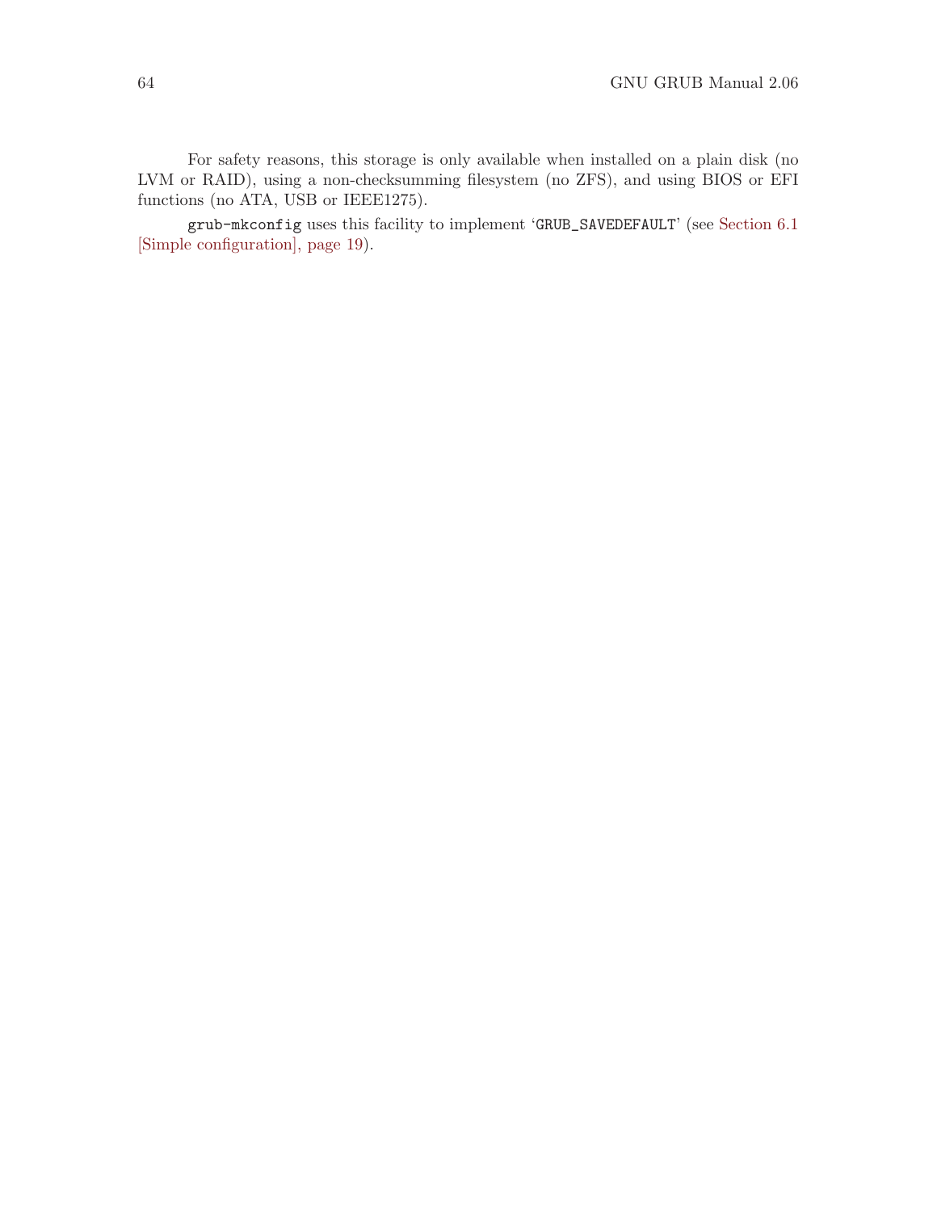For safety reasons, this storage is only available when installed on a plain disk (no LVM or RAID), using a non-checksumming filesystem (no ZFS), and using BIOS or EFI functions (no ATA, USB or IEEE1275).

`grub-mkconfig` uses this facility to implement '`GRUB_SAVEDEFAULT`' (see Section 6.1 [Simple configuration], page 19).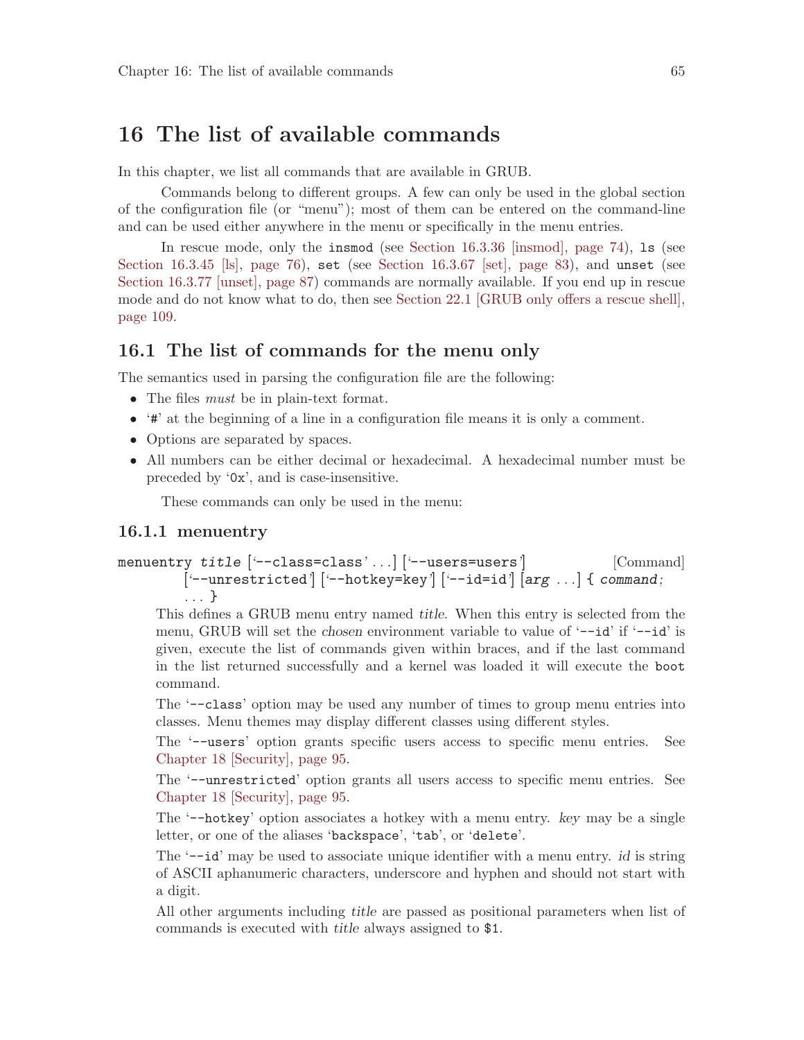# 16 The list of available commands

In this chapter, we list all commands that are available in GRUB.

Commands belong to different groups. A few can only be used in the global section of the configuration file (or "menu"); most of them can be entered on the command-line and can be used either anywhere in the menu or specifically in the menu entries.

In rescue mode, only the `insmod` (see Section 16.3.36 [insmod], page 74), `ls` (see Section 16.3.45 [ls], page 76), `set` (see Section 16.3.67 [set], page 83), and `unset` (see Section 16.3.77 [unset], page 87) commands are normally available. If you end up in rescue mode and do not know what to do, then see Section 22.1 [GRUB only offers a rescue shell], page 109.

## 16.1 The list of commands for the menu only

The semantics used in parsing the configuration file are the following:

- The files *must* be in plain-text format.
- '`#`' at the beginning of a line in a configuration file means it is only a comment.
- Options are separated by spaces.
- All numbers can be either decimal or hexadecimal. A hexadecimal number must be preceded by '`0x`', and is case-insensitive.

These commands can only be used in the menu:

### 16.1.1 menuentry

`menuentry` *title* ['`--class=class`' ...] ['`--users=users`'] ['`--unrestricted`'] ['`--hotkey=key`'] ['`--id=id`'] [*arg* ...] { *command*; ... } [Command]

This defines a GRUB menu entry named *title*. When this entry is selected from the menu, GRUB will set the *chosen* environment variable to value of '`--id`' if '`--id`' is given, execute the list of commands given within braces, and if the last command in the list returned successfully and a kernel was loaded it will execute the `boot` command.

The '`--class`' option may be used any number of times to group menu entries into classes. Menu themes may display different classes using different styles.

The '`--users`' option grants specific users access to specific menu entries. See Chapter 18 [Security], page 95.

The '`--unrestricted`' option grants all users access to specific menu entries. See Chapter 18 [Security], page 95.

The '`--hotkey`' option associates a hotkey with a menu entry. *key* may be a single letter, or one of the aliases '`backspace`', '`tab`', or '`delete`'.

The '`--id`' may be used to associate unique identifier with a menu entry. *id* is string of ASCII aphanumeric characters, underscore and hyphen and should not start with a digit.

All other arguments including *title* are passed as positional parameters when list of commands is executed with *title* always assigned to `$1`.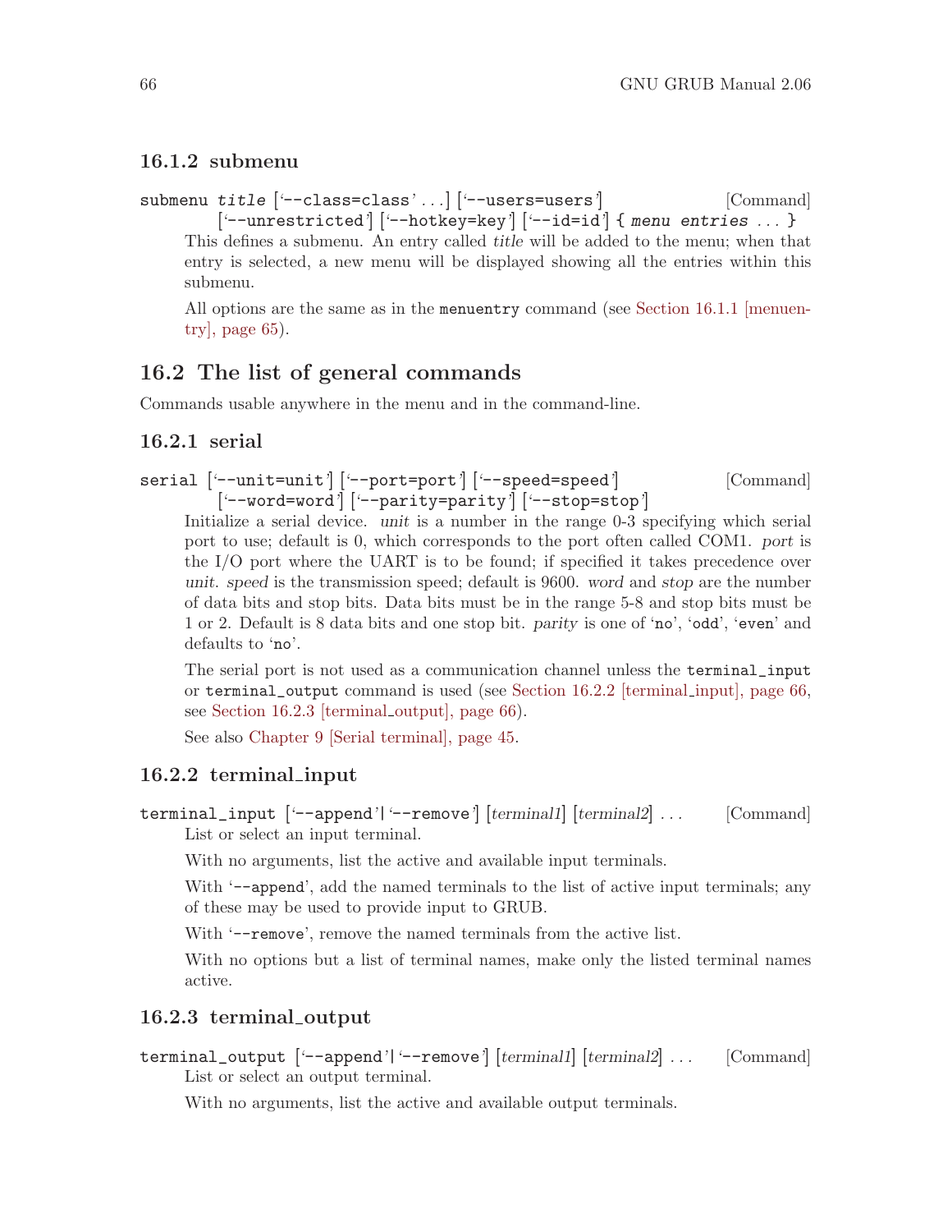### 16.1.2 submenu

`submenu` *title* [‘--class=class’ ...] [‘--users=users’] [‘--unrestricted’] [‘--hotkey=key’] [‘--id=id’] { *menu entries* ... } [Command]

This defines a submenu. An entry called *title* will be added to the menu; when that entry is selected, a new menu will be displayed showing all the entries within this submenu.

All options are the same as in the `menuentry` command (see Section 16.1.1 [menuentry], page 65).

## 16.2 The list of general commands

Commands usable anywhere in the menu and in the command-line.

### 16.2.1 serial

`serial` [‘--unit=unit’] [‘--port=port’] [‘--speed=speed’] [‘--word=word’] [‘--parity=parity’] [‘--stop=stop’] [Command]

Initialize a serial device. *unit* is a number in the range 0-3 specifying which serial port to use; default is 0, which corresponds to the port often called COM1. *port* is the I/O port where the UART is to be found; if specified it takes precedence over *unit*. *speed* is the transmission speed; default is 9600. *word* and *stop* are the number of data bits and stop bits. Data bits must be in the range 5-8 and stop bits must be 1 or 2. Default is 8 data bits and one stop bit. *parity* is one of ‘no’, ‘odd’, ‘even’ and defaults to ‘no’.

The serial port is not used as a communication channel unless the `terminal_input` or `terminal_output` command is used (see Section 16.2.2 [terminal_input], page 66, see Section 16.2.3 [terminal_output], page 66).

See also Chapter 9 [Serial terminal], page 45.

### 16.2.2 terminal_input

`terminal_input` [‘--append’|‘--remove’] [*terminal1*] [*terminal2*] ... [Command]

List or select an input terminal.

With no arguments, list the active and available input terminals.

With ‘--append’, add the named terminals to the list of active input terminals; any of these may be used to provide input to GRUB.

With ‘--remove’, remove the named terminals from the active list.

With no options but a list of terminal names, make only the listed terminal names active.

### 16.2.3 terminal_output

`terminal_output` [‘--append’|‘--remove’] [*terminal1*] [*terminal2*] ... [Command]

List or select an output terminal.

With no arguments, list the active and available output terminals.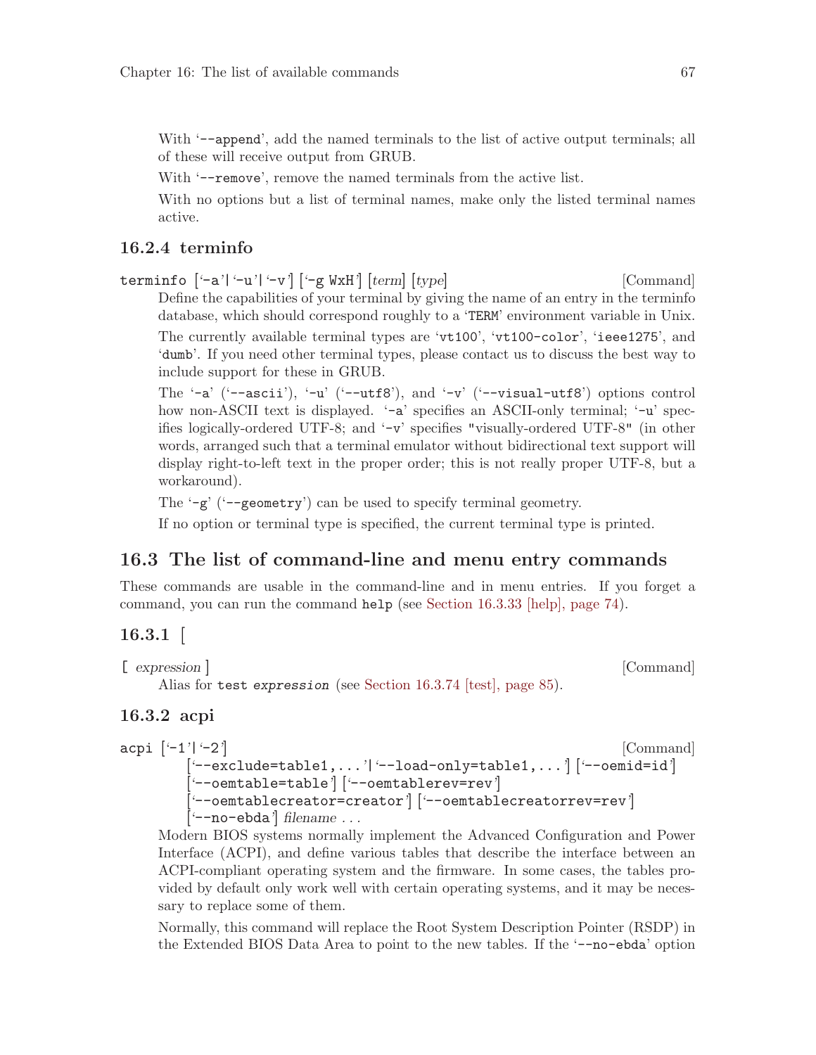With '--append', add the named terminals to the list of active output terminals; all of these will receive output from GRUB.

With '--remove', remove the named terminals from the active list.

With no options but a list of terminal names, make only the listed terminal names active.

### 16.2.4 terminfo

**terminfo** ['-a'|'-u'|'-v'] ['-g WxH'] [*term*] [*type*] [Command]

Define the capabilities of your terminal by giving the name of an entry in the terminfo database, which should correspond roughly to a 'TERM' environment variable in Unix.

The currently available terminal types are 'vt100', 'vt100-color', 'ieee1275', and 'dumb'. If you need other terminal types, please contact us to discuss the best way to include support for these in GRUB.

The '-a' ('--ascii'), '-u' ('--utf8'), and '-v' ('--visual-utf8') options control how non-ASCII text is displayed. '-a' specifies an ASCII-only terminal; '-u' specifies logically-ordered UTF-8; and '-v' specifies "visually-ordered UTF-8" (in other words, arranged such that a terminal emulator without bidirectional text support will display right-to-left text in the proper order; this is not really proper UTF-8, but a workaround).

The '-g' ('--geometry') can be used to specify terminal geometry.

If no option or terminal type is specified, the current terminal type is printed.

## 16.3 The list of command-line and menu entry commands

These commands are usable in the command-line and in menu entries. If you forget a command, you can run the command `help` (see Section 16.3.33 [help], page 74).

### 16.3.1 [

**[** *expression* **]** [Command]

Alias for `test expression` (see Section 16.3.74 [test], page 85).

### 16.3.2 acpi

**acpi** ['-1'|'-2']
['--exclude=table1,...'|'--load-only=table1,...'] ['--oemid=id']
['--oemtable=table'] ['--oemtablerev=rev']
['--oemtablecreator=creator'] ['--oemtablecreatorrev=rev']
['--no-ebda'] *filename* ... [Command]

Modern BIOS systems normally implement the Advanced Configuration and Power Interface (ACPI), and define various tables that describe the interface between an ACPI-compliant operating system and the firmware. In some cases, the tables provided by default only work well with certain operating systems, and it may be necessary to replace some of them.

Normally, this command will replace the Root System Description Pointer (RSDP) in the Extended BIOS Data Area to point to the new tables. If the '--no-ebda' option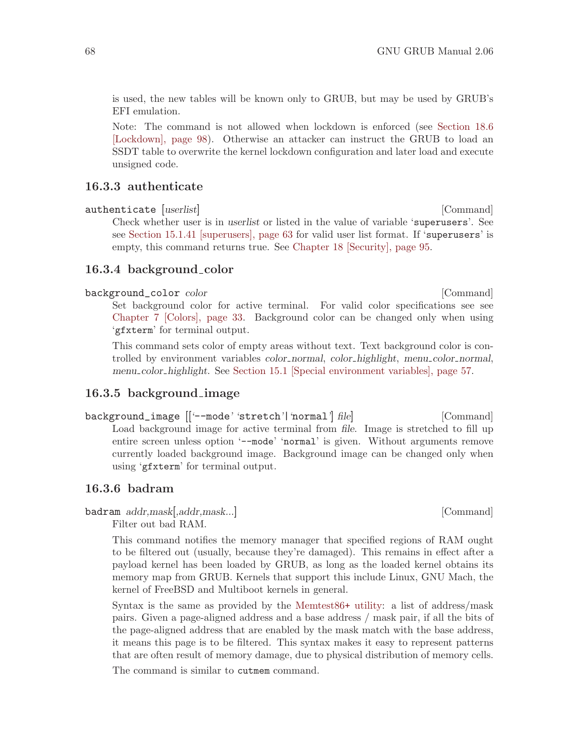is used, the new tables will be known only to GRUB, but may be used by GRUB's EFI emulation.

Note: The command is not allowed when lockdown is enforced (see Section 18.6 [Lockdown], page 98). Otherwise an attacker can instruct the GRUB to load an SSDT table to overwrite the kernel lockdown configuration and later load and execute unsigned code.

### 16.3.3 authenticate

`authenticate` [*userlist*] [Command]

Check whether user is in *userlist* or listed in the value of variable '`superusers`'. See see Section 15.1.41 [superusers], page 63 for valid user list format. If '`superusers`' is empty, this command returns true. See Chapter 18 [Security], page 95.

### 16.3.4 background_color

`background_color` *color* [Command]

Set background color for active terminal. For valid color specifications see see Chapter 7 [Colors], page 33. Background color can be changed only when using '`gfxterm`' for terminal output.

This command sets color of empty areas without text. Text background color is controlled by environment variables *color_normal*, *color_highlight*, *menu_color_normal*, *menu_color_highlight*. See Section 15.1 [Special environment variables], page 57.

### 16.3.5 background_image

`background_image` [['`--mode`' '`stretch`'|'`normal`'] *file*] [Command]

Load background image for active terminal from *file*. Image is stretched to fill up entire screen unless option '`--mode`' '`normal`' is given. Without arguments remove currently loaded background image. Background image can be changed only when using '`gfxterm`' for terminal output.

### 16.3.6 badram

`badram` *addr,mask*[,*addr,mask...*] [Command]

Filter out bad RAM.

This command notifies the memory manager that specified regions of RAM ought to be filtered out (usually, because they're damaged). This remains in effect after a payload kernel has been loaded by GRUB, as long as the loaded kernel obtains its memory map from GRUB. Kernels that support this include Linux, GNU Mach, the kernel of FreeBSD and Multiboot kernels in general.

Syntax is the same as provided by the Memtest86+ utility: a list of address/mask pairs. Given a page-aligned address and a base address / mask pair, if all the bits of the page-aligned address that are enabled by the mask match with the base address, it means this page is to be filtered. This syntax makes it easy to represent patterns that are often result of memory damage, due to physical distribution of memory cells.

The command is similar to `cutmem` command.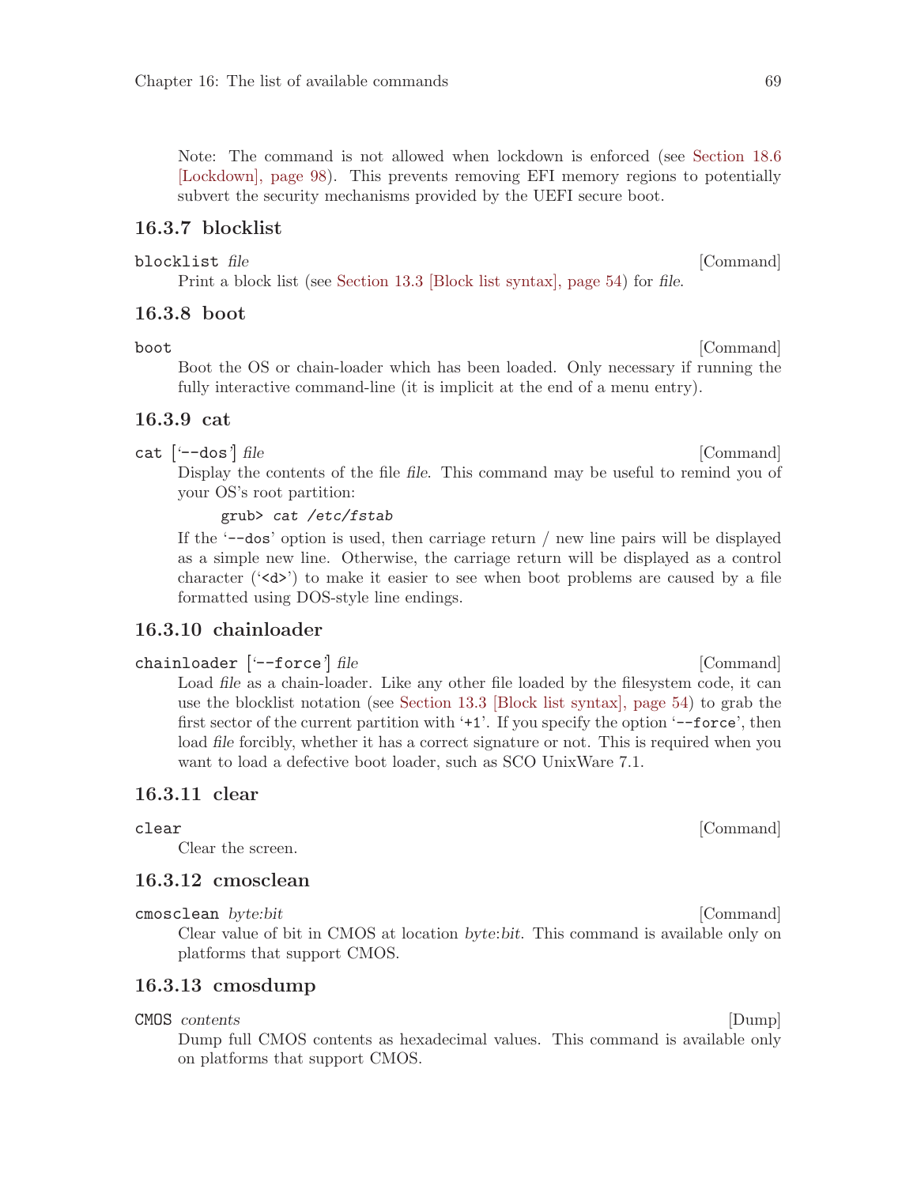Note: The command is not allowed when lockdown is enforced (see Section 18.6 [Lockdown], page 98). This prevents removing EFI memory regions to potentially subvert the security mechanisms provided by the UEFI secure boot.

### 16.3.7 blocklist

`blocklist` *file* [Command]

Print a block list (see Section 13.3 [Block list syntax], page 54) for *file*.

### 16.3.8 boot

`boot` [Command]

Boot the OS or chain-loader which has been loaded. Only necessary if running the fully interactive command-line (it is implicit at the end of a menu entry).

### 16.3.9 cat

`cat` ['`--dos`'] *file* [Command]

Display the contents of the file *file*. This command may be useful to remind you of your OS's root partition:

```
grub> cat /etc/fstab
```

If the '`--dos`' option is used, then carriage return / new line pairs will be displayed as a simple new line. Otherwise, the carriage return will be displayed as a control character ('`<d>`') to make it easier to see when boot problems are caused by a file formatted using DOS-style line endings.

### 16.3.10 chainloader

`chainloader` ['`--force`'] *file* [Command]

Load *file* as a chain-loader. Like any other file loaded by the filesystem code, it can use the blocklist notation (see Section 13.3 [Block list syntax], page 54) to grab the first sector of the current partition with '`+1`'. If you specify the option '`--force`', then load *file* forcibly, whether it has a correct signature or not. This is required when you want to load a defective boot loader, such as SCO UnixWare 7.1.

### 16.3.11 clear

`clear` [Command]

Clear the screen.

### 16.3.12 cmosclean

`cmosclean` *byte:bit* [Command]

Clear value of bit in CMOS at location *byte*:*bit*. This command is available only on platforms that support CMOS.

### 16.3.13 cmosdump

`CMOS` *contents* [Dump]

Dump full CMOS contents as hexadecimal values. This command is available only on platforms that support CMOS.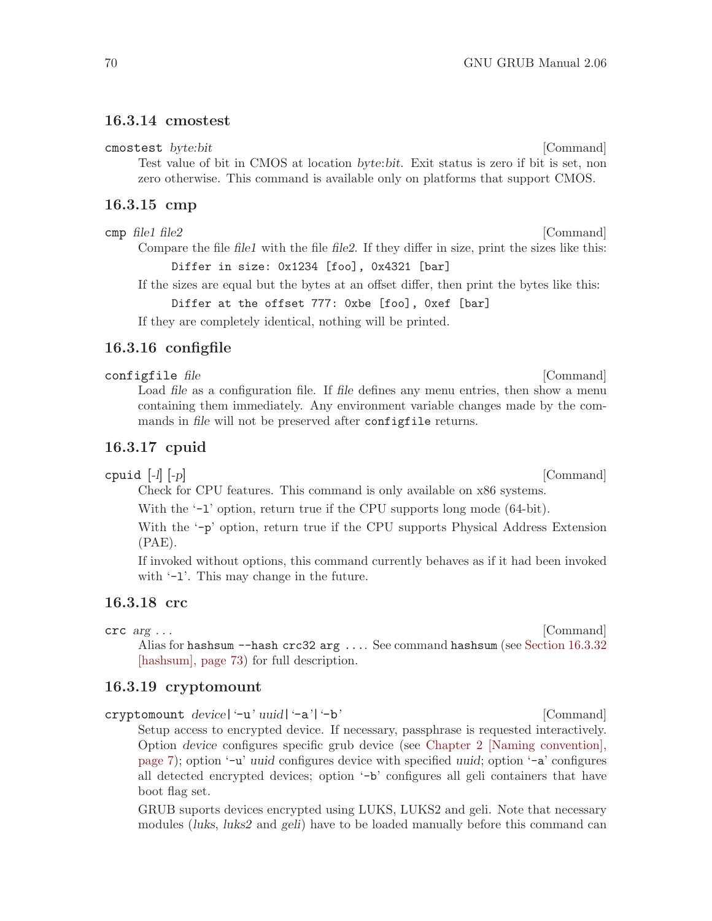### 16.3.14 cmostest

`cmostest` *byte:bit* [Command]

Test value of bit in CMOS at location *byte*:*bit*. Exit status is zero if bit is set, non zero otherwise. This command is available only on platforms that support CMOS.

### 16.3.15 cmp

`cmp` *file1 file2* [Command]

Compare the file *file1* with the file *file2*. If they differ in size, print the sizes like this:

```
Differ in size: 0x1234 [foo], 0x4321 [bar]
```

If the sizes are equal but the bytes at an offset differ, then print the bytes like this:

```
Differ at the offset 777: 0xbe [foo], 0xef [bar]
```

If they are completely identical, nothing will be printed.

### 16.3.16 configfile

`configfile` *file* [Command]

Load *file* as a configuration file. If *file* defines any menu entries, then show a menu containing them immediately. Any environment variable changes made by the commands in *file* will not be preserved after `configfile` returns.

### 16.3.17 cpuid

`cpuid` [*-l*] [*-p*] [Command]

Check for CPU features. This command is only available on x86 systems.

With the '`-l`' option, return true if the CPU supports long mode (64-bit).

With the '`-p`' option, return true if the CPU supports Physical Address Extension (PAE).

If invoked without options, this command currently behaves as if it had been invoked with '`-l`'. This may change in the future.

### 16.3.18 crc

`crc` *arg* ... [Command]

Alias for `hashsum --hash crc32 arg ...`. See command `hashsum` (see Section 16.3.32 [hashsum], page 73) for full description.

### 16.3.19 cryptomount

`cryptomount` *device*|'`-u`' *uuid*|'`-a`'|'`-b`' [Command]

Setup access to encrypted device. If necessary, passphrase is requested interactively. Option *device* configures specific grub device (see Chapter 2 [Naming convention], page 7); option '`-u`' *uuid* configures device with specified *uuid*; option '`-a`' configures all detected encrypted devices; option '`-b`' configures all geli containers that have boot flag set.

GRUB suports devices encrypted using LUKS, LUKS2 and geli. Note that necessary modules (*luks*, *luks2* and *geli*) have to be loaded manually before this command can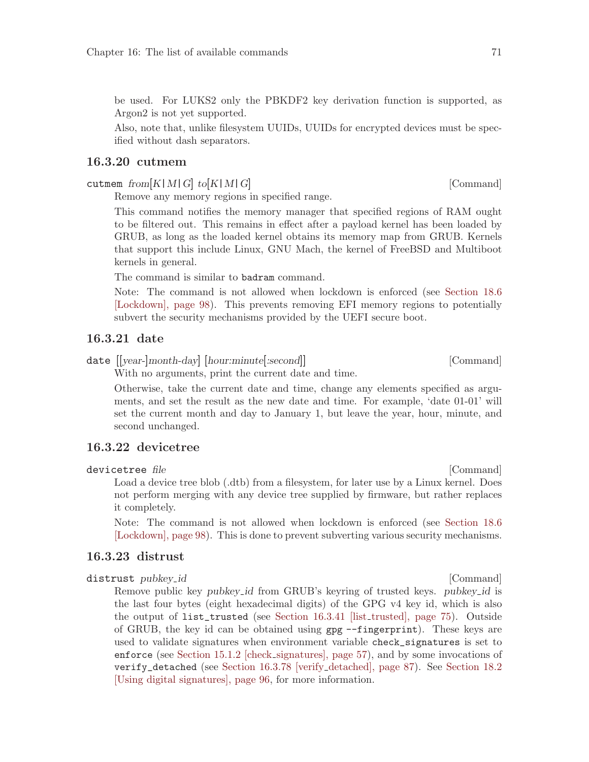be used. For LUKS2 only the PBKDF2 key derivation function is supported, as Argon2 is not yet supported.

Also, note that, unlike filesystem UUIDs, UUIDs for encrypted devices must be specified without dash separators.

### 16.3.20 cutmem

`cutmem` *from*[*K*|*M*|*G*] *to*[*K*|*M*|*G*] [Command]

Remove any memory regions in specified range.

This command notifies the memory manager that specified regions of RAM ought to be filtered out. This remains in effect after a payload kernel has been loaded by GRUB, as long as the loaded kernel obtains its memory map from GRUB. Kernels that support this include Linux, GNU Mach, the kernel of FreeBSD and Multiboot kernels in general.

The command is similar to `badram` command.

Note: The command is not allowed when lockdown is enforced (see Section 18.6 [Lockdown], page 98). This prevents removing EFI memory regions to potentially subvert the security mechanisms provided by the UEFI secure boot.

### 16.3.21 date

`date` [[*year*-]*month*-*day*] [*hour*:*minute*[:*second*]] [Command]

With no arguments, print the current date and time.

Otherwise, take the current date and time, change any elements specified as arguments, and set the result as the new date and time. For example, 'date 01-01' will set the current month and day to January 1, but leave the year, hour, minute, and second unchanged.

### 16.3.22 devicetree

`devicetree` *file* [Command]

Load a device tree blob (.dtb) from a filesystem, for later use by a Linux kernel. Does not perform merging with any device tree supplied by firmware, but rather replaces it completely.

Note: The command is not allowed when lockdown is enforced (see Section 18.6 [Lockdown], page 98). This is done to prevent subverting various security mechanisms.

### 16.3.23 distrust

`distrust` *pubkey_id* [Command]

Remove public key *pubkey_id* from GRUB's keyring of trusted keys. *pubkey_id* is the last four bytes (eight hexadecimal digits) of the GPG v4 key id, which is also the output of `list_trusted` (see Section 16.3.41 [list_trusted], page 75). Outside of GRUB, the key id can be obtained using `gpg --fingerprint`). These keys are used to validate signatures when environment variable `check_signatures` is set to `enforce` (see Section 15.1.2 [check_signatures], page 57), and by some invocations of `verify_detached` (see Section 16.3.78 [verify_detached], page 87). See Section 18.2 [Using digital signatures], page 96, for more information.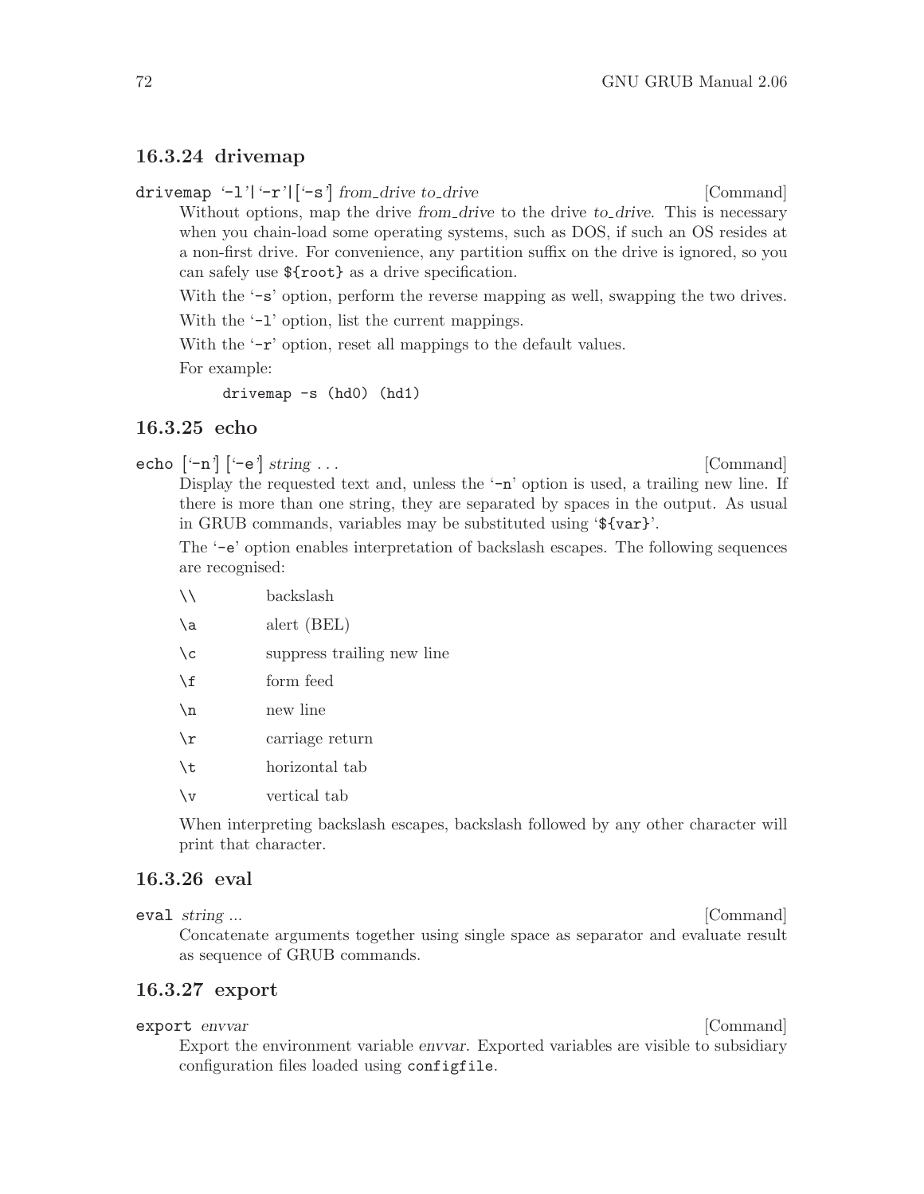### 16.3.24 drivemap

`drivemap` '-l'|'-r'|['-s'] *from_drive to_drive* [Command]

Without options, map the drive *from_drive* to the drive *to_drive*. This is necessary when you chain-load some operating systems, such as DOS, if such an OS resides at a non-first drive. For convenience, any partition suffix on the drive is ignored, so you can safely use `${root}` as a drive specification.

With the '`-s`' option, perform the reverse mapping as well, swapping the two drives.

With the '`-l`' option, list the current mappings.

With the '`-r`' option, reset all mappings to the default values.

For example:

```
drivemap -s (hd0) (hd1)
```

### 16.3.25 echo

`echo` ['`-n`'] ['`-e`'] *string* ... [Command]

Display the requested text and, unless the '`-n`' option is used, a trailing new line. If there is more than one string, they are separated by spaces in the output. As usual in GRUB commands, variables may be substituted using '`${var}`'.

The '`-e`' option enables interpretation of backslash escapes. The following sequences are recognised:

| | |
|---|---|
| `\\` | backslash |
| `\a` | alert (BEL) |
| `\c` | suppress trailing new line |
| `\f` | form feed |
| `\n` | new line |
| `\r` | carriage return |
| `\t` | horizontal tab |
| `\v` | vertical tab |

When interpreting backslash escapes, backslash followed by any other character will print that character.

### 16.3.26 eval

`eval` *string ...* [Command]

Concatenate arguments together using single space as separator and evaluate result as sequence of GRUB commands.

### 16.3.27 export

`export` *envvar* [Command]

Export the environment variable *envvar*. Exported variables are visible to subsidiary configuration files loaded using `configfile`.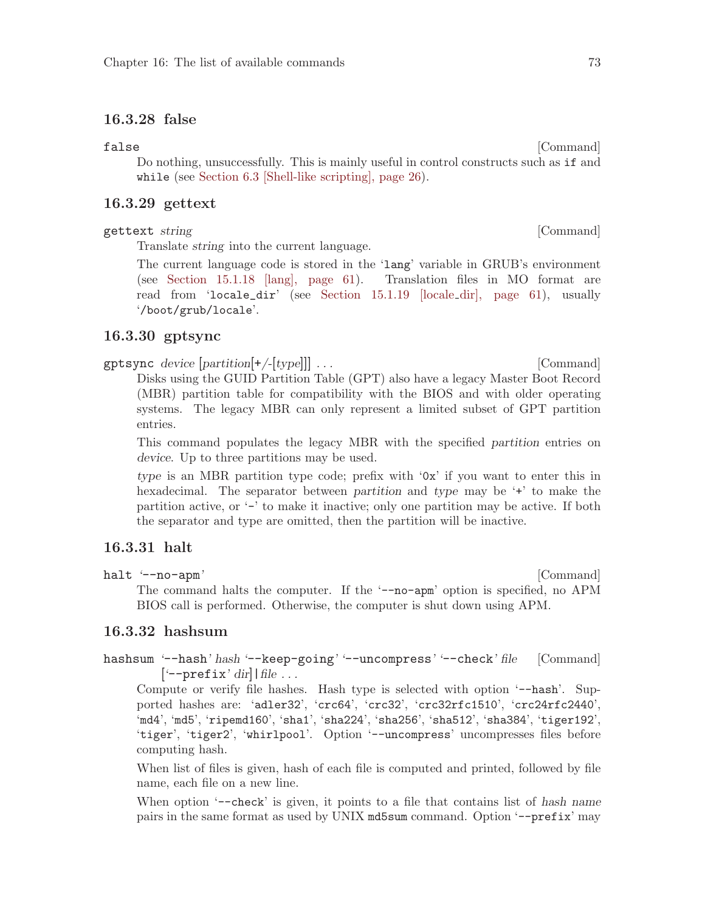### 16.3.28 false

`false` [Command]

Do nothing, unsuccessfully. This is mainly useful in control constructs such as `if` and `while` (see Section 6.3 [Shell-like scripting], page 26).

### 16.3.29 gettext

`gettext` *string* [Command]

Translate *string* into the current language.

The current language code is stored in the '`lang`' variable in GRUB's environment (see Section 15.1.18 [lang], page 61). Translation files in MO format are read from '`locale_dir`' (see Section 15.1.19 [locale_dir], page 61), usually '`/boot/grub/locale`'.

### 16.3.30 gptsync

`gptsync` *device* [*partition*[`+`/`-`[*type*]]] ... [Command]

Disks using the GUID Partition Table (GPT) also have a legacy Master Boot Record (MBR) partition table for compatibility with the BIOS and with older operating systems. The legacy MBR can only represent a limited subset of GPT partition entries.

This command populates the legacy MBR with the specified *partition* entries on *device*. Up to three partitions may be used.

*type* is an MBR partition type code; prefix with '`0x`' if you want to enter this in hexadecimal. The separator between *partition* and *type* may be '`+`' to make the partition active, or '`-`' to make it inactive; only one partition may be active. If both the separator and type are omitted, then the partition will be inactive.

### 16.3.31 halt

`halt` '`--no-apm`' [Command]

The command halts the computer. If the '`--no-apm`' option is specified, no APM BIOS call is performed. Otherwise, the computer is shut down using APM.

### 16.3.32 hashsum

`hashsum` '`--hash`' *hash* '`--keep-going`' '`--uncompress`' '`--check`' *file* [*'`--prefix`' dir*]|*file* ... [Command]

Compute or verify file hashes. Hash type is selected with option '`--hash`'. Supported hashes are: '`adler32`', '`crc64`', '`crc32`', '`crc32rfc1510`', '`crc24rfc2440`', '`md4`', '`md5`', '`ripemd160`', '`sha1`', '`sha224`', '`sha256`', '`sha512`', '`sha384`', '`tiger192`', '`tiger`', '`tiger2`', '`whirlpool`'. Option '`--uncompress`' uncompresses files before computing hash.

When list of files is given, hash of each file is computed and printed, followed by file name, each file on a new line.

When option '`--check`' is given, it points to a file that contains list of *hash name* pairs in the same format as used by UNIX `md5sum` command. Option '`--prefix`' may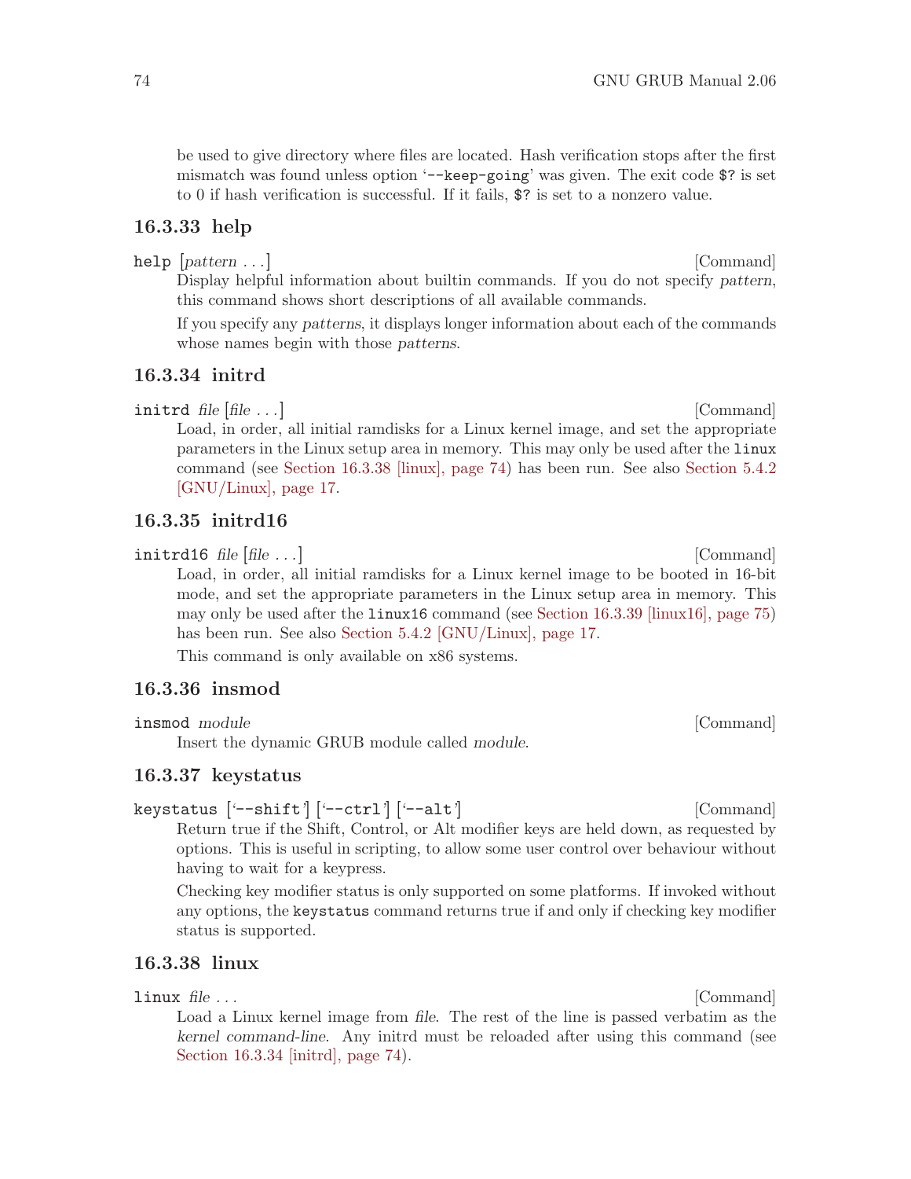be used to give directory where files are located. Hash verification stops after the first mismatch was found unless option '`--keep-going`' was given. The exit code `$?` is set to 0 if hash verification is successful. If it fails, `$?` is set to a nonzero value.

### 16.3.33 help

`help` [*pattern* ...] [Command]

Display helpful information about builtin commands. If you do not specify *pattern*, this command shows short descriptions of all available commands.

If you specify any *patterns*, it displays longer information about each of the commands whose names begin with those *patterns*.

### 16.3.34 initrd

`initrd` *file* [*file* ...] [Command]

Load, in order, all initial ramdisks for a Linux kernel image, and set the appropriate parameters in the Linux setup area in memory. This may only be used after the `linux` command (see Section 16.3.38 [linux], page 74) has been run. See also Section 5.4.2 [GNU/Linux], page 17.

### 16.3.35 initrd16

`initrd16` *file* [*file* ...] [Command]

Load, in order, all initial ramdisks for a Linux kernel image to be booted in 16-bit mode, and set the appropriate parameters in the Linux setup area in memory. This may only be used after the `linux16` command (see Section 16.3.39 [linux16], page 75) has been run. See also Section 5.4.2 [GNU/Linux], page 17.

This command is only available on x86 systems.

### 16.3.36 insmod

`insmod` *module* [Command]

Insert the dynamic GRUB module called *module*.

### 16.3.37 keystatus

`keystatus` ['`--shift`'] ['`--ctrl`'] ['`--alt`'] [Command]

Return true if the Shift, Control, or Alt modifier keys are held down, as requested by options. This is useful in scripting, to allow some user control over behaviour without having to wait for a keypress.

Checking key modifier status is only supported on some platforms. If invoked without any options, the `keystatus` command returns true if and only if checking key modifier status is supported.

### 16.3.38 linux

`linux` *file* ... [Command]

Load a Linux kernel image from *file*. The rest of the line is passed verbatim as the *kernel command-line*. Any initrd must be reloaded after using this command (see Section 16.3.34 [initrd], page 74).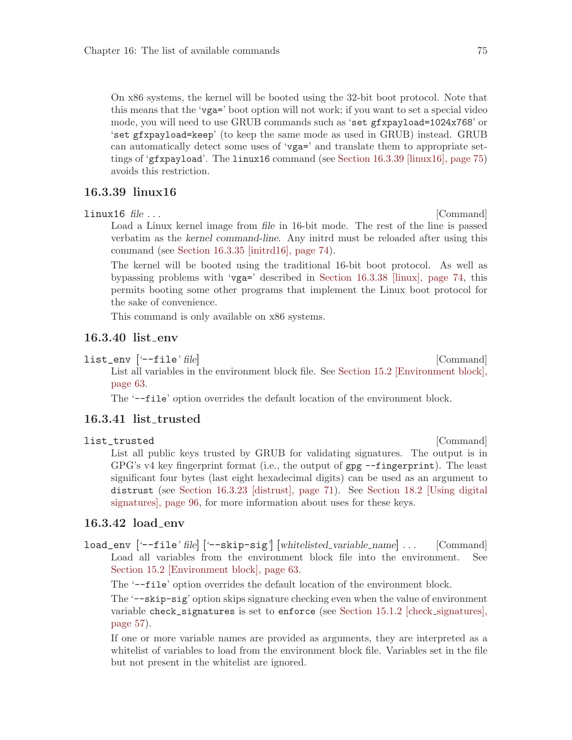On x86 systems, the kernel will be booted using the 32-bit boot protocol. Note that this means that the 'vga=' boot option will not work; if you want to set a special video mode, you will need to use GRUB commands such as 'set gfxpayload=1024x768' or 'set gfxpayload=keep' (to keep the same mode as used in GRUB) instead. GRUB can automatically detect some uses of 'vga=' and translate them to appropriate settings of 'gfxpayload'. The `linux16` command (see Section 16.3.39 [linux16], page 75) avoids this restriction.

### 16.3.39 linux16

`linux16` *file* . . . [Command]

Load a Linux kernel image from *file* in 16-bit mode. The rest of the line is passed verbatim as the *kernel command-line*. Any initrd must be reloaded after using this command (see Section 16.3.35 [initrd16], page 74).

The kernel will be booted using the traditional 16-bit boot protocol. As well as bypassing problems with 'vga=' described in Section 16.3.38 [linux], page 74, this permits booting some other programs that implement the Linux boot protocol for the sake of convenience.

This command is only available on x86 systems.

### 16.3.40 list_env

`list_env` ['--file' *file*] [Command]

List all variables in the environment block file. See Section 15.2 [Environment block], page 63.

The '--file' option overrides the default location of the environment block.

### 16.3.41 list_trusted

`list_trusted` [Command]

List all public keys trusted by GRUB for validating signatures. The output is in GPG's v4 key fingerprint format (i.e., the output of `gpg --fingerprint`). The least significant four bytes (last eight hexadecimal digits) can be used as an argument to `distrust` (see Section 16.3.23 [distrust], page 71). See Section 18.2 [Using digital signatures], page 96, for more information about uses for these keys.

### 16.3.42 load_env

`load_env` ['--file' *file*] ['--skip-sig'] [*whitelisted_variable_name*] . . . [Command]

Load all variables from the environment block file into the environment. See Section 15.2 [Environment block], page 63.

The '--file' option overrides the default location of the environment block.

The '--skip-sig' option skips signature checking even when the value of environment variable `check_signatures` is set to `enforce` (see Section 15.1.2 [check_signatures], page 57).

If one or more variable names are provided as arguments, they are interpreted as a whitelist of variables to load from the environment block file. Variables set in the file but not present in the whitelist are ignored.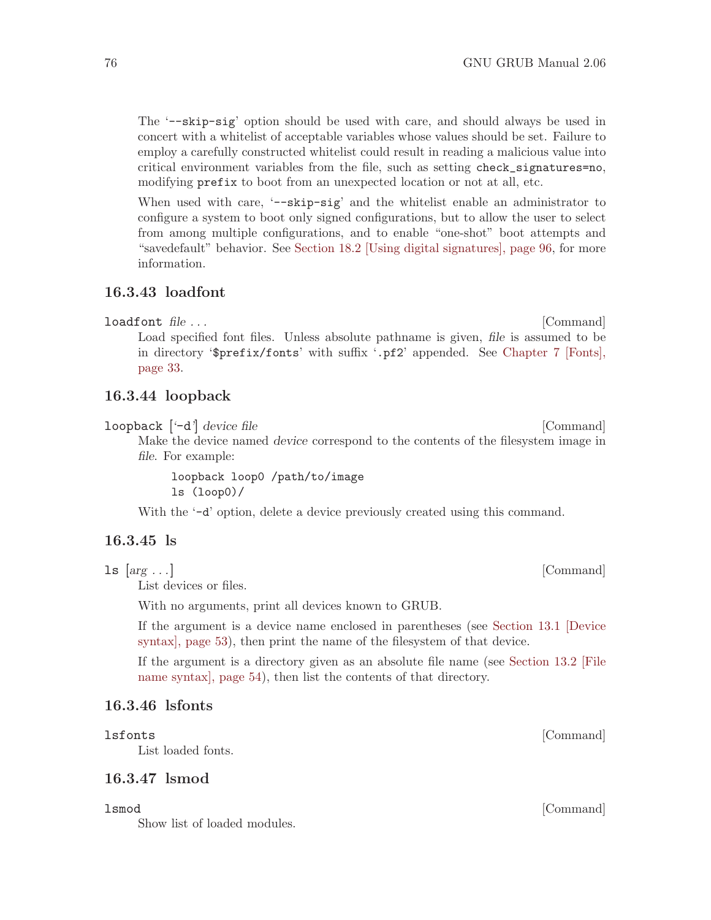The '`--skip-sig`' option should be used with care, and should always be used in concert with a whitelist of acceptable variables whose values should be set. Failure to employ a carefully constructed whitelist could result in reading a malicious value into critical environment variables from the file, such as setting `check_signatures=no`, modifying `prefix` to boot from an unexpected location or not at all, etc.

When used with care, '`--skip-sig`' and the whitelist enable an administrator to configure a system to boot only signed configurations, but to allow the user to select from among multiple configurations, and to enable "one-shot" boot attempts and "savedefault" behavior. See Section 18.2 [Using digital signatures], page 96, for more information.

### 16.3.43 loadfont

`loadfont` *file* ... [Command]

Load specified font files. Unless absolute pathname is given, *file* is assumed to be in directory '`$prefix/fonts`' with suffix '`.pf2`' appended. See Chapter 7 [Fonts], page 33.

### 16.3.44 loopback

`loopback` ['`-d`'] *device file* [Command]

Make the device named *device* correspond to the contents of the filesystem image in *file*. For example:

```
loopback loop0 /path/to/image
ls (loop0)/
```

With the '`-d`' option, delete a device previously created using this command.

### 16.3.45 ls

`ls` [*arg* ...] [Command]

List devices or files.

With no arguments, print all devices known to GRUB.

If the argument is a device name enclosed in parentheses (see Section 13.1 [Device syntax], page 53), then print the name of the filesystem of that device.

If the argument is a directory given as an absolute file name (see Section 13.2 [File name syntax], page 54), then list the contents of that directory.

### 16.3.46 lsfonts

`lsfonts` [Command]

List loaded fonts.

### 16.3.47 lsmod

`lsmod` [Command]

Show list of loaded modules.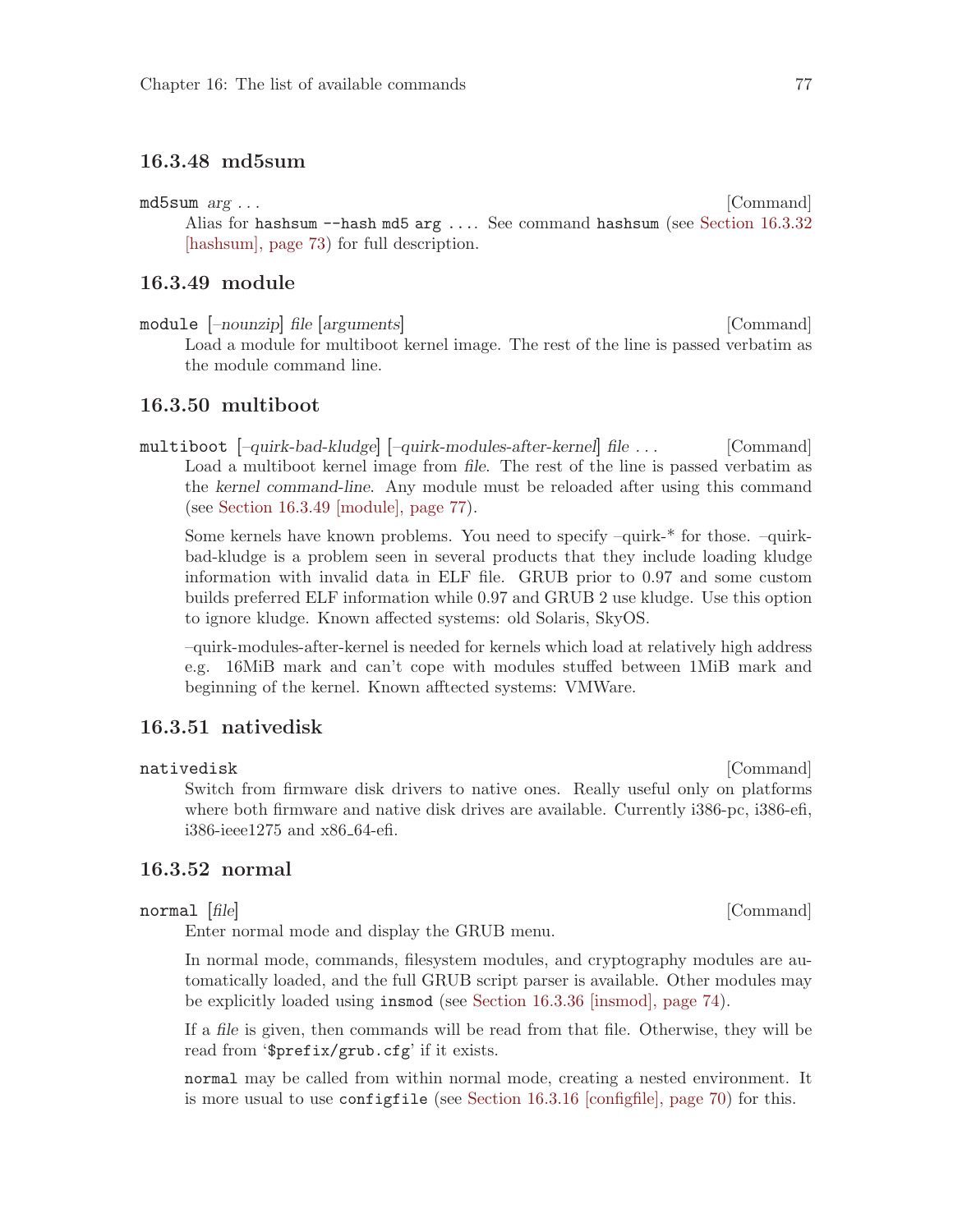### 16.3.48 md5sum

`md5sum` *arg* ... [Command]

Alias for `hashsum --hash md5 arg ...`. See command `hashsum` (see Section 16.3.32 [hashsum], page 73) for full description.

### 16.3.49 module

`module` [*–nounzip*] *file* [*arguments*] [Command]

Load a module for multiboot kernel image. The rest of the line is passed verbatim as the module command line.

### 16.3.50 multiboot

`multiboot` [*–quirk-bad-kludge*] [*–quirk-modules-after-kernel*] *file* ... [Command]

Load a multiboot kernel image from *file*. The rest of the line is passed verbatim as the *kernel command-line*. Any module must be reloaded after using this command (see Section 16.3.49 [module], page 77).

Some kernels have known problems. You need to specify –quirk-* for those. –quirk-bad-kludge is a problem seen in several products that they include loading kludge information with invalid data in ELF file. GRUB prior to 0.97 and some custom builds preferred ELF information while 0.97 and GRUB 2 use kludge. Use this option to ignore kludge. Known affected systems: old Solaris, SkyOS.

–quirk-modules-after-kernel is needed for kernels which load at relatively high address e.g. 16MiB mark and can't cope with modules stuffed between 1MiB mark and beginning of the kernel. Known afftected systems: VMWare.

### 16.3.51 nativedisk

`nativedisk` [Command]

Switch from firmware disk drivers to native ones. Really useful only on platforms where both firmware and native disk drives are available. Currently i386-pc, i386-efi, i386-ieee1275 and x86_64-efi.

### 16.3.52 normal

`normal` [*file*] [Command]

Enter normal mode and display the GRUB menu.

In normal mode, commands, filesystem modules, and cryptography modules are automatically loaded, and the full GRUB script parser is available. Other modules may be explicitly loaded using `insmod` (see Section 16.3.36 [insmod], page 74).

If a *file* is given, then commands will be read from that file. Otherwise, they will be read from '`$prefix/grub.cfg`' if it exists.

`normal` may be called from within normal mode, creating a nested environment. It is more usual to use `configfile` (see Section 16.3.16 [configfile], page 70) for this.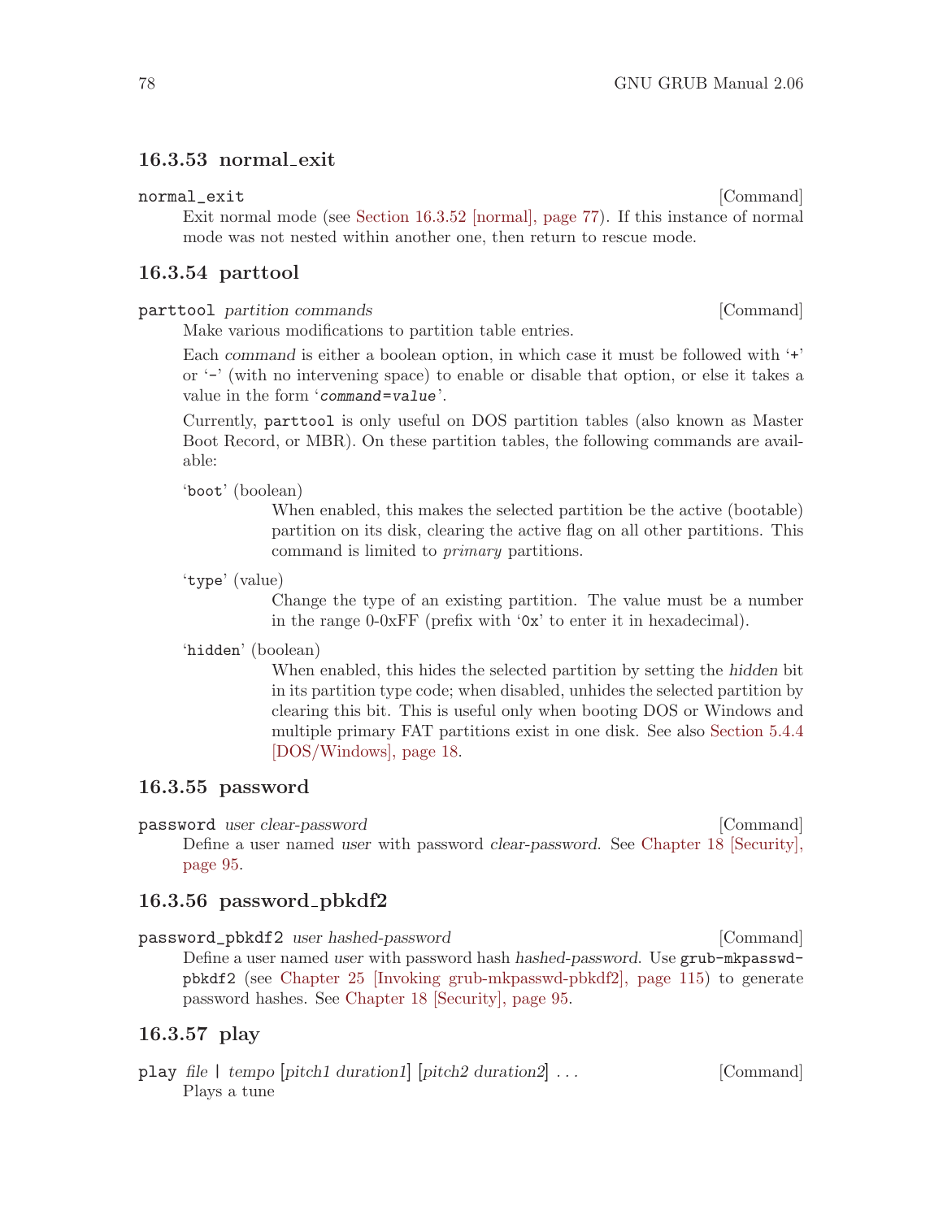### 16.3.53 normal_exit

`normal_exit` [Command]

Exit normal mode (see Section 16.3.52 [normal], page 77). If this instance of normal mode was not nested within another one, then return to rescue mode.

### 16.3.54 parttool

`parttool` *partition commands* [Command]

Make various modifications to partition table entries.

Each *command* is either a boolean option, in which case it must be followed with '`+`' or '`-`' (with no intervening space) to enable or disable that option, or else it takes a value in the form '*`command=value`*'.

Currently, `parttool` is only useful on DOS partition tables (also known as Master Boot Record, or MBR). On these partition tables, the following commands are available:

'`boot`' (boolean)
: When enabled, this makes the selected partition be the active (bootable) partition on its disk, clearing the active flag on all other partitions. This command is limited to *primary* partitions.

'`type`' (value)
: Change the type of an existing partition. The value must be a number in the range 0-0xFF (prefix with '`0x`' to enter it in hexadecimal).

'`hidden`' (boolean)
: When enabled, this hides the selected partition by setting the *hidden* bit in its partition type code; when disabled, unhides the selected partition by clearing this bit. This is useful only when booting DOS or Windows and multiple primary FAT partitions exist in one disk. See also Section 5.4.4 [DOS/Windows], page 18.

### 16.3.55 password

`password` *user clear-password* [Command]

Define a user named *user* with password *clear-password*. See Chapter 18 [Security], page 95.

### 16.3.56 password_pbkdf2

`password_pbkdf2` *user hashed-password* [Command]

Define a user named *user* with password hash *hashed-password*. Use `grub-mkpasswd-pbkdf2` (see Chapter 25 [Invoking grub-mkpasswd-pbkdf2], page 115) to generate password hashes. See Chapter 18 [Security], page 95.

### 16.3.57 play

`play` *file* | *tempo* [*pitch1 duration1*] [*pitch2 duration2*] ... [Command]

Plays a tune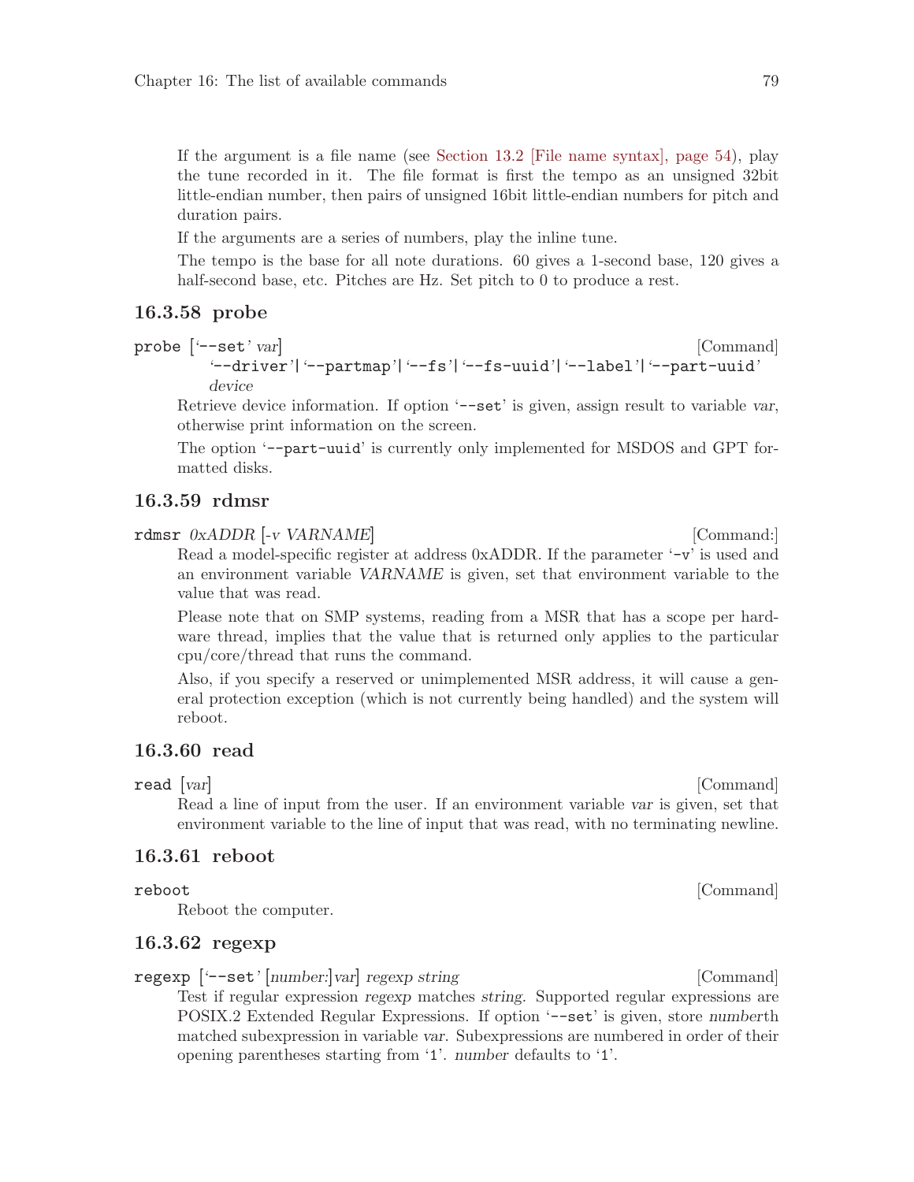If the argument is a file name (see Section 13.2 [File name syntax], page 54), play the tune recorded in it. The file format is first the tempo as an unsigned 32bit little-endian number, then pairs of unsigned 16bit little-endian numbers for pitch and duration pairs.

If the arguments are a series of numbers, play the inline tune.

The tempo is the base for all note durations. 60 gives a 1-second base, 120 gives a half-second base, etc. Pitches are Hz. Set pitch to 0 to produce a rest.

### 16.3.58 probe

`probe` ['`--set`' *var*] '`--driver`'|'`--partmap`'|'`--fs`'|'`--fs-uuid`'|'`--label`'|'`--part-uuid`' *device* [Command]

Retrieve device information. If option '`--set`' is given, assign result to variable *var*, otherwise print information on the screen.

The option '`--part-uuid`' is currently only implemented for MSDOS and GPT formatted disks.

### 16.3.59 rdmsr

`rdmsr` *0xADDR* [*-v VARNAME*] [Command:]

Read a model-specific register at address 0xADDR. If the parameter '`-v`' is used and an environment variable *VARNAME* is given, set that environment variable to the value that was read.

Please note that on SMP systems, reading from a MSR that has a scope per hardware thread, implies that the value that is returned only applies to the particular cpu/core/thread that runs the command.

Also, if you specify a reserved or unimplemented MSR address, it will cause a general protection exception (which is not currently being handled) and the system will reboot.

### 16.3.60 read

`read` [*var*] [Command]

Read a line of input from the user. If an environment variable *var* is given, set that environment variable to the line of input that was read, with no terminating newline.

### 16.3.61 reboot

`reboot` [Command]

Reboot the computer.

### 16.3.62 regexp

`regexp` ['`--set`' [*number*:]*var*] *regexp string* [Command]

Test if regular expression *regexp* matches *string*. Supported regular expressions are POSIX.2 Extended Regular Expressions. If option '`--set`' is given, store *number*th matched subexpression in variable *var*. Subexpressions are numbered in order of their opening parentheses starting from '`1`'. *number* defaults to '`1`'.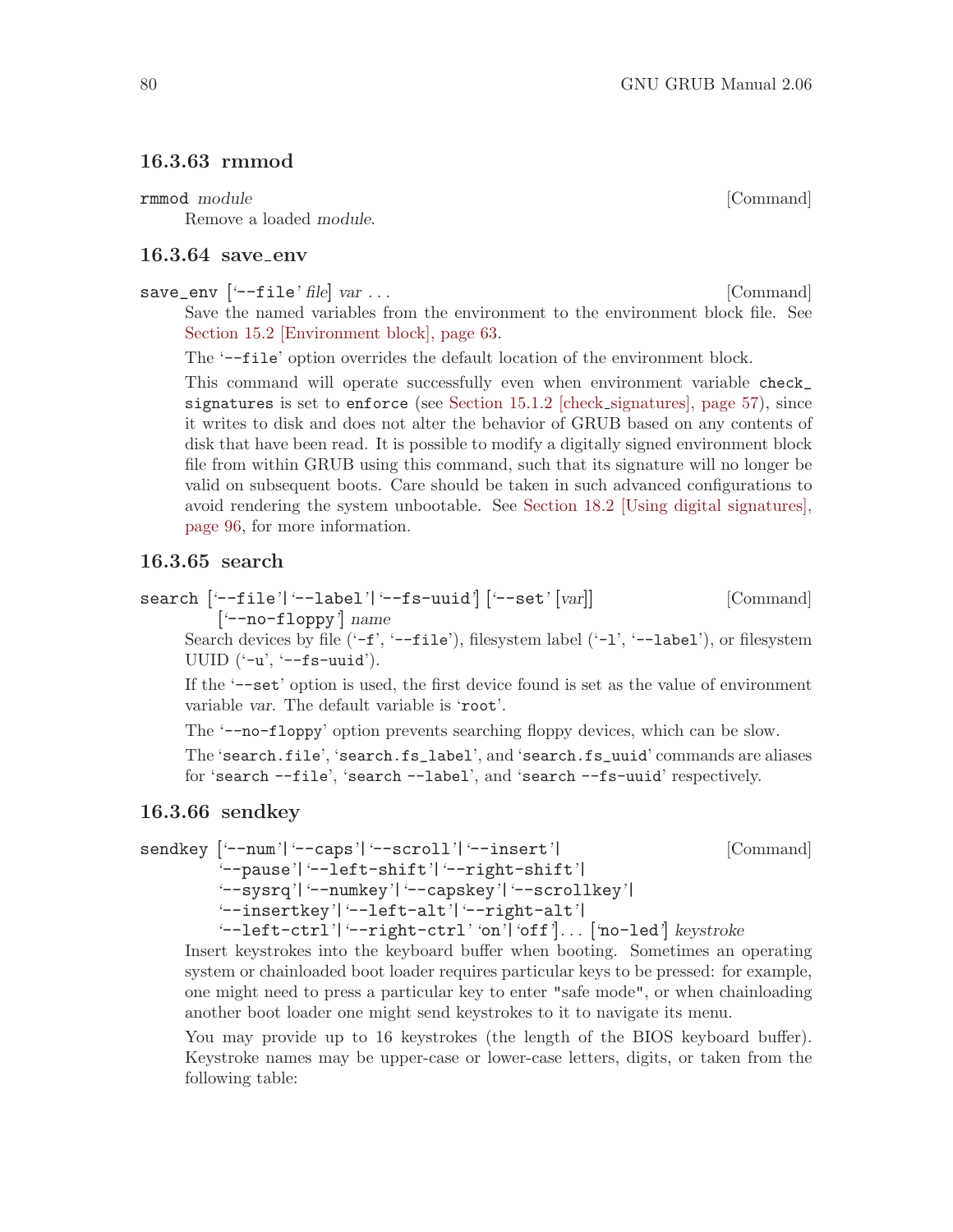### 16.3.63 rmmod

`rmmod` *module* [Command]

Remove a loaded *module*.

### 16.3.64 save_env

`save_env` [‘`--file`’ *file*] *var* . . . [Command]

Save the named variables from the environment to the environment block file. See Section 15.2 [Environment block], page 63.

The ‘`--file`’ option overrides the default location of the environment block.

This command will operate successfully even when environment variable `check_signatures` is set to `enforce` (see Section 15.1.2 [check_signatures], page 57), since it writes to disk and does not alter the behavior of GRUB based on any contents of disk that have been read. It is possible to modify a digitally signed environment block file from within GRUB using this command, such that its signature will no longer be valid on subsequent boots. Care should be taken in such advanced configurations to avoid rendering the system unbootable. See Section 18.2 [Using digital signatures], page 96, for more information.

### 16.3.65 search

`search` [‘`--file`’|‘`--label`’|‘`--fs-uuid`’] [‘`--set`’ [*var*]] [‘`--no-floppy`’] *name* [Command]

Search devices by file (‘`-f`’, ‘`--file`’), filesystem label (‘`-l`’, ‘`--label`’), or filesystem UUID (‘`-u`’, ‘`--fs-uuid`’).

If the ‘`--set`’ option is used, the first device found is set as the value of environment variable *var*. The default variable is ‘`root`’.

The ‘`--no-floppy`’ option prevents searching floppy devices, which can be slow.

The ‘`search.file`’, ‘`search.fs_label`’, and ‘`search.fs_uuid`’ commands are aliases for ‘`search --file`’, ‘`search --label`’, and ‘`search --fs-uuid`’ respectively.

### 16.3.66 sendkey

`sendkey` [‘`--num`’|‘`--caps`’|‘`--scroll`’|‘`--insert`’| ‘`--pause`’|‘`--left-shift`’|‘`--right-shift`’| ‘`--sysrq`’|‘`--numkey`’|‘`--capskey`’|‘`--scrollkey`’| ‘`--insertkey`’|‘`--left-alt`’|‘`--right-alt`’| ‘`--left-ctrl`’|‘`--right-ctrl`’ ‘`on`’|‘`off`’]. . . [‘`no-led`’] *keystroke* [Command]

Insert keystrokes into the keyboard buffer when booting. Sometimes an operating system or chainloaded boot loader requires particular keys to be pressed: for example, one might need to press a particular key to enter "safe mode", or when chainloading another boot loader one might send keystrokes to it to navigate its menu.

You may provide up to 16 keystrokes (the length of the BIOS keyboard buffer). Keystroke names may be upper-case or lower-case letters, digits, or taken from the following table: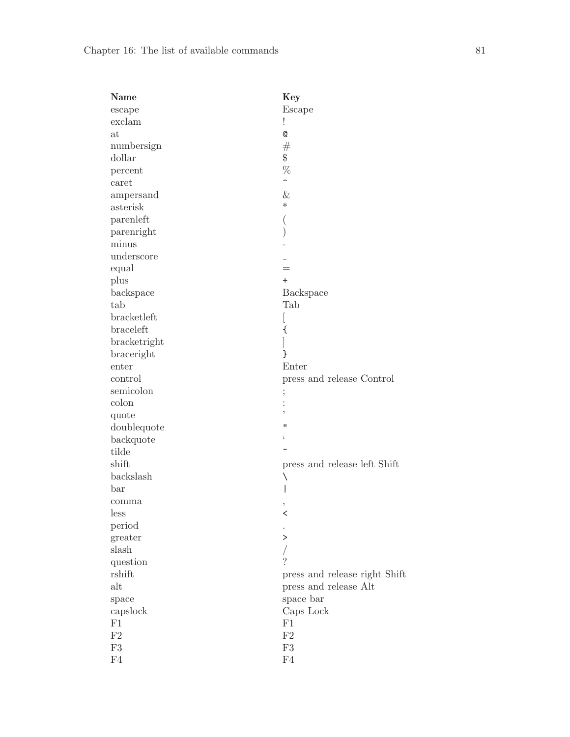| Name | Key |
| --- | --- |
| escape | Escape |
| exclam | ! |
| at | @ |
| numbersign | # |
| dollar | $ |
| percent | % |
| caret | ^ |
| ampersand | & |
| asterisk | * |
| parenleft | ( |
| parenright | ) |
| minus | - |
| underscore | _ |
| equal | = |
| plus | + |
| backspace | Backspace |
| tab | Tab |
| bracketleft | [ |
| braceleft | { |
| bracketright | ] |
| braceright | } |
| enter | Enter |
| control | press and release Control |
| semicolon | ; |
| colon | : |
| quote | ' |
| doublequote | " |
| backquote | ` |
| tilde | ~ |
| shift | press and release left Shift |
| backslash | \ |
| bar | \| |
| comma | , |
| less | < |
| period | . |
| greater | > |
| slash | / |
| question | ? |
| rshift | press and release right Shift |
| alt | press and release Alt |
| space | space bar |
| capslock | Caps Lock |
| F1 | F1 |
| F2 | F2 |
| F3 | F3 |
| F4 | F4 |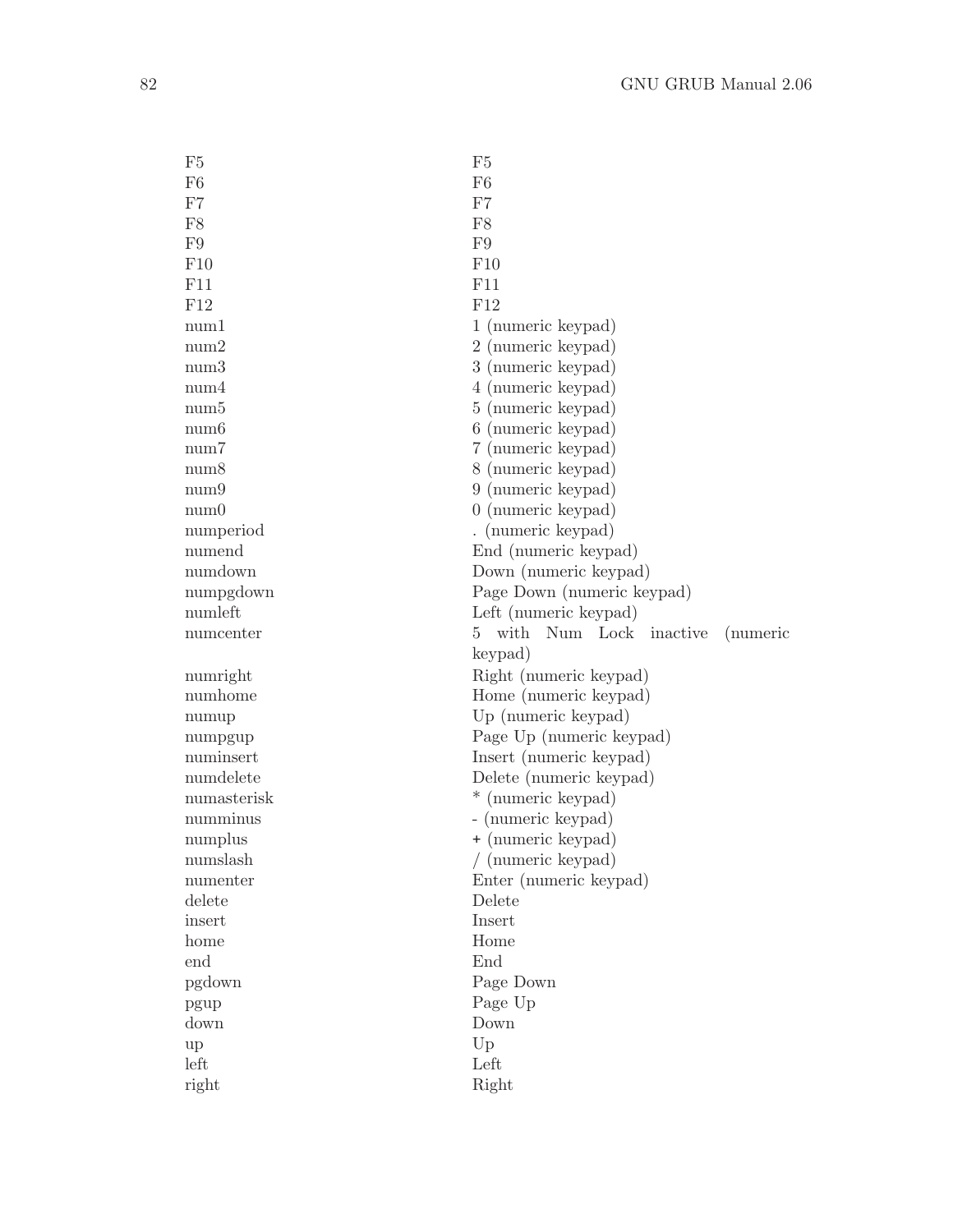| | |
|---|---|
| F5 | F5 |
| F6 | F6 |
| F7 | F7 |
| F8 | F8 |
| F9 | F9 |
| F10 | F10 |
| F11 | F11 |
| F12 | F12 |
| num1 | 1 (numeric keypad) |
| num2 | 2 (numeric keypad) |
| num3 | 3 (numeric keypad) |
| num4 | 4 (numeric keypad) |
| num5 | 5 (numeric keypad) |
| num6 | 6 (numeric keypad) |
| num7 | 7 (numeric keypad) |
| num8 | 8 (numeric keypad) |
| num9 | 9 (numeric keypad) |
| num0 | 0 (numeric keypad) |
| numperiod | . (numeric keypad) |
| numend | End (numeric keypad) |
| numdown | Down (numeric keypad) |
| numpgdown | Page Down (numeric keypad) |
| numleft | Left (numeric keypad) |
| numcenter | 5 with Num Lock inactive (numeric keypad) |
| numright | Right (numeric keypad) |
| numhome | Home (numeric keypad) |
| numup | Up (numeric keypad) |
| numpgup | Page Up (numeric keypad) |
| numinsert | Insert (numeric keypad) |
| numdelete | Delete (numeric keypad) |
| numasterisk | * (numeric keypad) |
| numminus | - (numeric keypad) |
| numplus | + (numeric keypad) |
| numslash | / (numeric keypad) |
| numenter | Enter (numeric keypad) |
| delete | Delete |
| insert | Insert |
| home | Home |
| end | End |
| pgdown | Page Down |
| pgup | Page Up |
| down | Down |
| up | Up |
| left | Left |
| right | Right |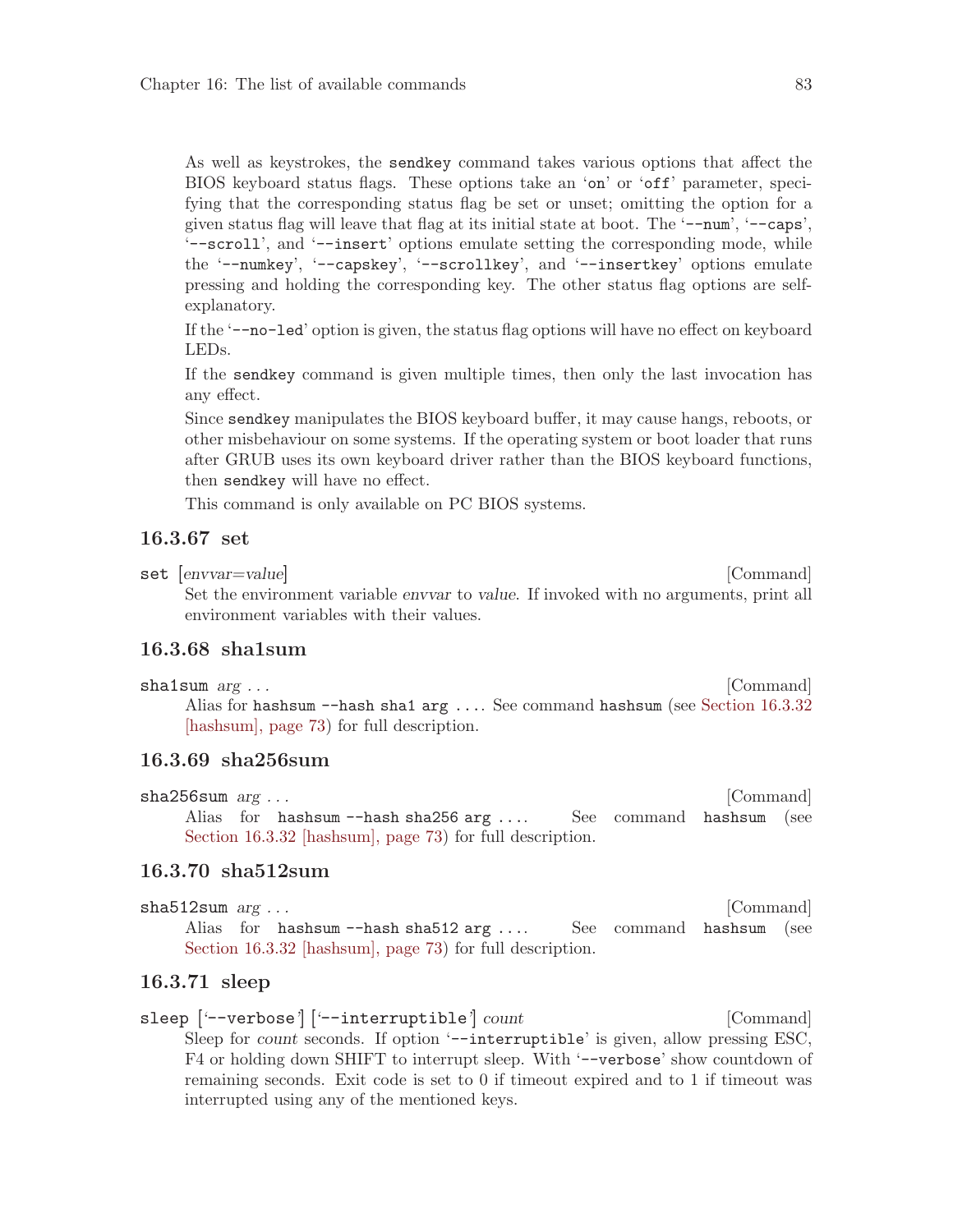As well as keystrokes, the `sendkey` command takes various options that affect the BIOS keyboard status flags. These options take an '`on`' or '`off`' parameter, specifying that the corresponding status flag be set or unset; omitting the option for a given status flag will leave that flag at its initial state at boot. The '`--num`', '`--caps`', '`--scroll`', and '`--insert`' options emulate setting the corresponding mode, while the '`--numkey`', '`--capskey`', '`--scrollkey`', and '`--insertkey`' options emulate pressing and holding the corresponding key. The other status flag options are self-explanatory.

If the '`--no-led`' option is given, the status flag options will have no effect on keyboard LEDs.

If the `sendkey` command is given multiple times, then only the last invocation has any effect.

Since `sendkey` manipulates the BIOS keyboard buffer, it may cause hangs, reboots, or other misbehaviour on some systems. If the operating system or boot loader that runs after GRUB uses its own keyboard driver rather than the BIOS keyboard functions, then `sendkey` will have no effect.

This command is only available on PC BIOS systems.

### 16.3.67 set

`set` [*envvar=value*] [Command]

Set the environment variable *envvar* to *value*. If invoked with no arguments, print all environment variables with their values.

### 16.3.68 sha1sum

`sha1sum` *arg ...* [Command]

Alias for `hashsum --hash sha1 arg ...`. See command `hashsum` (see Section 16.3.32 [hashsum], page 73) for full description.

### 16.3.69 sha256sum

`sha256sum` *arg ...* [Command]

Alias for `hashsum --hash sha256 arg ...`. See command `hashsum` (see Section 16.3.32 [hashsum], page 73) for full description.

### 16.3.70 sha512sum

`sha512sum` *arg ...* [Command]

Alias for `hashsum --hash sha512 arg ...`. See command `hashsum` (see Section 16.3.32 [hashsum], page 73) for full description.

### 16.3.71 sleep

`sleep` ['`--verbose`'] ['`--interruptible`'] *count* [Command]

Sleep for *count* seconds. If option '`--interruptible`' is given, allow pressing ESC, F4 or holding down SHIFT to interrupt sleep. With '`--verbose`' show countdown of remaining seconds. Exit code is set to 0 if timeout expired and to 1 if timeout was interrupted using any of the mentioned keys.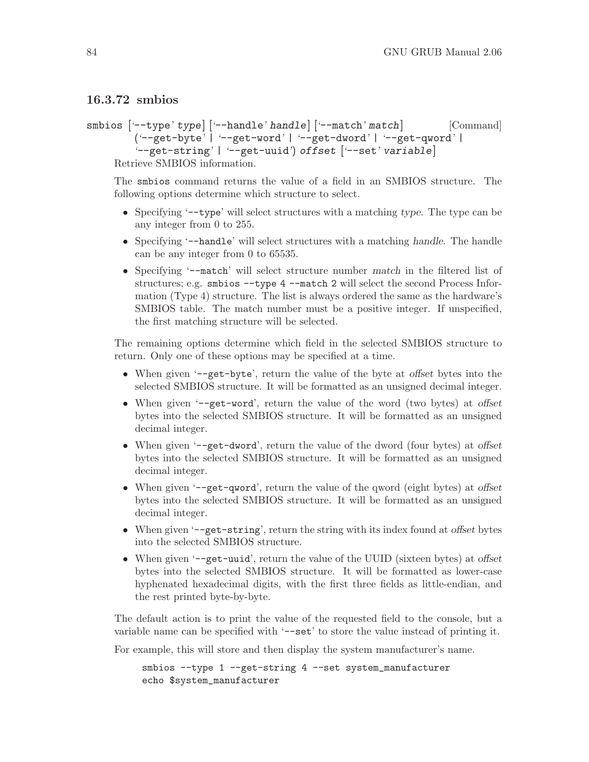### 16.3.72 smbios

smbios ['--type' *type*] ['--handle' *handle*] ['--match' *match*] ('--get-byte' | '--get-word' | '--get-dword' | '--get-qword' | '--get-string' | '--get-uuid') *offset* ['--set' *variable*] [Command]

Retrieve SMBIOS information.

The `smbios` command returns the value of a field in an SMBIOS structure. The following options determine which structure to select.

- Specifying '`--type`' will select structures with a matching *type*. The type can be any integer from 0 to 255.
- Specifying '`--handle`' will select structures with a matching *handle*. The handle can be any integer from 0 to 65535.
- Specifying '`--match`' will select structure number *match* in the filtered list of structures; e.g. `smbios --type 4 --match 2` will select the second Process Information (Type 4) structure. The list is always ordered the same as the hardware's SMBIOS table. The match number must be a positive integer. If unspecified, the first matching structure will be selected.

The remaining options determine which field in the selected SMBIOS structure to return. Only one of these options may be specified at a time.

- When given '`--get-byte`', return the value of the byte at *offset* bytes into the selected SMBIOS structure. It will be formatted as an unsigned decimal integer.
- When given '`--get-word`', return the value of the word (two bytes) at *offset* bytes into the selected SMBIOS structure. It will be formatted as an unsigned decimal integer.
- When given '`--get-dword`', return the value of the dword (four bytes) at *offset* bytes into the selected SMBIOS structure. It will be formatted as an unsigned decimal integer.
- When given '`--get-qword`', return the value of the qword (eight bytes) at *offset* bytes into the selected SMBIOS structure. It will be formatted as an unsigned decimal integer.
- When given '`--get-string`', return the string with its index found at *offset* bytes into the selected SMBIOS structure.
- When given '`--get-uuid`', return the value of the UUID (sixteen bytes) at *offset* bytes into the selected SMBIOS structure. It will be formatted as lower-case hyphenated hexadecimal digits, with the first three fields as little-endian, and the rest printed byte-by-byte.

The default action is to print the value of the requested field to the console, but a variable name can be specified with '`--set`' to store the value instead of printing it.

For example, this will store and then display the system manufacturer's name.

```
smbios --type 1 --get-string 4 --set system_manufacturer
echo $system_manufacturer
```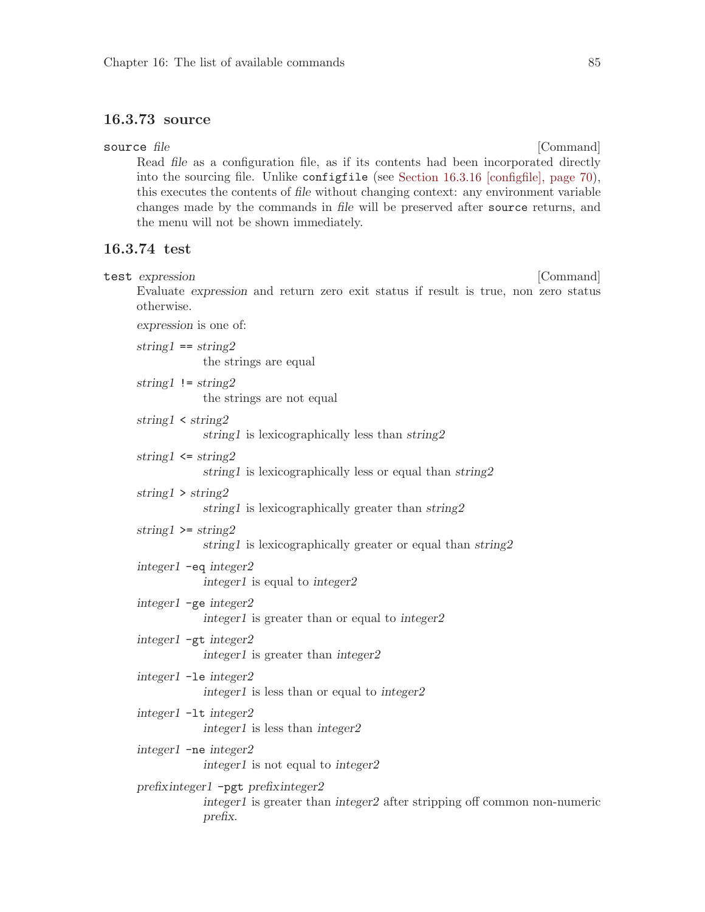### 16.3.73 source

`source` *file* [Command]

Read *file* as a configuration file, as if its contents had been incorporated directly into the sourcing file. Unlike `configfile` (see Section 16.3.16 [configfile], page 70), this executes the contents of *file* without changing context: any environment variable changes made by the commands in *file* will be preserved after `source` returns, and the menu will not be shown immediately.

### 16.3.74 test

`test` *expression* [Command]

Evaluate *expression* and return zero exit status if result is true, non zero status otherwise.

*expression* is one of:

*string1* `==` *string2*
: the strings are equal

*string1* `!=` *string2*
: the strings are not equal

*string1* `<` *string2*
: *string1* is lexicographically less than *string2*

*string1* `<=` *string2*
: *string1* is lexicographically less or equal than *string2*

*string1* `>` *string2*
: *string1* is lexicographically greater than *string2*

*string1* `>=` *string2*
: *string1* is lexicographically greater or equal than *string2*

*integer1* `-eq` *integer2*
: *integer1* is equal to *integer2*

*integer1* `-ge` *integer2*
: *integer1* is greater than or equal to *integer2*

*integer1* `-gt` *integer2*
: *integer1* is greater than *integer2*

*integer1* `-le` *integer2*
: *integer1* is less than or equal to *integer2*

*integer1* `-lt` *integer2*
: *integer1* is less than *integer2*

*integer1* `-ne` *integer2*
: *integer1* is not equal to *integer2*

*prefixinteger1* `-pgt` *prefixinteger2*
: *integer1* is greater than *integer2* after stripping off common non-numeric *prefix*.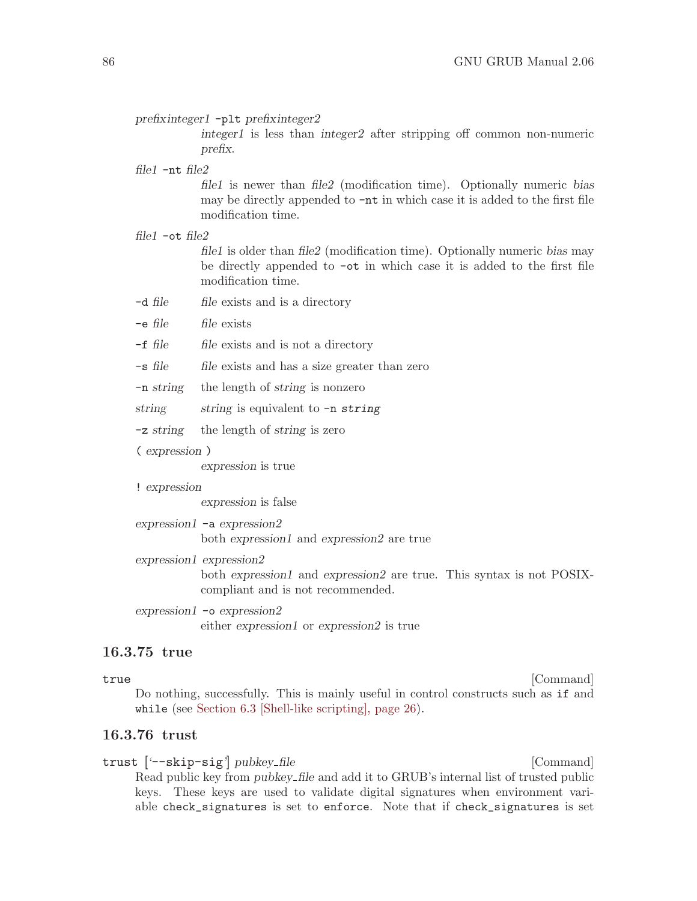*prefixinteger1* `-plt` *prefixinteger2*
: *integer1* is less than *integer2* after stripping off common non-numeric *prefix*.

*file1* `-nt` *file2*
: *file1* is newer than *file2* (modification time). Optionally numeric *bias* may be directly appended to `-nt` in which case it is added to the first file modification time.

*file1* `-ot` *file2*
: *file1* is older than *file2* (modification time). Optionally numeric *bias* may be directly appended to `-ot` in which case it is added to the first file modification time.

`-d` *file*
: *file* exists and is a directory

`-e` *file*
: *file* exists

`-f` *file*
: *file* exists and is not a directory

`-s` *file*
: *file* exists and has a size greater than zero

`-n` *string*
: the length of *string* is nonzero

*string*
: *string* is equivalent to `-n` *string*

`-z` *string*
: the length of *string* is zero

`(` *expression* `)`
: *expression* is true

`!` *expression*
: *expression* is false

*expression1* `-a` *expression2*
: both *expression1* and *expression2* are true

*expression1* *expression2*
: both *expression1* and *expression2* are true. This syntax is not POSIX-compliant and is not recommended.

*expression1* `-o` *expression2*
: either *expression1* or *expression2* is true

### 16.3.75 true

`true` [Command]

Do nothing, successfully. This is mainly useful in control constructs such as `if` and `while` (see Section 6.3 [Shell-like scripting], page 26).

### 16.3.76 trust

`trust` [‘`--skip-sig`’] *pubkey_file* [Command]

Read public key from *pubkey_file* and add it to GRUB's internal list of trusted public keys. These keys are used to validate digital signatures when environment variable `check_signatures` is set to `enforce`. Note that if `check_signatures` is set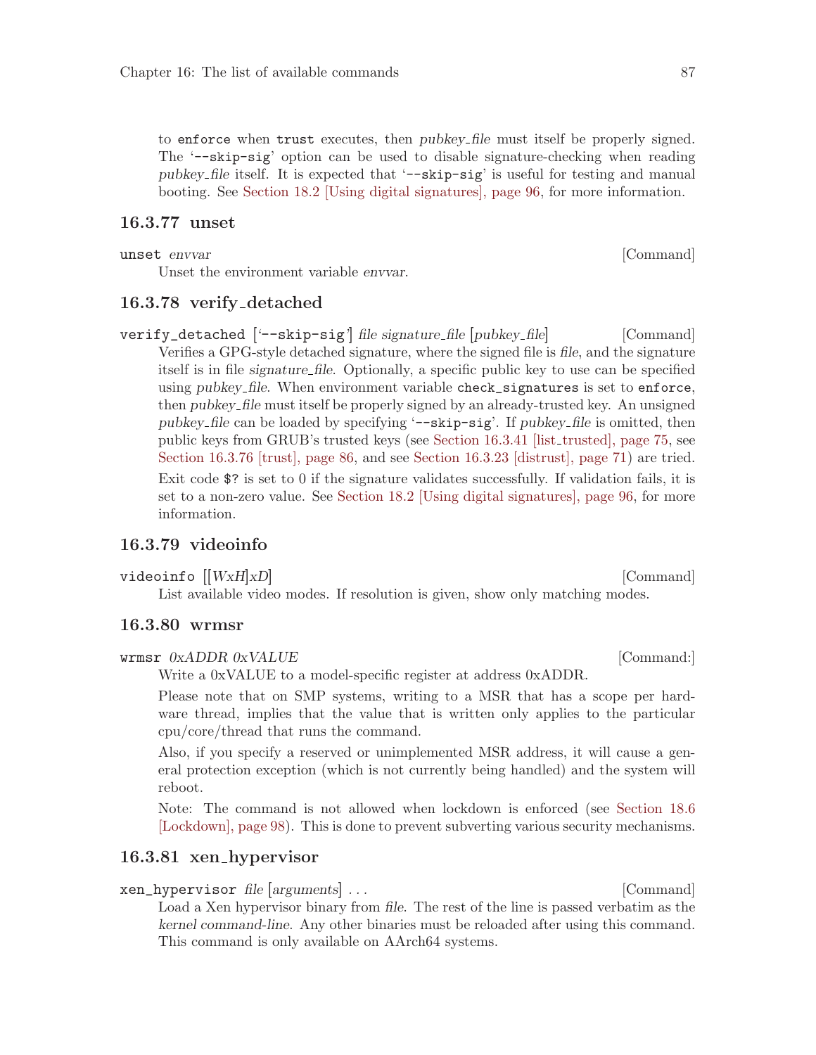to `enforce` when `trust` executes, then *pubkey_file* must itself be properly signed. The '`--skip-sig`' option can be used to disable signature-checking when reading *pubkey_file* itself. It is expected that '`--skip-sig`' is useful for testing and manual booting. See Section 18.2 [Using digital signatures], page 96, for more information.

### 16.3.77 unset

`unset` *envvar* [Command]

Unset the environment variable *envvar*.

### 16.3.78 verify_detached

`verify_detached` ['`--skip-sig`'] *file signature_file* [*pubkey_file*] [Command]

Verifies a GPG-style detached signature, where the signed file is *file*, and the signature itself is in file *signature_file*. Optionally, a specific public key to use can be specified using *pubkey_file*. When environment variable `check_signatures` is set to `enforce`, then *pubkey_file* must itself be properly signed by an already-trusted key. An unsigned *pubkey_file* can be loaded by specifying '`--skip-sig`'. If *pubkey_file* is omitted, then public keys from GRUB's trusted keys (see Section 16.3.41 [list_trusted], page 75, see Section 16.3.76 [trust], page 86, and see Section 16.3.23 [distrust], page 71) are tried.

Exit code `$?` is set to 0 if the signature validates successfully. If validation fails, it is set to a non-zero value. See Section 18.2 [Using digital signatures], page 96, for more information.

### 16.3.79 videoinfo

`videoinfo` [[*WxH*]*xD*] [Command]

List available video modes. If resolution is given, show only matching modes.

### 16.3.80 wrmsr

`wrmsr` *0xADDR 0xVALUE* [Command:]

Write a 0xVALUE to a model-specific register at address 0xADDR.

Please note that on SMP systems, writing to a MSR that has a scope per hardware thread, implies that the value that is written only applies to the particular cpu/core/thread that runs the command.

Also, if you specify a reserved or unimplemented MSR address, it will cause a general protection exception (which is not currently being handled) and the system will reboot.

Note: The command is not allowed when lockdown is enforced (see Section 18.6 [Lockdown], page 98). This is done to prevent subverting various security mechanisms.

### 16.3.81 xen_hypervisor

`xen_hypervisor` *file* [*arguments*] ... [Command]

Load a Xen hypervisor binary from *file*. The rest of the line is passed verbatim as the *kernel command-line*. Any other binaries must be reloaded after using this command. This command is only available on AArch64 systems.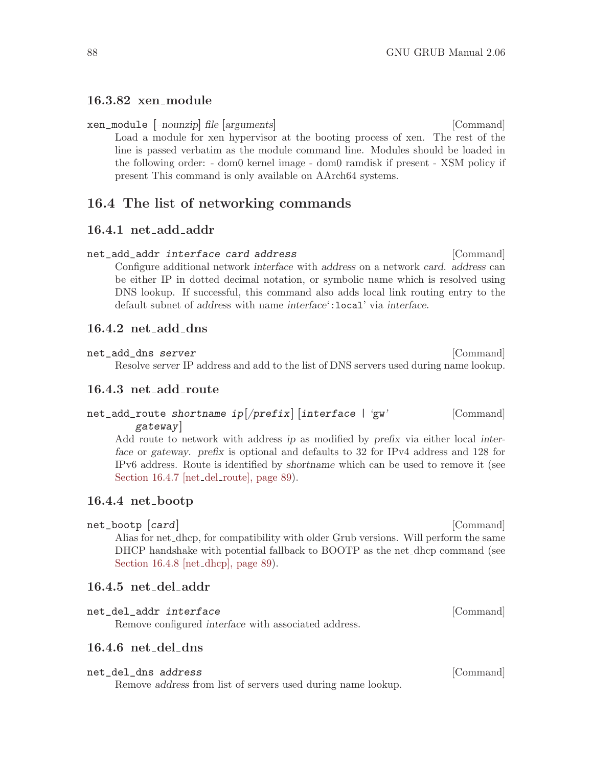### 16.3.82 xen_module

`xen_module` [*–nounzip*] *file* [*arguments*] [Command]

Load a module for xen hypervisor at the booting process of xen. The rest of the line is passed verbatim as the module command line. Modules should be loaded in the following order: - dom0 kernel image - dom0 ramdisk if present - XSM policy if present This command is only available on AArch64 systems.

## 16.4 The list of networking commands

### 16.4.1 net_add_addr

`net_add_addr` *interface card address* [Command]

Configure additional network *interface* with *address* on a network *card*. *address* can be either IP in dotted decimal notation, or symbolic name which is resolved using DNS lookup. If successful, this command also adds local link routing entry to the default subnet of *address* with name *interface*'`:local`' via *interface*.

### 16.4.2 net_add_dns

`net_add_dns` *server* [Command]

Resolve *server* IP address and add to the list of DNS servers used during name lookup.

### 16.4.3 net_add_route

`net_add_route` *shortname ip*[*/prefix*] [*interface* | '`gw`' *gateway*] [Command]

Add route to network with address *ip* as modified by *prefix* via either local *interface* or *gateway*. *prefix* is optional and defaults to 32 for IPv4 address and 128 for IPv6 address. Route is identified by *shortname* which can be used to remove it (see Section 16.4.7 [net_del_route], page 89).

### 16.4.4 net_bootp

`net_bootp` [*card*] [Command]

Alias for net_dhcp, for compatibility with older Grub versions. Will perform the same DHCP handshake with potential fallback to BOOTP as the net_dhcp command (see Section 16.4.8 [net_dhcp], page 89).

### 16.4.5 net_del_addr

`net_del_addr` *interface* [Command]

Remove configured *interface* with associated address.

### 16.4.6 net_del_dns

`net_del_dns` *address* [Command]

Remove *address* from list of servers used during name lookup.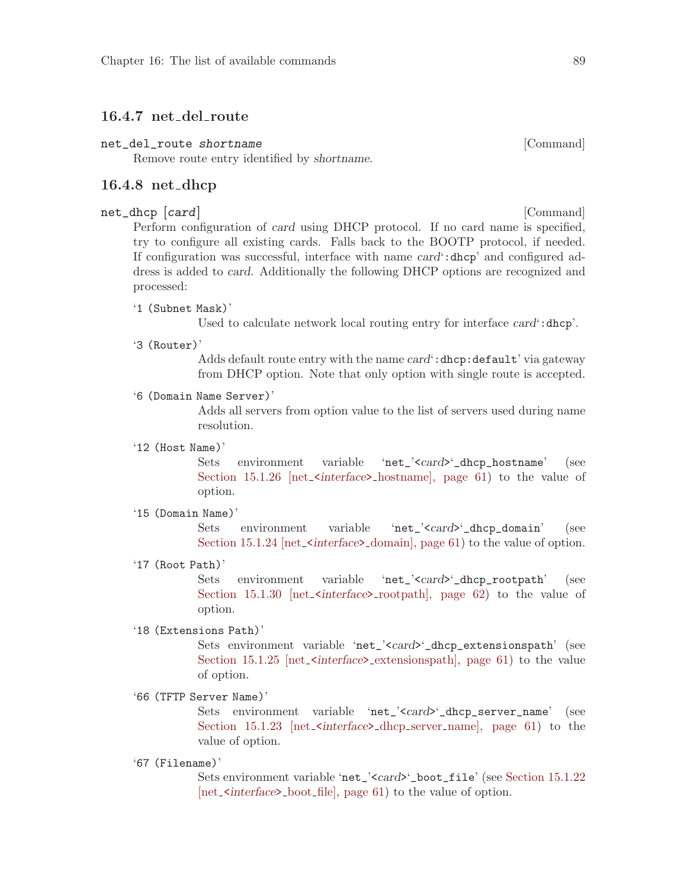### 16.4.7 net_del_route

`net_del_route` *shortname* [Command]

Remove route entry identified by *shortname*.

### 16.4.8 net_dhcp

`net_dhcp` [*card*] [Command]

Perform configuration of *card* using DHCP protocol. If no card name is specified, try to configure all existing cards. Falls back to the BOOTP protocol, if needed. If configuration was successful, interface with name *card*'`:dhcp`' and configured address is added to *card*. Additionally the following DHCP options are recognized and processed:

'`1 (Subnet Mask)`'
: Used to calculate network local routing entry for interface *card*'`:dhcp`'.

'`3 (Router)`'
: Adds default route entry with the name *card*'`:dhcp:default`' via gateway from DHCP option. Note that only option with single route is accepted.

'`6 (Domain Name Server)`'
: Adds all servers from option value to the list of servers used during name resolution.

'`12 (Host Name)`'
: Sets environment variable '`net_`'`<`*card*`>`'`_dhcp_hostname`' (see Section 15.1.26 [net_<*interface*>_hostname], page 61) to the value of option.

'`15 (Domain Name)`'
: Sets environment variable '`net_`'`<`*card*`>`'`_dhcp_domain`' (see Section 15.1.24 [net_<*interface*>_domain], page 61) to the value of option.

'`17 (Root Path)`'
: Sets environment variable '`net_`'`<`*card*`>`'`_dhcp_rootpath`' (see Section 15.1.30 [net_<*interface*>_rootpath], page 62) to the value of option.

'`18 (Extensions Path)`'
: Sets environment variable '`net_`'`<`*card*`>`'`_dhcp_extensionspath`' (see Section 15.1.25 [net_<*interface*>_extensionspath], page 61) to the value of option.

'`66 (TFTP Server Name)`'
: Sets environment variable '`net_`'`<`*card*`>`'`_dhcp_server_name`' (see Section 15.1.23 [net_<*interface*>_dhcp_server_name], page 61) to the value of option.

'`67 (Filename)`'
: Sets environment variable '`net_`'`<`*card*`>`'`_boot_file`' (see Section 15.1.22 [net_<*interface*>_boot_file], page 61) to the value of option.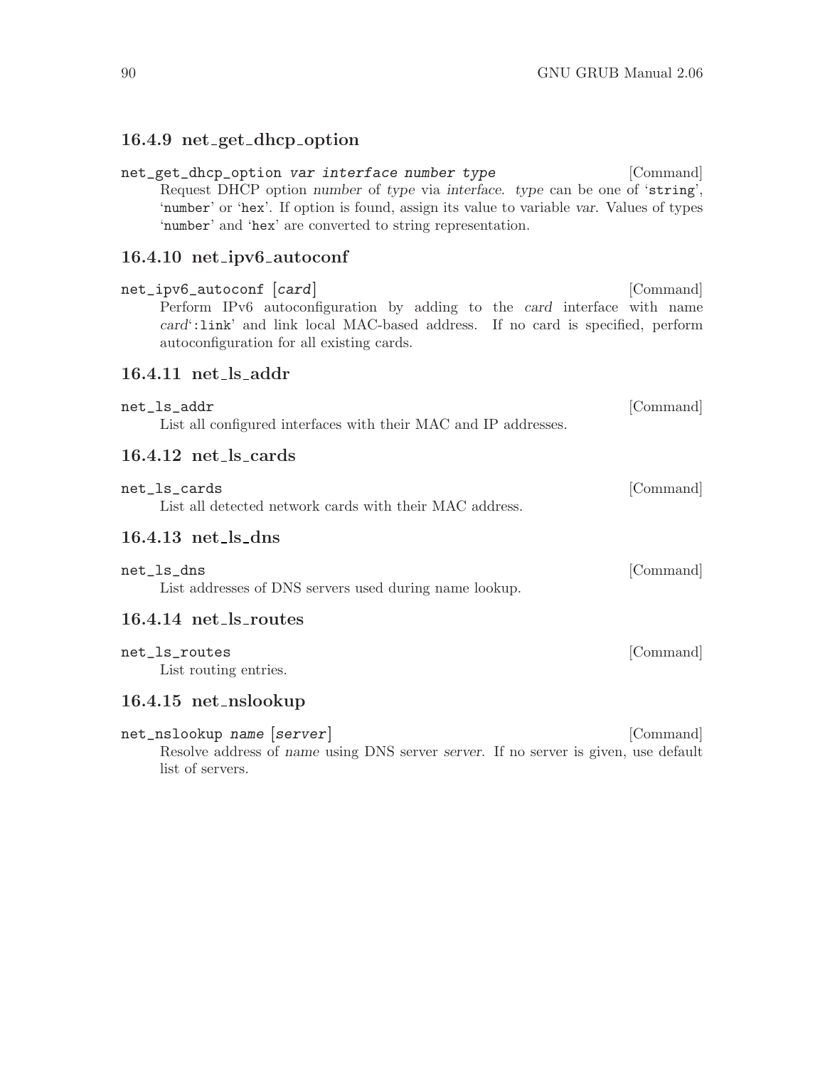### 16.4.9 net_get_dhcp_option

`net_get_dhcp_option` *var interface number type* [Command]

Request DHCP option *number* of *type* via *interface*. *type* can be one of '`string`', '`number`' or '`hex`'. If option is found, assign its value to variable *var*. Values of types '`number`' and '`hex`' are converted to string representation.

### 16.4.10 net_ipv6_autoconf

`net_ipv6_autoconf` [*card*] [Command]

Perform IPv6 autoconfiguration by adding to the *card* interface with name *card*'`:link`' and link local MAC-based address. If no card is specified, perform autoconfiguration for all existing cards.

### 16.4.11 net_ls_addr

`net_ls_addr` [Command]

List all configured interfaces with their MAC and IP addresses.

### 16.4.12 net_ls_cards

`net_ls_cards` [Command]

List all detected network cards with their MAC address.

### 16.4.13 net_ls_dns

`net_ls_dns` [Command]

List addresses of DNS servers used during name lookup.

### 16.4.14 net_ls_routes

`net_ls_routes` [Command]

List routing entries.

### 16.4.15 net_nslookup

`net_nslookup` *name* [*server*] [Command]

Resolve address of *name* using DNS server *server*. If no server is given, use default list of servers.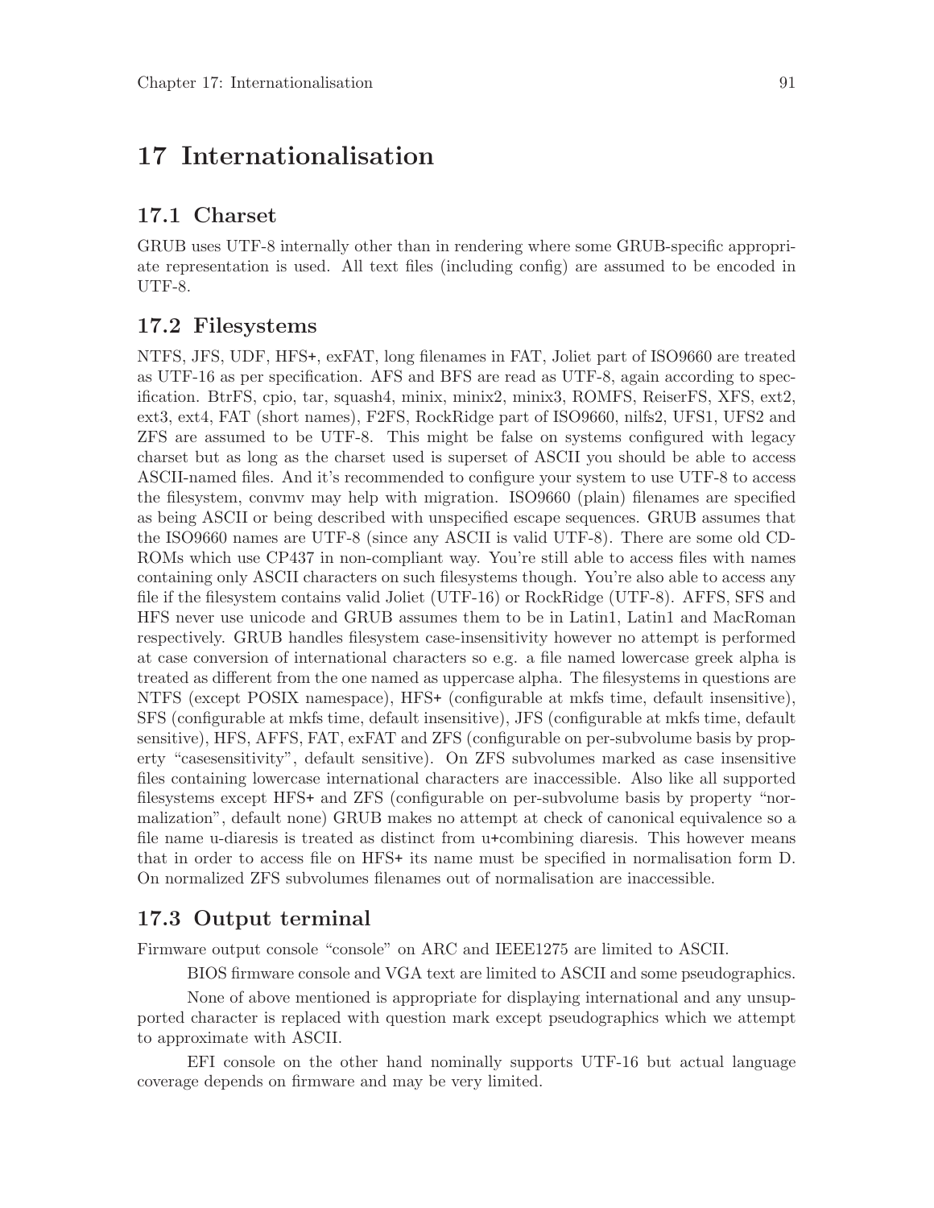# 17 Internationalisation

## 17.1 Charset

GRUB uses UTF-8 internally other than in rendering where some GRUB-specific appropriate representation is used. All text files (including config) are assumed to be encoded in UTF-8.

## 17.2 Filesystems

NTFS, JFS, UDF, HFS+, exFAT, long filenames in FAT, Joliet part of ISO9660 are treated as UTF-16 as per specification. AFS and BFS are read as UTF-8, again according to specification. BtrFS, cpio, tar, squash4, minix, minix2, minix3, ROMFS, ReiserFS, XFS, ext2, ext3, ext4, FAT (short names), F2FS, RockRidge part of ISO9660, nilfs2, UFS1, UFS2 and ZFS are assumed to be UTF-8. This might be false on systems configured with legacy charset but as long as the charset used is superset of ASCII you should be able to access ASCII-named files. And it's recommended to configure your system to use UTF-8 to access the filesystem, convmv may help with migration. ISO9660 (plain) filenames are specified as being ASCII or being described with unspecified escape sequences. GRUB assumes that the ISO9660 names are UTF-8 (since any ASCII is valid UTF-8). There are some old CD-ROMs which use CP437 in non-compliant way. You're still able to access files with names containing only ASCII characters on such filesystems though. You're also able to access any file if the filesystem contains valid Joliet (UTF-16) or RockRidge (UTF-8). AFFS, SFS and HFS never use unicode and GRUB assumes them to be in Latin1, Latin1 and MacRoman respectively. GRUB handles filesystem case-insensitivity however no attempt is performed at case conversion of international characters so e.g. a file named lowercase greek alpha is treated as different from the one named as uppercase alpha. The filesystems in questions are NTFS (except POSIX namespace), HFS+ (configurable at mkfs time, default insensitive), SFS (configurable at mkfs time, default insensitive), JFS (configurable at mkfs time, default sensitive), HFS, AFFS, FAT, exFAT and ZFS (configurable on per-subvolume basis by property "casesensitivity", default sensitive). On ZFS subvolumes marked as case insensitive files containing lowercase international characters are inaccessible. Also like all supported filesystems except HFS+ and ZFS (configurable on per-subvolume basis by property "normalization", default none) GRUB makes no attempt at check of canonical equivalence so a file name u-diaresis is treated as distinct from u+combining diaresis. This however means that in order to access file on HFS+ its name must be specified in normalisation form D. On normalized ZFS subvolumes filenames out of normalisation are inaccessible.

## 17.3 Output terminal

Firmware output console "console" on ARC and IEEE1275 are limited to ASCII.

BIOS firmware console and VGA text are limited to ASCII and some pseudographics.

None of above mentioned is appropriate for displaying international and any unsupported character is replaced with question mark except pseudographics which we attempt to approximate with ASCII.

EFI console on the other hand nominally supports UTF-16 but actual language coverage depends on firmware and may be very limited.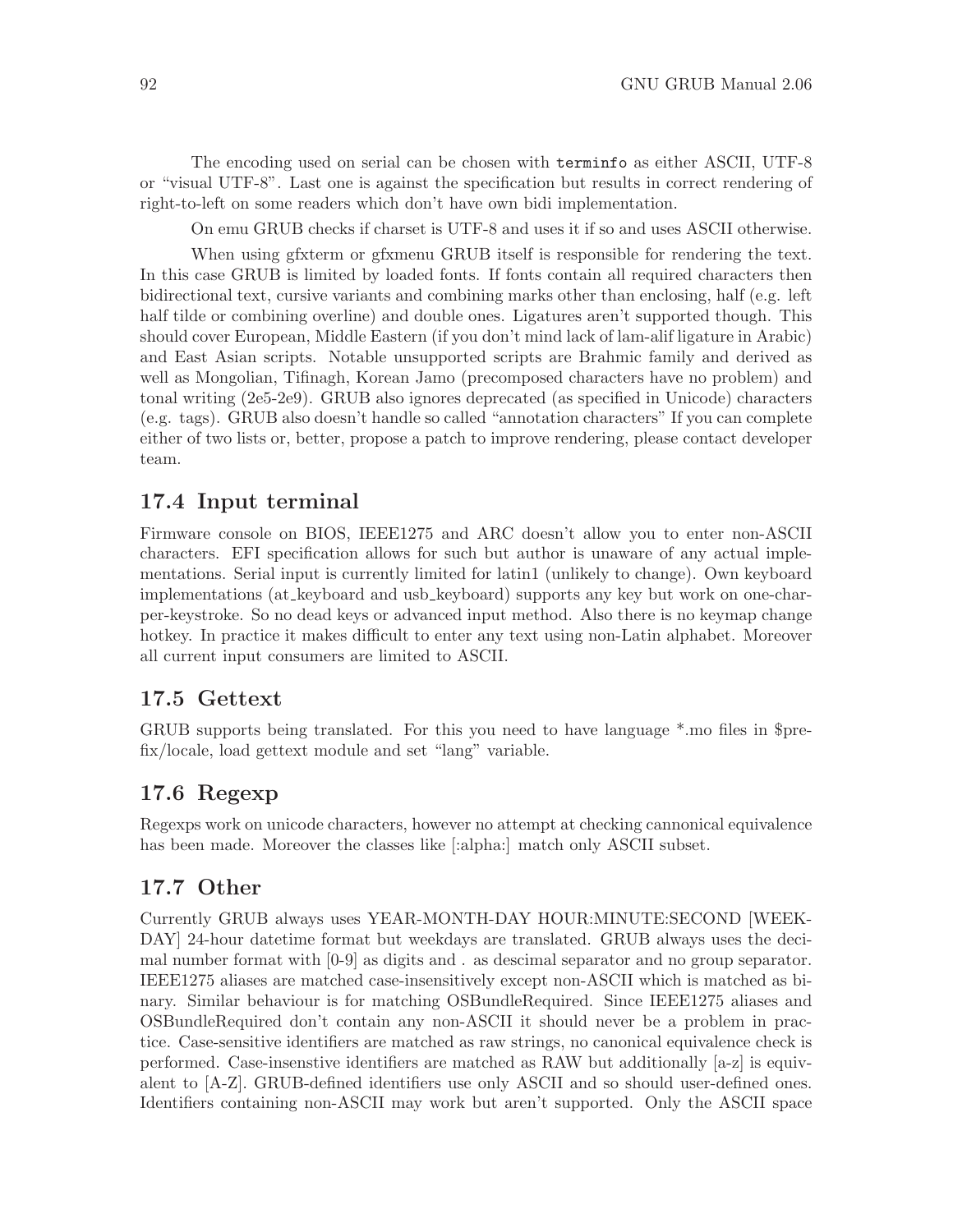The encoding used on serial can be chosen with `terminfo` as either ASCII, UTF-8 or "visual UTF-8". Last one is against the specification but results in correct rendering of right-to-left on some readers which don't have own bidi implementation.

On emu GRUB checks if charset is UTF-8 and uses it if so and uses ASCII otherwise.

When using gfxterm or gfxmenu GRUB itself is responsible for rendering the text. In this case GRUB is limited by loaded fonts. If fonts contain all required characters then bidirectional text, cursive variants and combining marks other than enclosing, half (e.g. left half tilde or combining overline) and double ones. Ligatures aren't supported though. This should cover European, Middle Eastern (if you don't mind lack of lam-alif ligature in Arabic) and East Asian scripts. Notable unsupported scripts are Brahmic family and derived as well as Mongolian, Tifinagh, Korean Jamo (precomposed characters have no problem) and tonal writing (2e5-2e9). GRUB also ignores deprecated (as specified in Unicode) characters (e.g. tags). GRUB also doesn't handle so called "annotation characters" If you can complete either of two lists or, better, propose a patch to improve rendering, please contact developer team.

## 17.4 Input terminal

Firmware console on BIOS, IEEE1275 and ARC doesn't allow you to enter non-ASCII characters. EFI specification allows for such but author is unaware of any actual implementations. Serial input is currently limited for latin1 (unlikely to change). Own keyboard implementations (at_keyboard and usb_keyboard) supports any key but work on one-char-per-keystroke. So no dead keys or advanced input method. Also there is no keymap change hotkey. In practice it makes difficult to enter any text using non-Latin alphabet. Moreover all current input consumers are limited to ASCII.

## 17.5 Gettext

GRUB supports being translated. For this you need to have language *.mo files in $prefix/locale, load gettext module and set "lang" variable.

## 17.6 Regexp

Regexps work on unicode characters, however no attempt at checking cannonical equivalence has been made. Moreover the classes like [:alpha:] match only ASCII subset.

## 17.7 Other

Currently GRUB always uses YEAR-MONTH-DAY HOUR:MINUTE:SECOND [WEEKDAY] 24-hour datetime format but weekdays are translated. GRUB always uses the decimal number format with [0-9] as digits and . as descimal separator and no group separator. IEEE1275 aliases are matched case-insensitively except non-ASCII which is matched as binary. Similar behaviour is for matching OSBundleRequired. Since IEEE1275 aliases and OSBundleRequired don't contain any non-ASCII it should never be a problem in practice. Case-sensitive identifiers are matched as raw strings, no canonical equivalence check is performed. Case-insenstive identifiers are matched as RAW but additionally [a-z] is equivalent to [A-Z]. GRUB-defined identifiers use only ASCII and so should user-defined ones. Identifiers containing non-ASCII may work but aren't supported. Only the ASCII space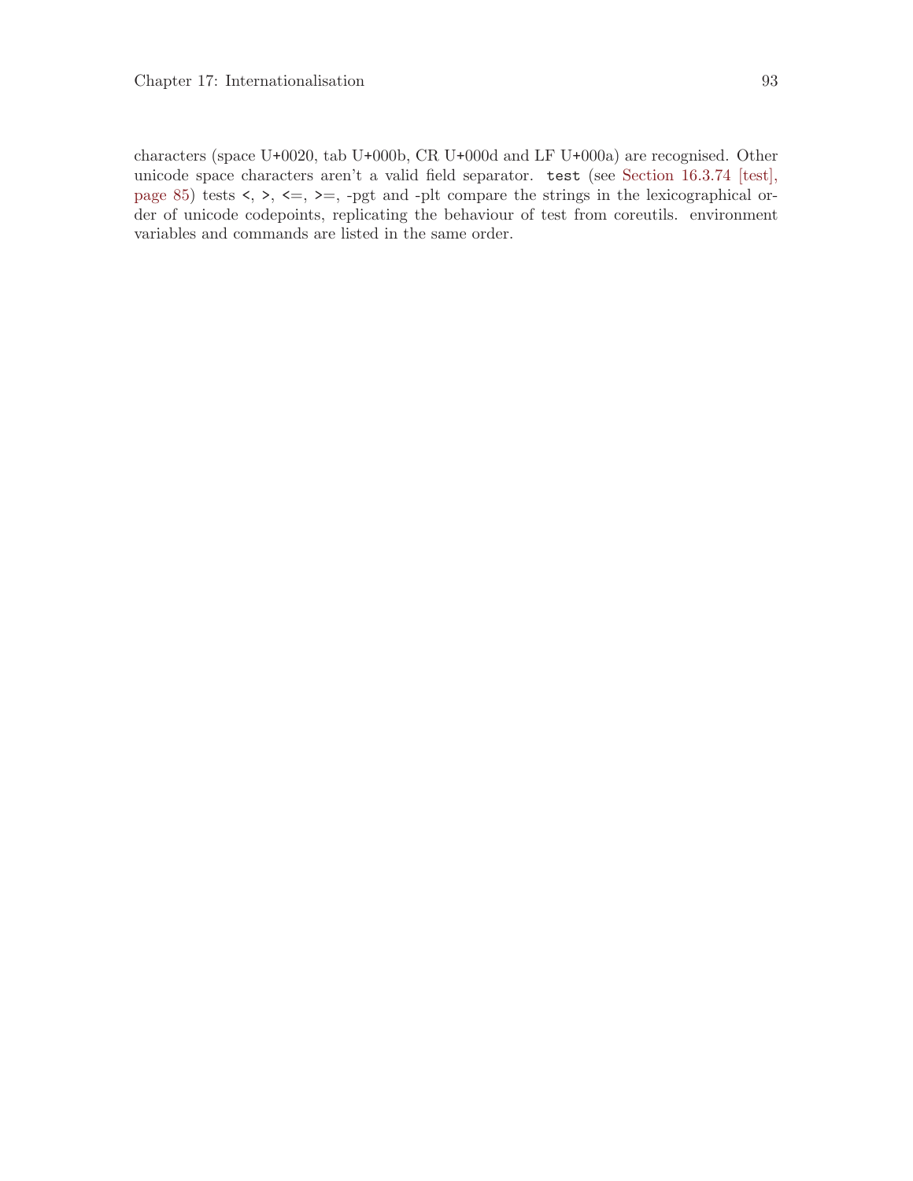characters (space U+0020, tab U+000b, CR U+000d and LF U+000a) are recognised. Other unicode space characters aren't a valid field separator. `test` (see Section 16.3.74 [test], page 85) tests `<`, `>`, `<=`, `>=`, -pgt and -plt compare the strings in the lexicographical order of unicode codepoints, replicating the behaviour of test from coreutils. environment variables and commands are listed in the same order.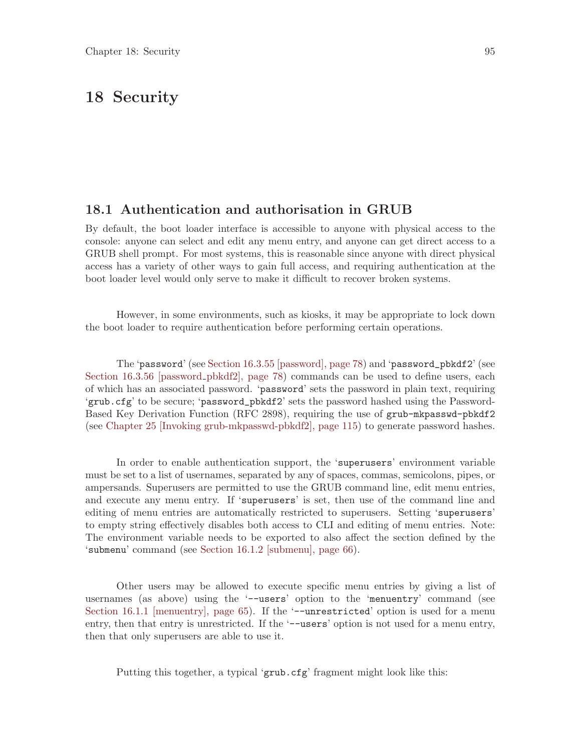# 18 Security

## 18.1 Authentication and authorisation in GRUB

By default, the boot loader interface is accessible to anyone with physical access to the console: anyone can select and edit any menu entry, and anyone can get direct access to a GRUB shell prompt. For most systems, this is reasonable since anyone with direct physical access has a variety of other ways to gain full access, and requiring authentication at the boot loader level would only serve to make it difficult to recover broken systems.

However, in some environments, such as kiosks, it may be appropriate to lock down the boot loader to require authentication before performing certain operations.

The '`password`' (see Section 16.3.55 [password], page 78) and '`password_pbkdf2`' (see Section 16.3.56 [password_pbkdf2], page 78) commands can be used to define users, each of which has an associated password. '`password`' sets the password in plain text, requiring '`grub.cfg`' to be secure; '`password_pbkdf2`' sets the password hashed using the Password-Based Key Derivation Function (RFC 2898), requiring the use of `grub-mkpasswd-pbkdf2` (see Chapter 25 [Invoking grub-mkpasswd-pbkdf2], page 115) to generate password hashes.

In order to enable authentication support, the '`superusers`' environment variable must be set to a list of usernames, separated by any of spaces, commas, semicolons, pipes, or ampersands. Superusers are permitted to use the GRUB command line, edit menu entries, and execute any menu entry. If '`superusers`' is set, then use of the command line and editing of menu entries are automatically restricted to superusers. Setting '`superusers`' to empty string effectively disables both access to CLI and editing of menu entries. Note: The environment variable needs to be exported to also affect the section defined by the '`submenu`' command (see Section 16.1.2 [submenu], page 66).

Other users may be allowed to execute specific menu entries by giving a list of usernames (as above) using the '`--users`' option to the '`menuentry`' command (see Section 16.1.1 [menuentry], page 65). If the '`--unrestricted`' option is used for a menu entry, then that entry is unrestricted. If the '`--users`' option is not used for a menu entry, then that only superusers are able to use it.

Putting this together, a typical '`grub.cfg`' fragment might look like this: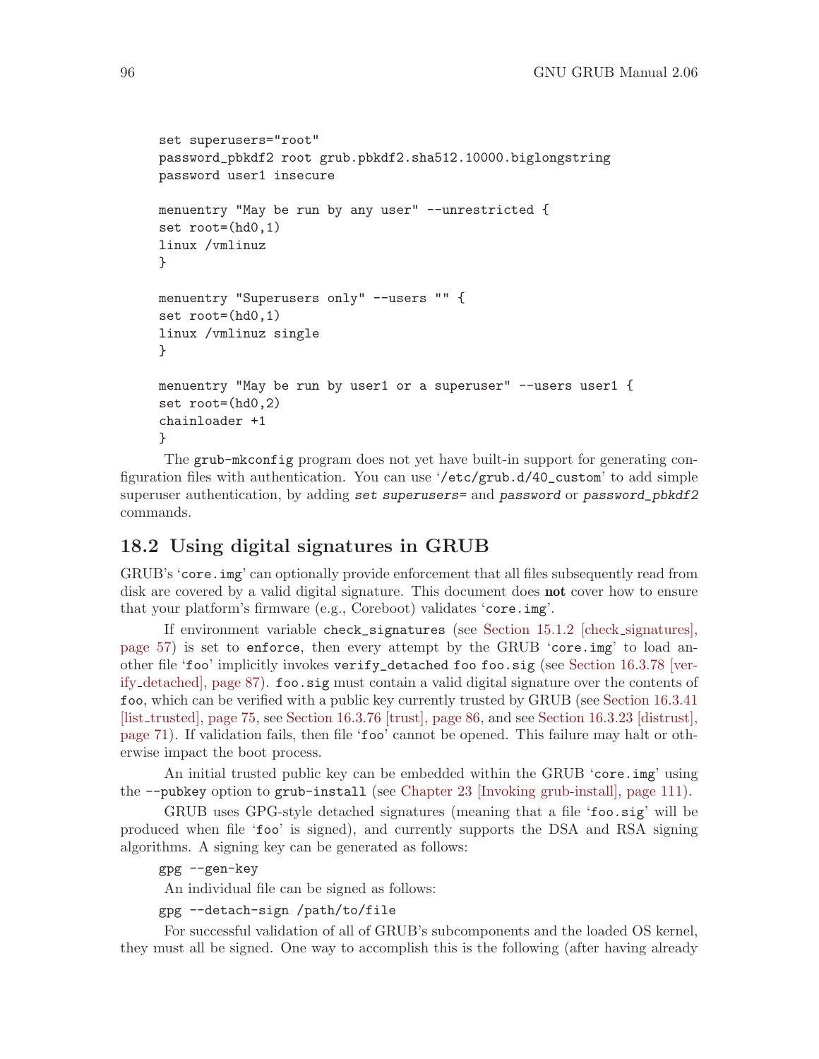```
set superusers="root"
password_pbkdf2 root grub.pbkdf2.sha512.10000.biglongstring
password user1 insecure

menuentry "May be run by any user" --unrestricted {
set root=(hd0,1)
linux /vmlinuz
}

menuentry "Superusers only" --users "" {
set root=(hd0,1)
linux /vmlinuz single
}

menuentry "May be run by user1 or a superuser" --users user1 {
set root=(hd0,2)
chainloader +1
}
```

The `grub-mkconfig` program does not yet have built-in support for generating configuration files with authentication. You can use '`/etc/grub.d/40_custom`' to add simple superuser authentication, by adding *set superusers=* and *password* or *password_pbkdf2* commands.

## 18.2 Using digital signatures in GRUB

GRUB's '`core.img`' can optionally provide enforcement that all files subsequently read from disk are covered by a valid digital signature. This document does **not** cover how to ensure that your platform's firmware (e.g., Coreboot) validates '`core.img`'.

If environment variable `check_signatures` (see Section 15.1.2 [check_signatures], page 57) is set to `enforce`, then every attempt by the GRUB '`core.img`' to load another file '`foo`' implicitly invokes `verify_detached foo foo.sig` (see Section 16.3.78 [verify_detached], page 87). `foo.sig` must contain a valid digital signature over the contents of `foo`, which can be verified with a public key currently trusted by GRUB (see Section 16.3.41 [list_trusted], page 75, see Section 16.3.76 [trust], page 86, and see Section 16.3.23 [distrust], page 71). If validation fails, then file '`foo`' cannot be opened. This failure may halt or otherwise impact the boot process.

An initial trusted public key can be embedded within the GRUB '`core.img`' using the `--pubkey` option to `grub-install` (see Chapter 23 [Invoking grub-install], page 111).

GRUB uses GPG-style detached signatures (meaning that a file '`foo.sig`' will be produced when file '`foo`' is signed), and currently supports the DSA and RSA signing algorithms. A signing key can be generated as follows:

```
gpg --gen-key
```

An individual file can be signed as follows:

```
gpg --detach-sign /path/to/file
```

For successful validation of all of GRUB's subcomponents and the loaded OS kernel, they must all be signed. One way to accomplish this is the following (after having already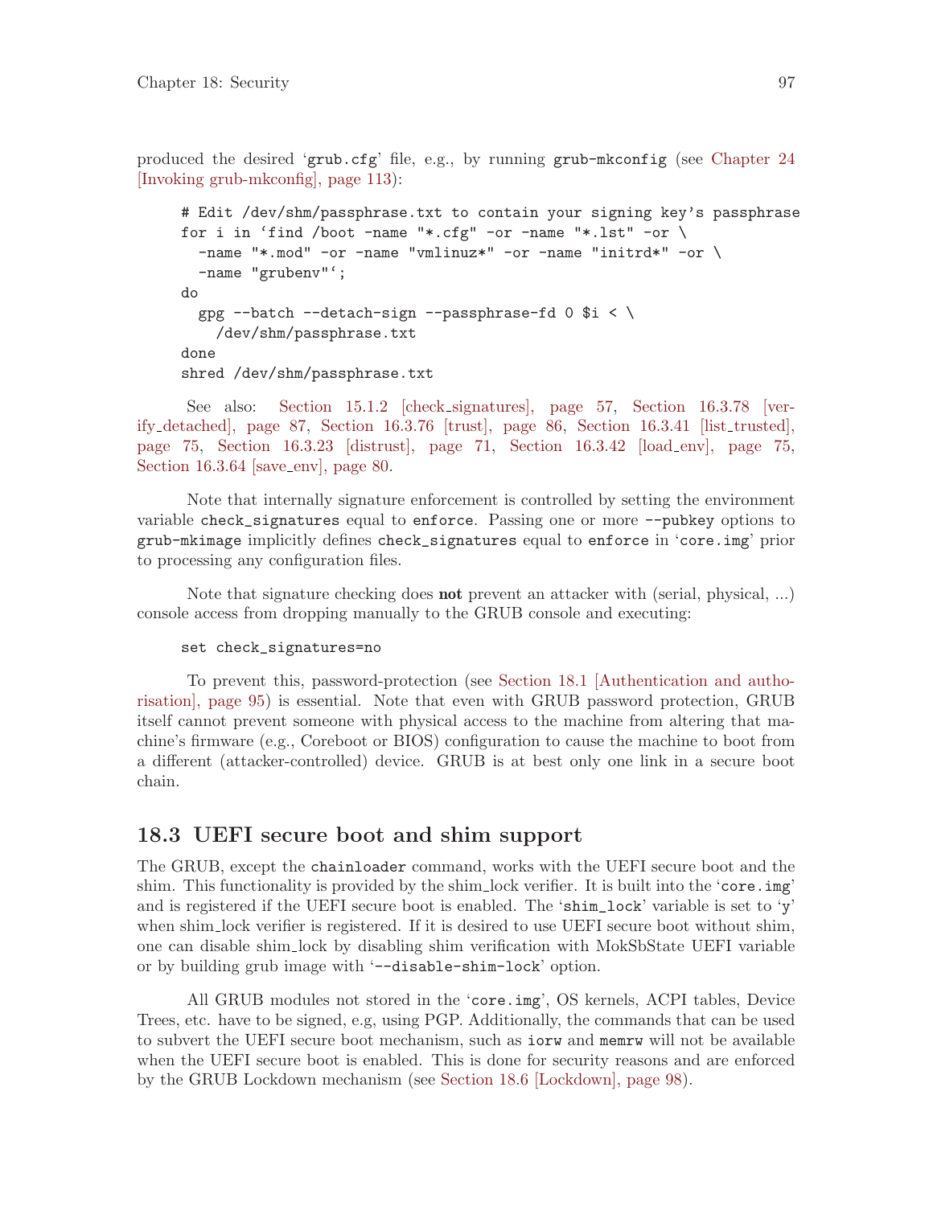produced the desired 'grub.cfg' file, e.g., by running grub-mkconfig (see Chapter 24 [Invoking grub-mkconfig], page 113):

```
# Edit /dev/shm/passphrase.txt to contain your signing key's passphrase
for i in `find /boot -name "*.cfg" -or -name "*.lst" -or \
  -name "*.mod" -or -name "vmlinuz*" -or -name "initrd*" -or \
  -name "grubenv"`;
do
  gpg --batch --detach-sign --passphrase-fd 0 $i < \
    /dev/shm/passphrase.txt
done
shred /dev/shm/passphrase.txt
```

See also: Section 15.1.2 [check_signatures], page 57, Section 16.3.78 [verify_detached], page 87, Section 16.3.76 [trust], page 86, Section 16.3.41 [list_trusted], page 75, Section 16.3.23 [distrust], page 71, Section 16.3.42 [load_env], page 75, Section 16.3.64 [save_env], page 80.

Note that internally signature enforcement is controlled by setting the environment variable `check_signatures` equal to `enforce`. Passing one or more `--pubkey` options to `grub-mkimage` implicitly defines `check_signatures` equal to `enforce` in 'core.img' prior to processing any configuration files.

Note that signature checking does **not** prevent an attacker with (serial, physical, ...) console access from dropping manually to the GRUB console and executing:

```
set check_signatures=no
```

To prevent this, password-protection (see Section 18.1 [Authentication and authorisation], page 95) is essential. Note that even with GRUB password protection, GRUB itself cannot prevent someone with physical access to the machine from altering that machine's firmware (e.g., Coreboot or BIOS) configuration to cause the machine to boot from a different (attacker-controlled) device. GRUB is at best only one link in a secure boot chain.

## 18.3 UEFI secure boot and shim support

The GRUB, except the `chainloader` command, works with the UEFI secure boot and the shim. This functionality is provided by the shim_lock verifier. It is built into the 'core.img' and is registered if the UEFI secure boot is enabled. The 'shim_lock' variable is set to 'y' when shim_lock verifier is registered. If it is desired to use UEFI secure boot without shim, one can disable shim_lock by disabling shim verification with MokSbState UEFI variable or by building grub image with '--disable-shim-lock' option.

All GRUB modules not stored in the 'core.img', OS kernels, ACPI tables, Device Trees, etc. have to be signed, e.g, using PGP. Additionally, the commands that can be used to subvert the UEFI secure boot mechanism, such as `iorw` and `memrw` will not be available when the UEFI secure boot is enabled. This is done for security reasons and are enforced by the GRUB Lockdown mechanism (see Section 18.6 [Lockdown], page 98).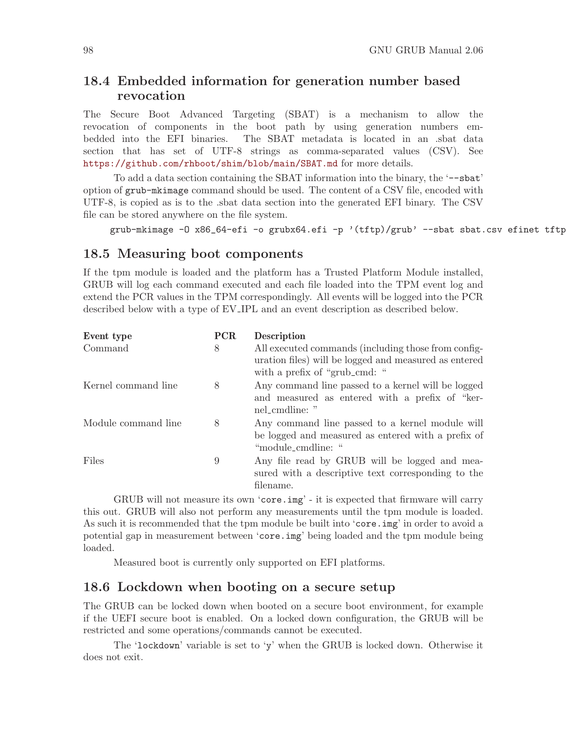## 18.4 Embedded information for generation number based revocation

The Secure Boot Advanced Targeting (SBAT) is a mechanism to allow the revocation of components in the boot path by using generation numbers embedded into the EFI binaries. The SBAT metadata is located in an .sbat data section that has set of UTF-8 strings as comma-separated values (CSV). See https://github.com/rhboot/shim/blob/main/SBAT.md for more details.

To add a data section containing the SBAT information into the binary, the '--sbat' option of grub-mkimage command should be used. The content of a CSV file, encoded with UTF-8, is copied as is to the .sbat data section into the generated EFI binary. The CSV file can be stored anywhere on the file system.

```
grub-mkimage -O x86_64-efi -o grubx64.efi -p '(tftp)/grub' --sbat sbat.csv efinet tftp
```

## 18.5 Measuring boot components

If the tpm module is loaded and the platform has a Trusted Platform Module installed, GRUB will log each command executed and each file loaded into the TPM event log and extend the PCR values in the TPM correspondingly. All events will be logged into the PCR described below with a type of EV_IPL and an event description as described below.

| Event type | PCR | Description |
|---|---|---|
| Command | 8 | All executed commands (including those from configuration files) will be logged and measured as entered with a prefix of "grub_cmd: " |
| Kernel command line | 8 | Any command line passed to a kernel will be logged and measured as entered with a prefix of "kernel_cmdline: " |
| Module command line | 8 | Any command line passed to a kernel module will be logged and measured as entered with a prefix of "module_cmdline: " |
| Files | 9 | Any file read by GRUB will be logged and measured with a descriptive text corresponding to the filename. |

GRUB will not measure its own 'core.img' - it is expected that firmware will carry this out. GRUB will also not perform any measurements until the tpm module is loaded. As such it is recommended that the tpm module be built into 'core.img' in order to avoid a potential gap in measurement between 'core.img' being loaded and the tpm module being loaded.

Measured boot is currently only supported on EFI platforms.

## 18.6 Lockdown when booting on a secure setup

The GRUB can be locked down when booted on a secure boot environment, for example if the UEFI secure boot is enabled. On a locked down configuration, the GRUB will be restricted and some operations/commands cannot be executed.

The 'lockdown' variable is set to 'y' when the GRUB is locked down. Otherwise it does not exit.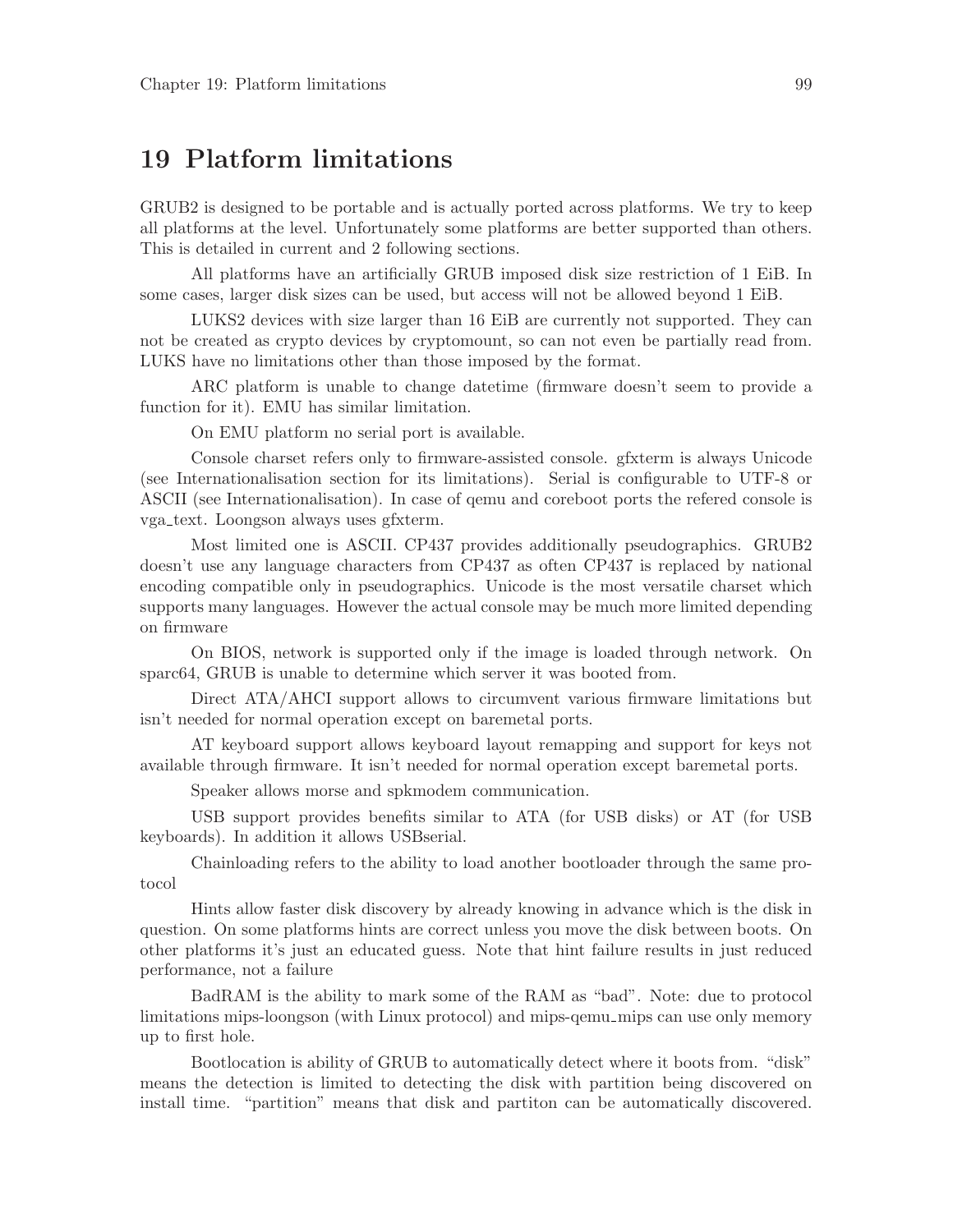# 19 Platform limitations

GRUB2 is designed to be portable and is actually ported across platforms. We try to keep all platforms at the level. Unfortunately some platforms are better supported than others. This is detailed in current and 2 following sections.

All platforms have an artificially GRUB imposed disk size restriction of 1 EiB. In some cases, larger disk sizes can be used, but access will not be allowed beyond 1 EiB.

LUKS2 devices with size larger than 16 EiB are currently not supported. They can not be created as crypto devices by cryptomount, so can not even be partially read from. LUKS have no limitations other than those imposed by the format.

ARC platform is unable to change datetime (firmware doesn't seem to provide a function for it). EMU has similar limitation.

On EMU platform no serial port is available.

Console charset refers only to firmware-assisted console. gfxterm is always Unicode (see Internationalisation section for its limitations). Serial is configurable to UTF-8 or ASCII (see Internationalisation). In case of qemu and coreboot ports the refered console is vga_text. Loongson always uses gfxterm.

Most limited one is ASCII. CP437 provides additionally pseudographics. GRUB2 doesn't use any language characters from CP437 as often CP437 is replaced by national encoding compatible only in pseudographics. Unicode is the most versatile charset which supports many languages. However the actual console may be much more limited depending on firmware

On BIOS, network is supported only if the image is loaded through network. On sparc64, GRUB is unable to determine which server it was booted from.

Direct ATA/AHCI support allows to circumvent various firmware limitations but isn't needed for normal operation except on baremetal ports.

AT keyboard support allows keyboard layout remapping and support for keys not available through firmware. It isn't needed for normal operation except baremetal ports.

Speaker allows morse and spkmodem communication.

USB support provides benefits similar to ATA (for USB disks) or AT (for USB keyboards). In addition it allows USBserial.

Chainloading refers to the ability to load another bootloader through the same protocol

Hints allow faster disk discovery by already knowing in advance which is the disk in question. On some platforms hints are correct unless you move the disk between boots. On other platforms it's just an educated guess. Note that hint failure results in just reduced performance, not a failure

BadRAM is the ability to mark some of the RAM as "bad". Note: due to protocol limitations mips-loongson (with Linux protocol) and mips-qemu_mips can use only memory up to first hole.

Bootlocation is ability of GRUB to automatically detect where it boots from. "disk" means the detection is limited to detecting the disk with partition being discovered on install time. "partition" means that disk and partiton can be automatically discovered.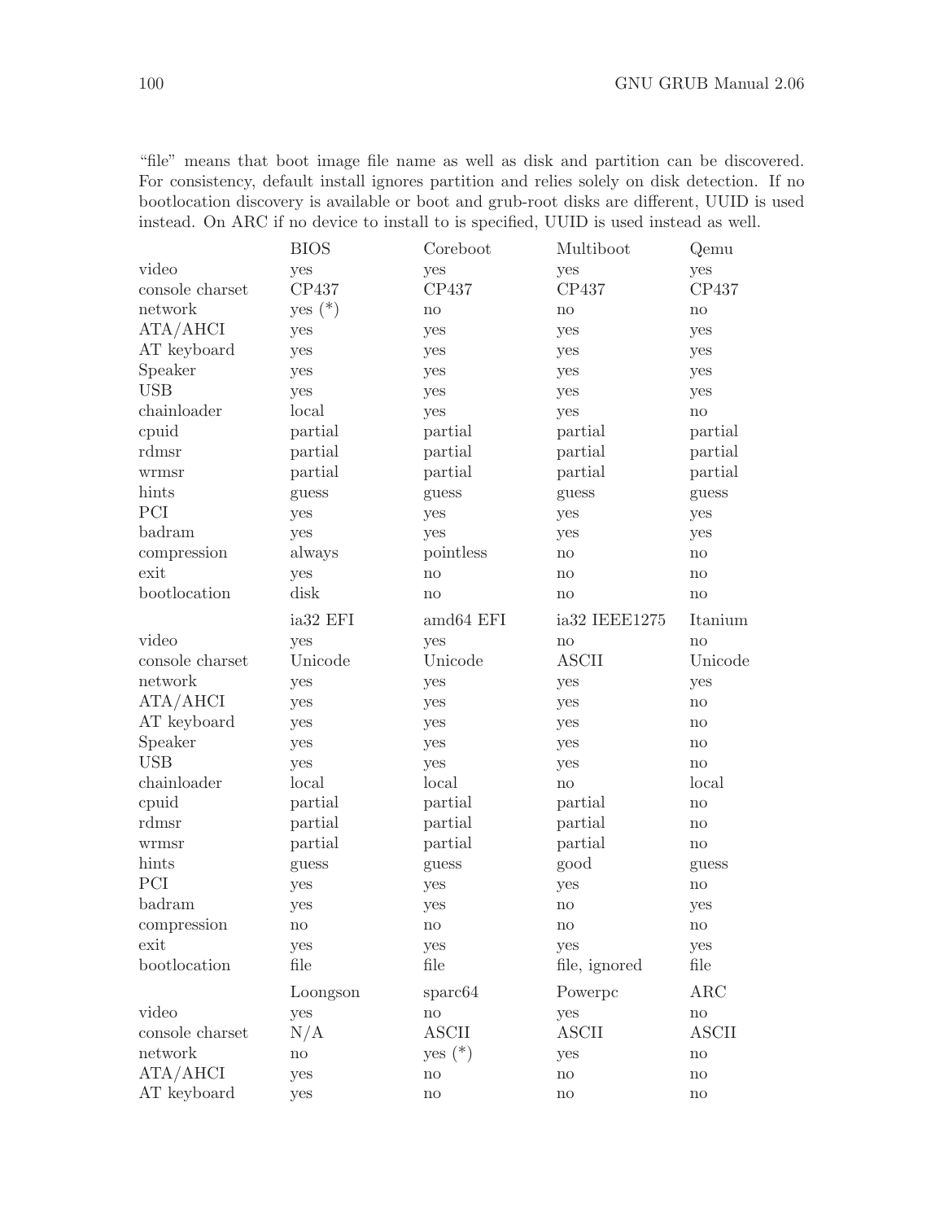"file" means that boot image file name as well as disk and partition can be discovered. For consistency, default install ignores partition and relies solely on disk detection. If no bootlocation discovery is available or boot and grub-root disks are different, UUID is used instead. On ARC if no device to install to is specified, UUID is used instead as well.

| | BIOS | Coreboot | Multiboot | Qemu |
|---|---|---|---|---|
| video | yes | yes | yes | yes |
| console charset | CP437 | CP437 | CP437 | CP437 |
| network | yes (*) | no | no | no |
| ATA/AHCI | yes | yes | yes | yes |
| AT keyboard | yes | yes | yes | yes |
| Speaker | yes | yes | yes | yes |
| USB | yes | yes | yes | yes |
| chainloader | local | yes | yes | no |
| cpuid | partial | partial | partial | partial |
| rdmsr | partial | partial | partial | partial |
| wrmsr | partial | partial | partial | partial |
| hints | guess | guess | guess | guess |
| PCI | yes | yes | yes | yes |
| badram | yes | yes | yes | yes |
| compression | always | pointless | no | no |
| exit | yes | no | no | no |
| bootlocation | disk | no | no | no |

| | ia32 EFI | amd64 EFI | ia32 IEEE1275 | Itanium |
|---|---|---|---|---|
| video | yes | yes | no | no |
| console charset | Unicode | Unicode | ASCII | Unicode |
| network | yes | yes | yes | yes |
| ATA/AHCI | yes | yes | yes | no |
| AT keyboard | yes | yes | yes | no |
| Speaker | yes | yes | yes | no |
| USB | yes | yes | yes | no |
| chainloader | local | local | no | local |
| cpuid | partial | partial | partial | no |
| rdmsr | partial | partial | partial | no |
| wrmsr | partial | partial | partial | no |
| hints | guess | guess | good | guess |
| PCI | yes | yes | yes | no |
| badram | yes | yes | no | yes |
| compression | no | no | no | no |
| exit | yes | yes | yes | yes |
| bootlocation | file | file | file, ignored | file |

| | Loongson | sparc64 | Powerpc | ARC |
|---|---|---|---|---|
| video | yes | no | yes | no |
| console charset | N/A | ASCII | ASCII | ASCII |
| network | no | yes (*) | yes | no |
| ATA/AHCI | yes | no | no | no |
| AT keyboard | yes | no | no | no |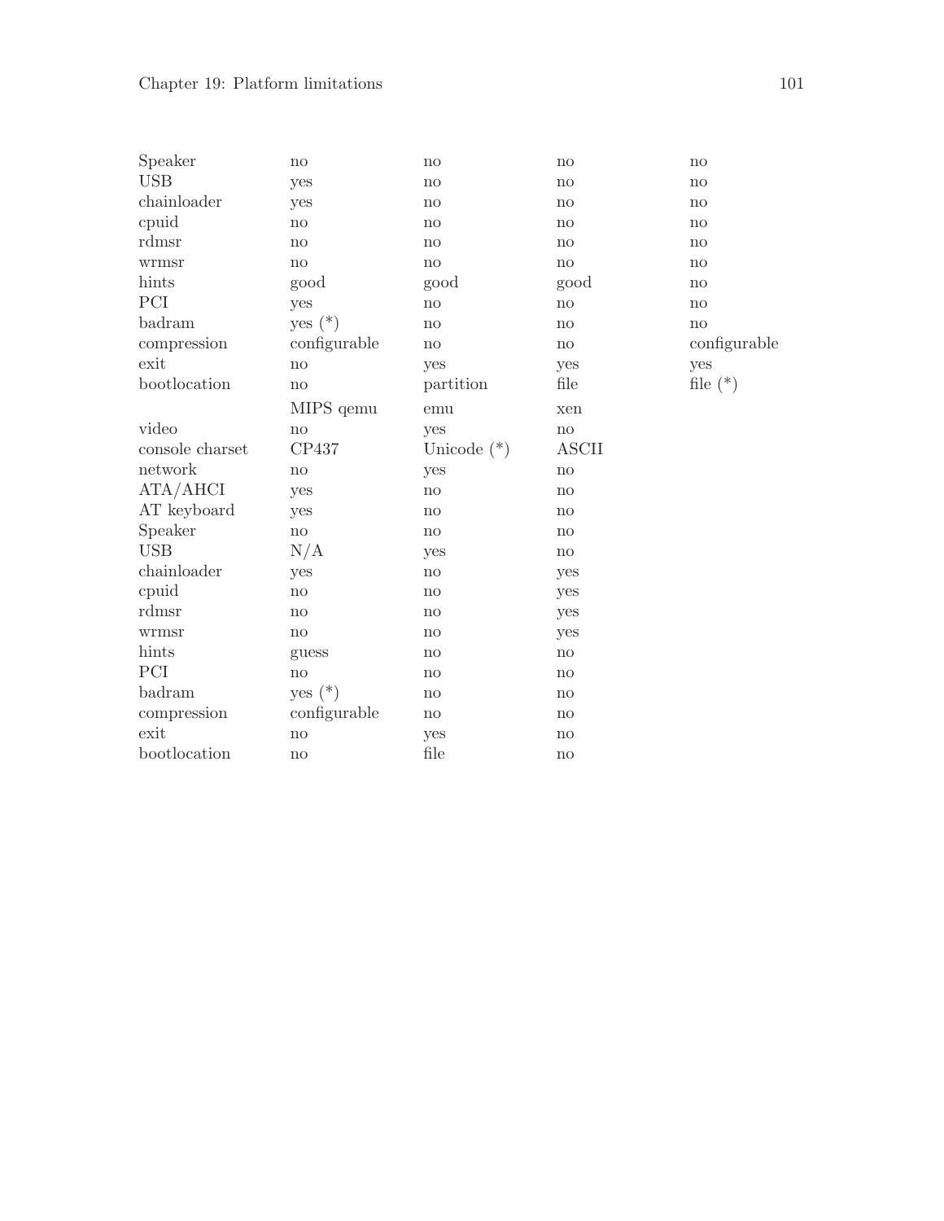| | | | | |
|---|---|---|---|---|
| Speaker | no | no | no | no |
| USB | yes | no | no | no |
| chainloader | yes | no | no | no |
| cpuid | no | no | no | no |
| rdmsr | no | no | no | no |
| wrmsr | no | no | no | no |
| hints | good | good | good | no |
| PCI | yes | no | no | no |
| badram | yes (*) | no | no | no |
| compression | configurable | no | no | configurable |
| exit | no | yes | yes | yes |
| bootlocation | no | partition | file | file (*) |

| | MIPS qemu | emu | xen |
|---|---|---|---|
| video | no | yes | no |
| console charset | CP437 | Unicode (*) | ASCII |
| network | no | yes | no |
| ATA/AHCI | yes | no | no |
| AT keyboard | yes | no | no |
| Speaker | no | no | no |
| USB | N/A | yes | no |
| chainloader | yes | no | yes |
| cpuid | no | no | yes |
| rdmsr | no | no | yes |
| wrmsr | no | no | yes |
| hints | guess | no | no |
| PCI | no | no | no |
| badram | yes (*) | no | no |
| compression | configurable | no | no |
| exit | no | yes | no |
| bootlocation | no | file | no |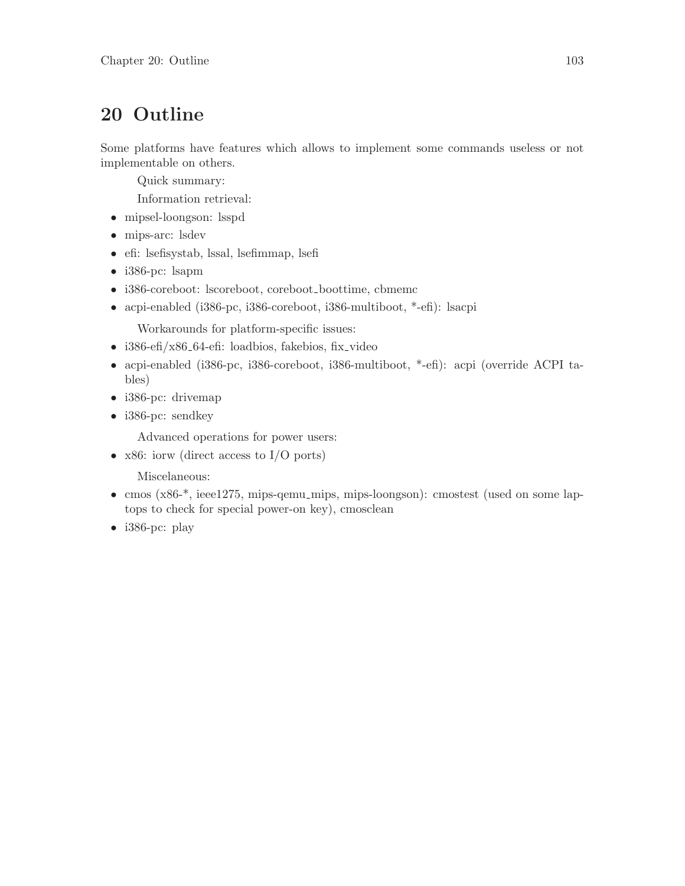# 20 Outline

Some platforms have features which allows to implement some commands useless or not implementable on others.

Quick summary:

Information retrieval:

- mipsel-loongson: lsspd
- mips-arc: lsdev
- efi: lsefisystab, lssal, lsefimmap, lsefi
- i386-pc: lsapm
- i386-coreboot: lscoreboot, coreboot_boottime, cbmemc
- acpi-enabled (i386-pc, i386-coreboot, i386-multiboot, *-efi): lsacpi

Workarounds for platform-specific issues:

- i386-efi/x86_64-efi: loadbios, fakebios, fix_video
- acpi-enabled (i386-pc, i386-coreboot, i386-multiboot, *-efi): acpi (override ACPI tables)
- i386-pc: drivemap
- i386-pc: sendkey

Advanced operations for power users:

- x86: iorw (direct access to I/O ports)

Miscelaneous:

- cmos (x86-*, ieee1275, mips-qemu_mips, mips-loongson): cmostest (used on some laptops to check for special power-on key), cmosclean
- i386-pc: play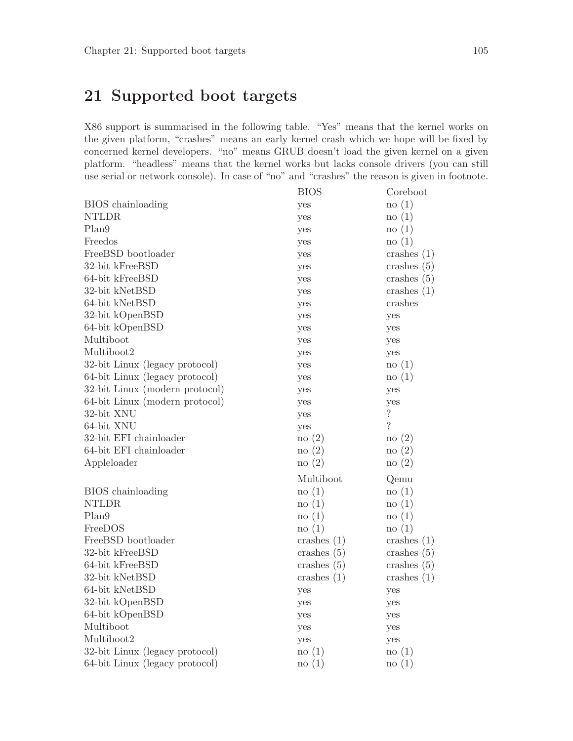# 21 Supported boot targets

X86 support is summarised in the following table. "Yes" means that the kernel works on the given platform, "crashes" means an early kernel crash which we hope will be fixed by concerned kernel developers. "no" means GRUB doesn't load the given kernel on a given platform. "headless" means that the kernel works but lacks console drivers (you can still use serial or network console). In case of "no" and "crashes" the reason is given in footnote.

| | BIOS | Coreboot |
|---|---|---|
| BIOS chainloading | yes | no (1) |
| NTLDR | yes | no (1) |
| Plan9 | yes | no (1) |
| Freedos | yes | no (1) |
| FreeBSD bootloader | yes | crashes (1) |
| 32-bit kFreeBSD | yes | crashes (5) |
| 64-bit kFreeBSD | yes | crashes (5) |
| 32-bit kNetBSD | yes | crashes (1) |
| 64-bit kNetBSD | yes | crashes |
| 32-bit kOpenBSD | yes | yes |
| 64-bit kOpenBSD | yes | yes |
| Multiboot | yes | yes |
| Multiboot2 | yes | yes |
| 32-bit Linux (legacy protocol) | yes | no (1) |
| 64-bit Linux (legacy protocol) | yes | no (1) |
| 32-bit Linux (modern protocol) | yes | yes |
| 64-bit Linux (modern protocol) | yes | yes |
| 32-bit XNU | yes | ? |
| 64-bit XNU | yes | ? |
| 32-bit EFI chainloader | no (2) | no (2) |
| 64-bit EFI chainloader | no (2) | no (2) |
| Appleloader | no (2) | no (2) |

| | Multiboot | Qemu |
|---|---|---|
| BIOS chainloading | no (1) | no (1) |
| NTLDR | no (1) | no (1) |
| Plan9 | no (1) | no (1) |
| FreeDOS | no (1) | no (1) |
| FreeBSD bootloader | crashes (1) | crashes (1) |
| 32-bit kFreeBSD | crashes (5) | crashes (5) |
| 64-bit kFreeBSD | crashes (5) | crashes (5) |
| 32-bit kNetBSD | crashes (1) | crashes (1) |
| 64-bit kNetBSD | yes | yes |
| 32-bit kOpenBSD | yes | yes |
| 64-bit kOpenBSD | yes | yes |
| Multiboot | yes | yes |
| Multiboot2 | yes | yes |
| 32-bit Linux (legacy protocol) | no (1) | no (1) |
| 64-bit Linux (legacy protocol) | no (1) | no (1) |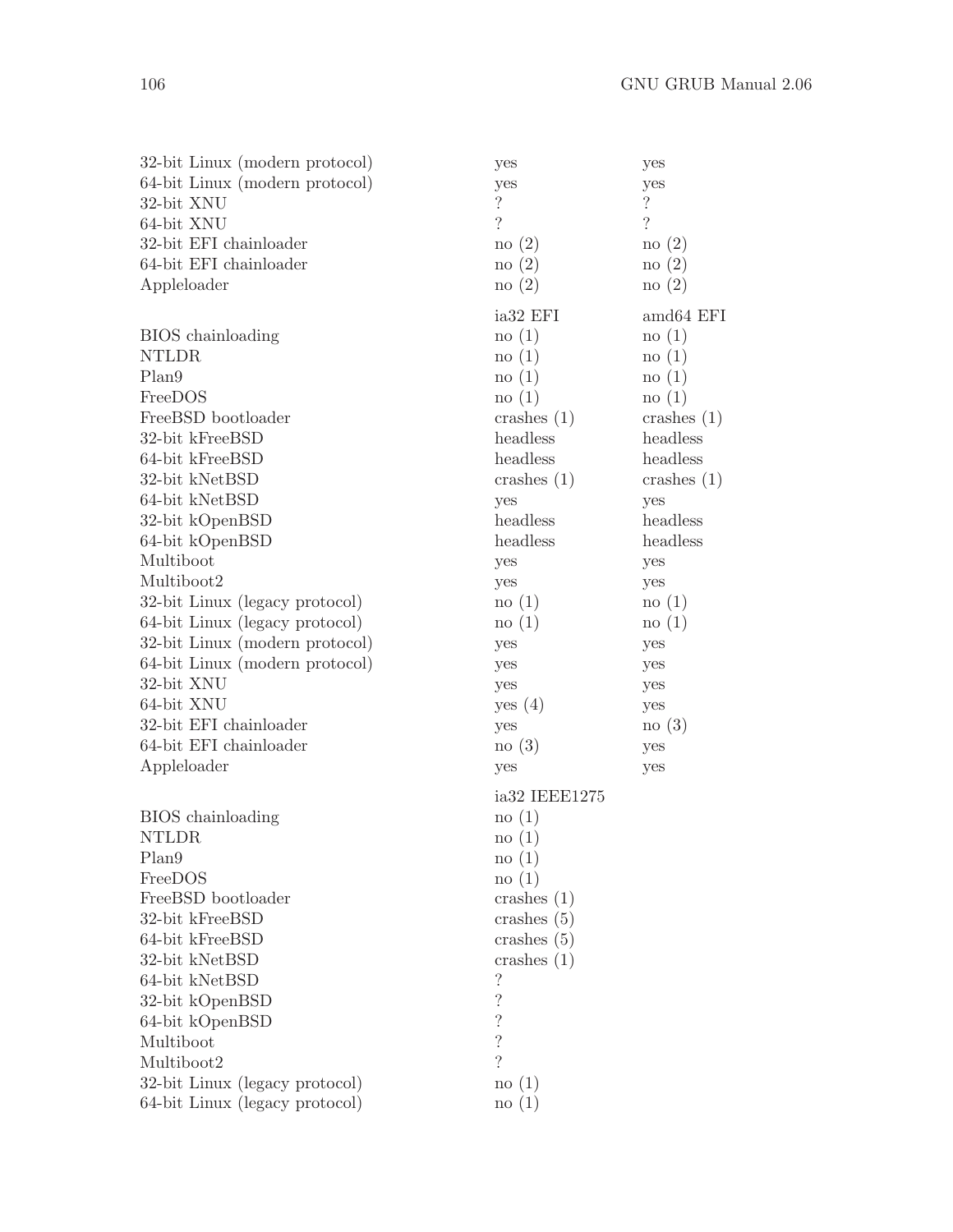| | | |
|---|---|---|
| 32-bit Linux (modern protocol) | yes | yes |
| 64-bit Linux (modern protocol) | yes | yes |
| 32-bit XNU | ? | ? |
| 64-bit XNU | ? | ? |
| 32-bit EFI chainloader | no (2) | no (2) |
| 64-bit EFI chainloader | no (2) | no (2) |
| Appleloader | no (2) | no (2) |

| | ia32 EFI | amd64 EFI |
|---|---|---|
| BIOS chainloading | no (1) | no (1) |
| NTLDR | no (1) | no (1) |
| Plan9 | no (1) | no (1) |
| FreeDOS | no (1) | no (1) |
| FreeBSD bootloader | crashes (1) | crashes (1) |
| 32-bit kFreeBSD | headless | headless |
| 64-bit kFreeBSD | headless | headless |
| 32-bit kNetBSD | crashes (1) | crashes (1) |
| 64-bit kNetBSD | yes | yes |
| 32-bit kOpenBSD | headless | headless |
| 64-bit kOpenBSD | headless | headless |
| Multiboot | yes | yes |
| Multiboot2 | yes | yes |
| 32-bit Linux (legacy protocol) | no (1) | no (1) |
| 64-bit Linux (legacy protocol) | no (1) | no (1) |
| 32-bit Linux (modern protocol) | yes | yes |
| 64-bit Linux (modern protocol) | yes | yes |
| 32-bit XNU | yes | yes |
| 64-bit XNU | yes (4) | yes |
| 32-bit EFI chainloader | yes | no (3) |
| 64-bit EFI chainloader | no (3) | yes |
| Appleloader | yes | yes |

| | ia32 IEEE1275 |
|---|---|
| BIOS chainloading | no (1) |
| NTLDR | no (1) |
| Plan9 | no (1) |
| FreeDOS | no (1) |
| FreeBSD bootloader | crashes (1) |
| 32-bit kFreeBSD | crashes (5) |
| 64-bit kFreeBSD | crashes (5) |
| 32-bit kNetBSD | crashes (1) |
| 64-bit kNetBSD | ? |
| 32-bit kOpenBSD | ? |
| 64-bit kOpenBSD | ? |
| Multiboot | ? |
| Multiboot2 | ? |
| 32-bit Linux (legacy protocol) | no (1) |
| 64-bit Linux (legacy protocol) | no (1) |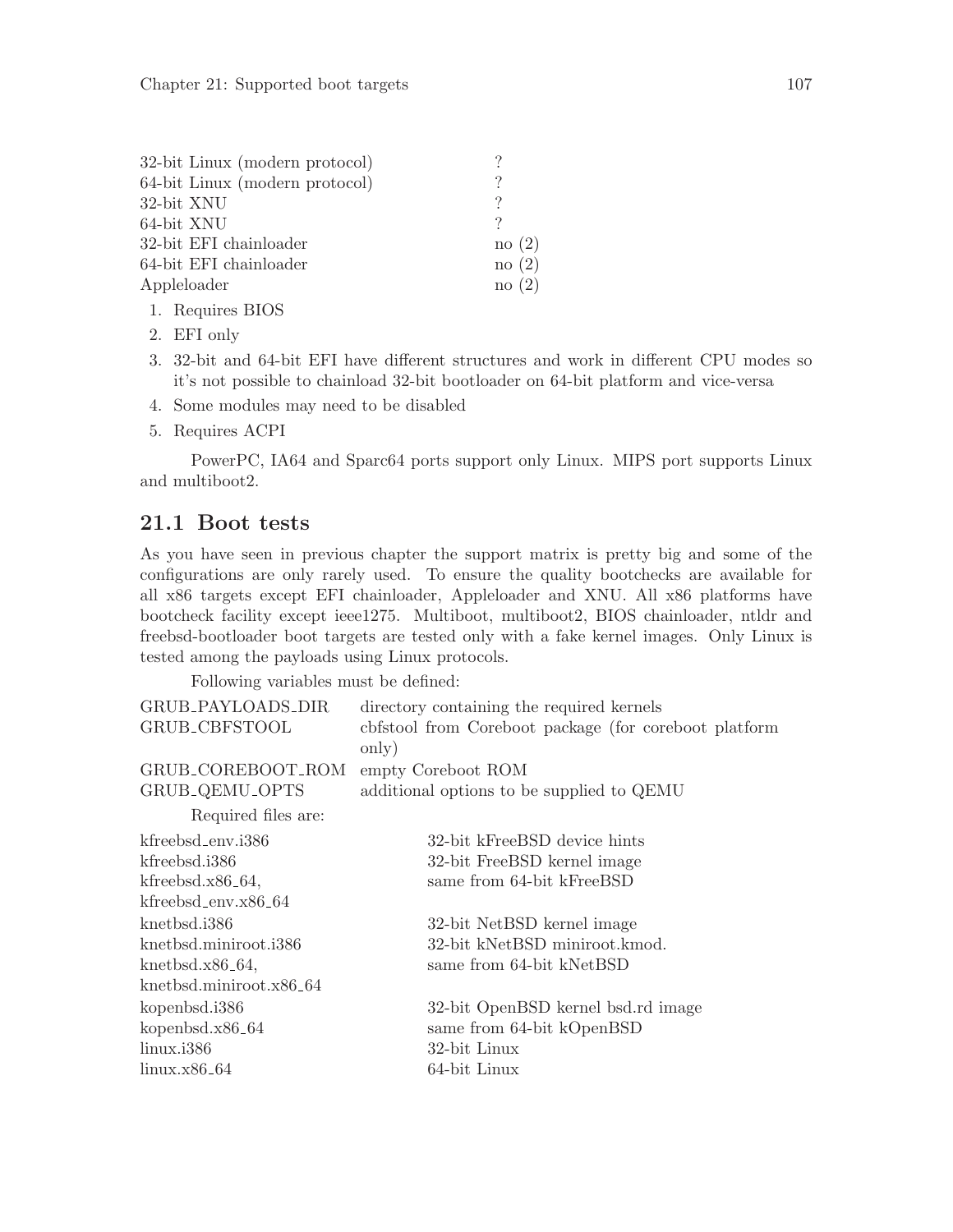| | |
|---|---|
| 32-bit Linux (modern protocol) | ? |
| 64-bit Linux (modern protocol) | ? |
| 32-bit XNU | ? |
| 64-bit XNU | ? |
| 32-bit EFI chainloader | no (2) |
| 64-bit EFI chainloader | no (2) |
| Appleloader | no (2) |

1. Requires BIOS
2. EFI only
3. 32-bit and 64-bit EFI have different structures and work in different CPU modes so it's not possible to chainload 32-bit bootloader on 64-bit platform and vice-versa
4. Some modules may need to be disabled
5. Requires ACPI

PowerPC, IA64 and Sparc64 ports support only Linux. MIPS port supports Linux and multiboot2.

## 21.1 Boot tests

As you have seen in previous chapter the support matrix is pretty big and some of the configurations are only rarely used. To ensure the quality bootchecks are available for all x86 targets except EFI chainloader, Appleloader and XNU. All x86 platforms have bootcheck facility except ieee1275. Multiboot, multiboot2, BIOS chainloader, ntldr and freebsd-bootloader boot targets are tested only with a fake kernel images. Only Linux is tested among the payloads using Linux protocols.

Following variables must be defined:

| | |
|---|---|
| GRUB_PAYLOADS_DIR | directory containing the required kernels |
| GRUB_CBFSTOOL | cbfstool from Coreboot package (for coreboot platform only) |
| GRUB_COREBOOT_ROM | empty Coreboot ROM |
| GRUB_QEMU_OPTS | additional options to be supplied to QEMU |

Required files are:

| | |
|---|---|
| kfreebsd_env.i386 | 32-bit kFreeBSD device hints |
| kfreebsd.i386 | 32-bit FreeBSD kernel image |
| kfreebsd.x86_64, kfreebsd_env.x86_64 | same from 64-bit kFreeBSD |
| knetbsd.i386 | 32-bit NetBSD kernel image |
| knetbsd.miniroot.i386 | 32-bit kNetBSD miniroot.kmod. |
| knetbsd.x86_64, knetbsd.miniroot.x86_64 | same from 64-bit kNetBSD |
| kopenbsd.i386 | 32-bit OpenBSD kernel bsd.rd image |
| kopenbsd.x86_64 | same from 64-bit kOpenBSD |
| linux.i386 | 32-bit Linux |
| linux.x86_64 | 64-bit Linux |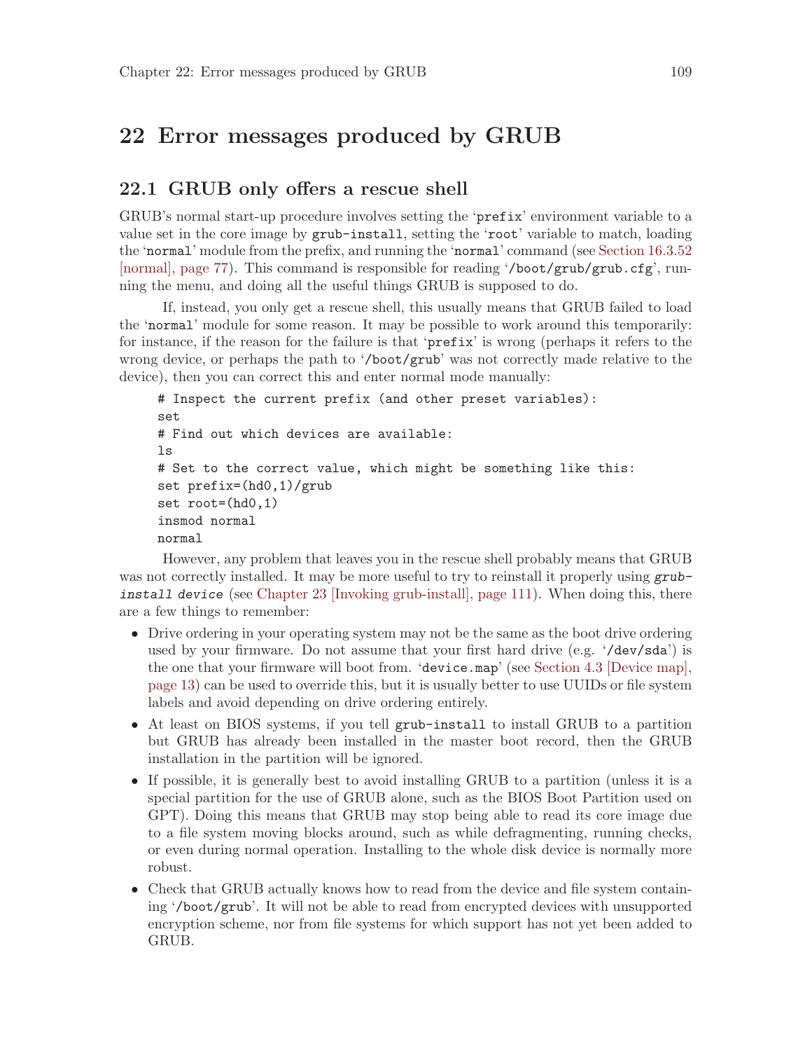# 22 Error messages produced by GRUB

## 22.1 GRUB only offers a rescue shell

GRUB's normal start-up procedure involves setting the '`prefix`' environment variable to a value set in the core image by `grub-install`, setting the '`root`' variable to match, loading the '`normal`' module from the prefix, and running the '`normal`' command (see Section 16.3.52 [normal], page 77). This command is responsible for reading '`/boot/grub/grub.cfg`', running the menu, and doing all the useful things GRUB is supposed to do.

If, instead, you only get a rescue shell, this usually means that GRUB failed to load the '`normal`' module for some reason. It may be possible to work around this temporarily: for instance, if the reason for the failure is that '`prefix`' is wrong (perhaps it refers to the wrong device, or perhaps the path to '`/boot/grub`' was not correctly made relative to the device), then you can correct this and enter normal mode manually:

```
# Inspect the current prefix (and other preset variables):
set
# Find out which devices are available:
ls
# Set to the correct value, which might be something like this:
set prefix=(hd0,1)/grub
set root=(hd0,1)
insmod normal
normal
```

However, any problem that leaves you in the rescue shell probably means that GRUB was not correctly installed. It may be more useful to try to reinstall it properly using *`grub-install device`* (see Chapter 23 [Invoking grub-install], page 111). When doing this, there are a few things to remember:

- Drive ordering in your operating system may not be the same as the boot drive ordering used by your firmware. Do not assume that your first hard drive (e.g. '`/dev/sda`') is the one that your firmware will boot from. '`device.map`' (see Section 4.3 [Device map], page 13) can be used to override this, but it is usually better to use UUIDs or file system labels and avoid depending on drive ordering entirely.
- At least on BIOS systems, if you tell `grub-install` to install GRUB to a partition but GRUB has already been installed in the master boot record, then the GRUB installation in the partition will be ignored.
- If possible, it is generally best to avoid installing GRUB to a partition (unless it is a special partition for the use of GRUB alone, such as the BIOS Boot Partition used on GPT). Doing this means that GRUB may stop being able to read its core image due to a file system moving blocks around, such as while defragmenting, running checks, or even during normal operation. Installing to the whole disk device is normally more robust.
- Check that GRUB actually knows how to read from the device and file system containing '`/boot/grub`'. It will not be able to read from encrypted devices with unsupported encryption scheme, nor from file systems for which support has not yet been added to GRUB.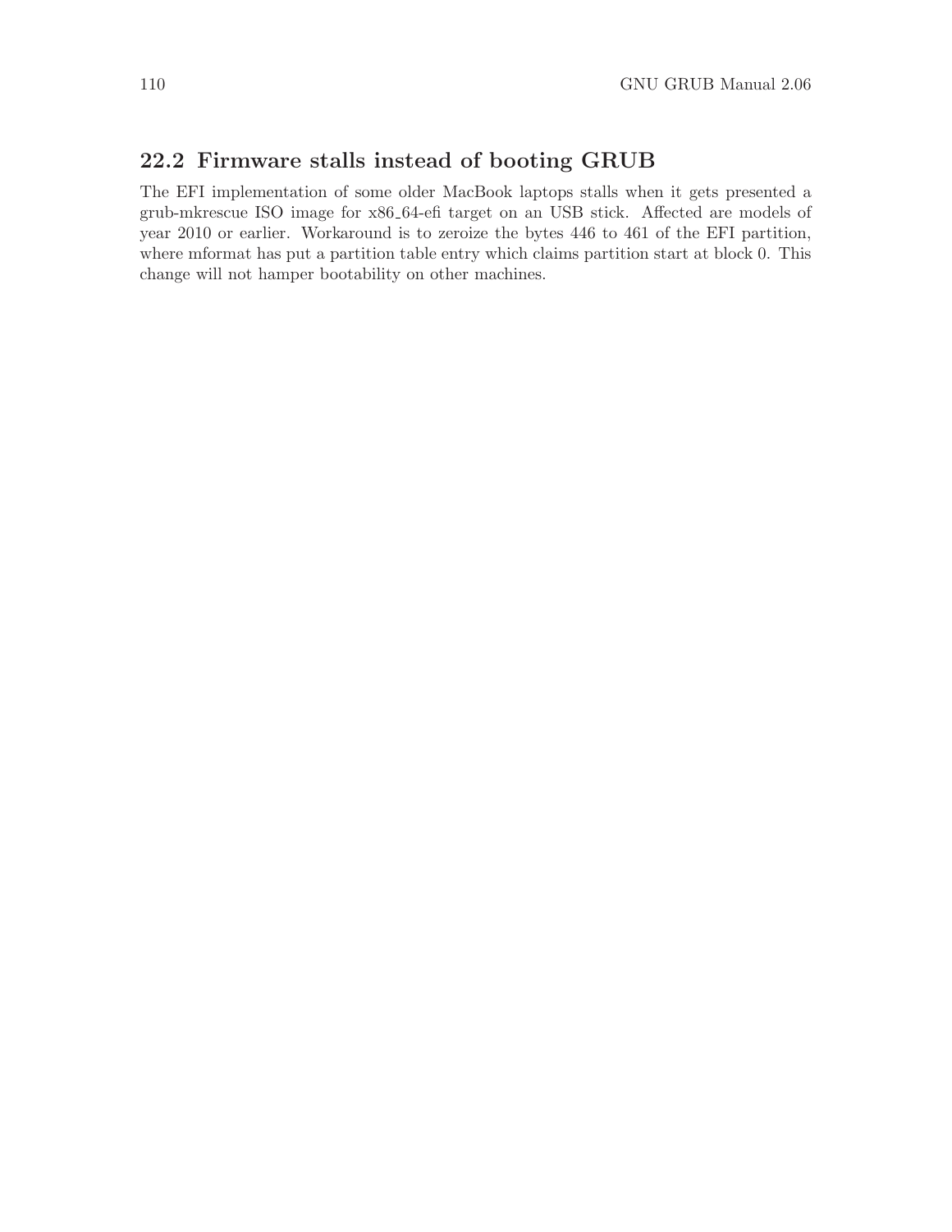## 22.2 Firmware stalls instead of booting GRUB

The EFI implementation of some older MacBook laptops stalls when it gets presented a grub-mkrescue ISO image for x86_64-efi target on an USB stick. Affected are models of year 2010 or earlier. Workaround is to zeroize the bytes 446 to 461 of the EFI partition, where mformat has put a partition table entry which claims partition start at block 0. This change will not hamper bootability on other machines.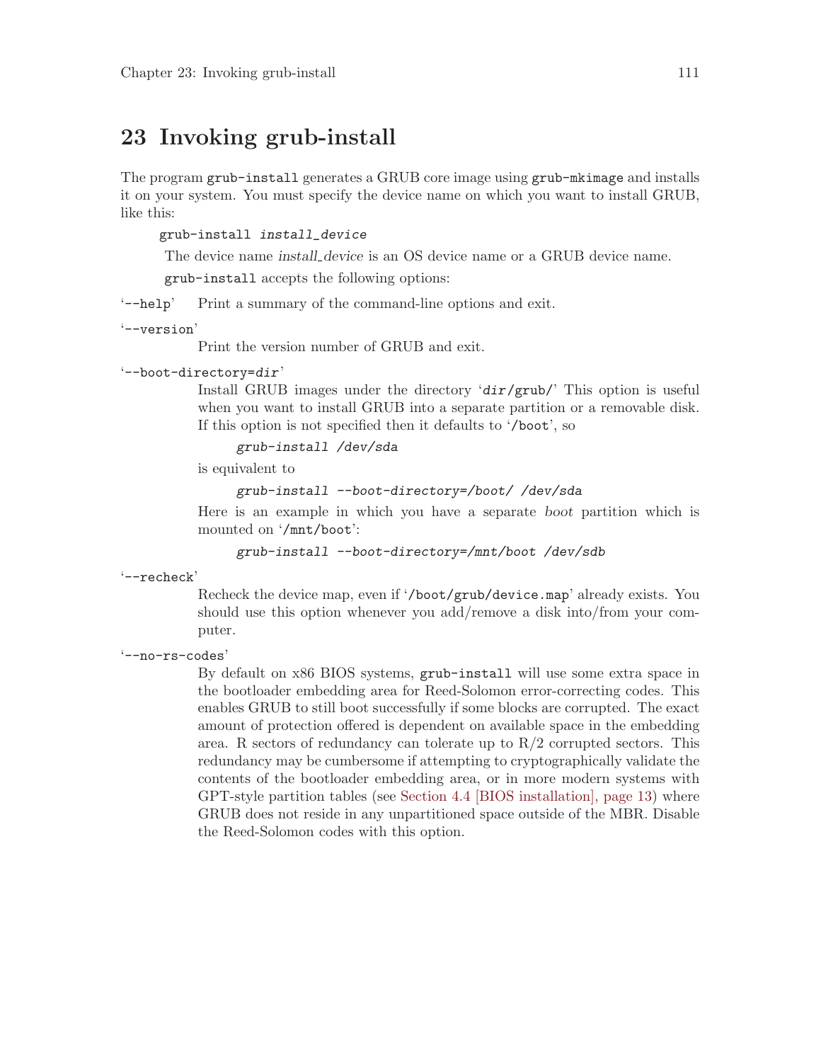# 23 Invoking grub-install

The program `grub-install` generates a GRUB core image using `grub-mkimage` and installs it on your system. You must specify the device name on which you want to install GRUB, like this:

```
grub-install install_device
```

The device name *install_device* is an OS device name or a GRUB device name.

`grub-install` accepts the following options:

'`--help`' Print a summary of the command-line options and exit.

'`--version`'

Print the version number of GRUB and exit.

'`--boot-directory=dir`'

Install GRUB images under the directory '`dir/grub/`' This option is useful when you want to install GRUB into a separate partition or a removable disk. If this option is not specified then it defaults to '`/boot`', so

```
grub-install /dev/sda
```

is equivalent to

```
grub-install --boot-directory=/boot/ /dev/sda
```

Here is an example in which you have a separate *boot* partition which is mounted on '`/mnt/boot`':

```
grub-install --boot-directory=/mnt/boot /dev/sdb
```

'`--recheck`'

Recheck the device map, even if '`/boot/grub/device.map`' already exists. You should use this option whenever you add/remove a disk into/from your computer.

'`--no-rs-codes`'

By default on x86 BIOS systems, `grub-install` will use some extra space in the bootloader embedding area for Reed-Solomon error-correcting codes. This enables GRUB to still boot successfully if some blocks are corrupted. The exact amount of protection offered is dependent on available space in the embedding area. R sectors of redundancy can tolerate up to R/2 corrupted sectors. This redundancy may be cumbersome if attempting to cryptographically validate the contents of the bootloader embedding area, or in more modern systems with GPT-style partition tables (see Section 4.4 [BIOS installation], page 13) where GRUB does not reside in any unpartitioned space outside of the MBR. Disable the Reed-Solomon codes with this option.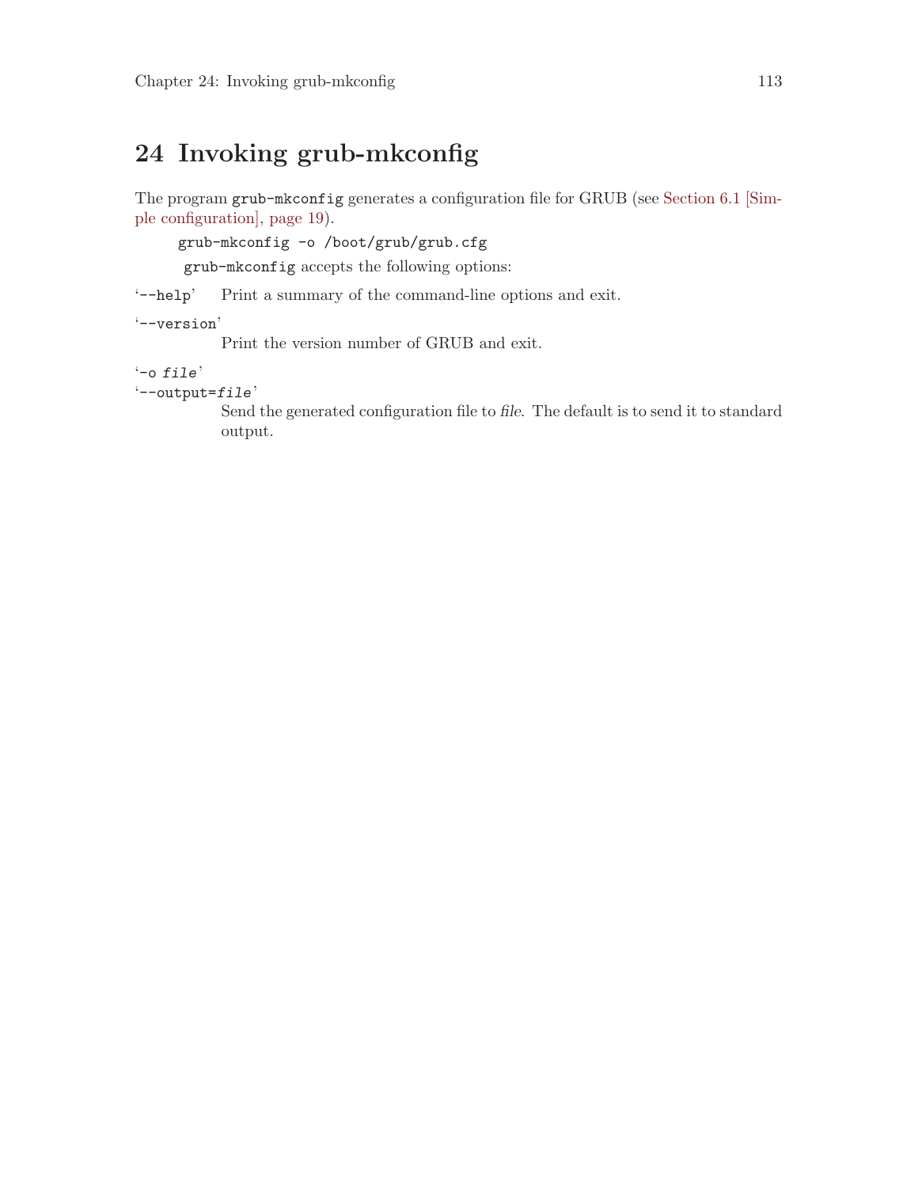# 24 Invoking grub-mkconfig

The program `grub-mkconfig` generates a configuration file for GRUB (see Section 6.1 [Simple configuration], page 19).

```
grub-mkconfig -o /boot/grub/grub.cfg
```

`grub-mkconfig` accepts the following options:

'`--help`'
: Print a summary of the command-line options and exit.

'`--version`'
: Print the version number of GRUB and exit.

'`-o` *file*'
'`--output=`*file*'
: Send the generated configuration file to *file*. The default is to send it to standard output.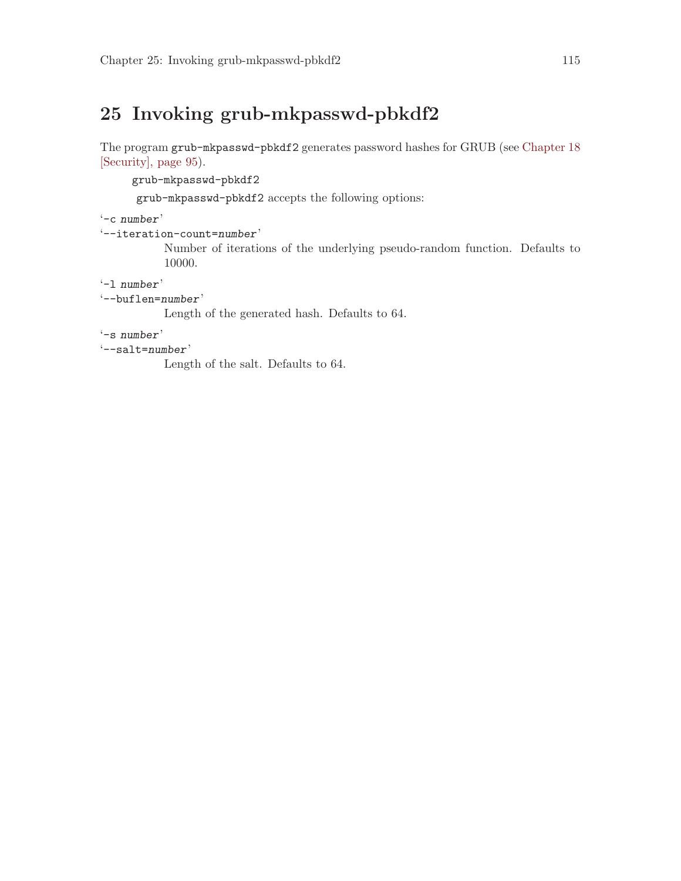# 25 Invoking grub-mkpasswd-pbkdf2

The program `grub-mkpasswd-pbkdf2` generates password hashes for GRUB (see Chapter 18 [Security], page 95).

```
grub-mkpasswd-pbkdf2
```

`grub-mkpasswd-pbkdf2` accepts the following options:

'`-c` *number*'
'`--iteration-count=`*number*'
: Number of iterations of the underlying pseudo-random function. Defaults to 10000.

'`-l` *number*'
'`--buflen=`*number*'
: Length of the generated hash. Defaults to 64.

'`-s` *number*'
'`--salt=`*number*'
: Length of the salt. Defaults to 64.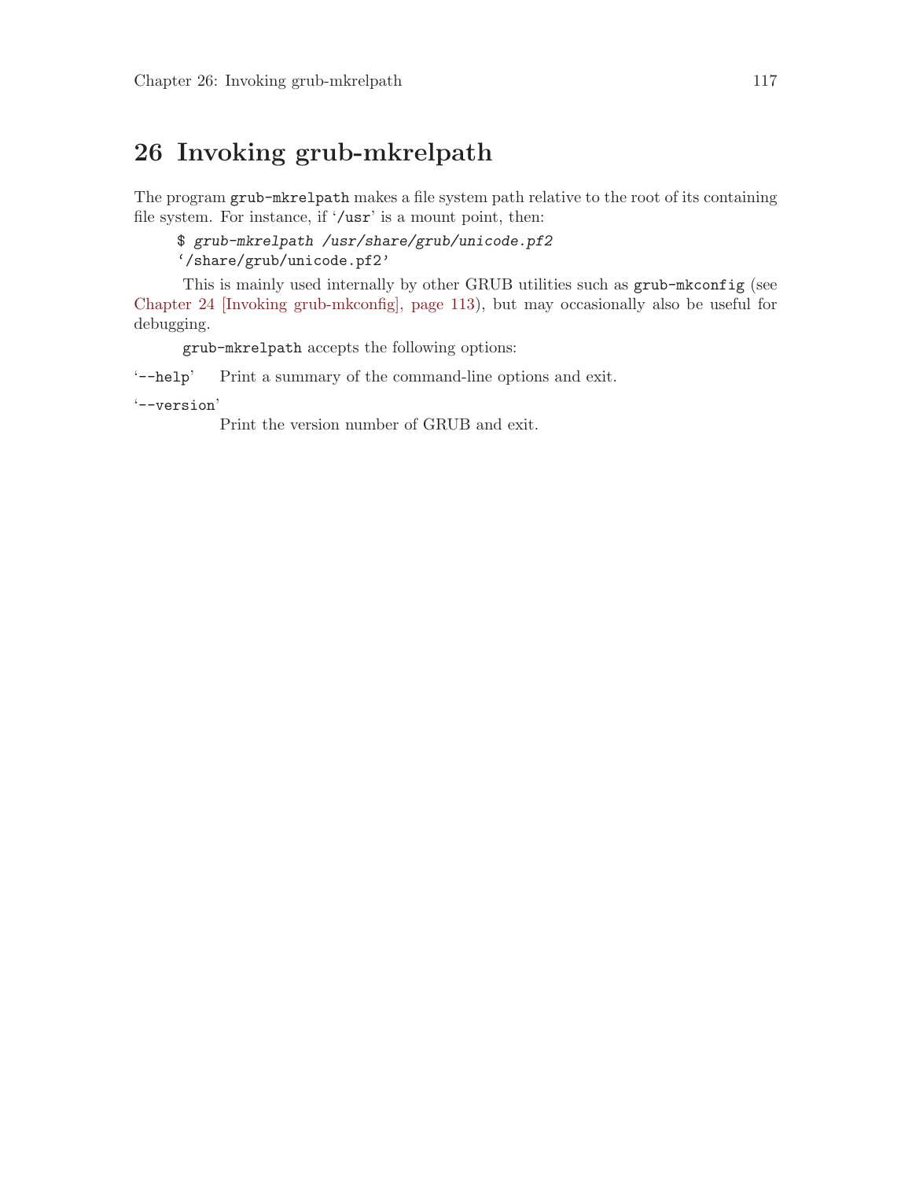# 26 Invoking grub-mkrelpath

The program `grub-mkrelpath` makes a file system path relative to the root of its containing file system. For instance, if '`/usr`' is a mount point, then:

```
$ grub-mkrelpath /usr/share/grub/unicode.pf2
'/share/grub/unicode.pf2'
```

This is mainly used internally by other GRUB utilities such as `grub-mkconfig` (see Chapter 24 [Invoking grub-mkconfig], page 113), but may occasionally also be useful for debugging.

`grub-mkrelpath` accepts the following options:

'`--help`' Print a summary of the command-line options and exit.

'`--version`'
Print the version number of GRUB and exit.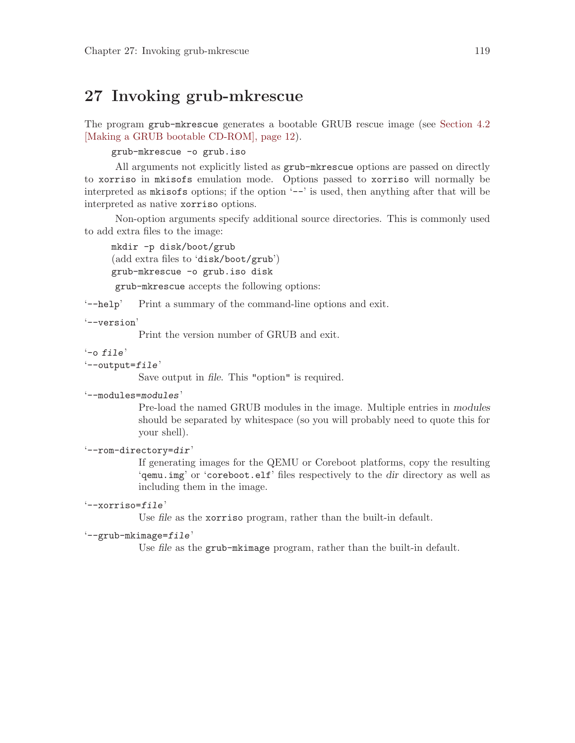# 27 Invoking grub-mkrescue

The program `grub-mkrescue` generates a bootable GRUB rescue image (see Section 4.2 [Making a GRUB bootable CD-ROM], page 12).

```
grub-mkrescue -o grub.iso
```

All arguments not explicitly listed as `grub-mkrescue` options are passed on directly to `xorriso` in `mkisofs` emulation mode. Options passed to `xorriso` will normally be interpreted as `mkisofs` options; if the option '`--`' is used, then anything after that will be interpreted as native `xorriso` options.

Non-option arguments specify additional source directories. This is commonly used to add extra files to the image:

```
mkdir -p disk/boot/grub
(add extra files to 'disk/boot/grub')
grub-mkrescue -o grub.iso disk
```

`grub-mkrescue` accepts the following options:

'`--help`'
: Print a summary of the command-line options and exit.

'`--version`'
: Print the version number of GRUB and exit.

'`-o` *file*'
'`--output=`*file*'
: Save output in *file*. This "option" is required.

'`--modules=`*modules*'
: Pre-load the named GRUB modules in the image. Multiple entries in *modules* should be separated by whitespace (so you will probably need to quote this for your shell).

'`--rom-directory=`*dir*'
: If generating images for the QEMU or Coreboot platforms, copy the resulting '`qemu.img`' or '`coreboot.elf`' files respectively to the *dir* directory as well as including them in the image.

'`--xorriso=`*file*'
: Use *file* as the `xorriso` program, rather than the built-in default.

'`--grub-mkimage=`*file*'
: Use *file* as the `grub-mkimage` program, rather than the built-in default.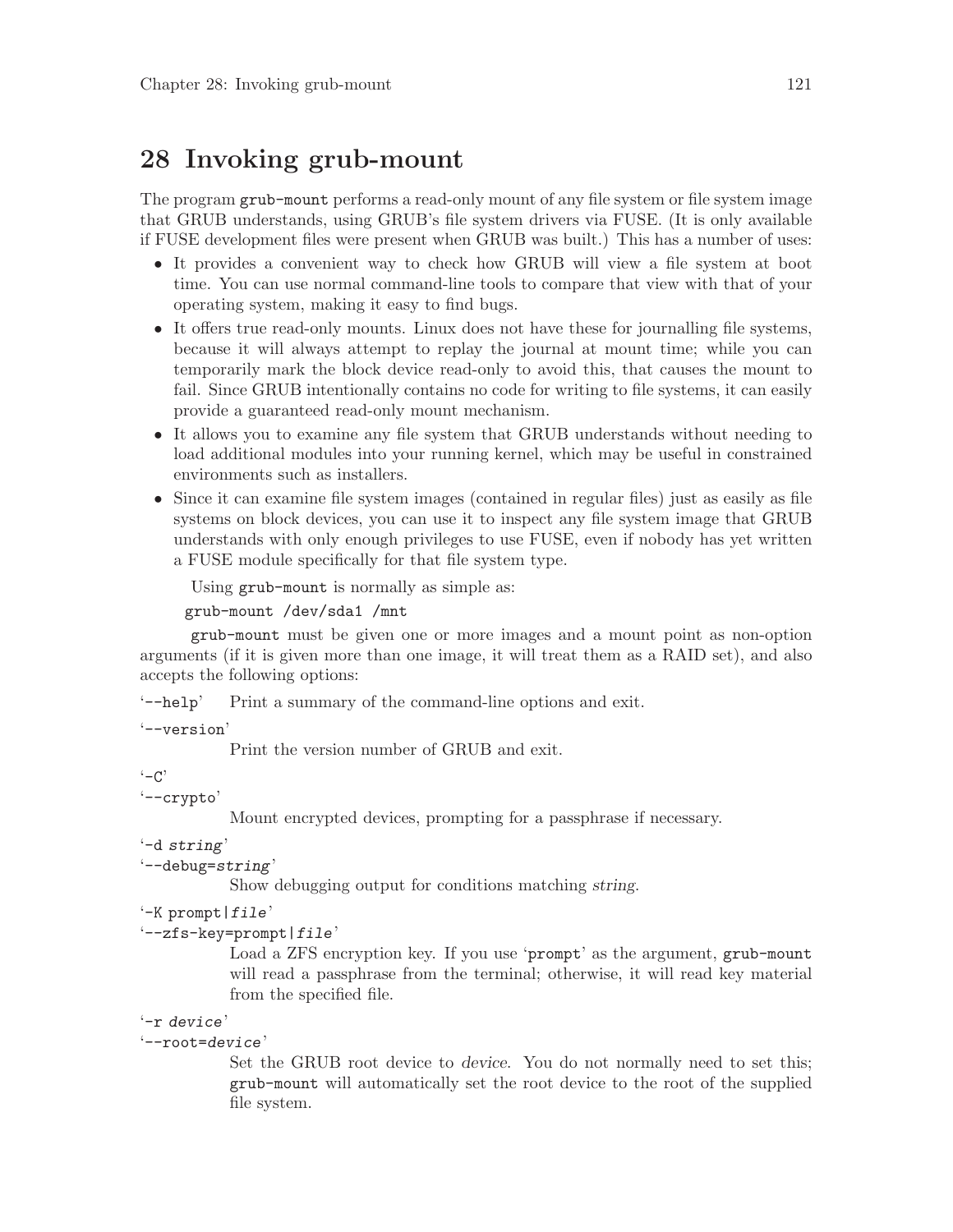# 28 Invoking grub-mount

The program `grub-mount` performs a read-only mount of any file system or file system image that GRUB understands, using GRUB's file system drivers via FUSE. (It is only available if FUSE development files were present when GRUB was built.) This has a number of uses:

- It provides a convenient way to check how GRUB will view a file system at boot time. You can use normal command-line tools to compare that view with that of your operating system, making it easy to find bugs.
- It offers true read-only mounts. Linux does not have these for journalling file systems, because it will always attempt to replay the journal at mount time; while you can temporarily mark the block device read-only to avoid this, that causes the mount to fail. Since GRUB intentionally contains no code for writing to file systems, it can easily provide a guaranteed read-only mount mechanism.
- It allows you to examine any file system that GRUB understands without needing to load additional modules into your running kernel, which may be useful in constrained environments such as installers.
- Since it can examine file system images (contained in regular files) just as easily as file systems on block devices, you can use it to inspect any file system image that GRUB understands with only enough privileges to use FUSE, even if nobody has yet written a FUSE module specifically for that file system type.

Using `grub-mount` is normally as simple as:

```
grub-mount /dev/sda1 /mnt
```

`grub-mount` must be given one or more images and a mount point as non-option arguments (if it is given more than one image, it will treat them as a RAID set), and also accepts the following options:

'`--help`'
: Print a summary of the command-line options and exit.

'`--version`'
: Print the version number of GRUB and exit.

'`-C`'
'`--crypto`'
: Mount encrypted devices, prompting for a passphrase if necessary.

'`-d` *string*'
'`--debug=`*string*'
: Show debugging output for conditions matching *string*.

'`-K prompt|`*file*'
'`--zfs-key=prompt|`*file*'
: Load a ZFS encryption key. If you use '`prompt`' as the argument, `grub-mount` will read a passphrase from the terminal; otherwise, it will read key material from the specified file.

'`-r` *device*'
'`--root=`*device*'
: Set the GRUB root device to *device*. You do not normally need to set this; `grub-mount` will automatically set the root device to the root of the supplied file system.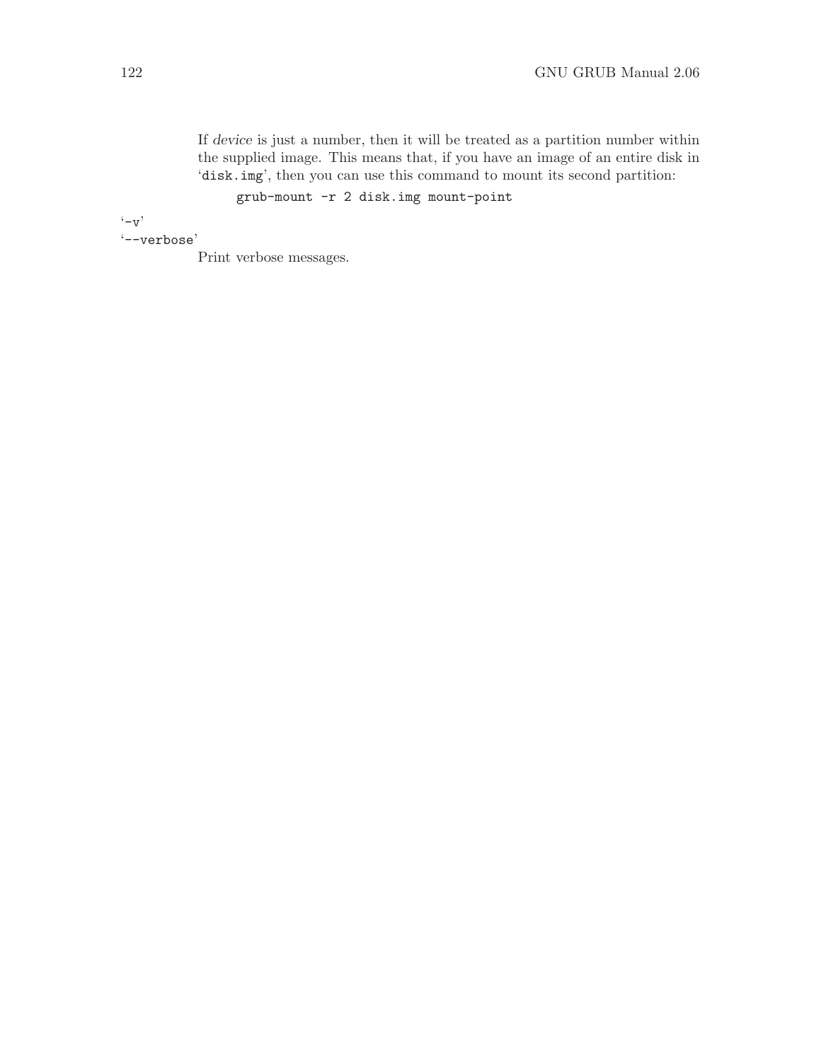If *device* is just a number, then it will be treated as a partition number within the supplied image. This means that, if you have an image of an entire disk in '`disk.img`', then you can use this command to mount its second partition:

```
grub-mount -r 2 disk.img mount-point
```

'`-v`'
'`--verbose`'
Print verbose messages.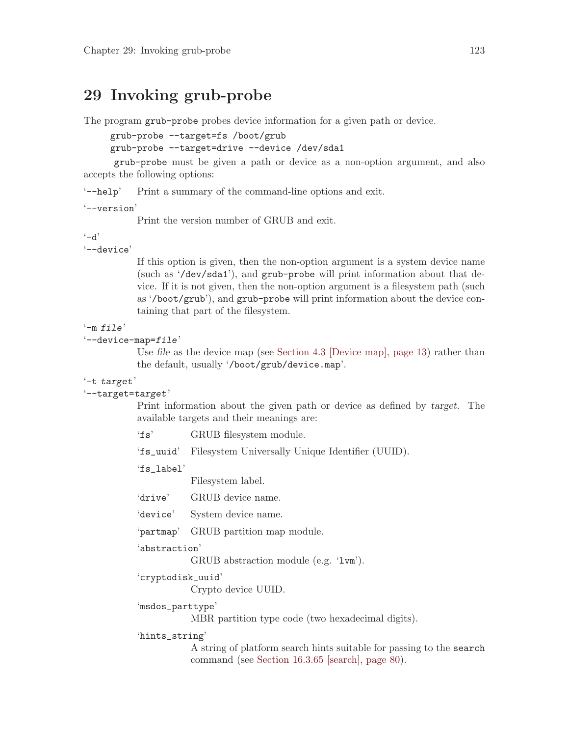# 29 Invoking grub-probe

The program `grub-probe` probes device information for a given path or device.

```
grub-probe --target=fs /boot/grub
grub-probe --target=drive --device /dev/sda1
```

`grub-probe` must be given a path or device as a non-option argument, and also accepts the following options:

'`--help`' Print a summary of the command-line options and exit.

'`--version`'
: Print the version number of GRUB and exit.

'`-d`'
'`--device`'
: If this option is given, then the non-option argument is a system device name (such as '`/dev/sda1`'), and `grub-probe` will print information about that device. If it is not given, then the non-option argument is a filesystem path (such as '`/boot/grub`'), and `grub-probe` will print information about the device containing that part of the filesystem.

'`-m` *file*'
'`--device-map=`*file*'
: Use *file* as the device map (see Section 4.3 [Device map], page 13) rather than the default, usually '`/boot/grub/device.map`'.

'`-t` *target*'
'`--target=`*target*'
: Print information about the given path or device as defined by *target*. The available targets and their meanings are:

  '`fs`' GRUB filesystem module.

  '`fs_uuid`' Filesystem Universally Unique Identifier (UUID).

  '`fs_label`'
  : Filesystem label.

  '`drive`' GRUB device name.

  '`device`' System device name.

  '`partmap`' GRUB partition map module.

  '`abstraction`'
  : GRUB abstraction module (e.g. '`lvm`').

  '`cryptodisk_uuid`'
  : Crypto device UUID.

  '`msdos_parttype`'
  : MBR partition type code (two hexadecimal digits).

  '`hints_string`'
  : A string of platform search hints suitable for passing to the `search` command (see Section 16.3.65 [search], page 80).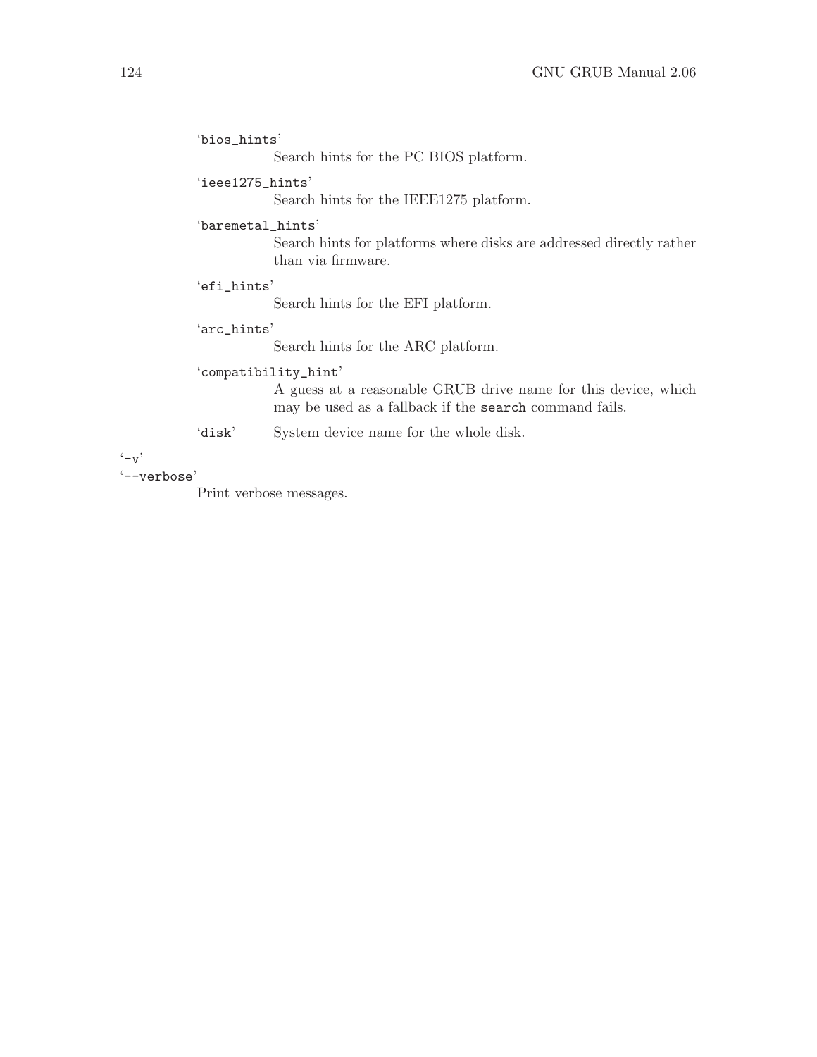'bios_hints'
: Search hints for the PC BIOS platform.

'ieee1275_hints'
: Search hints for the IEEE1275 platform.

'baremetal_hints'
: Search hints for platforms where disks are addressed directly rather than via firmware.

'efi_hints'
: Search hints for the EFI platform.

'arc_hints'
: Search hints for the ARC platform.

'compatibility_hint'
: A guess at a reasonable GRUB drive name for this device, which may be used as a fallback if the `search` command fails.

'disk'
: System device name for the whole disk.

'-v'
'--verbose'
: Print verbose messages.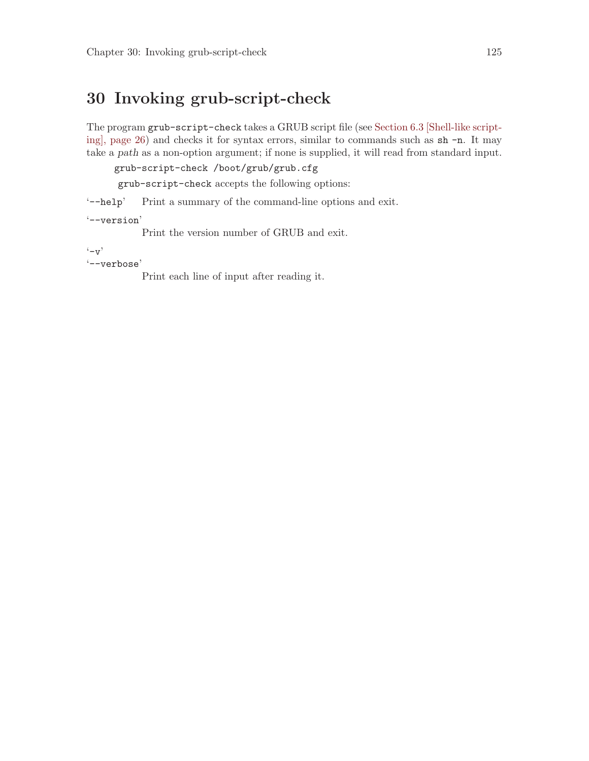# 30 Invoking grub-script-check

The program `grub-script-check` takes a GRUB script file (see Section 6.3 [Shell-like scripting], page 26) and checks it for syntax errors, similar to commands such as `sh -n`. It may take a *path* as a non-option argument; if none is supplied, it will read from standard input.

```
grub-script-check /boot/grub/grub.cfg
```

`grub-script-check` accepts the following options:

'`--help`'
: Print a summary of the command-line options and exit.

'`--version`'
: Print the version number of GRUB and exit.

'`-v`'
'`--verbose`'
: Print each line of input after reading it.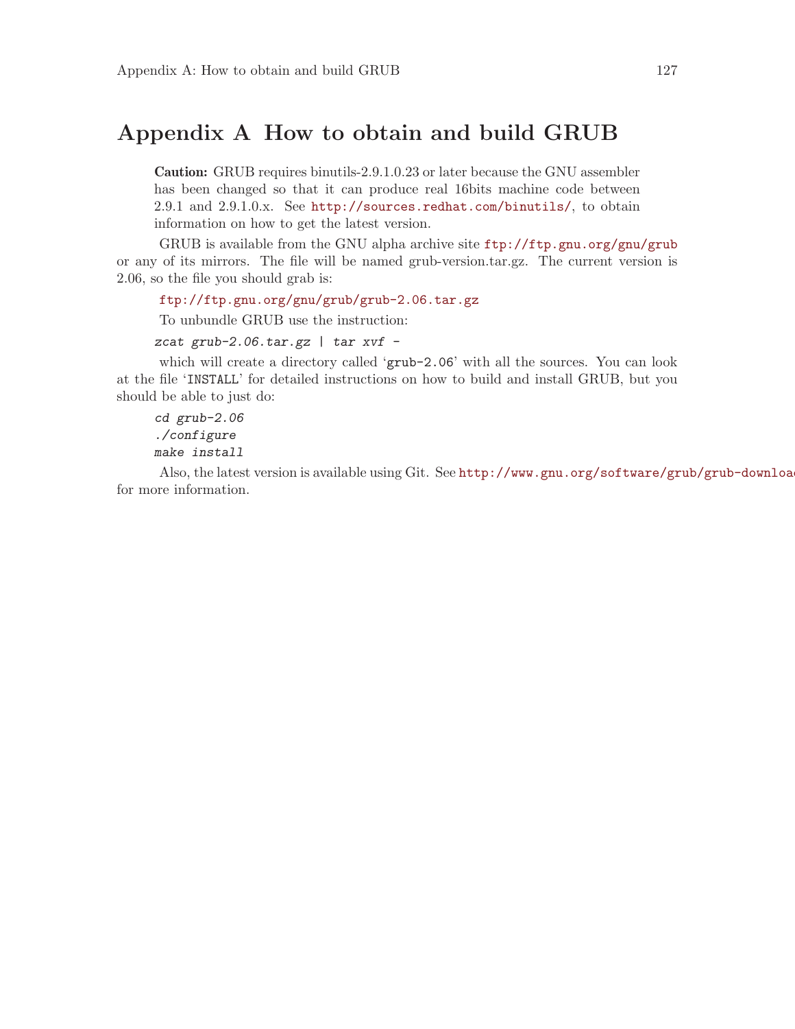# Appendix A How to obtain and build GRUB

> **Caution:** GRUB requires binutils-2.9.1.0.23 or later because the GNU assembler has been changed so that it can produce real 16bits machine code between 2.9.1 and 2.9.1.0.x. See http://sources.redhat.com/binutils/, to obtain information on how to get the latest version.

GRUB is available from the GNU alpha archive site ftp://ftp.gnu.org/gnu/grub or any of its mirrors. The file will be named grub-version.tar.gz. The current version is 2.06, so the file you should grab is:

ftp://ftp.gnu.org/gnu/grub/grub-2.06.tar.gz

To unbundle GRUB use the instruction:

```
zcat grub-2.06.tar.gz | tar xvf -
```

which will create a directory called 'grub-2.06' with all the sources. You can look at the file 'INSTALL' for detailed instructions on how to build and install GRUB, but you should be able to just do:

```
cd grub-2.06
./configure
make install
```

Also, the latest version is available using Git. See http://www.gnu.org/software/grub/grub-downloa for more information.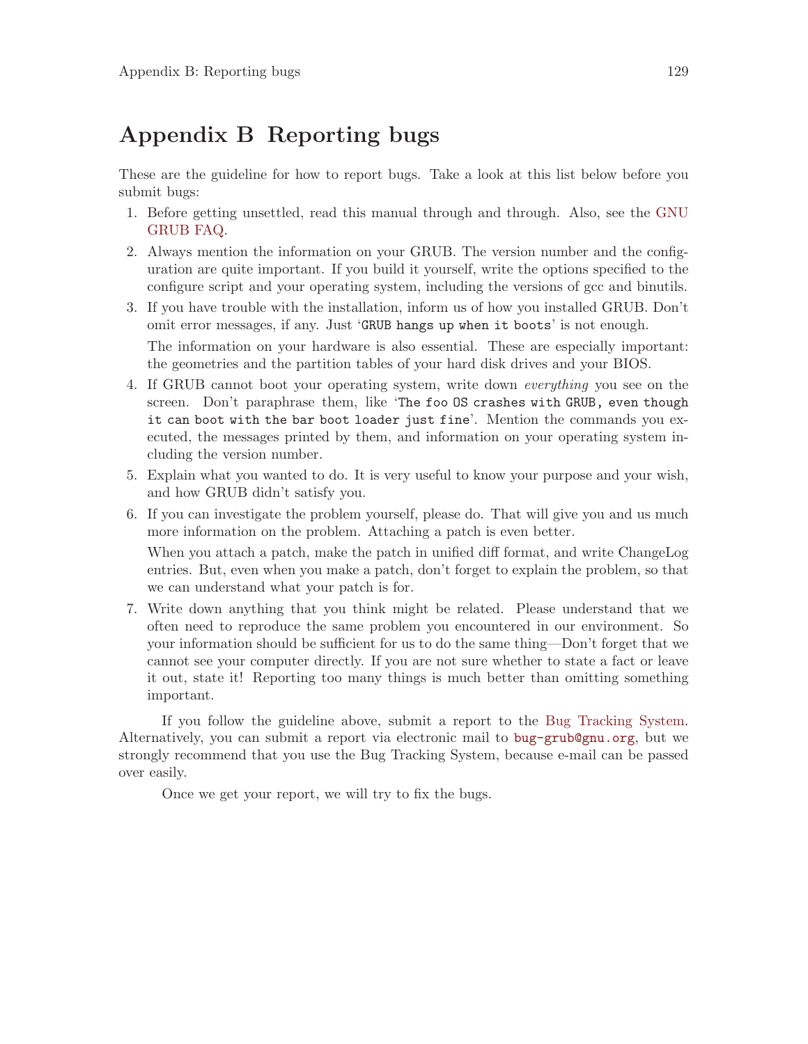# Appendix B Reporting bugs

These are the guideline for how to report bugs. Take a look at this list below before you submit bugs:

1. Before getting unsettled, read this manual through and through. Also, see the GNU GRUB FAQ.
2. Always mention the information on your GRUB. The version number and the configuration are quite important. If you build it yourself, write the options specified to the configure script and your operating system, including the versions of gcc and binutils.
3. If you have trouble with the installation, inform us of how you installed GRUB. Don't omit error messages, if any. Just '`GRUB hangs up when it boots`' is not enough.

   The information on your hardware is also essential. These are especially important: the geometries and the partition tables of your hard disk drives and your BIOS.
4. If GRUB cannot boot your operating system, write down *everything* you see on the screen. Don't paraphrase them, like '`The foo OS crashes with GRUB, even though it can boot with the bar boot loader just fine`'. Mention the commands you executed, the messages printed by them, and information on your operating system including the version number.
5. Explain what you wanted to do. It is very useful to know your purpose and your wish, and how GRUB didn't satisfy you.
6. If you can investigate the problem yourself, please do. That will give you and us much more information on the problem. Attaching a patch is even better.

   When you attach a patch, make the patch in unified diff format, and write ChangeLog entries. But, even when you make a patch, don't forget to explain the problem, so that we can understand what your patch is for.
7. Write down anything that you think might be related. Please understand that we often need to reproduce the same problem you encountered in our environment. So your information should be sufficient for us to do the same thing—Don't forget that we cannot see your computer directly. If you are not sure whether to state a fact or leave it out, state it! Reporting too many things is much better than omitting something important.

If you follow the guideline above, submit a report to the Bug Tracking System. Alternatively, you can submit a report via electronic mail to `bug-grub@gnu.org`, but we strongly recommend that you use the Bug Tracking System, because e-mail can be passed over easily.

Once we get your report, we will try to fix the bugs.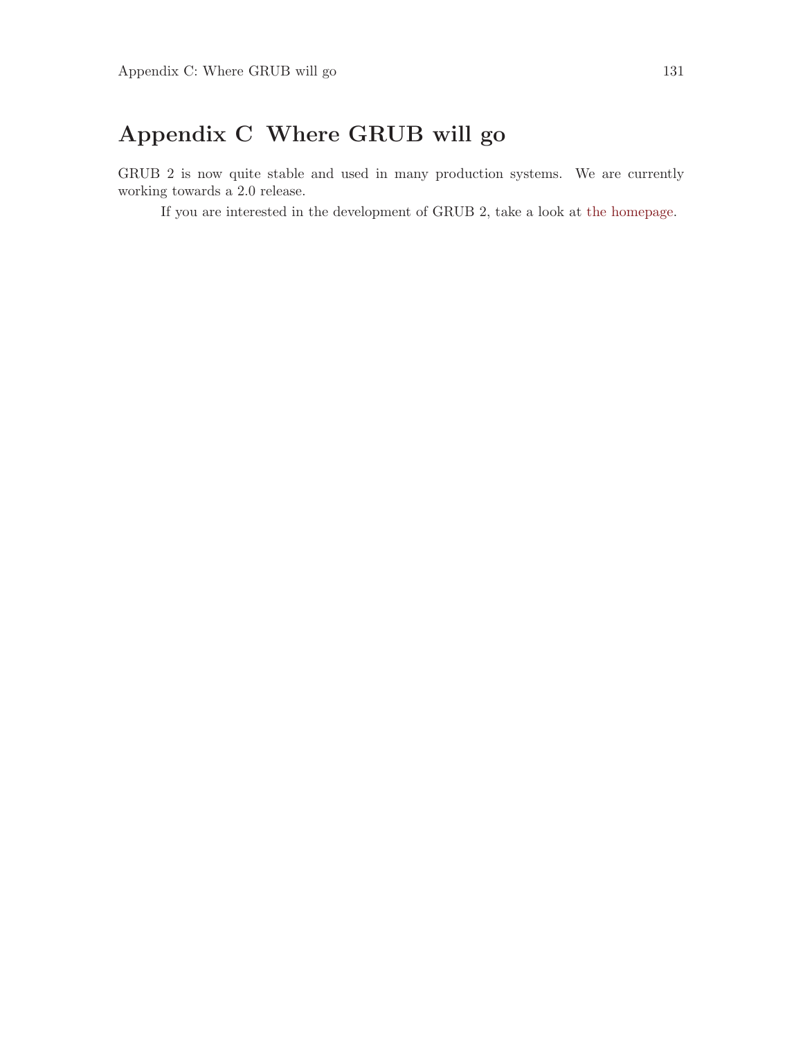# Appendix C Where GRUB will go

GRUB 2 is now quite stable and used in many production systems. We are currently working towards a 2.0 release.

If you are interested in the development of GRUB 2, take a look at the homepage.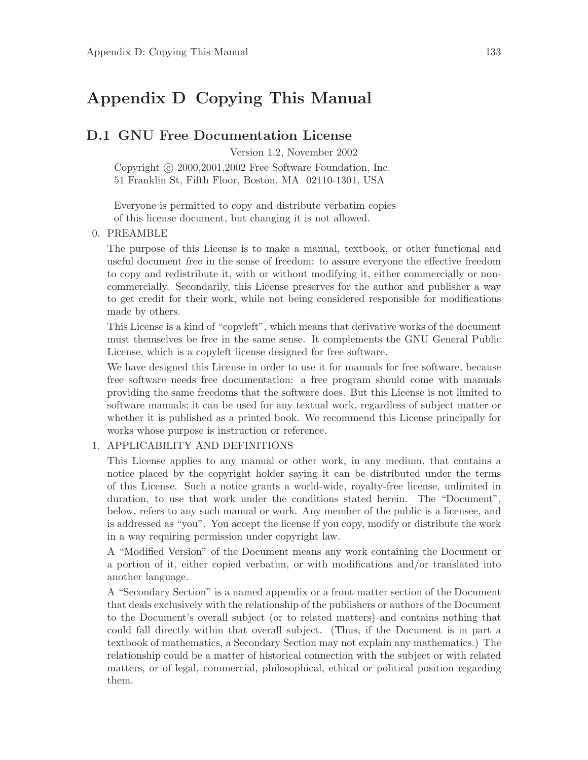# Appendix D Copying This Manual

## D.1 GNU Free Documentation License

Version 1.2, November 2002

Copyright © 2000,2001,2002 Free Software Foundation, Inc.
51 Franklin St, Fifth Floor, Boston, MA 02110-1301, USA

Everyone is permitted to copy and distribute verbatim copies
of this license document, but changing it is not allowed.

0. PREAMBLE

   The purpose of this License is to make a manual, textbook, or other functional and useful document *free* in the sense of freedom: to assure everyone the effective freedom to copy and redistribute it, with or without modifying it, either commercially or noncommercially. Secondarily, this License preserves for the author and publisher a way to get credit for their work, while not being considered responsible for modifications made by others.

   This License is a kind of "copyleft", which means that derivative works of the document must themselves be free in the same sense. It complements the GNU General Public License, which is a copyleft license designed for free software.

   We have designed this License in order to use it for manuals for free software, because free software needs free documentation: a free program should come with manuals providing the same freedoms that the software does. But this License is not limited to software manuals; it can be used for any textual work, regardless of subject matter or whether it is published as a printed book. We recommend this License principally for works whose purpose is instruction or reference.

1. APPLICABILITY AND DEFINITIONS

   This License applies to any manual or other work, in any medium, that contains a notice placed by the copyright holder saying it can be distributed under the terms of this License. Such a notice grants a world-wide, royalty-free license, unlimited in duration, to use that work under the conditions stated herein. The "Document", below, refers to any such manual or work. Any member of the public is a licensee, and is addressed as "you". You accept the license if you copy, modify or distribute the work in a way requiring permission under copyright law.

   A "Modified Version" of the Document means any work containing the Document or a portion of it, either copied verbatim, or with modifications and/or translated into another language.

   A "Secondary Section" is a named appendix or a front-matter section of the Document that deals exclusively with the relationship of the publishers or authors of the Document to the Document's overall subject (or to related matters) and contains nothing that could fall directly within that overall subject. (Thus, if the Document is in part a textbook of mathematics, a Secondary Section may not explain any mathematics.) The relationship could be a matter of historical connection with the subject or with related matters, or of legal, commercial, philosophical, ethical or political position regarding them.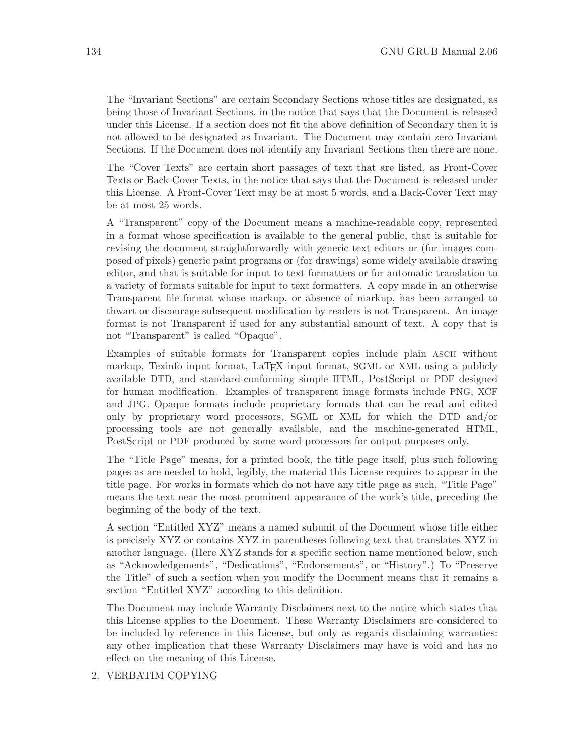The "Invariant Sections" are certain Secondary Sections whose titles are designated, as being those of Invariant Sections, in the notice that says that the Document is released under this License. If a section does not fit the above definition of Secondary then it is not allowed to be designated as Invariant. The Document may contain zero Invariant Sections. If the Document does not identify any Invariant Sections then there are none.

The "Cover Texts" are certain short passages of text that are listed, as Front-Cover Texts or Back-Cover Texts, in the notice that says that the Document is released under this License. A Front-Cover Text may be at most 5 words, and a Back-Cover Text may be at most 25 words.

A "Transparent" copy of the Document means a machine-readable copy, represented in a format whose specification is available to the general public, that is suitable for revising the document straightforwardly with generic text editors or (for images composed of pixels) generic paint programs or (for drawings) some widely available drawing editor, and that is suitable for input to text formatters or for automatic translation to a variety of formats suitable for input to text formatters. A copy made in an otherwise Transparent file format whose markup, or absence of markup, has been arranged to thwart or discourage subsequent modification by readers is not Transparent. An image format is not Transparent if used for any substantial amount of text. A copy that is not "Transparent" is called "Opaque".

Examples of suitable formats for Transparent copies include plain ASCII without markup, Texinfo input format, LaTeX input format, SGML or XML using a publicly available DTD, and standard-conforming simple HTML, PostScript or PDF designed for human modification. Examples of transparent image formats include PNG, XCF and JPG. Opaque formats include proprietary formats that can be read and edited only by proprietary word processors, SGML or XML for which the DTD and/or processing tools are not generally available, and the machine-generated HTML, PostScript or PDF produced by some word processors for output purposes only.

The "Title Page" means, for a printed book, the title page itself, plus such following pages as are needed to hold, legibly, the material this License requires to appear in the title page. For works in formats which do not have any title page as such, "Title Page" means the text near the most prominent appearance of the work's title, preceding the beginning of the body of the text.

A section "Entitled XYZ" means a named subunit of the Document whose title either is precisely XYZ or contains XYZ in parentheses following text that translates XYZ in another language. (Here XYZ stands for a specific section name mentioned below, such as "Acknowledgements", "Dedications", "Endorsements", or "History".) To "Preserve the Title" of such a section when you modify the Document means that it remains a section "Entitled XYZ" according to this definition.

The Document may include Warranty Disclaimers next to the notice which states that this License applies to the Document. These Warranty Disclaimers are considered to be included by reference in this License, but only as regards disclaiming warranties: any other implication that these Warranty Disclaimers may have is void and has no effect on the meaning of this License.

2. VERBATIM COPYING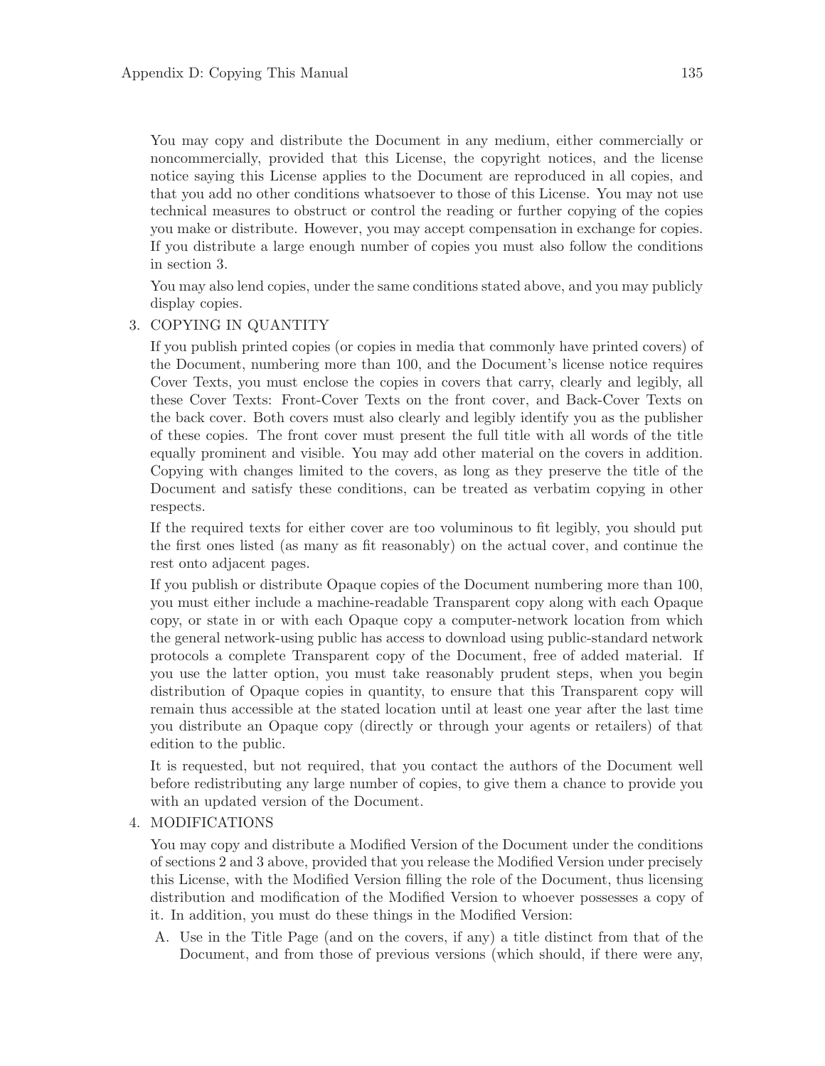You may copy and distribute the Document in any medium, either commercially or noncommercially, provided that this License, the copyright notices, and the license notice saying this License applies to the Document are reproduced in all copies, and that you add no other conditions whatsoever to those of this License. You may not use technical measures to obstruct or control the reading or further copying of the copies you make or distribute. However, you may accept compensation in exchange for copies. If you distribute a large enough number of copies you must also follow the conditions in section 3.

You may also lend copies, under the same conditions stated above, and you may publicly display copies.

3. COPYING IN QUANTITY

   If you publish printed copies (or copies in media that commonly have printed covers) of the Document, numbering more than 100, and the Document's license notice requires Cover Texts, you must enclose the copies in covers that carry, clearly and legibly, all these Cover Texts: Front-Cover Texts on the front cover, and Back-Cover Texts on the back cover. Both covers must also clearly and legibly identify you as the publisher of these copies. The front cover must present the full title with all words of the title equally prominent and visible. You may add other material on the covers in addition. Copying with changes limited to the covers, as long as they preserve the title of the Document and satisfy these conditions, can be treated as verbatim copying in other respects.

   If the required texts for either cover are too voluminous to fit legibly, you should put the first ones listed (as many as fit reasonably) on the actual cover, and continue the rest onto adjacent pages.

   If you publish or distribute Opaque copies of the Document numbering more than 100, you must either include a machine-readable Transparent copy along with each Opaque copy, or state in or with each Opaque copy a computer-network location from which the general network-using public has access to download using public-standard network protocols a complete Transparent copy of the Document, free of added material. If you use the latter option, you must take reasonably prudent steps, when you begin distribution of Opaque copies in quantity, to ensure that this Transparent copy will remain thus accessible at the stated location until at least one year after the last time you distribute an Opaque copy (directly or through your agents or retailers) of that edition to the public.

   It is requested, but not required, that you contact the authors of the Document well before redistributing any large number of copies, to give them a chance to provide you with an updated version of the Document.

4. MODIFICATIONS

   You may copy and distribute a Modified Version of the Document under the conditions of sections 2 and 3 above, provided that you release the Modified Version under precisely this License, with the Modified Version filling the role of the Document, thus licensing distribution and modification of the Modified Version to whoever possesses a copy of it. In addition, you must do these things in the Modified Version:

   A. Use in the Title Page (and on the covers, if any) a title distinct from that of the Document, and from those of previous versions (which should, if there were any,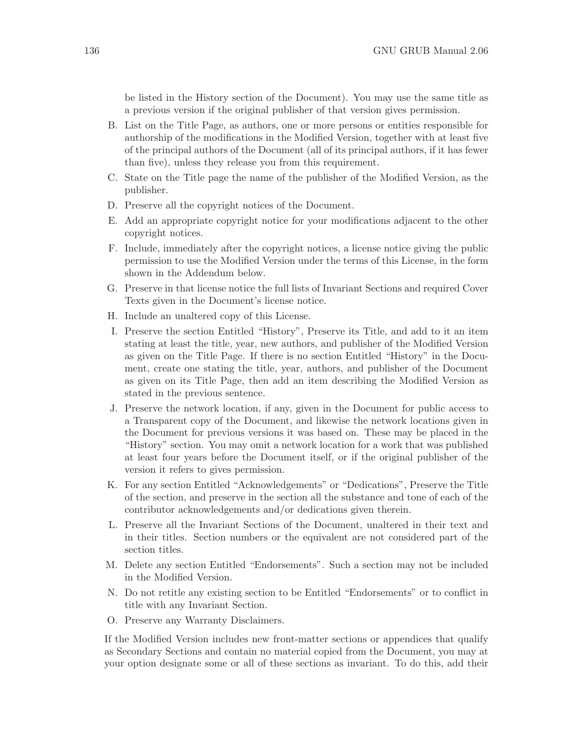be listed in the History section of the Document). You may use the same title as a previous version if the original publisher of that version gives permission.

B. List on the Title Page, as authors, one or more persons or entities responsible for authorship of the modifications in the Modified Version, together with at least five of the principal authors of the Document (all of its principal authors, if it has fewer than five), unless they release you from this requirement.

C. State on the Title page the name of the publisher of the Modified Version, as the publisher.

D. Preserve all the copyright notices of the Document.

E. Add an appropriate copyright notice for your modifications adjacent to the other copyright notices.

F. Include, immediately after the copyright notices, a license notice giving the public permission to use the Modified Version under the terms of this License, in the form shown in the Addendum below.

G. Preserve in that license notice the full lists of Invariant Sections and required Cover Texts given in the Document's license notice.

H. Include an unaltered copy of this License.

I. Preserve the section Entitled "History", Preserve its Title, and add to it an item stating at least the title, year, new authors, and publisher of the Modified Version as given on the Title Page. If there is no section Entitled "History" in the Document, create one stating the title, year, authors, and publisher of the Document as given on its Title Page, then add an item describing the Modified Version as stated in the previous sentence.

J. Preserve the network location, if any, given in the Document for public access to a Transparent copy of the Document, and likewise the network locations given in the Document for previous versions it was based on. These may be placed in the "History" section. You may omit a network location for a work that was published at least four years before the Document itself, or if the original publisher of the version it refers to gives permission.

K. For any section Entitled "Acknowledgements" or "Dedications", Preserve the Title of the section, and preserve in the section all the substance and tone of each of the contributor acknowledgements and/or dedications given therein.

L. Preserve all the Invariant Sections of the Document, unaltered in their text and in their titles. Section numbers or the equivalent are not considered part of the section titles.

M. Delete any section Entitled "Endorsements". Such a section may not be included in the Modified Version.

N. Do not retitle any existing section to be Entitled "Endorsements" or to conflict in title with any Invariant Section.

O. Preserve any Warranty Disclaimers.

If the Modified Version includes new front-matter sections or appendices that qualify as Secondary Sections and contain no material copied from the Document, you may at your option designate some or all of these sections as invariant. To do this, add their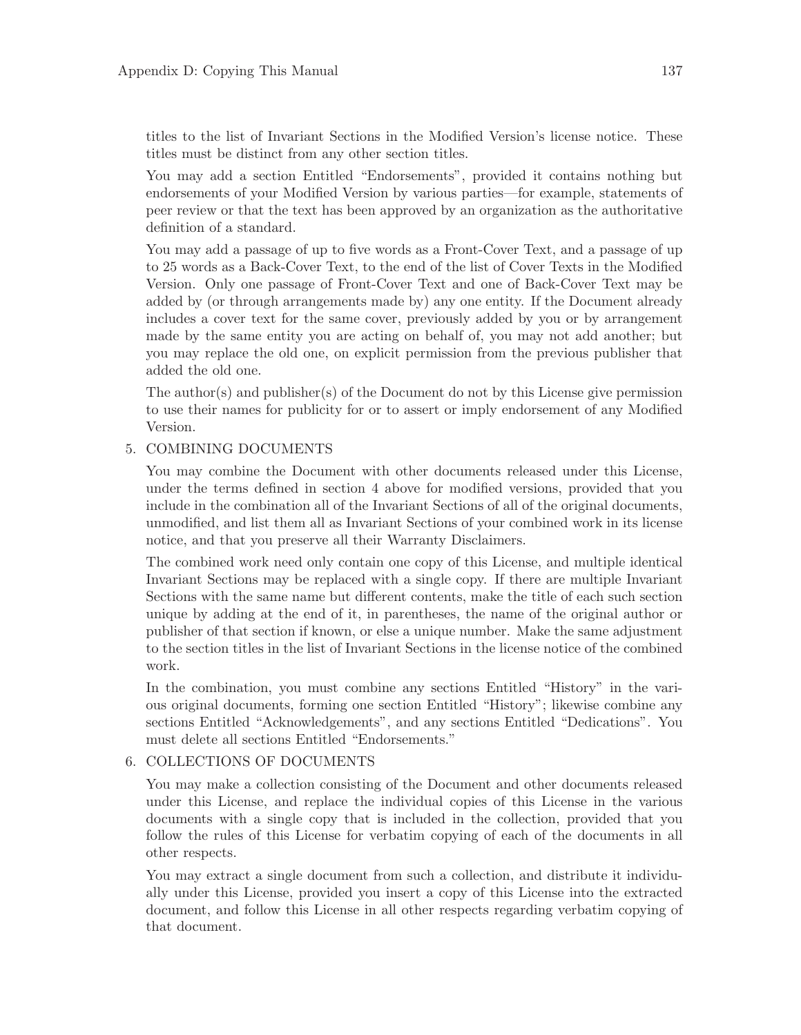titles to the list of Invariant Sections in the Modified Version's license notice. These titles must be distinct from any other section titles.

You may add a section Entitled "Endorsements", provided it contains nothing but endorsements of your Modified Version by various parties—for example, statements of peer review or that the text has been approved by an organization as the authoritative definition of a standard.

You may add a passage of up to five words as a Front-Cover Text, and a passage of up to 25 words as a Back-Cover Text, to the end of the list of Cover Texts in the Modified Version. Only one passage of Front-Cover Text and one of Back-Cover Text may be added by (or through arrangements made by) any one entity. If the Document already includes a cover text for the same cover, previously added by you or by arrangement made by the same entity you are acting on behalf of, you may not add another; but you may replace the old one, on explicit permission from the previous publisher that added the old one.

The author(s) and publisher(s) of the Document do not by this License give permission to use their names for publicity for or to assert or imply endorsement of any Modified Version.

5. COMBINING DOCUMENTS

   You may combine the Document with other documents released under this License, under the terms defined in section 4 above for modified versions, provided that you include in the combination all of the Invariant Sections of all of the original documents, unmodified, and list them all as Invariant Sections of your combined work in its license notice, and that you preserve all their Warranty Disclaimers.

   The combined work need only contain one copy of this License, and multiple identical Invariant Sections may be replaced with a single copy. If there are multiple Invariant Sections with the same name but different contents, make the title of each such section unique by adding at the end of it, in parentheses, the name of the original author or publisher of that section if known, or else a unique number. Make the same adjustment to the section titles in the list of Invariant Sections in the license notice of the combined work.

   In the combination, you must combine any sections Entitled "History" in the various original documents, forming one section Entitled "History"; likewise combine any sections Entitled "Acknowledgements", and any sections Entitled "Dedications". You must delete all sections Entitled "Endorsements."

6. COLLECTIONS OF DOCUMENTS

   You may make a collection consisting of the Document and other documents released under this License, and replace the individual copies of this License in the various documents with a single copy that is included in the collection, provided that you follow the rules of this License for verbatim copying of each of the documents in all other respects.

   You may extract a single document from such a collection, and distribute it individually under this License, provided you insert a copy of this License into the extracted document, and follow this License in all other respects regarding verbatim copying of that document.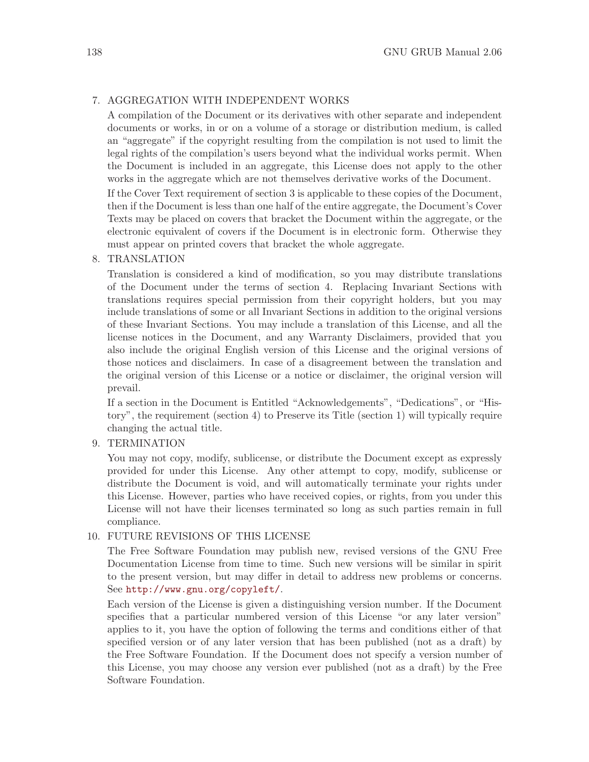7. AGGREGATION WITH INDEPENDENT WORKS

   A compilation of the Document or its derivatives with other separate and independent documents or works, in or on a volume of a storage or distribution medium, is called an "aggregate" if the copyright resulting from the compilation is not used to limit the legal rights of the compilation's users beyond what the individual works permit. When the Document is included in an aggregate, this License does not apply to the other works in the aggregate which are not themselves derivative works of the Document.

   If the Cover Text requirement of section 3 is applicable to these copies of the Document, then if the Document is less than one half of the entire aggregate, the Document's Cover Texts may be placed on covers that bracket the Document within the aggregate, or the electronic equivalent of covers if the Document is in electronic form. Otherwise they must appear on printed covers that bracket the whole aggregate.

8. TRANSLATION

   Translation is considered a kind of modification, so you may distribute translations of the Document under the terms of section 4. Replacing Invariant Sections with translations requires special permission from their copyright holders, but you may include translations of some or all Invariant Sections in addition to the original versions of these Invariant Sections. You may include a translation of this License, and all the license notices in the Document, and any Warranty Disclaimers, provided that you also include the original English version of this License and the original versions of those notices and disclaimers. In case of a disagreement between the translation and the original version of this License or a notice or disclaimer, the original version will prevail.

   If a section in the Document is Entitled "Acknowledgements", "Dedications", or "History", the requirement (section 4) to Preserve its Title (section 1) will typically require changing the actual title.

9. TERMINATION

   You may not copy, modify, sublicense, or distribute the Document except as expressly provided for under this License. Any other attempt to copy, modify, sublicense or distribute the Document is void, and will automatically terminate your rights under this License. However, parties who have received copies, or rights, from you under this License will not have their licenses terminated so long as such parties remain in full compliance.

10. FUTURE REVISIONS OF THIS LICENSE

    The Free Software Foundation may publish new, revised versions of the GNU Free Documentation License from time to time. Such new versions will be similar in spirit to the present version, but may differ in detail to address new problems or concerns. See http://www.gnu.org/copyleft/.

    Each version of the License is given a distinguishing version number. If the Document specifies that a particular numbered version of this License "or any later version" applies to it, you have the option of following the terms and conditions either of that specified version or of any later version that has been published (not as a draft) by the Free Software Foundation. If the Document does not specify a version number of this License, you may choose any version ever published (not as a draft) by the Free Software Foundation.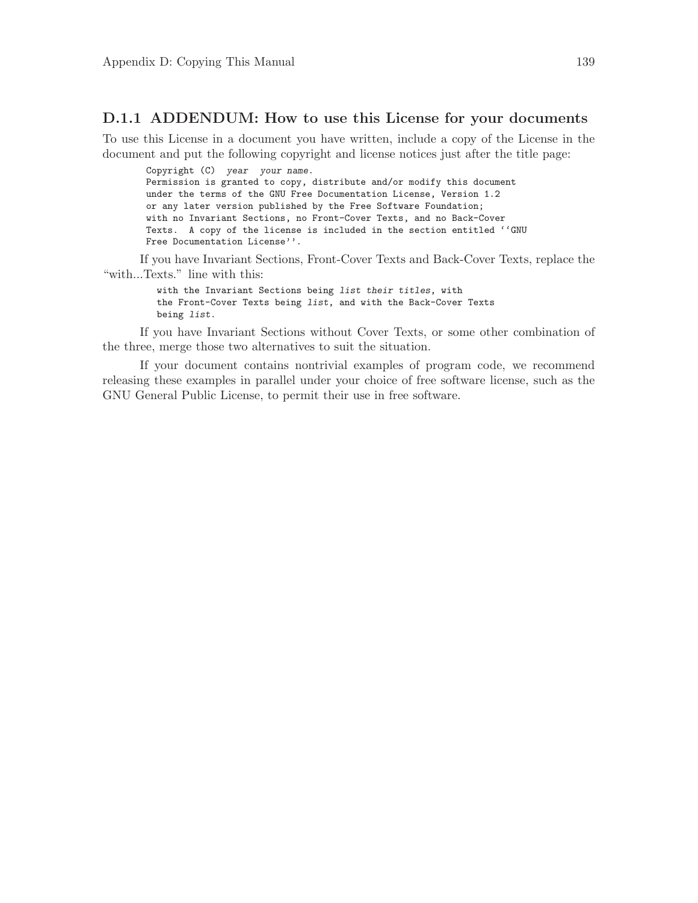### D.1.1 ADDENDUM: How to use this License for your documents

To use this License in a document you have written, include a copy of the License in the document and put the following copyright and license notices just after the title page:

```
Copyright (C)  year  your name.
Permission is granted to copy, distribute and/or modify this document
under the terms of the GNU Free Documentation License, Version 1.2
or any later version published by the Free Software Foundation;
with no Invariant Sections, no Front-Cover Texts, and no Back-Cover
Texts.  A copy of the license is included in the section entitled ``GNU
Free Documentation License''.
```

If you have Invariant Sections, Front-Cover Texts and Back-Cover Texts, replace the "with...Texts." line with this:

```
with the Invariant Sections being list their titles, with
the Front-Cover Texts being list, and with the Back-Cover Texts
being list.
```

If you have Invariant Sections without Cover Texts, or some other combination of the three, merge those two alternatives to suit the situation.

If your document contains nontrivial examples of program code, we recommend releasing these examples in parallel under your choice of free software license, such as the GNU General Public License, to permit their use in free software.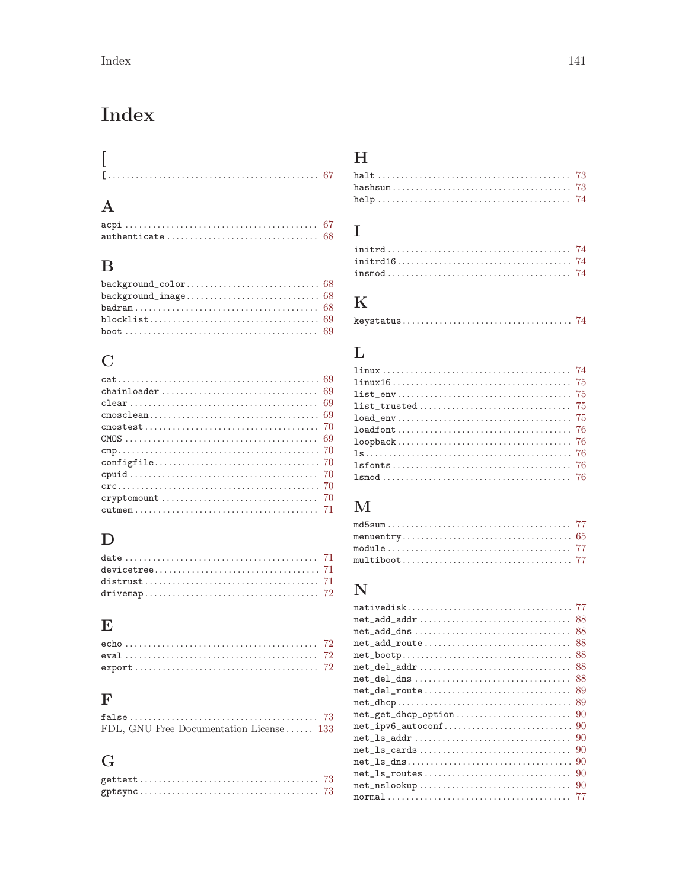# Index

## [

[ .......... 67

## A

acpi .......... 67
authenticate .......... 68

## B

background_color .......... 68
background_image .......... 68
badram .......... 68
blocklist .......... 69
boot .......... 69

## C

cat .......... 69
chainloader .......... 69
clear .......... 69
cmosclean .......... 69
cmostest .......... 70
CMOS .......... 69
cmp .......... 70
configfile .......... 70
cpuid .......... 70
crc .......... 70
cryptomount .......... 70
cutmem .......... 71

## D

date .......... 71
devicetree .......... 71
distrust .......... 71
drivemap .......... 72

## E

echo .......... 72
eval .......... 72
export .......... 72

## F

false .......... 73
FDL, GNU Free Documentation License .......... 133

## G

gettext .......... 73
gptsync .......... 73

## H

halt .......... 73
hashsum .......... 73
help .......... 74

## I

initrd .......... 74
initrd16 .......... 74
insmod .......... 74

## K

keystatus .......... 74

## L

linux .......... 74
linux16 .......... 75
list_env .......... 75
list_trusted .......... 75
load_env .......... 75
loadfont .......... 76
loopback .......... 76
ls .......... 76
lsfonts .......... 76
lsmod .......... 76

## M

md5sum .......... 77
menuentry .......... 65
module .......... 77
multiboot .......... 77

## N

nativedisk .......... 77
net_add_addr .......... 88
net_add_dns .......... 88
net_add_route .......... 88
net_bootp .......... 88
net_del_addr .......... 88
net_del_dns .......... 88
net_del_route .......... 89
net_dhcp .......... 89
net_get_dhcp_option .......... 90
net_ipv6_autoconf .......... 90
net_ls_addr .......... 90
net_ls_cards .......... 90
net_ls_dns .......... 90
net_ls_routes .......... 90
net_nslookup .......... 90
normal .......... 77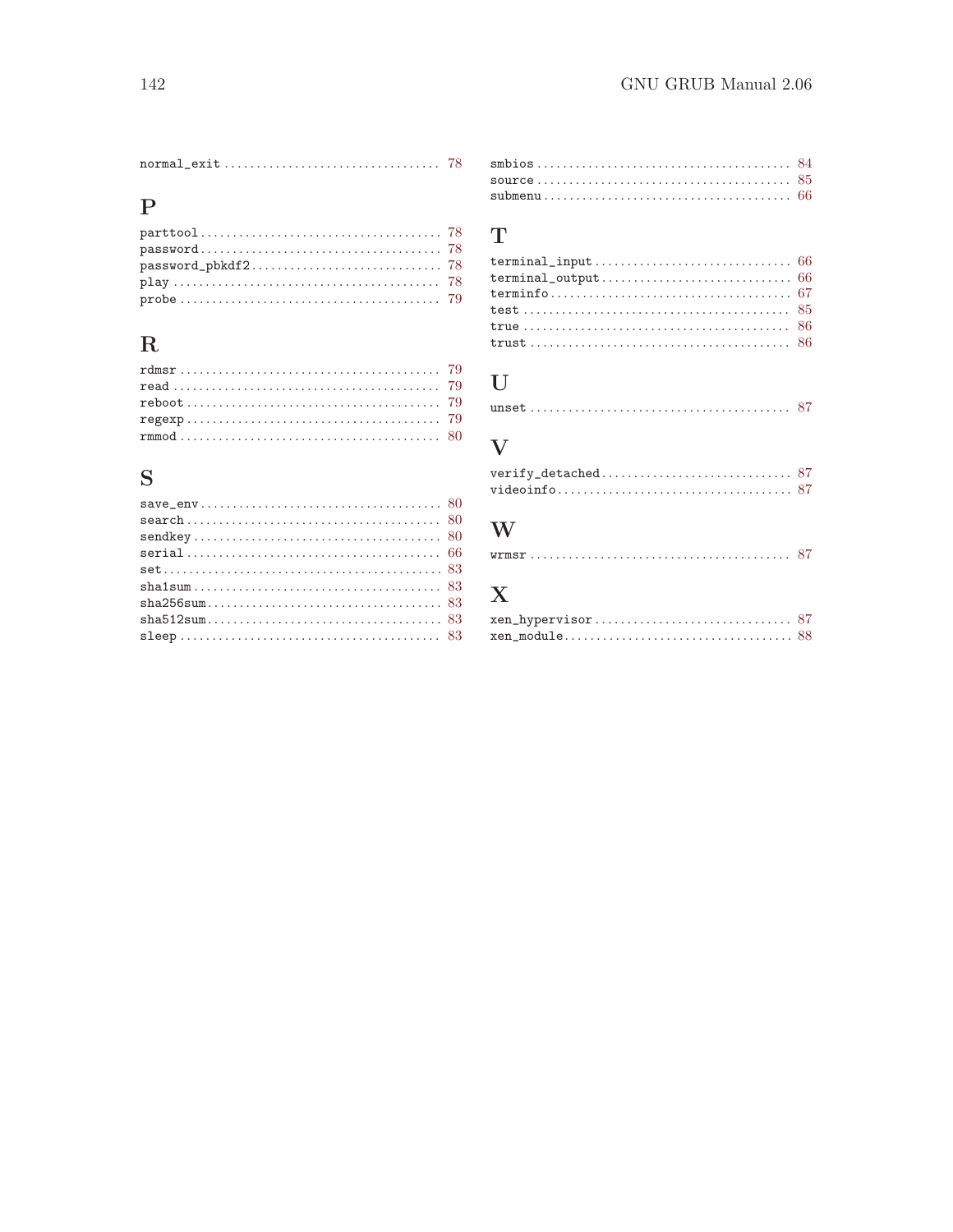normal_exit ................................. 78

## P

parttool ..................................... 78
password ..................................... 78
password_pbkdf2 ............................. 78
play ......................................... 78
probe ........................................ 79

## R

rdmsr ........................................ 79
read ......................................... 79
reboot ....................................... 79
regexp ....................................... 79
rmmod ........................................ 80

## S

save_env ..................................... 80
search ....................................... 80
sendkey ...................................... 80
serial ....................................... 66
set .......................................... 83
sha1sum ...................................... 83
sha256sum .................................... 83
sha512sum .................................... 83
sleep ........................................ 83
smbios ....................................... 84
source ....................................... 85
submenu ...................................... 66

## T

terminal_input ............................... 66
terminal_output .............................. 66
terminfo ..................................... 67
test ......................................... 85
true ......................................... 86
trust ........................................ 86

## U

unset ........................................ 87

## V

verify_detached .............................. 87
videoinfo .................................... 87

## W

wrmsr ........................................ 87

## X

xen_hypervisor ............................... 87
xen_module ................................... 88